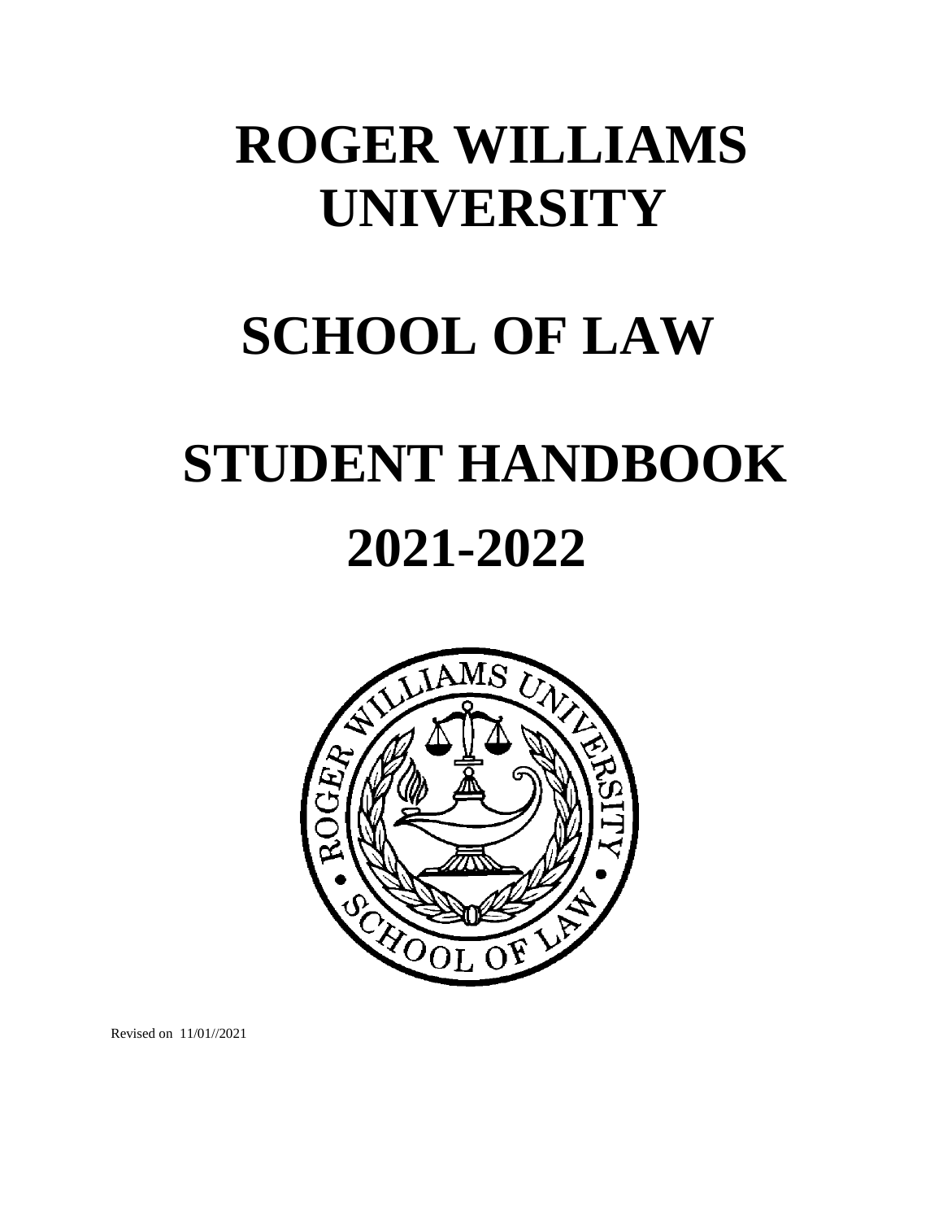# ROGER WILLIAMS UNIVERSITY

# SCHOOL OF LAW

# STUDENT HANDBOOK 2021-2022

Revised on 11/01//2021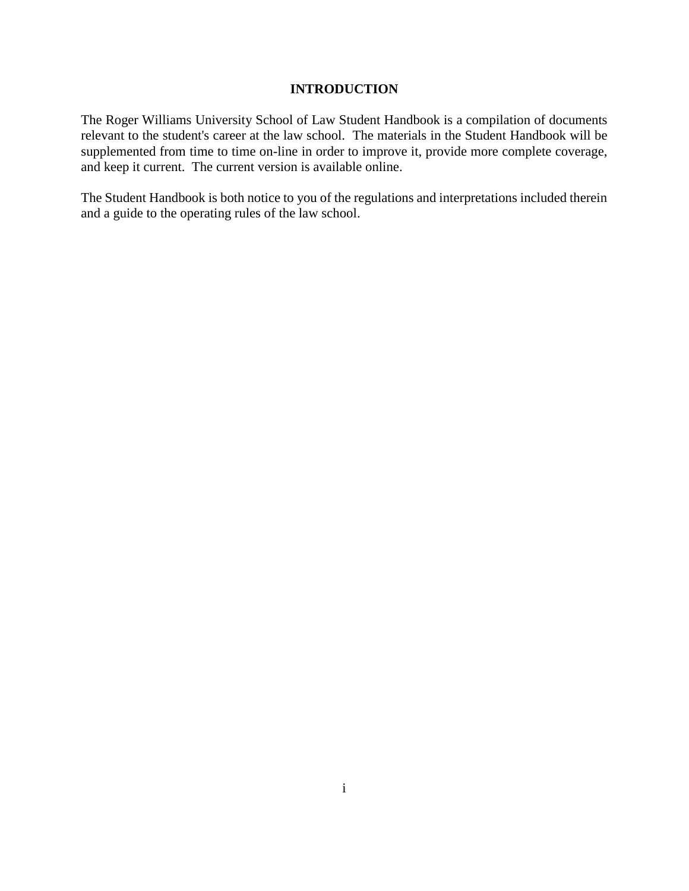# INTRODUCTION

The Roger Williams University School of Law Student Handbook is a compilation of documents relevant to the student's career at the law school. The materials in the Student Handbook will be supplemented from time to time on-line in order to improve it, provide more complete coverage, and keep it current. The current version is available online.

The Student Handbook is both notice to you of the regulations and interpretations included therein and a guide to the operating rules of the law school.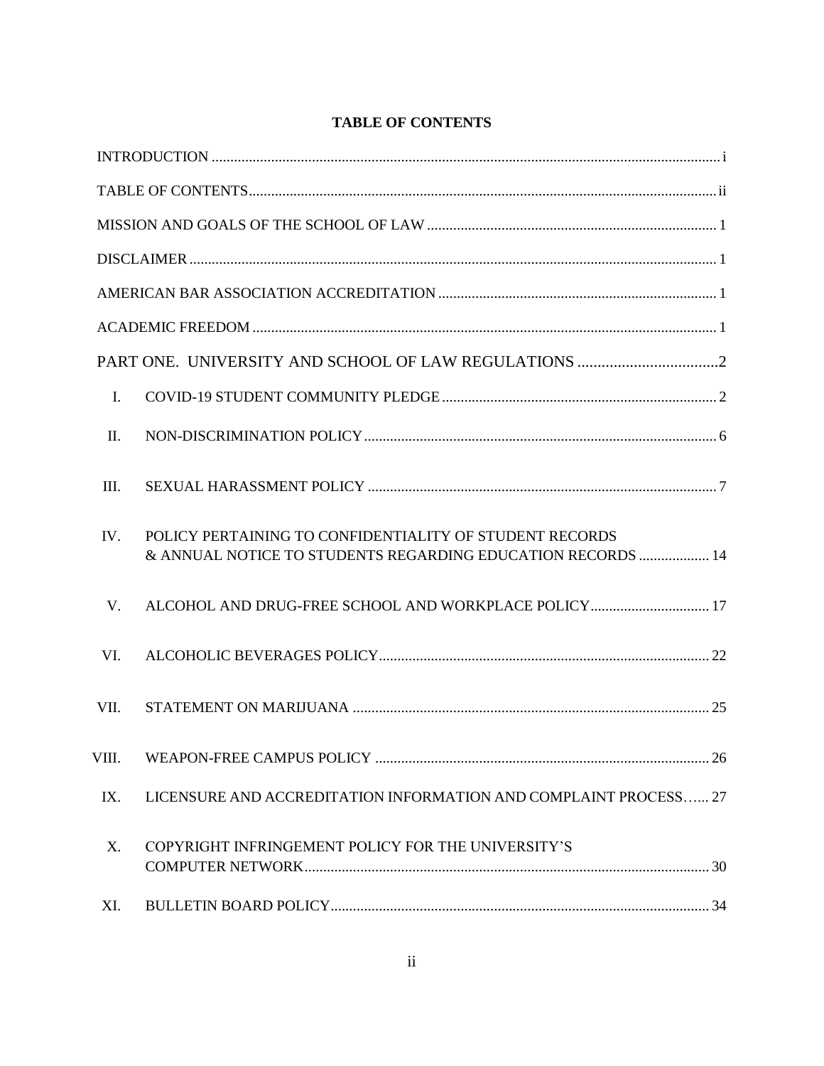# TABLE OF CONTENTS

INTRODUCTION ..... i

TABLE OF CONTENTS ..... ii

MISSION AND GOALS OF THE SCHOOL OF LAW ..... 1

DISCLAIMER ..... 1

AMERICAN BAR ASSOCIATION ACCREDITATION ..... 1

ACADEMIC FREEDOM ..... 1

PART ONE. UNIVERSITY AND SCHOOL OF LAW REGULATIONS ..... 2

I. COVID-19 STUDENT COMMUNITY PLEDGE ..... 2

II. NON-DISCRIMINATION POLICY ..... 6

III. SEXUAL HARASSMENT POLICY ..... 7

IV. POLICY PERTAINING TO CONFIDENTIALITY OF STUDENT RECORDS & ANNUAL NOTICE TO STUDENTS REGARDING EDUCATION RECORDS ..... 14

V. ALCOHOL AND DRUG-FREE SCHOOL AND WORKPLACE POLICY ..... 17

VI. ALCOHOLIC BEVERAGES POLICY ..... 22

VII. STATEMENT ON MARIJUANA ..... 25

VIII. WEAPON-FREE CAMPUS POLICY ..... 26

IX. LICENSURE AND ACCREDITATION INFORMATION AND COMPLAINT PROCESS ..... 27

X. COPYRIGHT INFRINGEMENT POLICY FOR THE UNIVERSITY'S COMPUTER NETWORK ..... 30

XI. BULLETIN BOARD POLICY ..... 34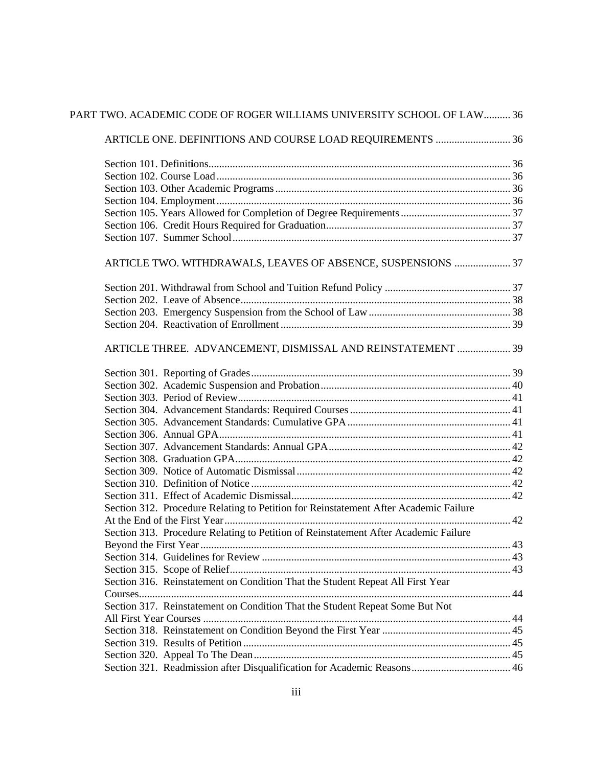PART TWO. ACADEMIC CODE OF ROGER WILLIAMS UNIVERSITY SCHOOL OF LAW.......... 36

ARTICLE ONE. DEFINITIONS AND COURSE LOAD REQUIREMENTS ............................ 36

Section 101. Definitions................................................................................................................ 36
Section 102. Course Load............................................................................................................. 36
Section 103. Other Academic Programs....................................................................................... 36
Section 104. Employment............................................................................................................. 36
Section 105. Years Allowed for Completion of Degree Requirements......................................... 37
Section 106. Credit Hours Required for Graduation..................................................................... 37
Section 107. Summer School....................................................................................................... 37

ARTICLE TWO. WITHDRAWALS, LEAVES OF ABSENCE, SUSPENSIONS ..................... 37

Section 201. Withdrawal from School and Tuition Refund Policy ............................................... 37
Section 202. Leave of Absence.................................................................................................... 38
Section 203. Emergency Suspension from the School of Law..................................................... 38
Section 204. Reactivation of Enrollment...................................................................................... 39

ARTICLE THREE. ADVANCEMENT, DISMISSAL AND REINSTATEMENT .................... 39

Section 301. Reporting of Grades................................................................................................ 39
Section 302. Academic Suspension and Probation....................................................................... 40
Section 303. Period of Review..................................................................................................... 41
Section 304. Advancement Standards: Required Courses............................................................ 41
Section 305. Advancement Standards: Cumulative GPA............................................................. 41
Section 306. Annual GPA............................................................................................................ 41
Section 307. Advancement Standards: Annual GPA.................................................................... 42
Section 308. Graduation GPA...................................................................................................... 42
Section 309. Notice of Automatic Dismissal................................................................................ 42
Section 310. Definition of Notice................................................................................................. 42
Section 311. Effect of Academic Dismissal.................................................................................. 42
Section 312. Procedure Relating to Petition for Reinstatement After Academic Failure At the End of the First Year........................................................................................................... 42
Section 313. Procedure Relating to Petition of Reinstatement After Academic Failure Beyond the First Year.................................................................................................................... 43
Section 314. Guidelines for Review............................................................................................. 43
Section 315. Scope of Relief......................................................................................................... 43
Section 316. Reinstatement on Condition That the Student Repeat All First Year Courses............................................................................................................................................ 44
Section 317. Reinstatement on Condition That the Student Repeat Some But Not All First Year Courses ................................................................................................................... 44
Section 318. Reinstatement on Condition Beyond the First Year ................................................ 45
Section 319. Results of Petition.................................................................................................... 45
Section 320. Appeal To The Dean................................................................................................ 45
Section 321. Readmission after Disqualification for Academic Reasons..................................... 46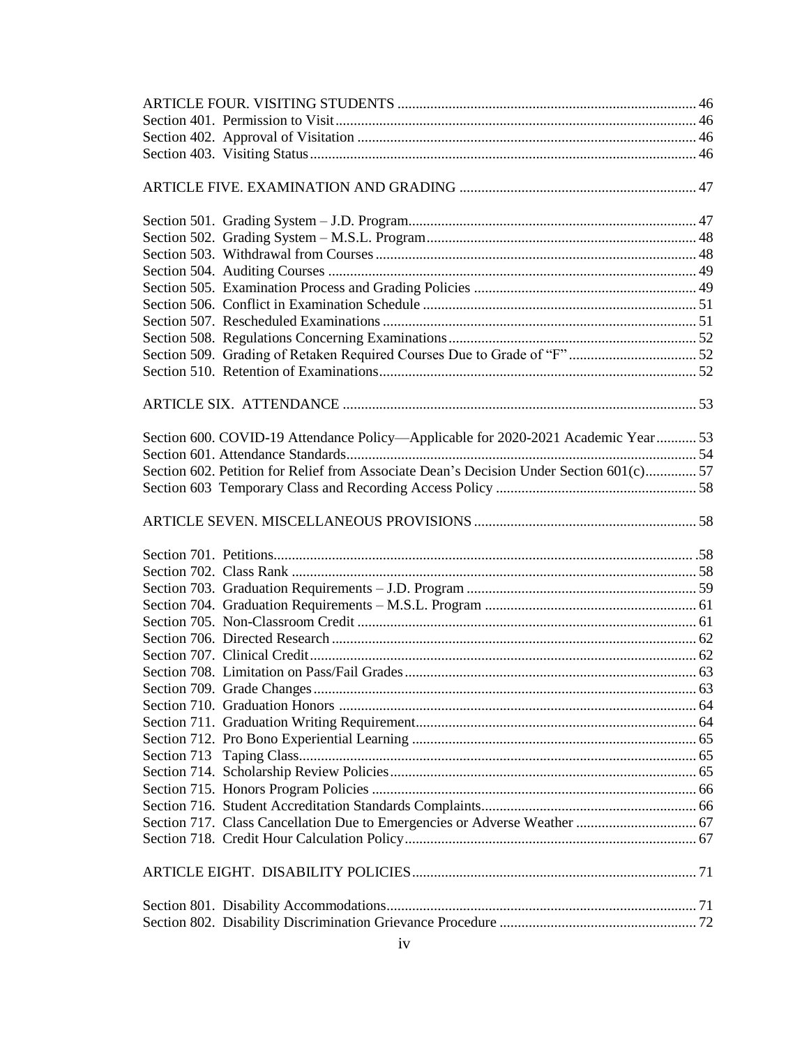ARTICLE FOUR. VISITING STUDENTS ..... 46
Section 401. Permission to Visit ..... 46
Section 402. Approval of Visitation ..... 46
Section 403. Visiting Status ..... 46

ARTICLE FIVE. EXAMINATION AND GRADING ..... 47

Section 501. Grading System – J.D. Program ..... 47
Section 502. Grading System – M.S.L. Program ..... 48
Section 503. Withdrawal from Courses ..... 48
Section 504. Auditing Courses ..... 49
Section 505. Examination Process and Grading Policies ..... 49
Section 506. Conflict in Examination Schedule ..... 51
Section 507. Rescheduled Examinations ..... 51
Section 508. Regulations Concerning Examinations ..... 52
Section 509. Grading of Retaken Required Courses Due to Grade of "F" ..... 52
Section 510. Retention of Examinations ..... 52

ARTICLE SIX. ATTENDANCE ..... 53

Section 600. COVID-19 Attendance Policy—Applicable for 2020-2021 Academic Year ..... 53
Section 601. Attendance Standards ..... 54
Section 602. Petition for Relief from Associate Dean's Decision Under Section 601(c) ..... 57
Section 603 Temporary Class and Recording Access Policy ..... 58

ARTICLE SEVEN. MISCELLANEOUS PROVISIONS ..... 58

Section 701. Petitions ..... 58
Section 702. Class Rank ..... 58
Section 703. Graduation Requirements – J.D. Program ..... 59
Section 704. Graduation Requirements – M.S.L. Program ..... 61
Section 705. Non-Classroom Credit ..... 61
Section 706. Directed Research ..... 62
Section 707. Clinical Credit ..... 62
Section 708. Limitation on Pass/Fail Grades ..... 63
Section 709. Grade Changes ..... 63
Section 710. Graduation Honors ..... 64
Section 711. Graduation Writing Requirement ..... 64
Section 712. Pro Bono Experiential Learning ..... 65
Section 713 Taping Class ..... 65
Section 714. Scholarship Review Policies ..... 65
Section 715. Honors Program Policies ..... 66
Section 716. Student Accreditation Standards Complaints ..... 66
Section 717. Class Cancellation Due to Emergencies or Adverse Weather ..... 67
Section 718. Credit Hour Calculation Policy ..... 67

ARTICLE EIGHT. DISABILITY POLICIES ..... 71

Section 801. Disability Accommodations ..... 71
Section 802. Disability Discrimination Grievance Procedure ..... 72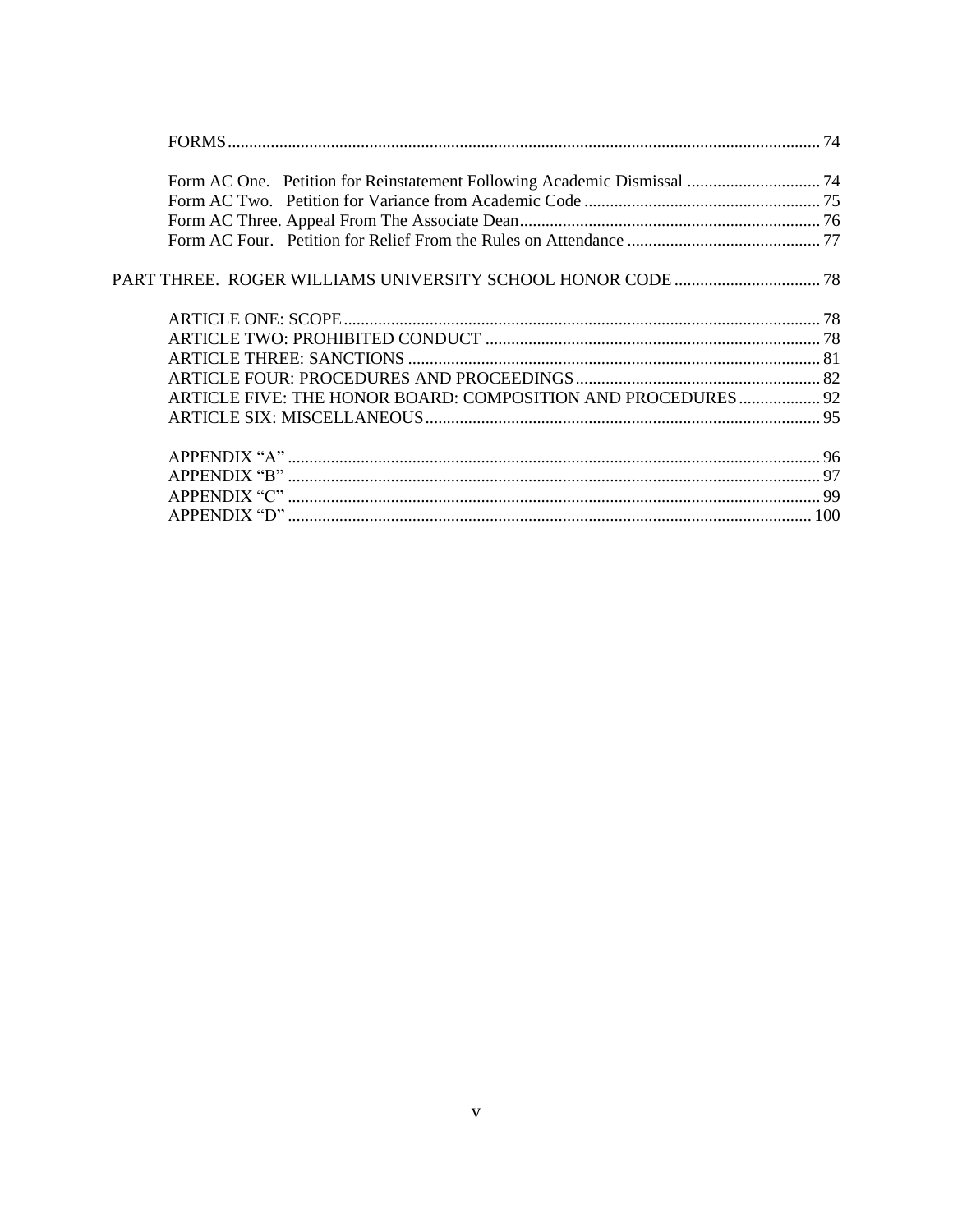FORMS ... 74

Form AC One. Petition for Reinstatement Following Academic Dismissal ... 74
Form AC Two. Petition for Variance from Academic Code ... 75
Form AC Three. Appeal From The Associate Dean ... 76
Form AC Four. Petition for Relief From the Rules on Attendance ... 77

PART THREE. ROGER WILLIAMS UNIVERSITY SCHOOL HONOR CODE ... 78

ARTICLE ONE: SCOPE ... 78
ARTICLE TWO: PROHIBITED CONDUCT ... 78
ARTICLE THREE: SANCTIONS ... 81
ARTICLE FOUR: PROCEDURES AND PROCEEDINGS ... 82
ARTICLE FIVE: THE HONOR BOARD: COMPOSITION AND PROCEDURES ... 92
ARTICLE SIX: MISCELLANEOUS ... 95

APPENDIX "A" ... 96
APPENDIX "B" ... 97
APPENDIX "C" ... 99
APPENDIX "D" ... 100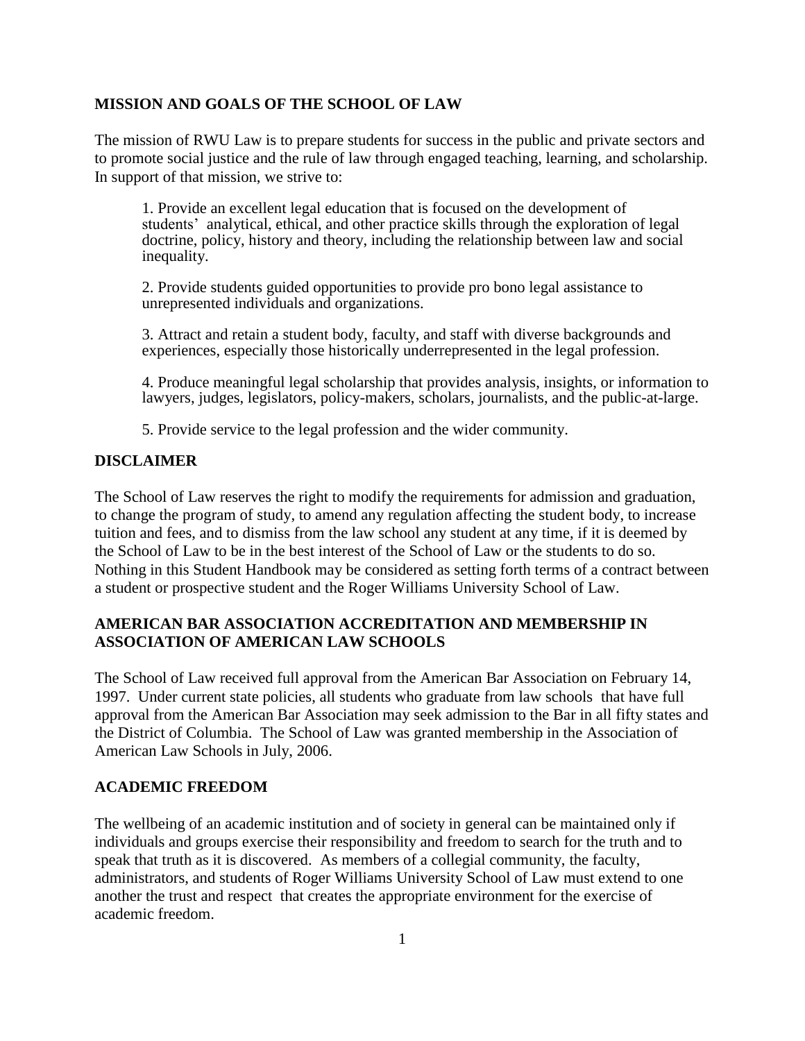## MISSION AND GOALS OF THE SCHOOL OF LAW

The mission of RWU Law is to prepare students for success in the public and private sectors and to promote social justice and the rule of law through engaged teaching, learning, and scholarship. In support of that mission, we strive to:

1. Provide an excellent legal education that is focused on the development of students' analytical, ethical, and other practice skills through the exploration of legal doctrine, policy, history and theory, including the relationship between law and social inequality.

2. Provide students guided opportunities to provide pro bono legal assistance to unrepresented individuals and organizations.

3. Attract and retain a student body, faculty, and staff with diverse backgrounds and experiences, especially those historically underrepresented in the legal profession.

4. Produce meaningful legal scholarship that provides analysis, insights, or information to lawyers, judges, legislators, policy-makers, scholars, journalists, and the public-at-large.

5. Provide service to the legal profession and the wider community.

## DISCLAIMER

The School of Law reserves the right to modify the requirements for admission and graduation, to change the program of study, to amend any regulation affecting the student body, to increase tuition and fees, and to dismiss from the law school any student at any time, if it is deemed by the School of Law to be in the best interest of the School of Law or the students to do so. Nothing in this Student Handbook may be considered as setting forth terms of a contract between a student or prospective student and the Roger Williams University School of Law.

## AMERICAN BAR ASSOCIATION ACCREDITATION AND MEMBERSHIP IN ASSOCIATION OF AMERICAN LAW SCHOOLS

The School of Law received full approval from the American Bar Association on February 14, 1997. Under current state policies, all students who graduate from law schools that have full approval from the American Bar Association may seek admission to the Bar in all fifty states and the District of Columbia. The School of Law was granted membership in the Association of American Law Schools in July, 2006.

## ACADEMIC FREEDOM

The wellbeing of an academic institution and of society in general can be maintained only if individuals and groups exercise their responsibility and freedom to search for the truth and to speak that truth as it is discovered. As members of a collegial community, the faculty, administrators, and students of Roger Williams University School of Law must extend to one another the trust and respect that creates the appropriate environment for the exercise of academic freedom.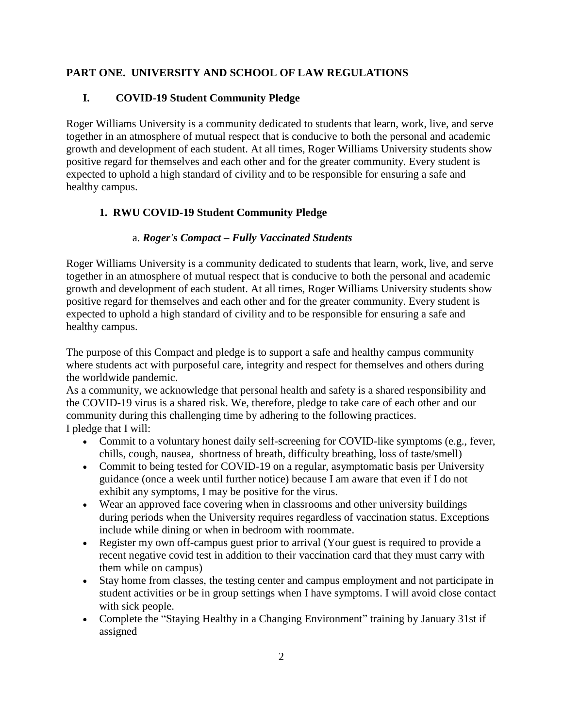# PART ONE. UNIVERSITY AND SCHOOL OF LAW REGULATIONS

## I. COVID-19 Student Community Pledge

Roger Williams University is a community dedicated to students that learn, work, live, and serve together in an atmosphere of mutual respect that is conducive to both the personal and academic growth and development of each student. At all times, Roger Williams University students show positive regard for themselves and each other and for the greater community. Every student is expected to uphold a high standard of civility and to be responsible for ensuring a safe and healthy campus.

### 1. RWU COVID-19 Student Community Pledge

#### a. *Roger's Compact – Fully Vaccinated Students*

Roger Williams University is a community dedicated to students that learn, work, live, and serve together in an atmosphere of mutual respect that is conducive to both the personal and academic growth and development of each student. At all times, Roger Williams University students show positive regard for themselves and each other and for the greater community. Every student is expected to uphold a high standard of civility and to be responsible for ensuring a safe and healthy campus.

The purpose of this Compact and pledge is to support a safe and healthy campus community where students act with purposeful care, integrity and respect for themselves and others during the worldwide pandemic.

As a community, we acknowledge that personal health and safety is a shared responsibility and the COVID-19 virus is a shared risk. We, therefore, pledge to take care of each other and our community during this challenging time by adhering to the following practices.

I pledge that I will:

- Commit to a voluntary honest daily self-screening for COVID-like symptoms (e.g., fever, chills, cough, nausea, shortness of breath, difficulty breathing, loss of taste/smell)
- Commit to being tested for COVID-19 on a regular, asymptomatic basis per University guidance (once a week until further notice) because I am aware that even if I do not exhibit any symptoms, I may be positive for the virus.
- Wear an approved face covering when in classrooms and other university buildings during periods when the University requires regardless of vaccination status. Exceptions include while dining or when in bedroom with roommate.
- Register my own off-campus guest prior to arrival (Your guest is required to provide a recent negative covid test in addition to their vaccination card that they must carry with them while on campus)
- Stay home from classes, the testing center and campus employment and not participate in student activities or be in group settings when I have symptoms. I will avoid close contact with sick people.
- Complete the "Staying Healthy in a Changing Environment" training by January 31st if assigned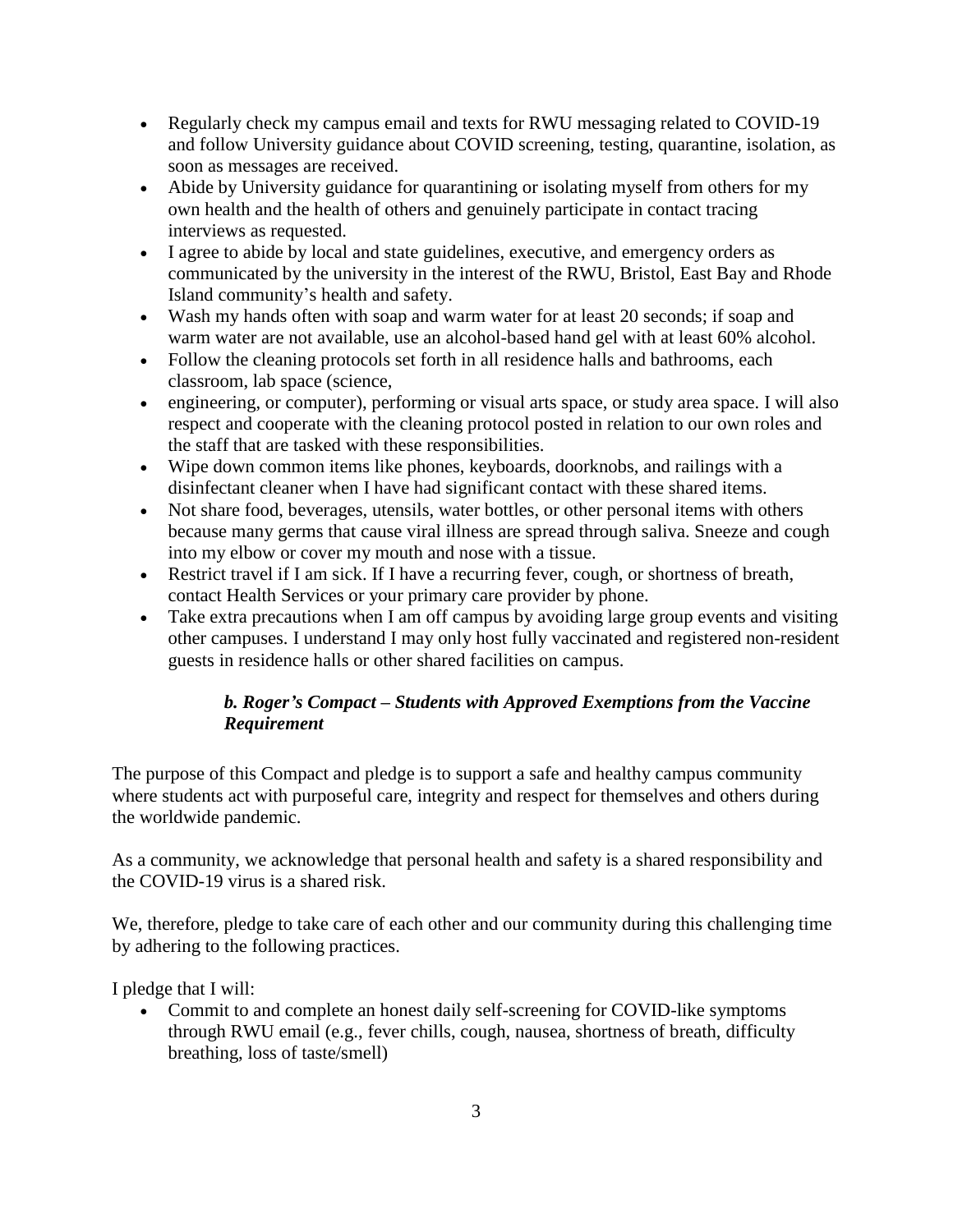- Regularly check my campus email and texts for RWU messaging related to COVID-19 and follow University guidance about COVID screening, testing, quarantine, isolation, as soon as messages are received.
- Abide by University guidance for quarantining or isolating myself from others for my own health and the health of others and genuinely participate in contact tracing interviews as requested.
- I agree to abide by local and state guidelines, executive, and emergency orders as communicated by the university in the interest of the RWU, Bristol, East Bay and Rhode Island community's health and safety.
- Wash my hands often with soap and warm water for at least 20 seconds; if soap and warm water are not available, use an alcohol-based hand gel with at least 60% alcohol.
- Follow the cleaning protocols set forth in all residence halls and bathrooms, each classroom, lab space (science,
- engineering, or computer), performing or visual arts space, or study area space. I will also respect and cooperate with the cleaning protocol posted in relation to our own roles and the staff that are tasked with these responsibilities.
- Wipe down common items like phones, keyboards, doorknobs, and railings with a disinfectant cleaner when I have had significant contact with these shared items.
- Not share food, beverages, utensils, water bottles, or other personal items with others because many germs that cause viral illness are spread through saliva. Sneeze and cough into my elbow or cover my mouth and nose with a tissue.
- Restrict travel if I am sick. If I have a recurring fever, cough, or shortness of breath, contact Health Services or your primary care provider by phone.
- Take extra precautions when I am off campus by avoiding large group events and visiting other campuses. I understand I may only host fully vaccinated and registered non-resident guests in residence halls or other shared facilities on campus.

### *b. Roger's Compact – Students with Approved Exemptions from the Vaccine Requirement*

The purpose of this Compact and pledge is to support a safe and healthy campus community where students act with purposeful care, integrity and respect for themselves and others during the worldwide pandemic.

As a community, we acknowledge that personal health and safety is a shared responsibility and the COVID-19 virus is a shared risk.

We, therefore, pledge to take care of each other and our community during this challenging time by adhering to the following practices.

I pledge that I will:

- Commit to and complete an honest daily self-screening for COVID-like symptoms through RWU email (e.g., fever chills, cough, nausea, shortness of breath, difficulty breathing, loss of taste/smell)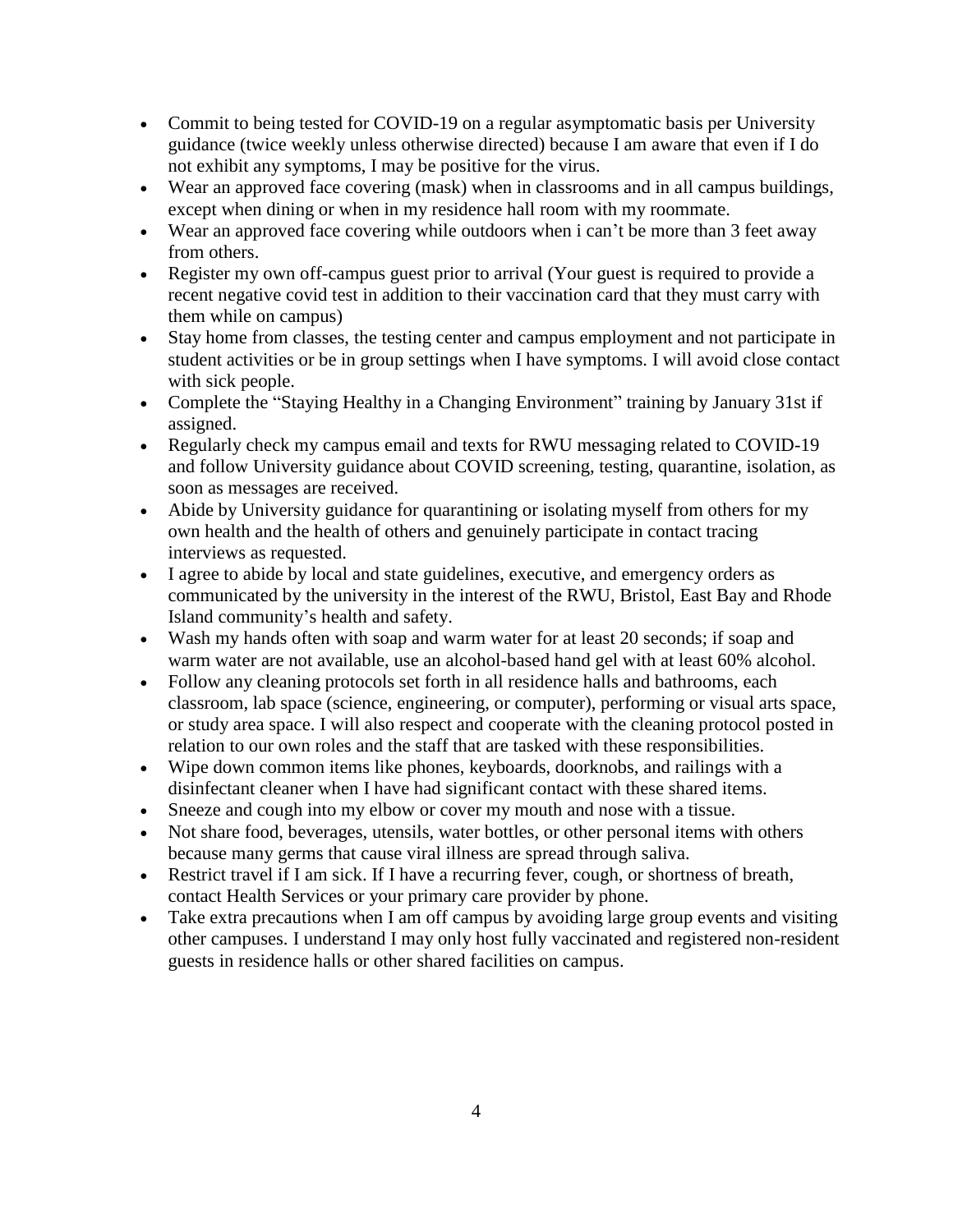- Commit to being tested for COVID-19 on a regular asymptomatic basis per University guidance (twice weekly unless otherwise directed) because I am aware that even if I do not exhibit any symptoms, I may be positive for the virus.
- Wear an approved face covering (mask) when in classrooms and in all campus buildings, except when dining or when in my residence hall room with my roommate.
- Wear an approved face covering while outdoors when i can't be more than 3 feet away from others.
- Register my own off-campus guest prior to arrival (Your guest is required to provide a recent negative covid test in addition to their vaccination card that they must carry with them while on campus)
- Stay home from classes, the testing center and campus employment and not participate in student activities or be in group settings when I have symptoms. I will avoid close contact with sick people.
- Complete the "Staying Healthy in a Changing Environment" training by January 31st if assigned.
- Regularly check my campus email and texts for RWU messaging related to COVID-19 and follow University guidance about COVID screening, testing, quarantine, isolation, as soon as messages are received.
- Abide by University guidance for quarantining or isolating myself from others for my own health and the health of others and genuinely participate in contact tracing interviews as requested.
- I agree to abide by local and state guidelines, executive, and emergency orders as communicated by the university in the interest of the RWU, Bristol, East Bay and Rhode Island community's health and safety.
- Wash my hands often with soap and warm water for at least 20 seconds; if soap and warm water are not available, use an alcohol-based hand gel with at least 60% alcohol.
- Follow any cleaning protocols set forth in all residence halls and bathrooms, each classroom, lab space (science, engineering, or computer), performing or visual arts space, or study area space. I will also respect and cooperate with the cleaning protocol posted in relation to our own roles and the staff that are tasked with these responsibilities.
- Wipe down common items like phones, keyboards, doorknobs, and railings with a disinfectant cleaner when I have had significant contact with these shared items.
- Sneeze and cough into my elbow or cover my mouth and nose with a tissue.
- Not share food, beverages, utensils, water bottles, or other personal items with others because many germs that cause viral illness are spread through saliva.
- Restrict travel if I am sick. If I have a recurring fever, cough, or shortness of breath, contact Health Services or your primary care provider by phone.
- Take extra precautions when I am off campus by avoiding large group events and visiting other campuses. I understand I may only host fully vaccinated and registered non-resident guests in residence halls or other shared facilities on campus.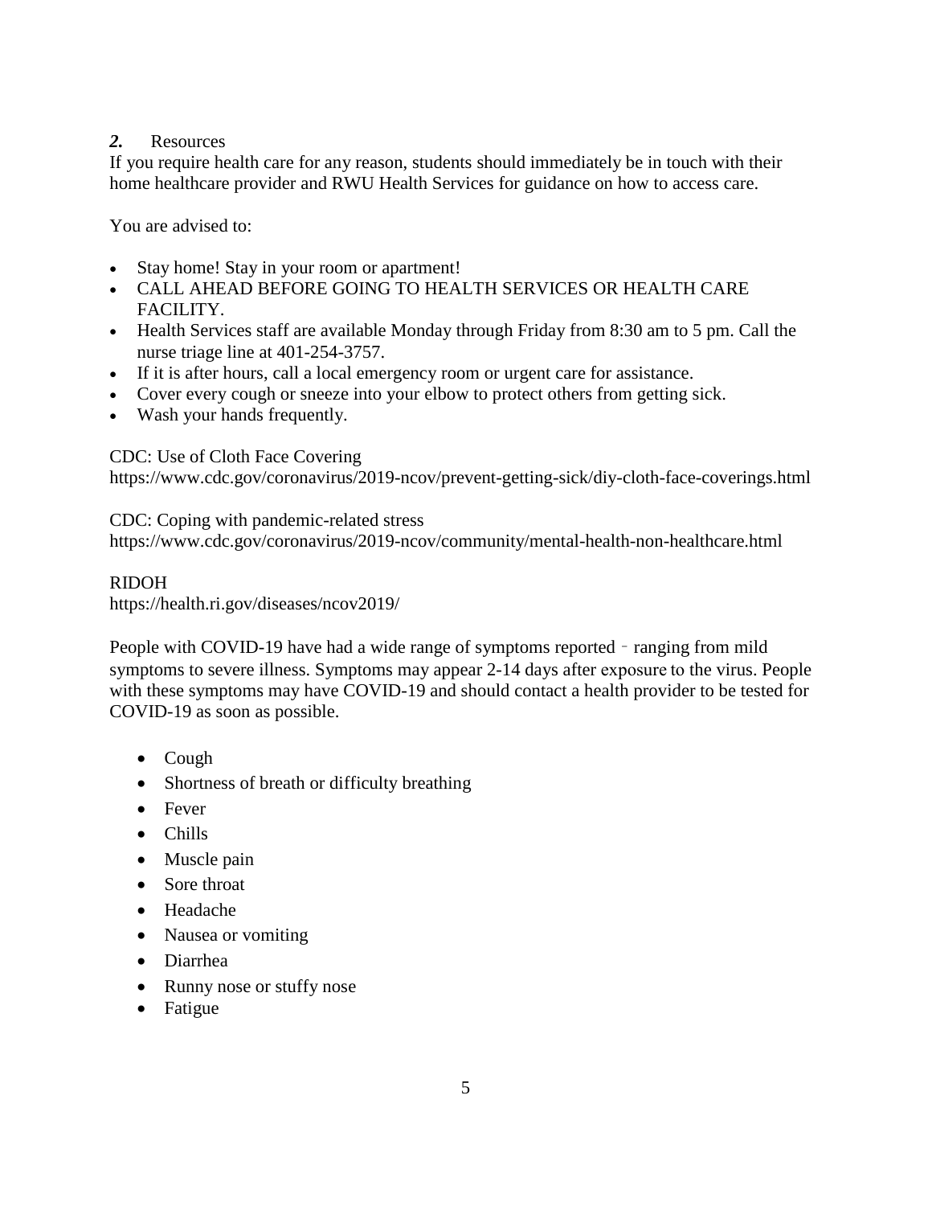## *2.* Resources

If you require health care for any reason, students should immediately be in touch with their home healthcare provider and RWU Health Services for guidance on how to access care.

You are advised to:

- Stay home! Stay in your room or apartment!
- CALL AHEAD BEFORE GOING TO HEALTH SERVICES OR HEALTH CARE FACILITY.
- Health Services staff are available Monday through Friday from 8:30 am to 5 pm. Call the nurse triage line at 401-254-3757.
- If it is after hours, call a local emergency room or urgent care for assistance.
- Cover every cough or sneeze into your elbow to protect others from getting sick.
- Wash your hands frequently.

CDC: Use of Cloth Face Covering
https://www.cdc.gov/coronavirus/2019-ncov/prevent-getting-sick/diy-cloth-face-coverings.html

CDC: Coping with pandemic-related stress
https://www.cdc.gov/coronavirus/2019-ncov/community/mental-health-non-healthcare.html

RIDOH
https://health.ri.gov/diseases/ncov2019/

People with COVID-19 have had a wide range of symptoms reported – ranging from mild symptoms to severe illness. Symptoms may appear 2-14 days after exposure to the virus. People with these symptoms may have COVID-19 and should contact a health provider to be tested for COVID-19 as soon as possible.

- Cough
- Shortness of breath or difficulty breathing
- Fever
- Chills
- Muscle pain
- Sore throat
- Headache
- Nausea or vomiting
- Diarrhea
- Runny nose or stuffy nose
- Fatigue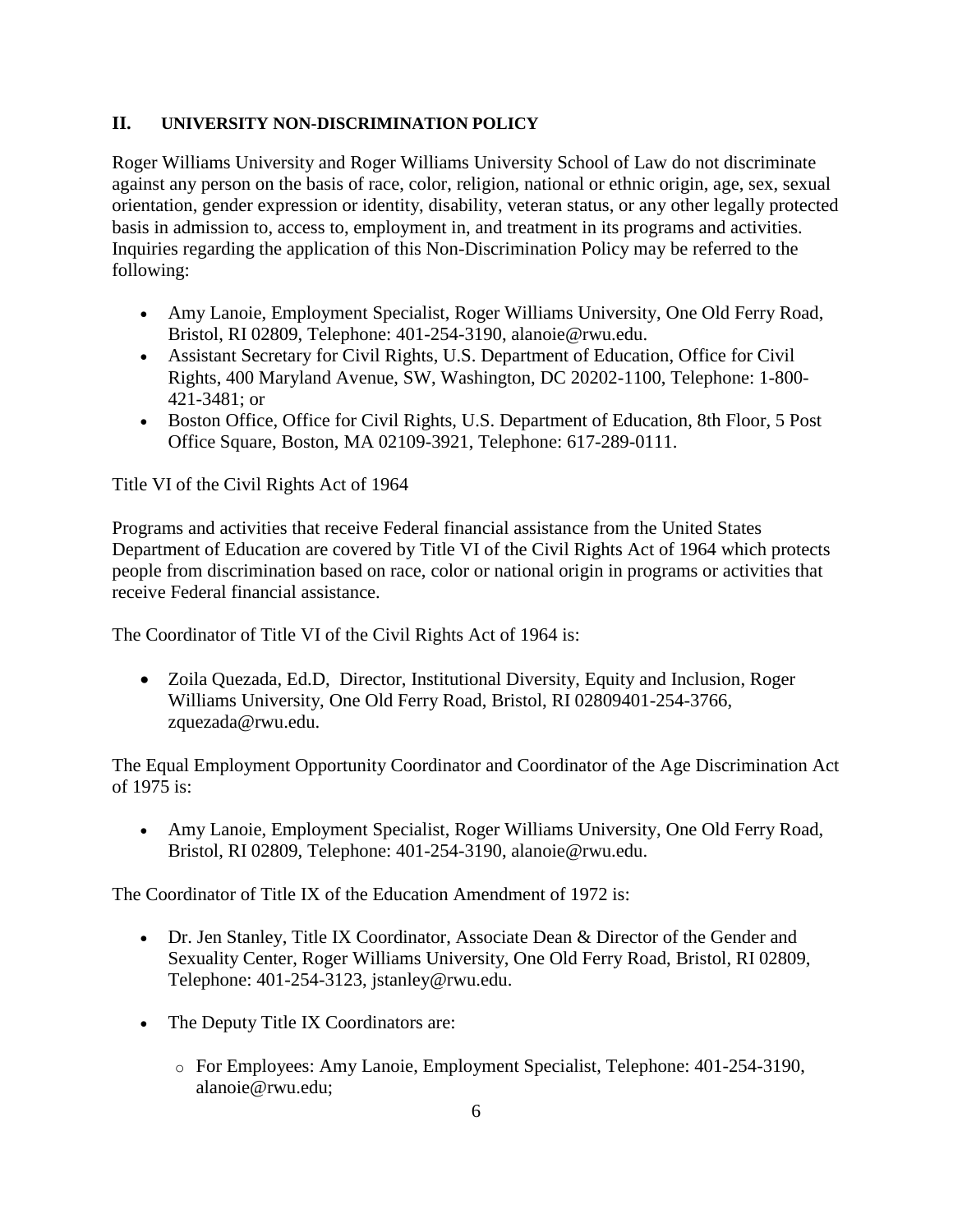## II. UNIVERSITY NON-DISCRIMINATION POLICY

Roger Williams University and Roger Williams University School of Law do not discriminate against any person on the basis of race, color, religion, national or ethnic origin, age, sex, sexual orientation, gender expression or identity, disability, veteran status, or any other legally protected basis in admission to, access to, employment in, and treatment in its programs and activities. Inquiries regarding the application of this Non-Discrimination Policy may be referred to the following:

- Amy Lanoie, Employment Specialist, Roger Williams University, One Old Ferry Road, Bristol, RI 02809, Telephone: 401-254-3190, alanoie@rwu.edu.
- Assistant Secretary for Civil Rights, U.S. Department of Education, Office for Civil Rights, 400 Maryland Avenue, SW, Washington, DC 20202-1100, Telephone: 1-800-421-3481; or
- Boston Office, Office for Civil Rights, U.S. Department of Education, 8th Floor, 5 Post Office Square, Boston, MA 02109-3921, Telephone: 617-289-0111.

Title VI of the Civil Rights Act of 1964

Programs and activities that receive Federal financial assistance from the United States Department of Education are covered by Title VI of the Civil Rights Act of 1964 which protects people from discrimination based on race, color or national origin in programs or activities that receive Federal financial assistance.

The Coordinator of Title VI of the Civil Rights Act of 1964 is:

- Zoila Quezada, Ed.D, Director, Institutional Diversity, Equity and Inclusion, Roger Williams University, One Old Ferry Road, Bristol, RI 02809401-254-3766, zquezada@rwu.edu.

The Equal Employment Opportunity Coordinator and Coordinator of the Age Discrimination Act of 1975 is:

- Amy Lanoie, Employment Specialist, Roger Williams University, One Old Ferry Road, Bristol, RI 02809, Telephone: 401-254-3190, alanoie@rwu.edu.

The Coordinator of Title IX of the Education Amendment of 1972 is:

- Dr. Jen Stanley, Title IX Coordinator, Associate Dean & Director of the Gender and Sexuality Center, Roger Williams University, One Old Ferry Road, Bristol, RI 02809, Telephone: 401-254-3123, jstanley@rwu.edu.

- The Deputy Title IX Coordinators are:
  - For Employees: Amy Lanoie, Employment Specialist, Telephone: 401-254-3190, alanoie@rwu.edu;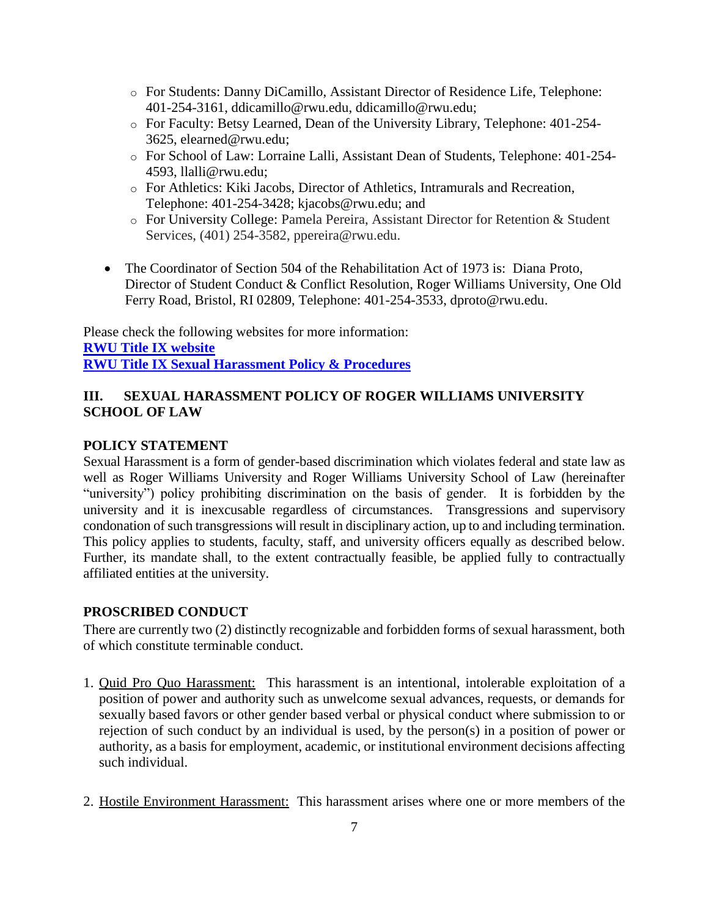- For Students: Danny DiCamillo, Assistant Director of Residence Life, Telephone: 401-254-3161, ddicamillo@rwu.edu, ddicamillo@rwu.edu;
  - For Faculty: Betsy Learned, Dean of the University Library, Telephone: 401-254-3625, elearned@rwu.edu;
  - For School of Law: Lorraine Lalli, Assistant Dean of Students, Telephone: 401-254-4593, llalli@rwu.edu;
  - For Athletics: Kiki Jacobs, Director of Athletics, Intramurals and Recreation, Telephone: 401-254-3428; kjacobs@rwu.edu; and
  - For University College: Pamela Pereira, Assistant Director for Retention & Student Services, (401) 254-3582, ppereira@rwu.edu.

- The Coordinator of Section 504 of the Rehabilitation Act of 1973 is: Diana Proto, Director of Student Conduct & Conflict Resolution, Roger Williams University, One Old Ferry Road, Bristol, RI 02809, Telephone: 401-254-3533, dproto@rwu.edu.

Please check the following websites for more information:
**RWU Title IX website**
**RWU Title IX Sexual Harassment Policy & Procedures**

## III. SEXUAL HARASSMENT POLICY OF ROGER WILLIAMS UNIVERSITY SCHOOL OF LAW

### POLICY STATEMENT

Sexual Harassment is a form of gender-based discrimination which violates federal and state law as well as Roger Williams University and Roger Williams University School of Law (hereinafter "university") policy prohibiting discrimination on the basis of gender. It is forbidden by the university and it is inexcusable regardless of circumstances. Transgressions and supervisory condonation of such transgressions will result in disciplinary action, up to and including termination. This policy applies to students, faculty, staff, and university officers equally as described below. Further, its mandate shall, to the extent contractually feasible, be applied fully to contractually affiliated entities at the university.

### PROSCRIBED CONDUCT

There are currently two (2) distinctly recognizable and forbidden forms of sexual harassment, both of which constitute terminable conduct.

1. Quid Pro Quo Harassment: This harassment is an intentional, intolerable exploitation of a position of power and authority such as unwelcome sexual advances, requests, or demands for sexually based favors or other gender based verbal or physical conduct where submission to or rejection of such conduct by an individual is used, by the person(s) in a position of power or authority, as a basis for employment, academic, or institutional environment decisions affecting such individual.

2. Hostile Environment Harassment: This harassment arises where one or more members of the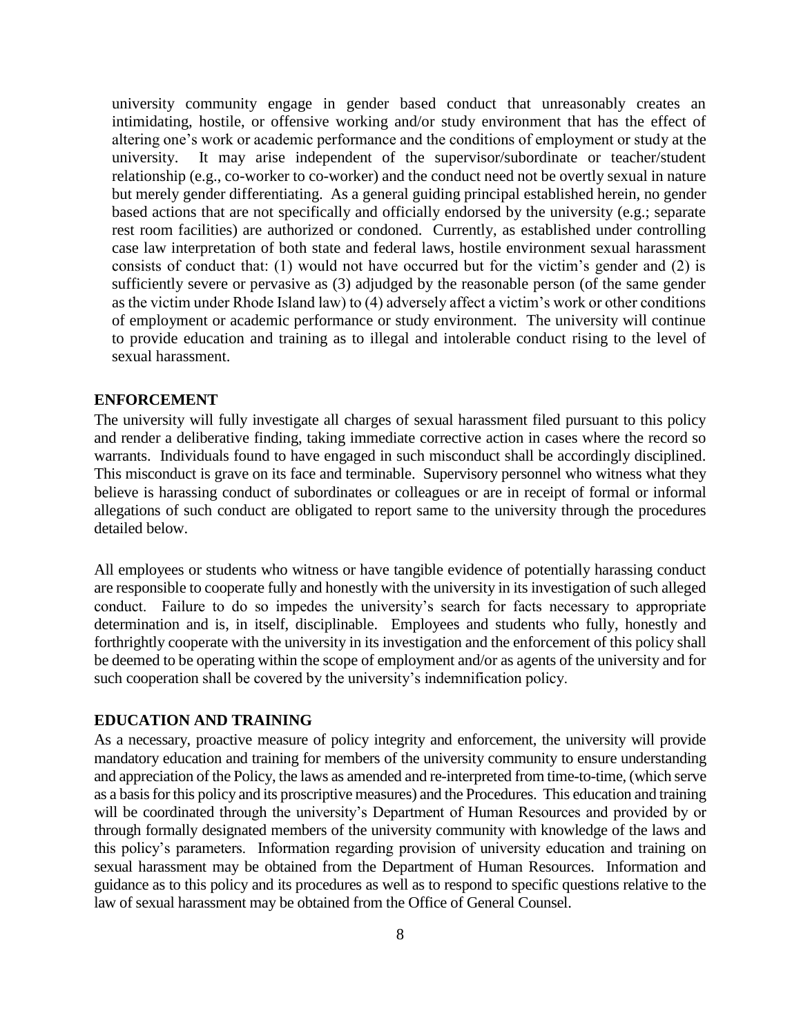university community engage in gender based conduct that unreasonably creates an intimidating, hostile, or offensive working and/or study environment that has the effect of altering one's work or academic performance and the conditions of employment or study at the university. It may arise independent of the supervisor/subordinate or teacher/student relationship (e.g., co-worker to co-worker) and the conduct need not be overtly sexual in nature but merely gender differentiating. As a general guiding principal established herein, no gender based actions that are not specifically and officially endorsed by the university (e.g.; separate rest room facilities) are authorized or condoned. Currently, as established under controlling case law interpretation of both state and federal laws, hostile environment sexual harassment consists of conduct that: (1) would not have occurred but for the victim's gender and (2) is sufficiently severe or pervasive as (3) adjudged by the reasonable person (of the same gender as the victim under Rhode Island law) to (4) adversely affect a victim's work or other conditions of employment or academic performance or study environment. The university will continue to provide education and training as to illegal and intolerable conduct rising to the level of sexual harassment.

**ENFORCEMENT**

The university will fully investigate all charges of sexual harassment filed pursuant to this policy and render a deliberative finding, taking immediate corrective action in cases where the record so warrants. Individuals found to have engaged in such misconduct shall be accordingly disciplined. This misconduct is grave on its face and terminable. Supervisory personnel who witness what they believe is harassing conduct of subordinates or colleagues or are in receipt of formal or informal allegations of such conduct are obligated to report same to the university through the procedures detailed below.

All employees or students who witness or have tangible evidence of potentially harassing conduct are responsible to cooperate fully and honestly with the university in its investigation of such alleged conduct. Failure to do so impedes the university's search for facts necessary to appropriate determination and is, in itself, disciplinable. Employees and students who fully, honestly and forthrightly cooperate with the university in its investigation and the enforcement of this policy shall be deemed to be operating within the scope of employment and/or as agents of the university and for such cooperation shall be covered by the university's indemnification policy.

**EDUCATION AND TRAINING**

As a necessary, proactive measure of policy integrity and enforcement, the university will provide mandatory education and training for members of the university community to ensure understanding and appreciation of the Policy, the laws as amended and re-interpreted from time-to-time, (which serve as a basis for this policy and its proscriptive measures) and the Procedures. This education and training will be coordinated through the university's Department of Human Resources and provided by or through formally designated members of the university community with knowledge of the laws and this policy's parameters. Information regarding provision of university education and training on sexual harassment may be obtained from the Department of Human Resources. Information and guidance as to this policy and its procedures as well as to respond to specific questions relative to the law of sexual harassment may be obtained from the Office of General Counsel.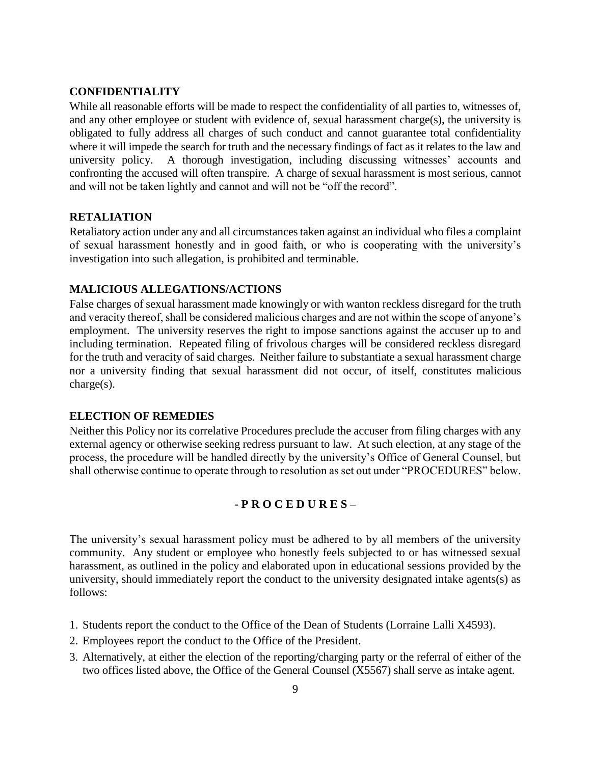### CONFIDENTIALITY

While all reasonable efforts will be made to respect the confidentiality of all parties to, witnesses of, and any other employee or student with evidence of, sexual harassment charge(s), the university is obligated to fully address all charges of such conduct and cannot guarantee total confidentiality where it will impede the search for truth and the necessary findings of fact as it relates to the law and university policy. A thorough investigation, including discussing witnesses' accounts and confronting the accused will often transpire. A charge of sexual harassment is most serious, cannot and will not be taken lightly and cannot and will not be "off the record".

### RETALIATION

Retaliatory action under any and all circumstances taken against an individual who files a complaint of sexual harassment honestly and in good faith, or who is cooperating with the university's investigation into such allegation, is prohibited and terminable.

### MALICIOUS ALLEGATIONS/ACTIONS

False charges of sexual harassment made knowingly or with wanton reckless disregard for the truth and veracity thereof, shall be considered malicious charges and are not within the scope of anyone's employment. The university reserves the right to impose sanctions against the accuser up to and including termination. Repeated filing of frivolous charges will be considered reckless disregard for the truth and veracity of said charges. Neither failure to substantiate a sexual harassment charge nor a university finding that sexual harassment did not occur, of itself, constitutes malicious charge(s).

### ELECTION OF REMEDIES

Neither this Policy nor its correlative Procedures preclude the accuser from filing charges with any external agency or otherwise seeking redress pursuant to law. At such election, at any stage of the process, the procedure will be handled directly by the university's Office of General Counsel, but shall otherwise continue to operate through to resolution as set out under "PROCEDURES" below.

## - P R O C E D U R E S –

The university's sexual harassment policy must be adhered to by all members of the university community. Any student or employee who honestly feels subjected to or has witnessed sexual harassment, as outlined in the policy and elaborated upon in educational sessions provided by the university, should immediately report the conduct to the university designated intake agents(s) as follows:

1. Students report the conduct to the Office of the Dean of Students (Lorraine Lalli X4593).
2. Employees report the conduct to the Office of the President.
3. Alternatively, at either the election of the reporting/charging party or the referral of either of the two offices listed above, the Office of the General Counsel (X5567) shall serve as intake agent.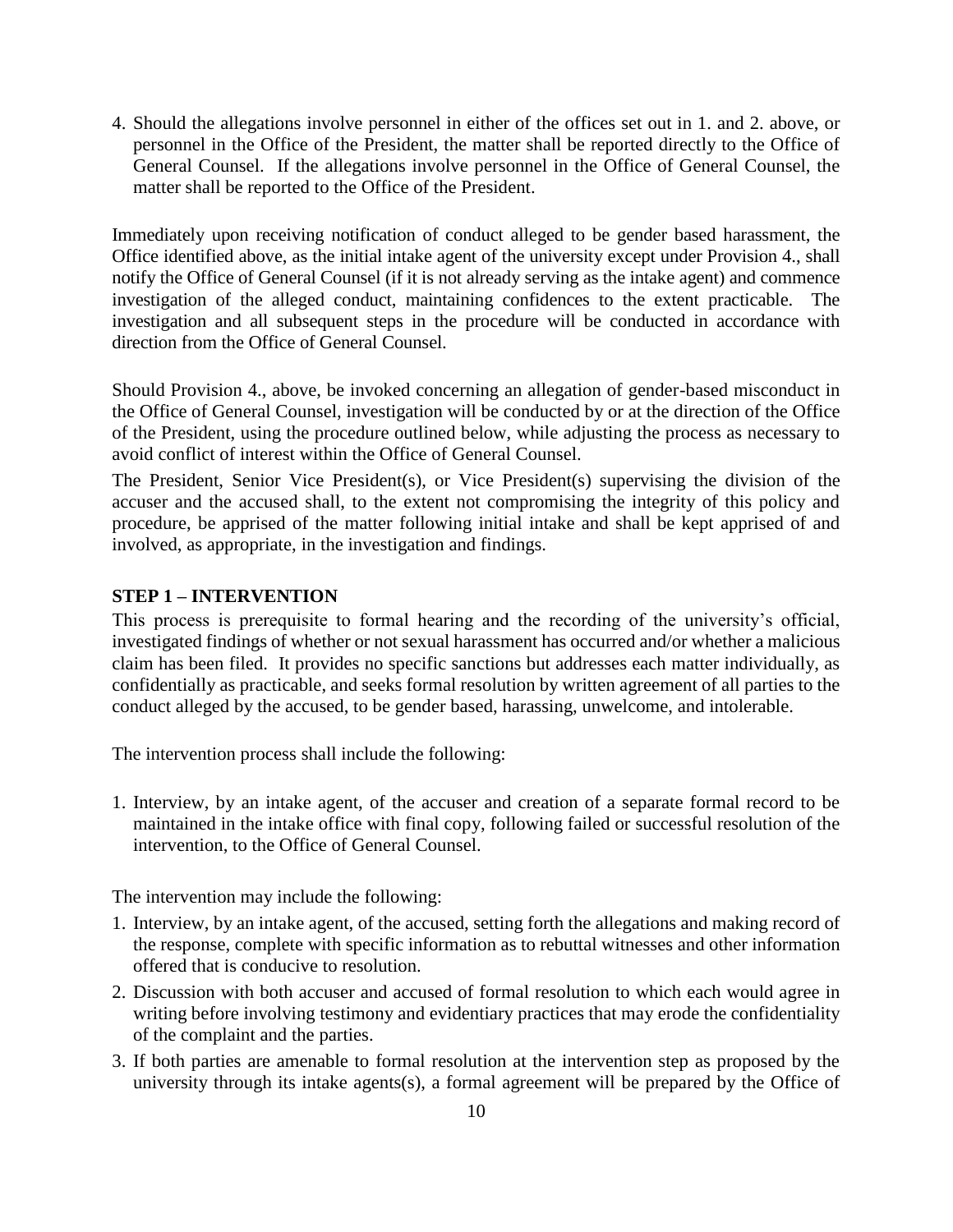4. Should the allegations involve personnel in either of the offices set out in 1. and 2. above, or personnel in the Office of the President, the matter shall be reported directly to the Office of General Counsel. If the allegations involve personnel in the Office of General Counsel, the matter shall be reported to the Office of the President.

Immediately upon receiving notification of conduct alleged to be gender based harassment, the Office identified above, as the initial intake agent of the university except under Provision 4., shall notify the Office of General Counsel (if it is not already serving as the intake agent) and commence investigation of the alleged conduct, maintaining confidences to the extent practicable. The investigation and all subsequent steps in the procedure will be conducted in accordance with direction from the Office of General Counsel.

Should Provision 4., above, be invoked concerning an allegation of gender-based misconduct in the Office of General Counsel, investigation will be conducted by or at the direction of the Office of the President, using the procedure outlined below, while adjusting the process as necessary to avoid conflict of interest within the Office of General Counsel.

The President, Senior Vice President(s), or Vice President(s) supervising the division of the accuser and the accused shall, to the extent not compromising the integrity of this policy and procedure, be apprised of the matter following initial intake and shall be kept apprised of and involved, as appropriate, in the investigation and findings.

**STEP 1 – INTERVENTION**

This process is prerequisite to formal hearing and the recording of the university's official, investigated findings of whether or not sexual harassment has occurred and/or whether a malicious claim has been filed. It provides no specific sanctions but addresses each matter individually, as confidentially as practicable, and seeks formal resolution by written agreement of all parties to the conduct alleged by the accused, to be gender based, harassing, unwelcome, and intolerable.

The intervention process shall include the following:

1. Interview, by an intake agent, of the accuser and creation of a separate formal record to be maintained in the intake office with final copy, following failed or successful resolution of the intervention, to the Office of General Counsel.

The intervention may include the following:

1. Interview, by an intake agent, of the accused, setting forth the allegations and making record of the response, complete with specific information as to rebuttal witnesses and other information offered that is conducive to resolution.
2. Discussion with both accuser and accused of formal resolution to which each would agree in writing before involving testimony and evidentiary practices that may erode the confidentiality of the complaint and the parties.
3. If both parties are amenable to formal resolution at the intervention step as proposed by the university through its intake agents(s), a formal agreement will be prepared by the Office of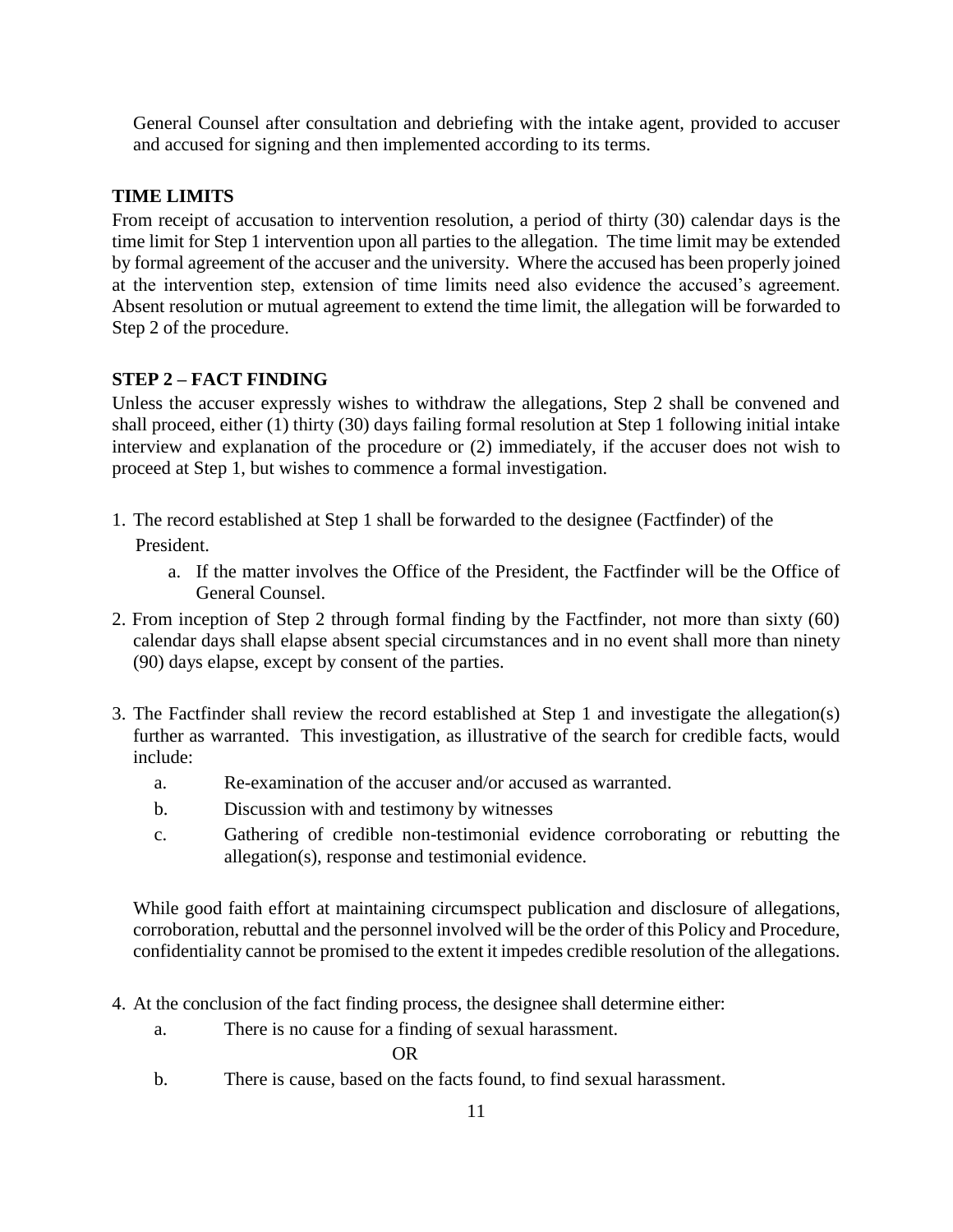General Counsel after consultation and debriefing with the intake agent, provided to accuser and accused for signing and then implemented according to its terms.

### TIME LIMITS

From receipt of accusation to intervention resolution, a period of thirty (30) calendar days is the time limit for Step 1 intervention upon all parties to the allegation. The time limit may be extended by formal agreement of the accuser and the university. Where the accused has been properly joined at the intervention step, extension of time limits need also evidence the accused's agreement. Absent resolution or mutual agreement to extend the time limit, the allegation will be forwarded to Step 2 of the procedure.

### STEP 2 – FACT FINDING

Unless the accuser expressly wishes to withdraw the allegations, Step 2 shall be convened and shall proceed, either (1) thirty (30) days failing formal resolution at Step 1 following initial intake interview and explanation of the procedure or (2) immediately, if the accuser does not wish to proceed at Step 1, but wishes to commence a formal investigation.

1. The record established at Step 1 shall be forwarded to the designee (Factfinder) of the President.
    a. If the matter involves the Office of the President, the Factfinder will be the Office of General Counsel.
2. From inception of Step 2 through formal finding by the Factfinder, not more than sixty (60) calendar days shall elapse absent special circumstances and in no event shall more than ninety (90) days elapse, except by consent of the parties.
3. The Factfinder shall review the record established at Step 1 and investigate the allegation(s) further as warranted. This investigation, as illustrative of the search for credible facts, would include:
    a. Re-examination of the accuser and/or accused as warranted.
    b. Discussion with and testimony by witnesses
    c. Gathering of credible non-testimonial evidence corroborating or rebutting the allegation(s), response and testimonial evidence.

    While good faith effort at maintaining circumspect publication and disclosure of allegations, corroboration, rebuttal and the personnel involved will be the order of this Policy and Procedure, confidentiality cannot be promised to the extent it impedes credible resolution of the allegations.

4. At the conclusion of the fact finding process, the designee shall determine either:
    a. There is no cause for a finding of sexual harassment.

       OR

    b. There is cause, based on the facts found, to find sexual harassment.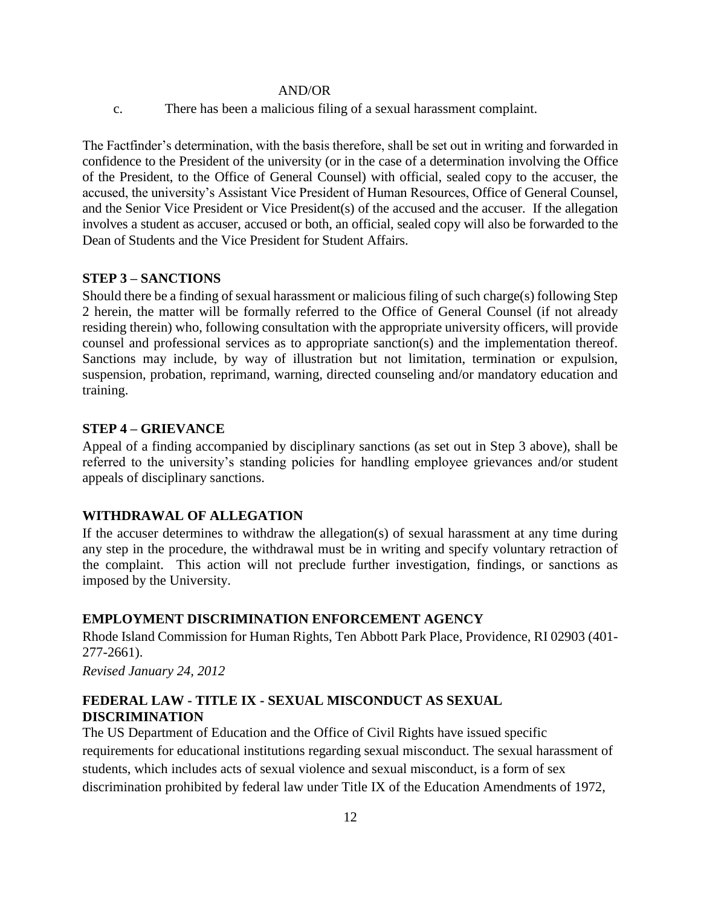AND/OR

c. There has been a malicious filing of a sexual harassment complaint.

The Factfinder's determination, with the basis therefore, shall be set out in writing and forwarded in confidence to the President of the university (or in the case of a determination involving the Office of the President, to the Office of General Counsel) with official, sealed copy to the accuser, the accused, the university's Assistant Vice President of Human Resources, Office of General Counsel, and the Senior Vice President or Vice President(s) of the accused and the accuser. If the allegation involves a student as accuser, accused or both, an official, sealed copy will also be forwarded to the Dean of Students and the Vice President for Student Affairs.

**STEP 3 – SANCTIONS**

Should there be a finding of sexual harassment or malicious filing of such charge(s) following Step 2 herein, the matter will be formally referred to the Office of General Counsel (if not already residing therein) who, following consultation with the appropriate university officers, will provide counsel and professional services as to appropriate sanction(s) and the implementation thereof. Sanctions may include, by way of illustration but not limitation, termination or expulsion, suspension, probation, reprimand, warning, directed counseling and/or mandatory education and training.

**STEP 4 – GRIEVANCE**

Appeal of a finding accompanied by disciplinary sanctions (as set out in Step 3 above), shall be referred to the university's standing policies for handling employee grievances and/or student appeals of disciplinary sanctions.

**WITHDRAWAL OF ALLEGATION**

If the accuser determines to withdraw the allegation(s) of sexual harassment at any time during any step in the procedure, the withdrawal must be in writing and specify voluntary retraction of the complaint. This action will not preclude further investigation, findings, or sanctions as imposed by the University.

**EMPLOYMENT DISCRIMINATION ENFORCEMENT AGENCY**

Rhode Island Commission for Human Rights, Ten Abbott Park Place, Providence, RI 02903 (401-277-2661).

*Revised January 24, 2012*

**FEDERAL LAW - TITLE IX - SEXUAL MISCONDUCT AS SEXUAL DISCRIMINATION**

The US Department of Education and the Office of Civil Rights have issued specific requirements for educational institutions regarding sexual misconduct. The sexual harassment of students, which includes acts of sexual violence and sexual misconduct, is a form of sex discrimination prohibited by federal law under Title IX of the Education Amendments of 1972,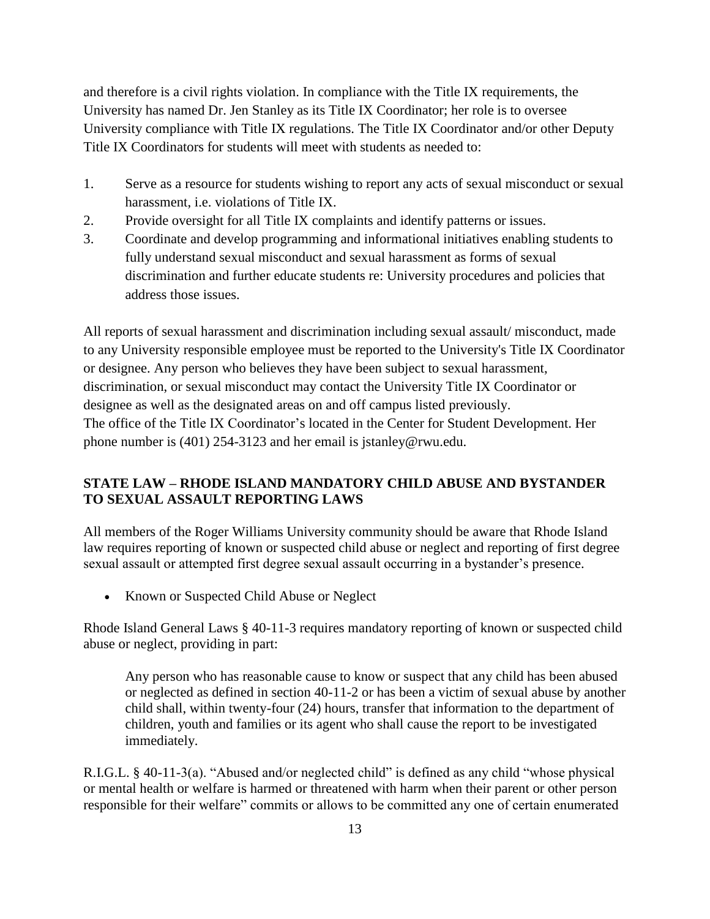and therefore is a civil rights violation. In compliance with the Title IX requirements, the University has named Dr. Jen Stanley as its Title IX Coordinator; her role is to oversee University compliance with Title IX regulations. The Title IX Coordinator and/or other Deputy Title IX Coordinators for students will meet with students as needed to:

1. Serve as a resource for students wishing to report any acts of sexual misconduct or sexual harassment, i.e. violations of Title IX.
2. Provide oversight for all Title IX complaints and identify patterns or issues.
3. Coordinate and develop programming and informational initiatives enabling students to fully understand sexual misconduct and sexual harassment as forms of sexual discrimination and further educate students re: University procedures and policies that address those issues.

All reports of sexual harassment and discrimination including sexual assault/ misconduct, made to any University responsible employee must be reported to the University's Title IX Coordinator or designee. Any person who believes they have been subject to sexual harassment, discrimination, or sexual misconduct may contact the University Title IX Coordinator or designee as well as the designated areas on and off campus listed previously.
The office of the Title IX Coordinator's located in the Center for Student Development. Her phone number is (401) 254-3123 and her email is jstanley@rwu.edu.

## STATE LAW – RHODE ISLAND MANDATORY CHILD ABUSE AND BYSTANDER TO SEXUAL ASSAULT REPORTING LAWS

All members of the Roger Williams University community should be aware that Rhode Island law requires reporting of known or suspected child abuse or neglect and reporting of first degree sexual assault or attempted first degree sexual assault occurring in a bystander's presence.

- Known or Suspected Child Abuse or Neglect

Rhode Island General Laws § 40-11-3 requires mandatory reporting of known or suspected child abuse or neglect, providing in part:

> Any person who has reasonable cause to know or suspect that any child has been abused or neglected as defined in section 40-11-2 or has been a victim of sexual abuse by another child shall, within twenty-four (24) hours, transfer that information to the department of children, youth and families or its agent who shall cause the report to be investigated immediately.

R.I.G.L. § 40-11-3(a). "Abused and/or neglected child" is defined as any child "whose physical or mental health or welfare is harmed or threatened with harm when their parent or other person responsible for their welfare" commits or allows to be committed any one of certain enumerated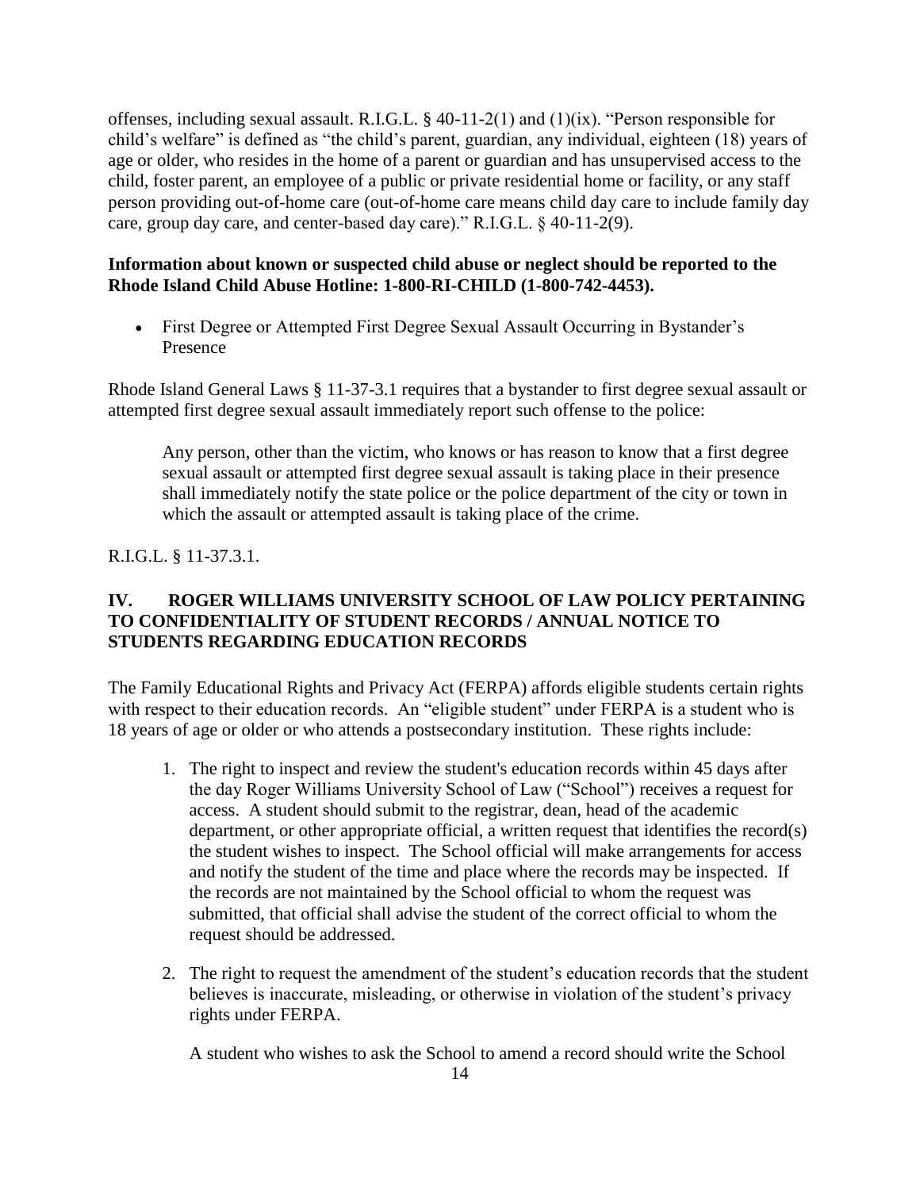offenses, including sexual assault. R.I.G.L. § 40-11-2(1) and (1)(ix). "Person responsible for child's welfare" is defined as "the child's parent, guardian, any individual, eighteen (18) years of age or older, who resides in the home of a parent or guardian and has unsupervised access to the child, foster parent, an employee of a public or private residential home or facility, or any staff person providing out-of-home care (out-of-home care means child day care to include family day care, group day care, and center-based day care)." R.I.G.L. § 40-11-2(9).

**Information about known or suspected child abuse or neglect should be reported to the Rhode Island Child Abuse Hotline: 1-800-RI-CHILD (1-800-742-4453).**

- First Degree or Attempted First Degree Sexual Assault Occurring in Bystander's Presence

Rhode Island General Laws § 11-37-3.1 requires that a bystander to first degree sexual assault or attempted first degree sexual assault immediately report such offense to the police:

> Any person, other than the victim, who knows or has reason to know that a first degree sexual assault or attempted first degree sexual assault is taking place in their presence shall immediately notify the state police or the police department of the city or town in which the assault or attempted assault is taking place of the crime.

R.I.G.L. § 11-37.3.1.

## IV. ROGER WILLIAMS UNIVERSITY SCHOOL OF LAW POLICY PERTAINING TO CONFIDENTIALITY OF STUDENT RECORDS / ANNUAL NOTICE TO STUDENTS REGARDING EDUCATION RECORDS

The Family Educational Rights and Privacy Act (FERPA) affords eligible students certain rights with respect to their education records. An "eligible student" under FERPA is a student who is 18 years of age or older or who attends a postsecondary institution. These rights include:

1. The right to inspect and review the student's education records within 45 days after the day Roger Williams University School of Law ("School") receives a request for access. A student should submit to the registrar, dean, head of the academic department, or other appropriate official, a written request that identifies the record(s) the student wishes to inspect. The School official will make arrangements for access and notify the student of the time and place where the records may be inspected. If the records are not maintained by the School official to whom the request was submitted, that official shall advise the student of the correct official to whom the request should be addressed.

2. The right to request the amendment of the student's education records that the student believes is inaccurate, misleading, or otherwise in violation of the student's privacy rights under FERPA.

   A student who wishes to ask the School to amend a record should write the School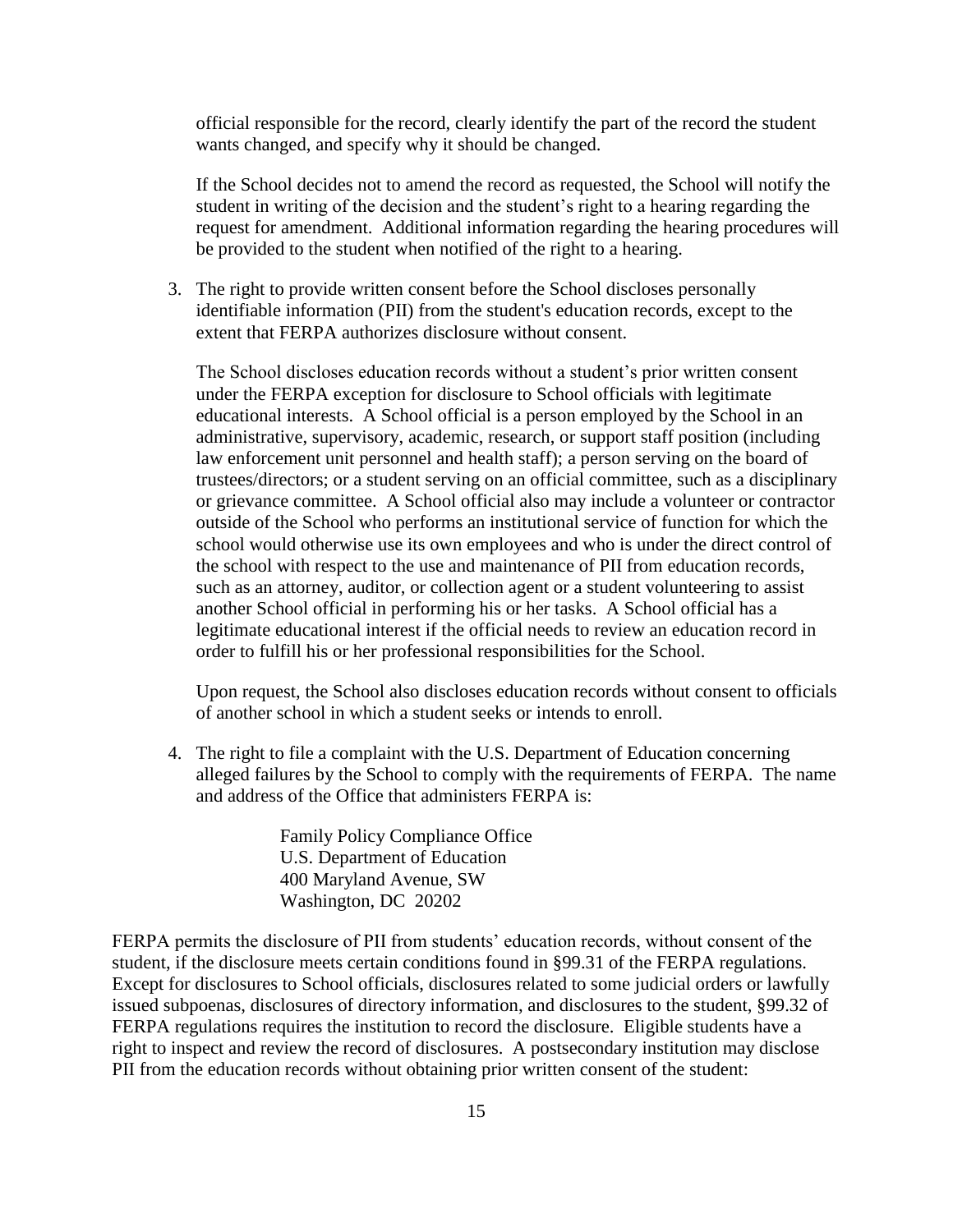official responsible for the record, clearly identify the part of the record the student wants changed, and specify why it should be changed.

If the School decides not to amend the record as requested, the School will notify the student in writing of the decision and the student's right to a hearing regarding the request for amendment. Additional information regarding the hearing procedures will be provided to the student when notified of the right to a hearing.

3. The right to provide written consent before the School discloses personally identifiable information (PII) from the student's education records, except to the extent that FERPA authorizes disclosure without consent.

   The School discloses education records without a student's prior written consent under the FERPA exception for disclosure to School officials with legitimate educational interests. A School official is a person employed by the School in an administrative, supervisory, academic, research, or support staff position (including law enforcement unit personnel and health staff); a person serving on the board of trustees/directors; or a student serving on an official committee, such as a disciplinary or grievance committee. A School official also may include a volunteer or contractor outside of the School who performs an institutional service of function for which the school would otherwise use its own employees and who is under the direct control of the school with respect to the use and maintenance of PII from education records, such as an attorney, auditor, or collection agent or a student volunteering to assist another School official in performing his or her tasks. A School official has a legitimate educational interest if the official needs to review an education record in order to fulfill his or her professional responsibilities for the School.

   Upon request, the School also discloses education records without consent to officials of another school in which a student seeks or intends to enroll.

4. The right to file a complaint with the U.S. Department of Education concerning alleged failures by the School to comply with the requirements of FERPA. The name and address of the Office that administers FERPA is:

   Family Policy Compliance Office
   U.S. Department of Education
   400 Maryland Avenue, SW
   Washington, DC 20202

FERPA permits the disclosure of PII from students' education records, without consent of the student, if the disclosure meets certain conditions found in §99.31 of the FERPA regulations. Except for disclosures to School officials, disclosures related to some judicial orders or lawfully issued subpoenas, disclosures of directory information, and disclosures to the student, §99.32 of FERPA regulations requires the institution to record the disclosure. Eligible students have a right to inspect and review the record of disclosures. A postsecondary institution may disclose PII from the education records without obtaining prior written consent of the student: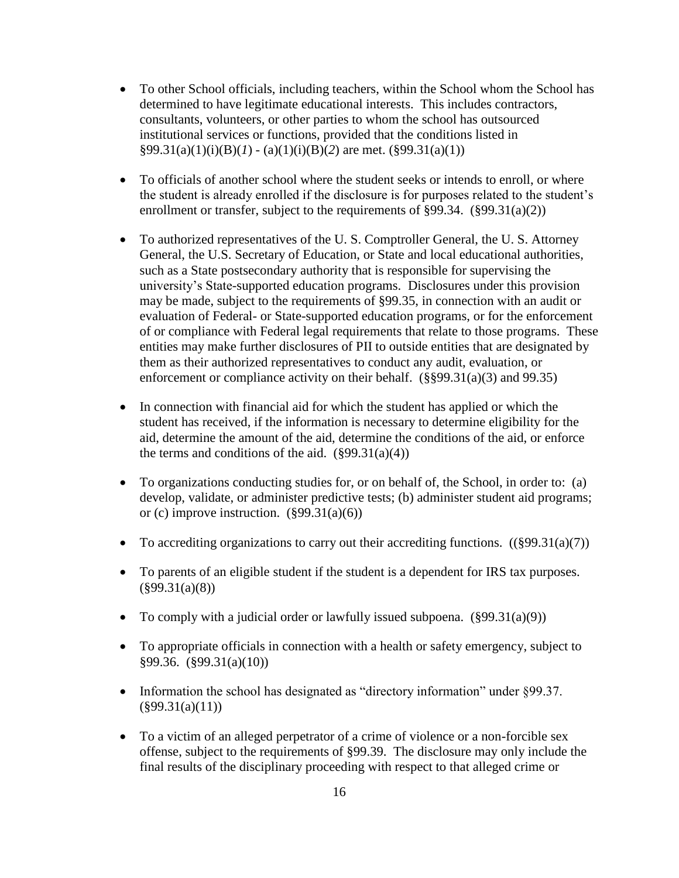- To other School officials, including teachers, within the School whom the School has determined to have legitimate educational interests. This includes contractors, consultants, volunteers, or other parties to whom the school has outsourced institutional services or functions, provided that the conditions listed in §99.31(a)(1)(i)(B)(*1*) - (a)(1)(i)(B)(*2*) are met. (§99.31(a)(1))

- To officials of another school where the student seeks or intends to enroll, or where the student is already enrolled if the disclosure is for purposes related to the student's enrollment or transfer, subject to the requirements of §99.34. (§99.31(a)(2))

- To authorized representatives of the U. S. Comptroller General, the U. S. Attorney General, the U.S. Secretary of Education, or State and local educational authorities, such as a State postsecondary authority that is responsible for supervising the university's State-supported education programs. Disclosures under this provision may be made, subject to the requirements of §99.35, in connection with an audit or evaluation of Federal- or State-supported education programs, or for the enforcement of or compliance with Federal legal requirements that relate to those programs. These entities may make further disclosures of PII to outside entities that are designated by them as their authorized representatives to conduct any audit, evaluation, or enforcement or compliance activity on their behalf. (§§99.31(a)(3) and 99.35)

- In connection with financial aid for which the student has applied or which the student has received, if the information is necessary to determine eligibility for the aid, determine the amount of the aid, determine the conditions of the aid, or enforce the terms and conditions of the aid. (§99.31(a)(4))

- To organizations conducting studies for, or on behalf of, the School, in order to: (a) develop, validate, or administer predictive tests; (b) administer student aid programs; or (c) improve instruction. (§99.31(a)(6))

- To accrediting organizations to carry out their accrediting functions. ((§99.31(a)(7))

- To parents of an eligible student if the student is a dependent for IRS tax purposes. (§99.31(a)(8))

- To comply with a judicial order or lawfully issued subpoena. (§99.31(a)(9))

- To appropriate officials in connection with a health or safety emergency, subject to §99.36. (§99.31(a)(10))

- Information the school has designated as "directory information" under §99.37. (§99.31(a)(11))

- To a victim of an alleged perpetrator of a crime of violence or a non-forcible sex offense, subject to the requirements of §99.39. The disclosure may only include the final results of the disciplinary proceeding with respect to that alleged crime or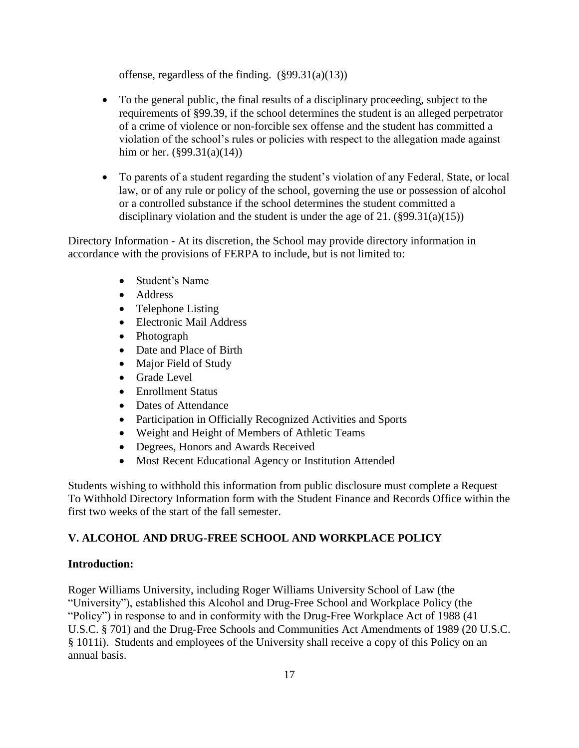offense, regardless of the finding. (§99.31(a)(13))

- To the general public, the final results of a disciplinary proceeding, subject to the requirements of §99.39, if the school determines the student is an alleged perpetrator of a crime of violence or non-forcible sex offense and the student has committed a violation of the school's rules or policies with respect to the allegation made against him or her. (§99.31(a)(14))
- To parents of a student regarding the student's violation of any Federal, State, or local law, or of any rule or policy of the school, governing the use or possession of alcohol or a controlled substance if the school determines the student committed a disciplinary violation and the student is under the age of 21. (§99.31(a)(15))

Directory Information - At its discretion, the School may provide directory information in accordance with the provisions of FERPA to include, but is not limited to:

- Student's Name
- Address
- Telephone Listing
- Electronic Mail Address
- Photograph
- Date and Place of Birth
- Major Field of Study
- Grade Level
- Enrollment Status
- Dates of Attendance
- Participation in Officially Recognized Activities and Sports
- Weight and Height of Members of Athletic Teams
- Degrees, Honors and Awards Received
- Most Recent Educational Agency or Institution Attended

Students wishing to withhold this information from public disclosure must complete a Request To Withhold Directory Information form with the Student Finance and Records Office within the first two weeks of the start of the fall semester.

## V. ALCOHOL AND DRUG-FREE SCHOOL AND WORKPLACE POLICY

**Introduction:**

Roger Williams University, including Roger Williams University School of Law (the "University"), established this Alcohol and Drug-Free School and Workplace Policy (the "Policy") in response to and in conformity with the Drug-Free Workplace Act of 1988 (41 U.S.C. § 701) and the Drug-Free Schools and Communities Act Amendments of 1989 (20 U.S.C. § 1011i). Students and employees of the University shall receive a copy of this Policy on an annual basis.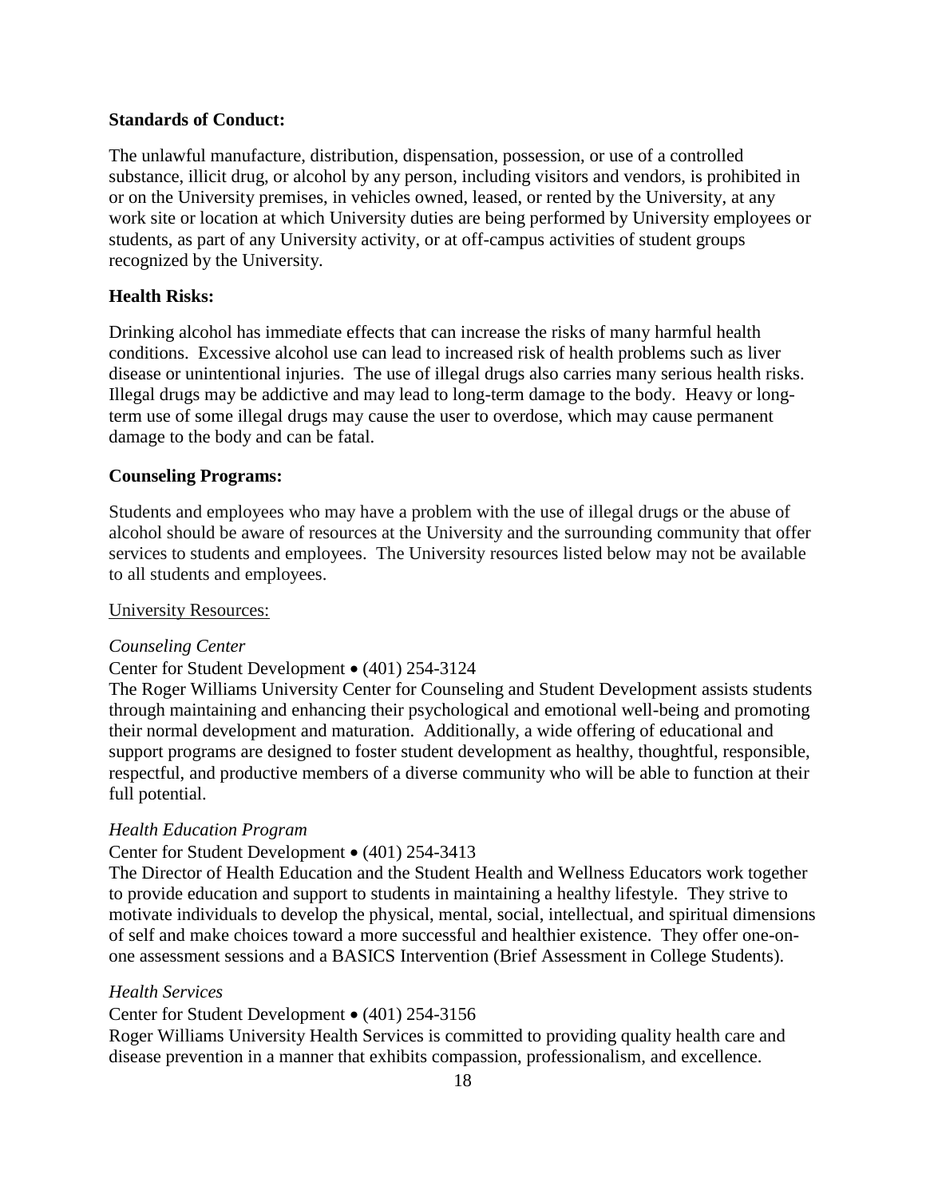**Standards of Conduct:**

The unlawful manufacture, distribution, dispensation, possession, or use of a controlled substance, illicit drug, or alcohol by any person, including visitors and vendors, is prohibited in or on the University premises, in vehicles owned, leased, or rented by the University, at any work site or location at which University duties are being performed by University employees or students, as part of any University activity, or at off-campus activities of student groups recognized by the University.

**Health Risks:**

Drinking alcohol has immediate effects that can increase the risks of many harmful health conditions. Excessive alcohol use can lead to increased risk of health problems such as liver disease or unintentional injuries. The use of illegal drugs also carries many serious health risks. Illegal drugs may be addictive and may lead to long-term damage to the body. Heavy or long-term use of some illegal drugs may cause the user to overdose, which may cause permanent damage to the body and can be fatal.

**Counseling Programs:**

Students and employees who may have a problem with the use of illegal drugs or the abuse of alcohol should be aware of resources at the University and the surrounding community that offer services to students and employees. The University resources listed below may not be available to all students and employees.

<u>University Resources:</u>

*Counseling Center*

Center for Student Development • (401) 254-3124

The Roger Williams University Center for Counseling and Student Development assists students through maintaining and enhancing their psychological and emotional well-being and promoting their normal development and maturation. Additionally, a wide offering of educational and support programs are designed to foster student development as healthy, thoughtful, responsible, respectful, and productive members of a diverse community who will be able to function at their full potential.

*Health Education Program*

Center for Student Development • (401) 254-3413

The Director of Health Education and the Student Health and Wellness Educators work together to provide education and support to students in maintaining a healthy lifestyle. They strive to motivate individuals to develop the physical, mental, social, intellectual, and spiritual dimensions of self and make choices toward a more successful and healthier existence. They offer one-on-one assessment sessions and a BASICS Intervention (Brief Assessment in College Students).

*Health Services*

Center for Student Development • (401) 254-3156

Roger Williams University Health Services is committed to providing quality health care and disease prevention in a manner that exhibits compassion, professionalism, and excellence.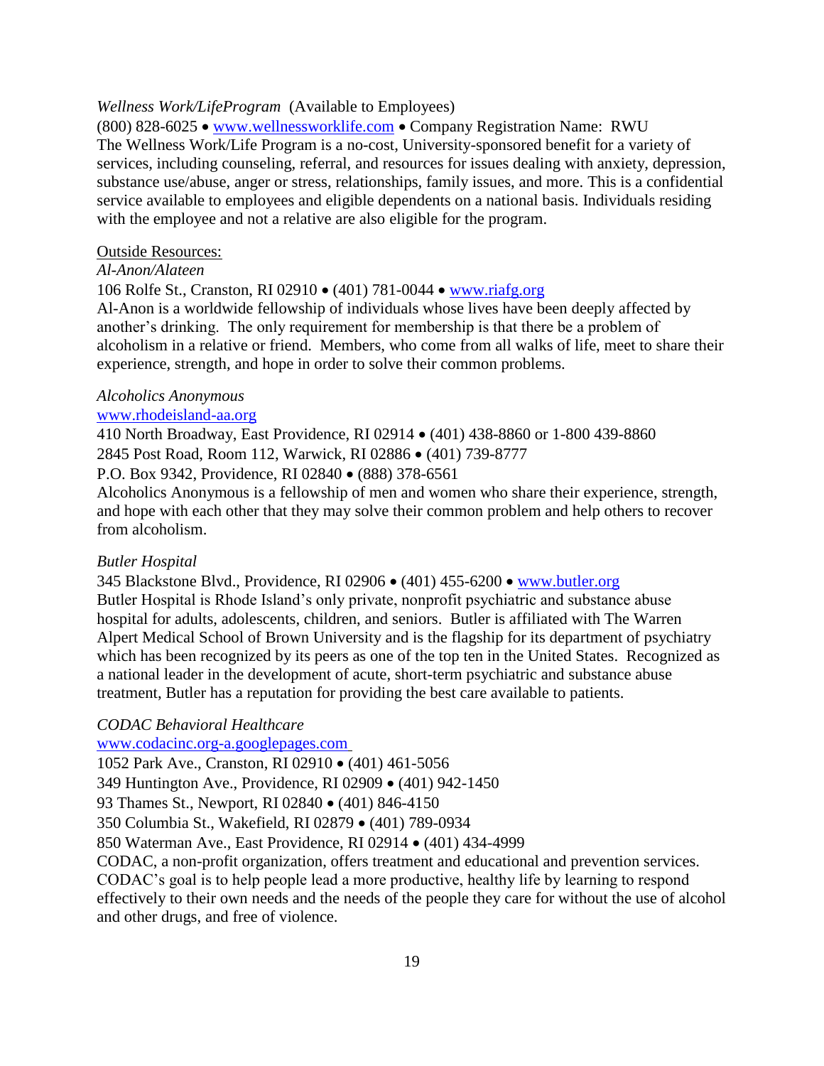*Wellness Work/LifeProgram* (Available to Employees)
(800) 828-6025 • www.wellnessworklife.com • Company Registration Name: RWU
The Wellness Work/Life Program is a no-cost, University-sponsored benefit for a variety of services, including counseling, referral, and resources for issues dealing with anxiety, depression, substance use/abuse, anger or stress, relationships, family issues, and more. This is a confidential service available to employees and eligible dependents on a national basis. Individuals residing with the employee and not a relative are also eligible for the program.

<u>Outside Resources:</u>

*Al-Anon/Alateen*
106 Rolfe St., Cranston, RI 02910 • (401) 781-0044 • www.riafg.org
Al-Anon is a worldwide fellowship of individuals whose lives have been deeply affected by another's drinking. The only requirement for membership is that there be a problem of alcoholism in a relative or friend. Members, who come from all walks of life, meet to share their experience, strength, and hope in order to solve their common problems.

*Alcoholics Anonymous*
www.rhodeisland-aa.org
410 North Broadway, East Providence, RI 02914 • (401) 438-8860 or 1-800 439-8860
2845 Post Road, Room 112, Warwick, RI 02886 • (401) 739-8777
P.O. Box 9342, Providence, RI 02840 • (888) 378-6561
Alcoholics Anonymous is a fellowship of men and women who share their experience, strength, and hope with each other that they may solve their common problem and help others to recover from alcoholism.

*Butler Hospital*
345 Blackstone Blvd., Providence, RI 02906 • (401) 455-6200 • www.butler.org
Butler Hospital is Rhode Island's only private, nonprofit psychiatric and substance abuse hospital for adults, adolescents, children, and seniors. Butler is affiliated with The Warren Alpert Medical School of Brown University and is the flagship for its department of psychiatry which has been recognized by its peers as one of the top ten in the United States. Recognized as a national leader in the development of acute, short-term psychiatric and substance abuse treatment, Butler has a reputation for providing the best care available to patients.

*CODAC Behavioral Healthcare*
www.codacinc.org-a.googlepages.com
1052 Park Ave., Cranston, RI 02910 • (401) 461-5056
349 Huntington Ave., Providence, RI 02909 • (401) 942-1450
93 Thames St., Newport, RI 02840 • (401) 846-4150
350 Columbia St., Wakefield, RI 02879 • (401) 789-0934
850 Waterman Ave., East Providence, RI 02914 • (401) 434-4999
CODAC, a non-profit organization, offers treatment and educational and prevention services. CODAC's goal is to help people lead a more productive, healthy life by learning to respond effectively to their own needs and the needs of the people they care for without the use of alcohol and other drugs, and free of violence.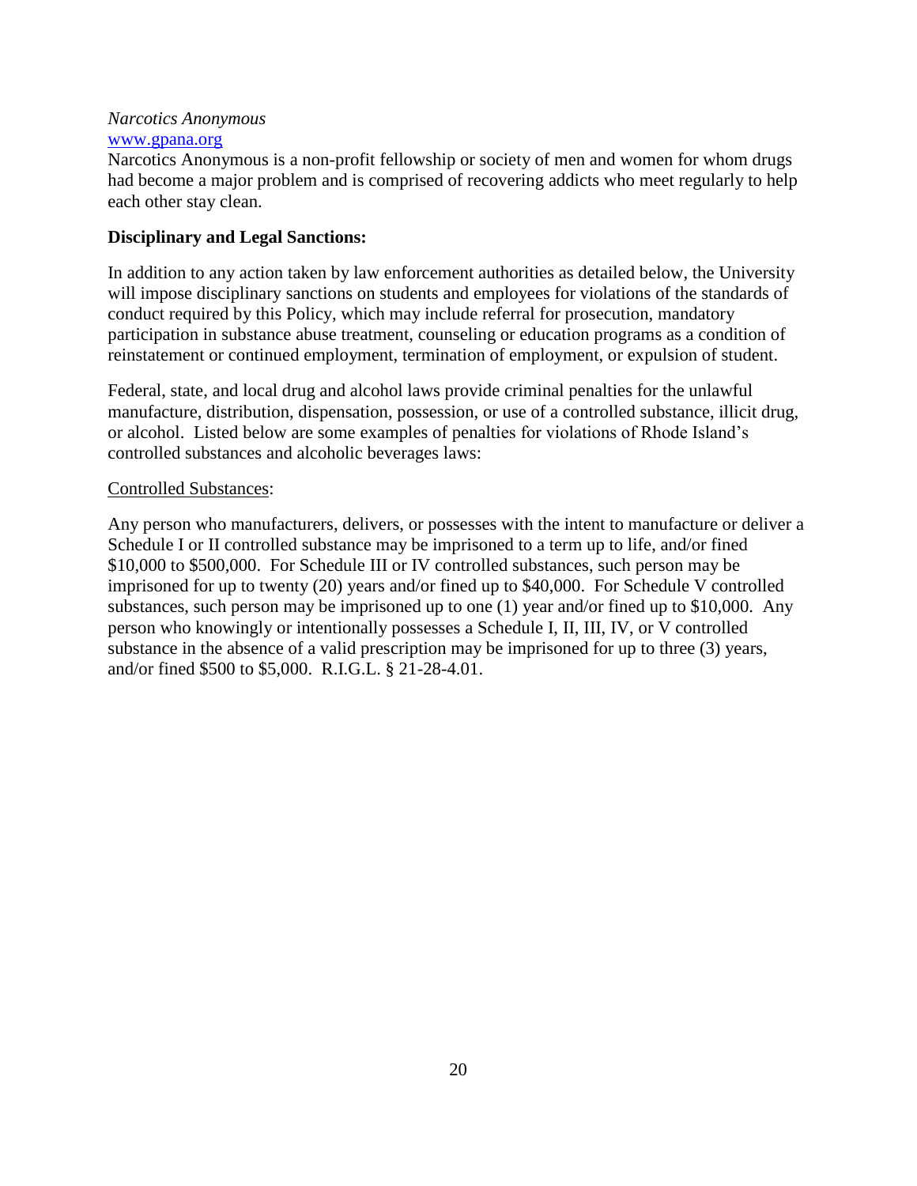*Narcotics Anonymous*
[www.gpana.org](http://www.gpana.org)
Narcotics Anonymous is a non-profit fellowship or society of men and women for whom drugs had become a major problem and is comprised of recovering addicts who meet regularly to help each other stay clean.

**Disciplinary and Legal Sanctions:**

In addition to any action taken by law enforcement authorities as detailed below, the University will impose disciplinary sanctions on students and employees for violations of the standards of conduct required by this Policy, which may include referral for prosecution, mandatory participation in substance abuse treatment, counseling or education programs as a condition of reinstatement or continued employment, termination of employment, or expulsion of student.

Federal, state, and local drug and alcohol laws provide criminal penalties for the unlawful manufacture, distribution, dispensation, possession, or use of a controlled substance, illicit drug, or alcohol. Listed below are some examples of penalties for violations of Rhode Island's controlled substances and alcoholic beverages laws:

<u>Controlled Substances</u>:

Any person who manufacturers, delivers, or possesses with the intent to manufacture or deliver a Schedule I or II controlled substance may be imprisoned to a term up to life, and/or fined $10,000 to $500,000. For Schedule III or IV controlled substances, such person may be imprisoned for up to twenty (20) years and/or fined up to $40,000. For Schedule V controlled substances, such person may be imprisoned up to one (1) year and/or fined up to $10,000. Any person who knowingly or intentionally possesses a Schedule I, II, III, IV, or V controlled substance in the absence of a valid prescription may be imprisoned for up to three (3) years, and/or fined $500 to $5,000. R.I.G.L. § 21-28-4.01.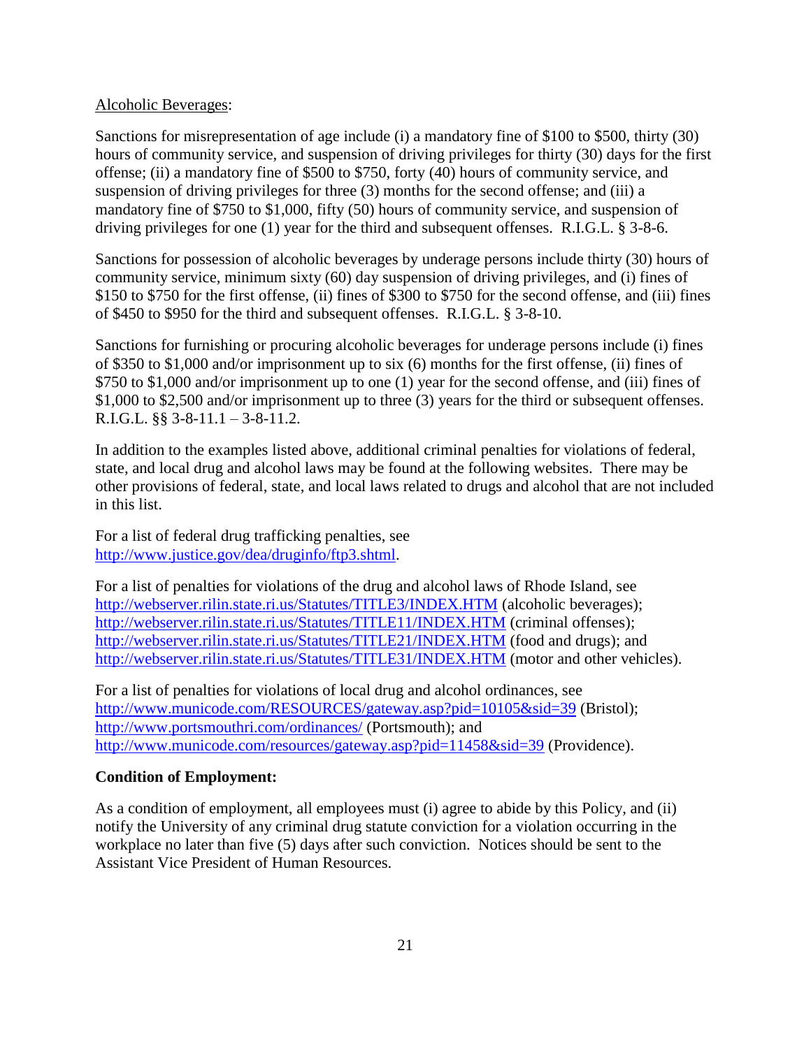Alcoholic Beverages:

Sanctions for misrepresentation of age include (i) a mandatory fine of $100 to $500, thirty (30) hours of community service, and suspension of driving privileges for thirty (30) days for the first offense; (ii) a mandatory fine of $500 to $750, forty (40) hours of community service, and suspension of driving privileges for three (3) months for the second offense; and (iii) a mandatory fine of $750 to $1,000, fifty (50) hours of community service, and suspension of driving privileges for one (1) year for the third and subsequent offenses. R.I.G.L. § 3-8-6.

Sanctions for possession of alcoholic beverages by underage persons include thirty (30) hours of community service, minimum sixty (60) day suspension of driving privileges, and (i) fines of $150 to $750 for the first offense, (ii) fines of $300 to $750 for the second offense, and (iii) fines of $450 to $950 for the third and subsequent offenses. R.I.G.L. § 3-8-10.

Sanctions for furnishing or procuring alcoholic beverages for underage persons include (i) fines of $350 to $1,000 and/or imprisonment up to six (6) months for the first offense, (ii) fines of $750 to $1,000 and/or imprisonment up to one (1) year for the second offense, and (iii) fines of $1,000 to $2,500 and/or imprisonment up to three (3) years for the third or subsequent offenses. R.I.G.L. §§ 3-8-11.1 – 3-8-11.2.

In addition to the examples listed above, additional criminal penalties for violations of federal, state, and local drug and alcohol laws may be found at the following websites. There may be other provisions of federal, state, and local laws related to drugs and alcohol that are not included in this list.

For a list of federal drug trafficking penalties, see http://www.justice.gov/dea/druginfo/ftp3.shtml.

For a list of penalties for violations of the drug and alcohol laws of Rhode Island, see http://webserver.rilin.state.ri.us/Statutes/TITLE3/INDEX.HTM (alcoholic beverages); http://webserver.rilin.state.ri.us/Statutes/TITLE11/INDEX.HTM (criminal offenses); http://webserver.rilin.state.ri.us/Statutes/TITLE21/INDEX.HTM (food and drugs); and http://webserver.rilin.state.ri.us/Statutes/TITLE31/INDEX.HTM (motor and other vehicles).

For a list of penalties for violations of local drug and alcohol ordinances, see http://www.municode.com/RESOURCES/gateway.asp?pid=10105&sid=39 (Bristol); http://www.portsmouthri.com/ordinances/ (Portsmouth); and http://www.municode.com/resources/gateway.asp?pid=11458&sid=39 (Providence).

**Condition of Employment:**

As a condition of employment, all employees must (i) agree to abide by this Policy, and (ii) notify the University of any criminal drug statute conviction for a violation occurring in the workplace no later than five (5) days after such conviction. Notices should be sent to the Assistant Vice President of Human Resources.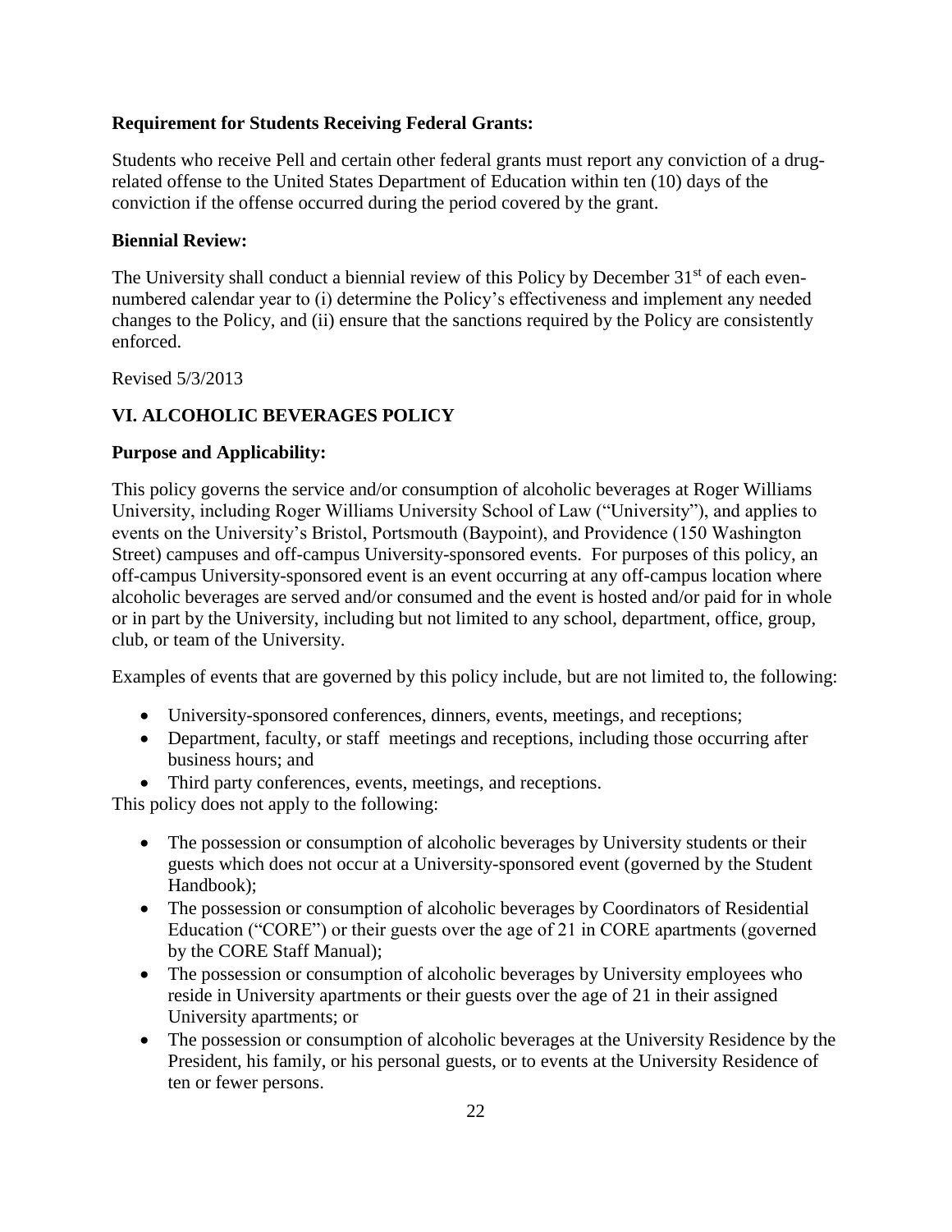**Requirement for Students Receiving Federal Grants:**

Students who receive Pell and certain other federal grants must report any conviction of a drug-related offense to the United States Department of Education within ten (10) days of the conviction if the offense occurred during the period covered by the grant.

**Biennial Review:**

The University shall conduct a biennial review of this Policy by December 31st of each even-numbered calendar year to (i) determine the Policy's effectiveness and implement any needed changes to the Policy, and (ii) ensure that the sanctions required by the Policy are consistently enforced.

Revised 5/3/2013

## VI. ALCOHOLIC BEVERAGES POLICY

**Purpose and Applicability:**

This policy governs the service and/or consumption of alcoholic beverages at Roger Williams University, including Roger Williams University School of Law ("University"), and applies to events on the University's Bristol, Portsmouth (Baypoint), and Providence (150 Washington Street) campuses and off-campus University-sponsored events. For purposes of this policy, an off-campus University-sponsored event is an event occurring at any off-campus location where alcoholic beverages are served and/or consumed and the event is hosted and/or paid for in whole or in part by the University, including but not limited to any school, department, office, group, club, or team of the University.

Examples of events that are governed by this policy include, but are not limited to, the following:

- University-sponsored conferences, dinners, events, meetings, and receptions;
- Department, faculty, or staff meetings and receptions, including those occurring after business hours; and
- Third party conferences, events, meetings, and receptions.

This policy does not apply to the following:

- The possession or consumption of alcoholic beverages by University students or their guests which does not occur at a University-sponsored event (governed by the Student Handbook);
- The possession or consumption of alcoholic beverages by Coordinators of Residential Education ("CORE") or their guests over the age of 21 in CORE apartments (governed by the CORE Staff Manual);
- The possession or consumption of alcoholic beverages by University employees who reside in University apartments or their guests over the age of 21 in their assigned University apartments; or
- The possession or consumption of alcoholic beverages at the University Residence by the President, his family, or his personal guests, or to events at the University Residence of ten or fewer persons.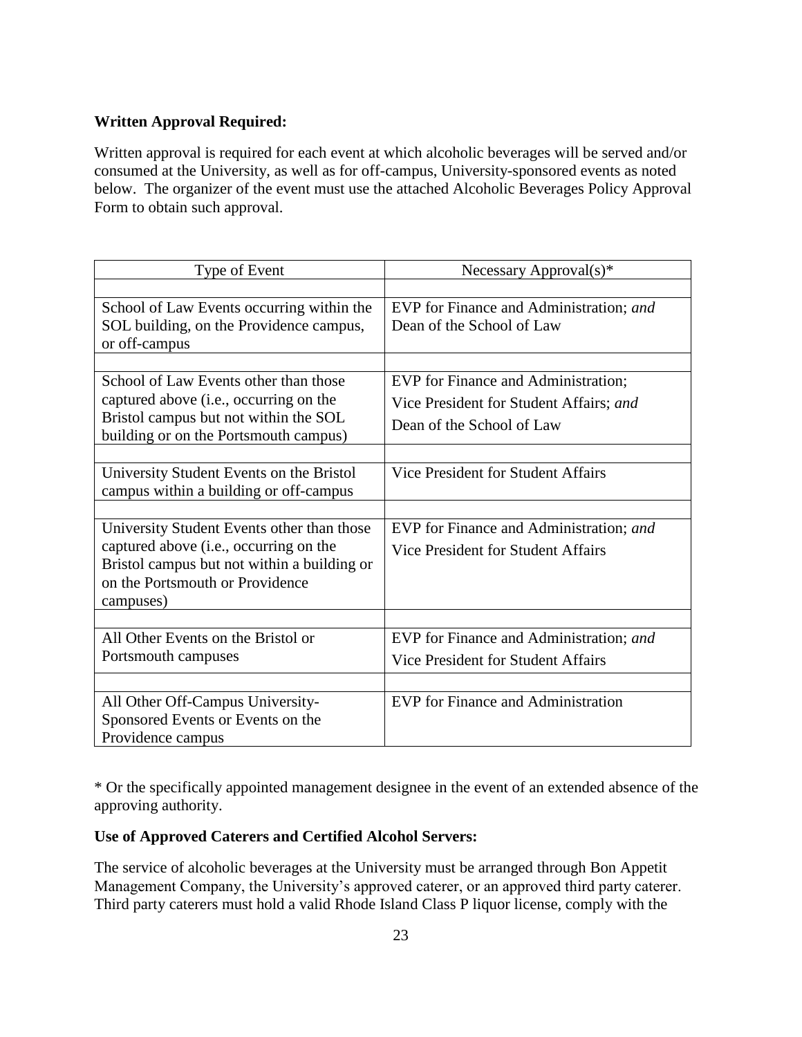**Written Approval Required:**

Written approval is required for each event at which alcoholic beverages will be served and/or consumed at the University, as well as for off-campus, University-sponsored events as noted below. The organizer of the event must use the attached Alcoholic Beverages Policy Approval Form to obtain such approval.

| Type of Event | Necessary Approval(s)* |
|---|---|
| School of Law Events occurring within the SOL building, on the Providence campus, or off-campus | EVP for Finance and Administration; *and* Dean of the School of Law |
| School of Law Events other than those captured above (i.e., occurring on the Bristol campus but not within the SOL building or on the Portsmouth campus) | EVP for Finance and Administration; Vice President for Student Affairs; *and* Dean of the School of Law |
| University Student Events on the Bristol campus within a building or off-campus | Vice President for Student Affairs |
| University Student Events other than those captured above (i.e., occurring on the Bristol campus but not within a building or on the Portsmouth or Providence campuses) | EVP for Finance and Administration; *and* Vice President for Student Affairs |
| All Other Events on the Bristol or Portsmouth campuses | EVP for Finance and Administration; *and* Vice President for Student Affairs |
| All Other Off-Campus University-Sponsored Events or Events on the Providence campus | EVP for Finance and Administration |

\* Or the specifically appointed management designee in the event of an extended absence of the approving authority.

**Use of Approved Caterers and Certified Alcohol Servers:**

The service of alcoholic beverages at the University must be arranged through Bon Appetit Management Company, the University's approved caterer, or an approved third party caterer. Third party caterers must hold a valid Rhode Island Class P liquor license, comply with the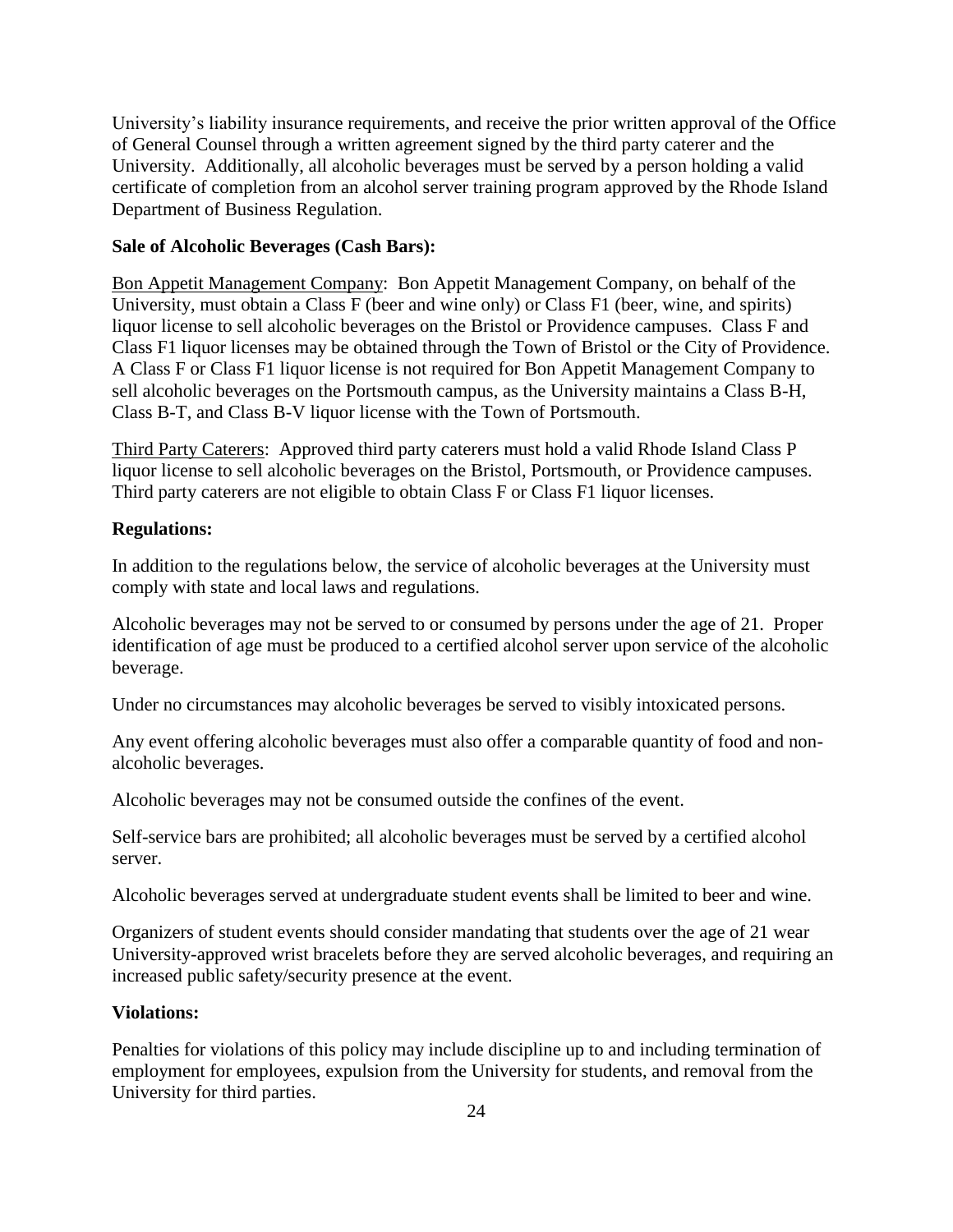University's liability insurance requirements, and receive the prior written approval of the Office of General Counsel through a written agreement signed by the third party caterer and the University. Additionally, all alcoholic beverages must be served by a person holding a valid certificate of completion from an alcohol server training program approved by the Rhode Island Department of Business Regulation.

**Sale of Alcoholic Beverages (Cash Bars):**

Bon Appetit Management Company: Bon Appetit Management Company, on behalf of the University, must obtain a Class F (beer and wine only) or Class F1 (beer, wine, and spirits) liquor license to sell alcoholic beverages on the Bristol or Providence campuses. Class F and Class F1 liquor licenses may be obtained through the Town of Bristol or the City of Providence. A Class F or Class F1 liquor license is not required for Bon Appetit Management Company to sell alcoholic beverages on the Portsmouth campus, as the University maintains a Class B-H, Class B-T, and Class B-V liquor license with the Town of Portsmouth.

Third Party Caterers: Approved third party caterers must hold a valid Rhode Island Class P liquor license to sell alcoholic beverages on the Bristol, Portsmouth, or Providence campuses. Third party caterers are not eligible to obtain Class F or Class F1 liquor licenses.

**Regulations:**

In addition to the regulations below, the service of alcoholic beverages at the University must comply with state and local laws and regulations.

Alcoholic beverages may not be served to or consumed by persons under the age of 21. Proper identification of age must be produced to a certified alcohol server upon service of the alcoholic beverage.

Under no circumstances may alcoholic beverages be served to visibly intoxicated persons.

Any event offering alcoholic beverages must also offer a comparable quantity of food and non-alcoholic beverages.

Alcoholic beverages may not be consumed outside the confines of the event.

Self-service bars are prohibited; all alcoholic beverages must be served by a certified alcohol server.

Alcoholic beverages served at undergraduate student events shall be limited to beer and wine.

Organizers of student events should consider mandating that students over the age of 21 wear University-approved wrist bracelets before they are served alcoholic beverages, and requiring an increased public safety/security presence at the event.

**Violations:**

Penalties for violations of this policy may include discipline up to and including termination of employment for employees, expulsion from the University for students, and removal from the University for third parties.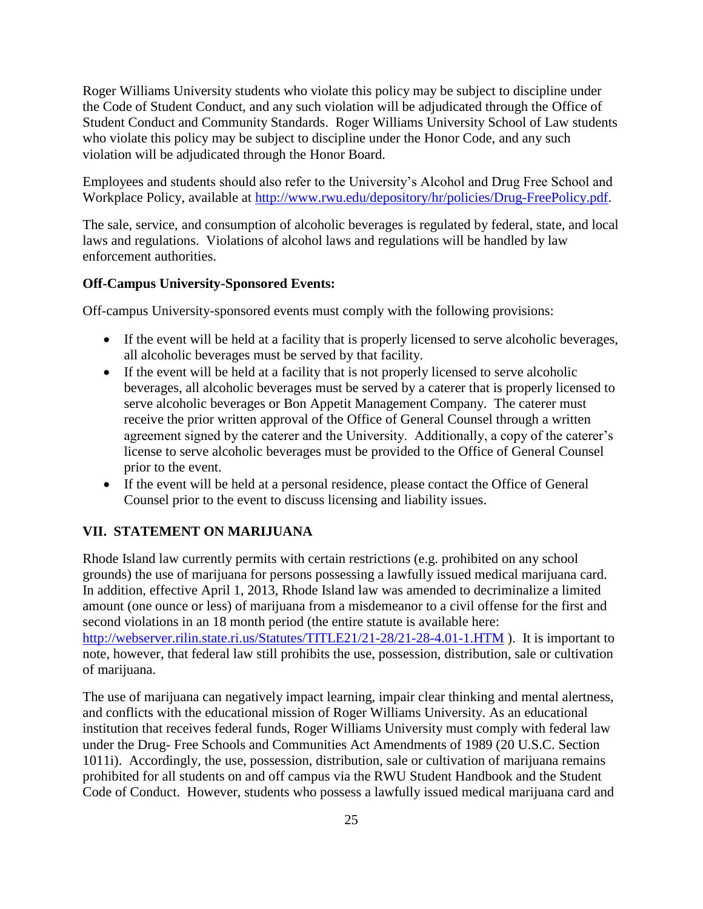Roger Williams University students who violate this policy may be subject to discipline under the Code of Student Conduct, and any such violation will be adjudicated through the Office of Student Conduct and Community Standards. Roger Williams University School of Law students who violate this policy may be subject to discipline under the Honor Code, and any such violation will be adjudicated through the Honor Board.

Employees and students should also refer to the University's Alcohol and Drug Free School and Workplace Policy, available at [http://www.rwu.edu/depository/hr/policies/Drug-FreePolicy.pdf](http://www.rwu.edu/depository/hr/policies/Drug-FreePolicy.pdf).

The sale, service, and consumption of alcoholic beverages is regulated by federal, state, and local laws and regulations. Violations of alcohol laws and regulations will be handled by law enforcement authorities.

**Off-Campus University-Sponsored Events:**

Off-campus University-sponsored events must comply with the following provisions:

- If the event will be held at a facility that is properly licensed to serve alcoholic beverages, all alcoholic beverages must be served by that facility.
- If the event will be held at a facility that is not properly licensed to serve alcoholic beverages, all alcoholic beverages must be served by a caterer that is properly licensed to serve alcoholic beverages or Bon Appetit Management Company. The caterer must receive the prior written approval of the Office of General Counsel through a written agreement signed by the caterer and the University. Additionally, a copy of the caterer's license to serve alcoholic beverages must be provided to the Office of General Counsel prior to the event.
- If the event will be held at a personal residence, please contact the Office of General Counsel prior to the event to discuss licensing and liability issues.

## VII. STATEMENT ON MARIJUANA

Rhode Island law currently permits with certain restrictions (e.g. prohibited on any school grounds) the use of marijuana for persons possessing a lawfully issued medical marijuana card. In addition, effective April 1, 2013, Rhode Island law was amended to decriminalize a limited amount (one ounce or less) of marijuana from a misdemeanor to a civil offense for the first and second violations in an 18 month period (the entire statute is available here: [http://webserver.rilin.state.ri.us/Statutes/TITLE21/21-28/21-28-4.01-1.HTM](http://webserver.rilin.state.ri.us/Statutes/TITLE21/21-28/21-28-4.01-1.HTM) ). It is important to note, however, that federal law still prohibits the use, possession, distribution, sale or cultivation of marijuana.

The use of marijuana can negatively impact learning, impair clear thinking and mental alertness, and conflicts with the educational mission of Roger Williams University. As an educational institution that receives federal funds, Roger Williams University must comply with federal law under the Drug- Free Schools and Communities Act Amendments of 1989 (20 U.S.C. Section 1011i). Accordingly, the use, possession, distribution, sale or cultivation of marijuana remains prohibited for all students on and off campus via the RWU Student Handbook and the Student Code of Conduct. However, students who possess a lawfully issued medical marijuana card and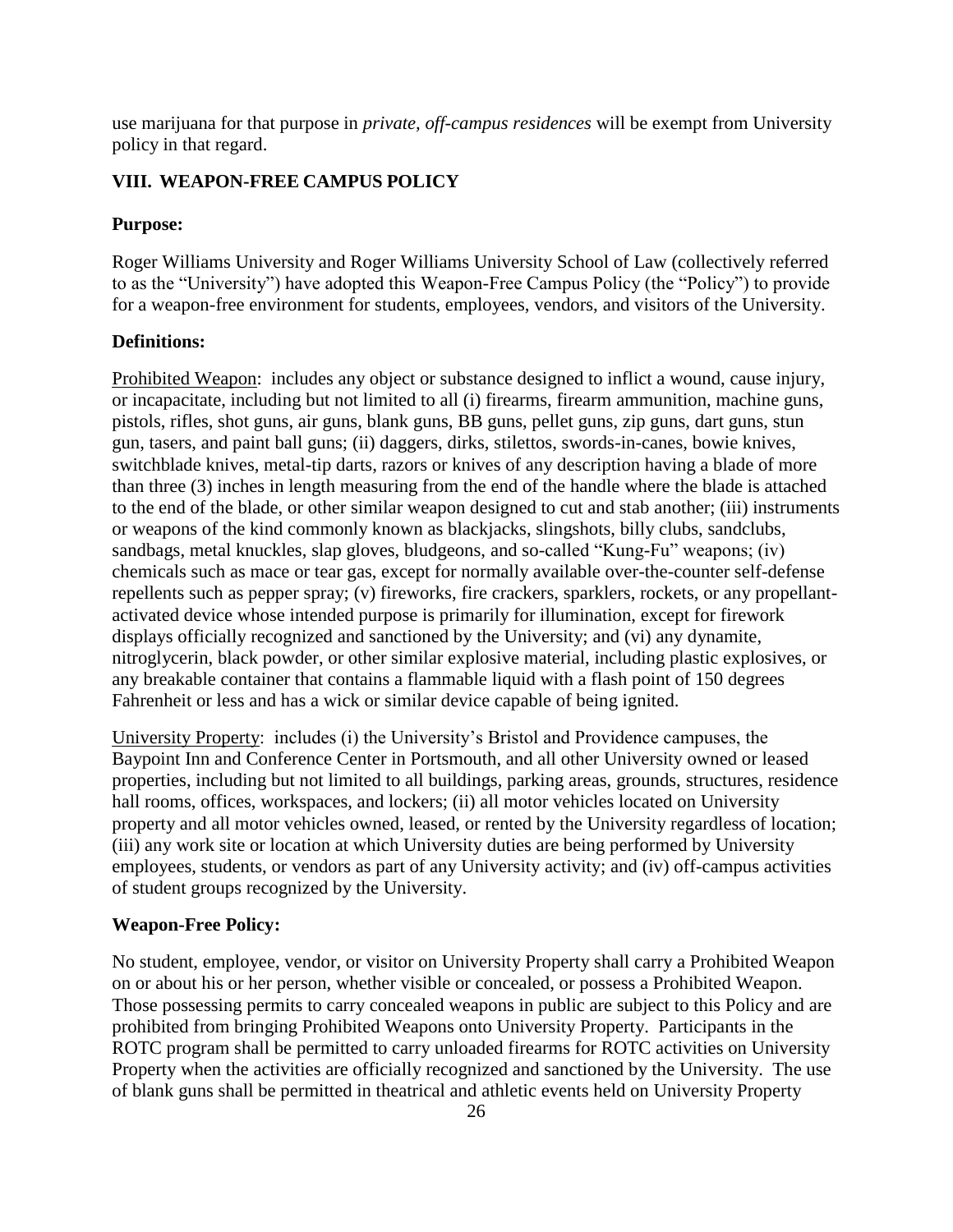use marijuana for that purpose in *private, off-campus residences* will be exempt from University policy in that regard.

## VIII. WEAPON-FREE CAMPUS POLICY

### Purpose:

Roger Williams University and Roger Williams University School of Law (collectively referred to as the "University") have adopted this Weapon-Free Campus Policy (the "Policy") to provide for a weapon-free environment for students, employees, vendors, and visitors of the University.

### Definitions:

Prohibited Weapon: includes any object or substance designed to inflict a wound, cause injury, or incapacitate, including but not limited to all (i) firearms, firearm ammunition, machine guns, pistols, rifles, shot guns, air guns, blank guns, BB guns, pellet guns, zip guns, dart guns, stun gun, tasers, and paint ball guns; (ii) daggers, dirks, stilettos, swords-in-canes, bowie knives, switchblade knives, metal-tip darts, razors or knives of any description having a blade of more than three (3) inches in length measuring from the end of the handle where the blade is attached to the end of the blade, or other similar weapon designed to cut and stab another; (iii) instruments or weapons of the kind commonly known as blackjacks, slingshots, billy clubs, sandclubs, sandbags, metal knuckles, slap gloves, bludgeons, and so-called "Kung-Fu" weapons; (iv) chemicals such as mace or tear gas, except for normally available over-the-counter self-defense repellents such as pepper spray; (v) fireworks, fire crackers, sparklers, rockets, or any propellant-activated device whose intended purpose is primarily for illumination, except for firework displays officially recognized and sanctioned by the University; and (vi) any dynamite, nitroglycerin, black powder, or other similar explosive material, including plastic explosives, or any breakable container that contains a flammable liquid with a flash point of 150 degrees Fahrenheit or less and has a wick or similar device capable of being ignited.

University Property: includes (i) the University's Bristol and Providence campuses, the Baypoint Inn and Conference Center in Portsmouth, and all other University owned or leased properties, including but not limited to all buildings, parking areas, grounds, structures, residence hall rooms, offices, workspaces, and lockers; (ii) all motor vehicles located on University property and all motor vehicles owned, leased, or rented by the University regardless of location; (iii) any work site or location at which University duties are being performed by University employees, students, or vendors as part of any University activity; and (iv) off-campus activities of student groups recognized by the University.

### Weapon-Free Policy:

No student, employee, vendor, or visitor on University Property shall carry a Prohibited Weapon on or about his or her person, whether visible or concealed, or possess a Prohibited Weapon. Those possessing permits to carry concealed weapons in public are subject to this Policy and are prohibited from bringing Prohibited Weapons onto University Property. Participants in the ROTC program shall be permitted to carry unloaded firearms for ROTC activities on University Property when the activities are officially recognized and sanctioned by the University. The use of blank guns shall be permitted in theatrical and athletic events held on University Property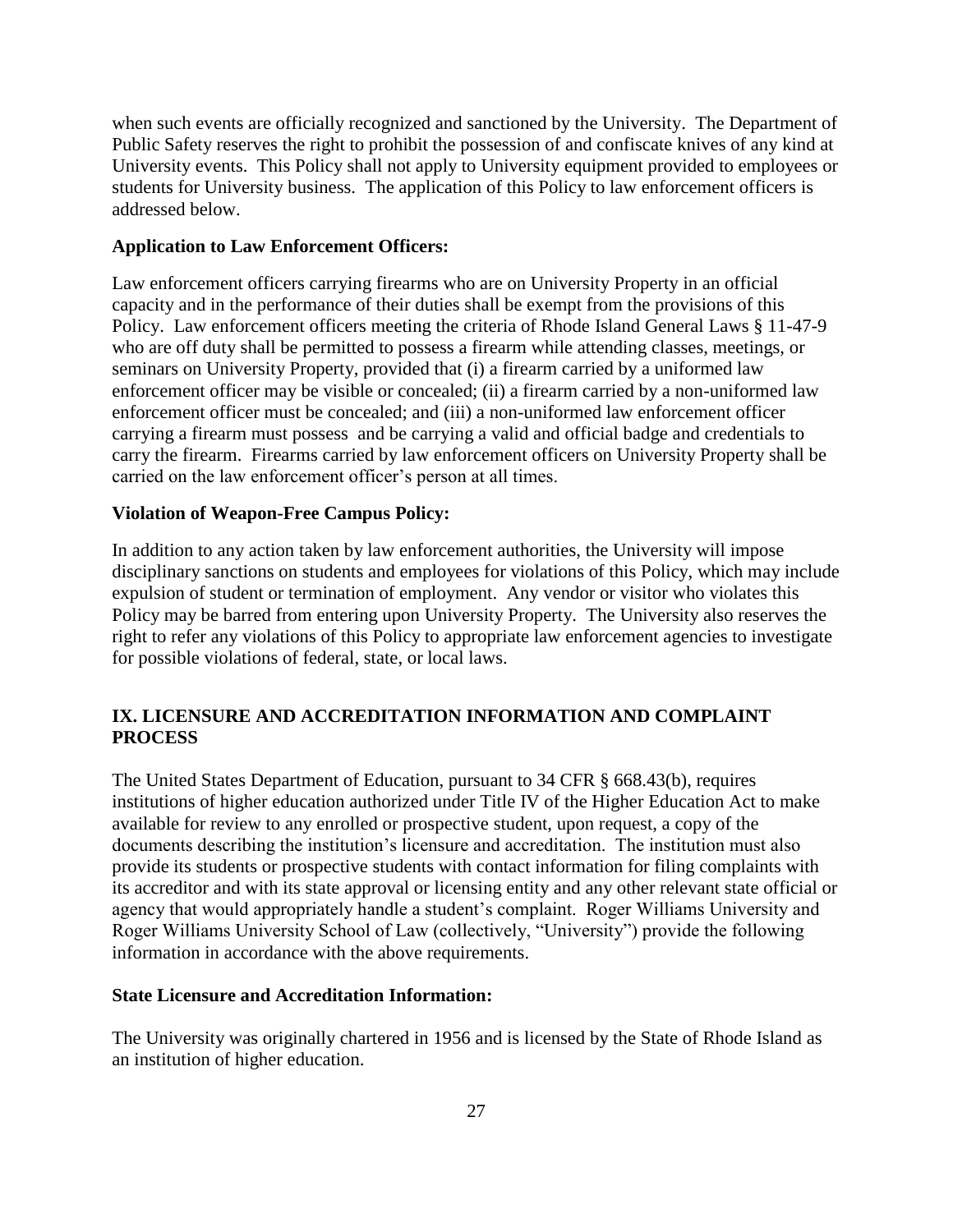when such events are officially recognized and sanctioned by the University. The Department of Public Safety reserves the right to prohibit the possession of and confiscate knives of any kind at University events. This Policy shall not apply to University equipment provided to employees or students for University business. The application of this Policy to law enforcement officers is addressed below.

**Application to Law Enforcement Officers:**

Law enforcement officers carrying firearms who are on University Property in an official capacity and in the performance of their duties shall be exempt from the provisions of this Policy. Law enforcement officers meeting the criteria of Rhode Island General Laws § 11-47-9 who are off duty shall be permitted to possess a firearm while attending classes, meetings, or seminars on University Property, provided that (i) a firearm carried by a uniformed law enforcement officer may be visible or concealed; (ii) a firearm carried by a non-uniformed law enforcement officer must be concealed; and (iii) a non-uniformed law enforcement officer carrying a firearm must possess and be carrying a valid and official badge and credentials to carry the firearm. Firearms carried by law enforcement officers on University Property shall be carried on the law enforcement officer's person at all times.

**Violation of Weapon-Free Campus Policy:**

In addition to any action taken by law enforcement authorities, the University will impose disciplinary sanctions on students and employees for violations of this Policy, which may include expulsion of student or termination of employment. Any vendor or visitor who violates this Policy may be barred from entering upon University Property. The University also reserves the right to refer any violations of this Policy to appropriate law enforcement agencies to investigate for possible violations of federal, state, or local laws.

## IX. LICENSURE AND ACCREDITATION INFORMATION AND COMPLAINT PROCESS

The United States Department of Education, pursuant to 34 CFR § 668.43(b), requires institutions of higher education authorized under Title IV of the Higher Education Act to make available for review to any enrolled or prospective student, upon request, a copy of the documents describing the institution's licensure and accreditation. The institution must also provide its students or prospective students with contact information for filing complaints with its accreditor and with its state approval or licensing entity and any other relevant state official or agency that would appropriately handle a student's complaint. Roger Williams University and Roger Williams University School of Law (collectively, "University") provide the following information in accordance with the above requirements.

**State Licensure and Accreditation Information:**

The University was originally chartered in 1956 and is licensed by the State of Rhode Island as an institution of higher education.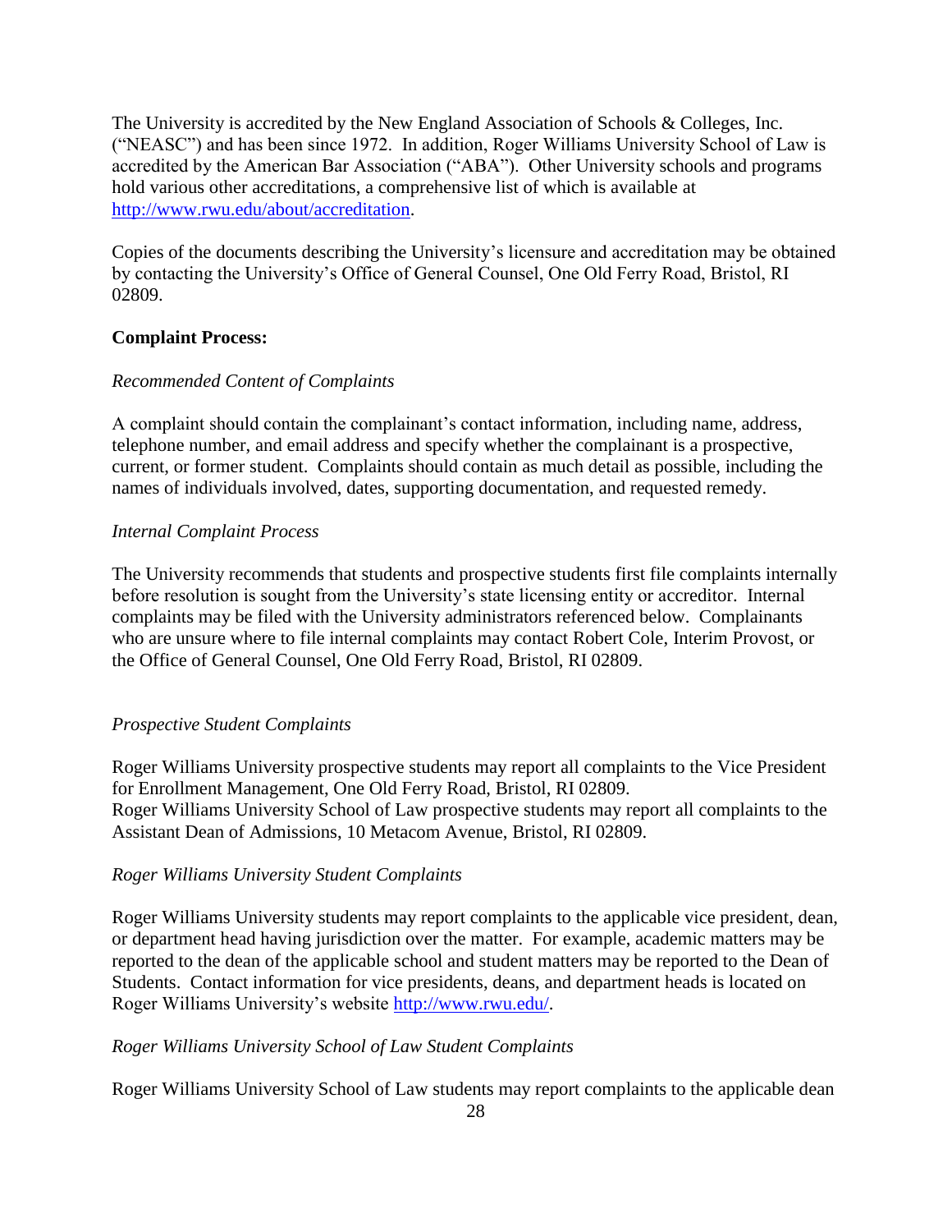The University is accredited by the New England Association of Schools & Colleges, Inc. ("NEASC") and has been since 1972. In addition, Roger Williams University School of Law is accredited by the American Bar Association ("ABA"). Other University schools and programs hold various other accreditations, a comprehensive list of which is available at http://www.rwu.edu/about/accreditation.

Copies of the documents describing the University's licensure and accreditation may be obtained by contacting the University's Office of General Counsel, One Old Ferry Road, Bristol, RI 02809.

**Complaint Process:**

*Recommended Content of Complaints*

A complaint should contain the complainant's contact information, including name, address, telephone number, and email address and specify whether the complainant is a prospective, current, or former student. Complaints should contain as much detail as possible, including the names of individuals involved, dates, supporting documentation, and requested remedy.

*Internal Complaint Process*

The University recommends that students and prospective students first file complaints internally before resolution is sought from the University's state licensing entity or accreditor. Internal complaints may be filed with the University administrators referenced below. Complainants who are unsure where to file internal complaints may contact Robert Cole, Interim Provost, or the Office of General Counsel, One Old Ferry Road, Bristol, RI 02809.

*Prospective Student Complaints*

Roger Williams University prospective students may report all complaints to the Vice President for Enrollment Management, One Old Ferry Road, Bristol, RI 02809.
Roger Williams University School of Law prospective students may report all complaints to the Assistant Dean of Admissions, 10 Metacom Avenue, Bristol, RI 02809.

*Roger Williams University Student Complaints*

Roger Williams University students may report complaints to the applicable vice president, dean, or department head having jurisdiction over the matter. For example, academic matters may be reported to the dean of the applicable school and student matters may be reported to the Dean of Students. Contact information for vice presidents, deans, and department heads is located on Roger Williams University's website http://www.rwu.edu/.

*Roger Williams University School of Law Student Complaints*

Roger Williams University School of Law students may report complaints to the applicable dean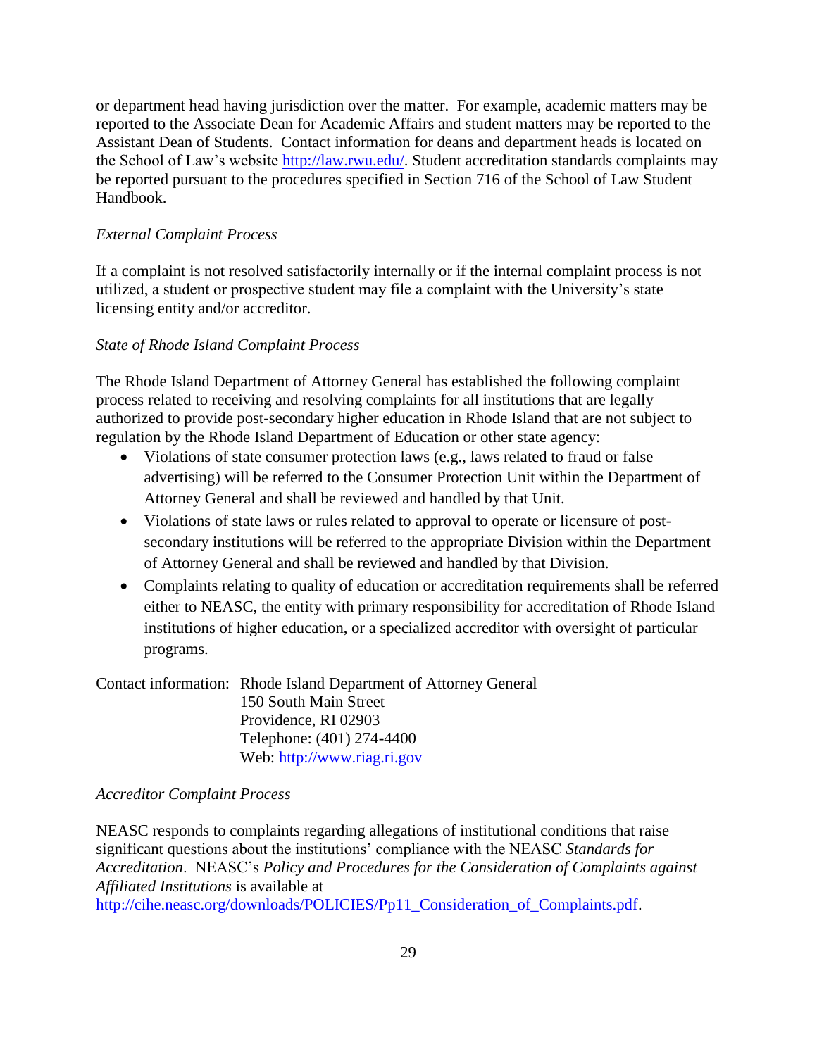or department head having jurisdiction over the matter. For example, academic matters may be reported to the Associate Dean for Academic Affairs and student matters may be reported to the Assistant Dean of Students. Contact information for deans and department heads is located on the School of Law's website [http://law.rwu.edu/](http://law.rwu.edu/). Student accreditation standards complaints may be reported pursuant to the procedures specified in Section 716 of the School of Law Student Handbook.

*External Complaint Process*

If a complaint is not resolved satisfactorily internally or if the internal complaint process is not utilized, a student or prospective student may file a complaint with the University's state licensing entity and/or accreditor.

*State of Rhode Island Complaint Process*

The Rhode Island Department of Attorney General has established the following complaint process related to receiving and resolving complaints for all institutions that are legally authorized to provide post-secondary higher education in Rhode Island that are not subject to regulation by the Rhode Island Department of Education or other state agency:

- Violations of state consumer protection laws (e.g., laws related to fraud or false advertising) will be referred to the Consumer Protection Unit within the Department of Attorney General and shall be reviewed and handled by that Unit.
- Violations of state laws or rules related to approval to operate or licensure of post-secondary institutions will be referred to the appropriate Division within the Department of Attorney General and shall be reviewed and handled by that Division.
- Complaints relating to quality of education or accreditation requirements shall be referred either to NEASC, the entity with primary responsibility for accreditation of Rhode Island institutions of higher education, or a specialized accreditor with oversight of particular programs.

Contact information: Rhode Island Department of Attorney General
150 South Main Street
Providence, RI 02903
Telephone: (401) 274-4400
Web: [http://www.riag.ri.gov](http://www.riag.ri.gov)

*Accreditor Complaint Process*

NEASC responds to complaints regarding allegations of institutional conditions that raise significant questions about the institutions' compliance with the NEASC *Standards for Accreditation*. NEASC's *Policy and Procedures for the Consideration of Complaints against Affiliated Institutions* is available at [http://cihe.neasc.org/downloads/POLICIES/Pp11_Consideration_of_Complaints.pdf](http://cihe.neasc.org/downloads/POLICIES/Pp11_Consideration_of_Complaints.pdf).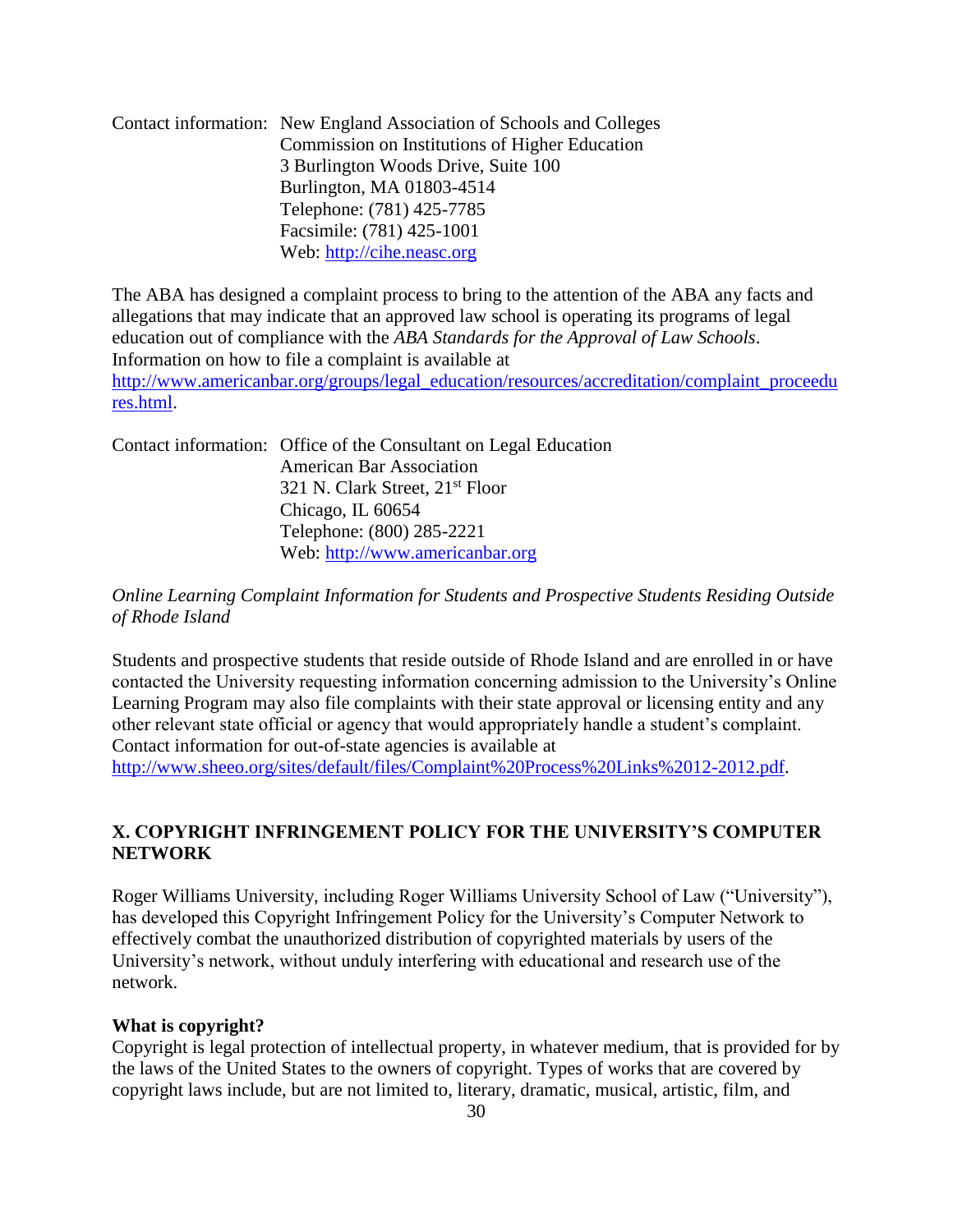Contact information: New England Association of Schools and Colleges
Commission on Institutions of Higher Education
3 Burlington Woods Drive, Suite 100
Burlington, MA 01803-4514
Telephone: (781) 425-7785
Facsimile: (781) 425-1001
Web: http://cihe.neasc.org

The ABA has designed a complaint process to bring to the attention of the ABA any facts and allegations that may indicate that an approved law school is operating its programs of legal education out of compliance with the *ABA Standards for the Approval of Law Schools*. Information on how to file a complaint is available at http://www.americanbar.org/groups/legal_education/resources/accreditation/complaint_proceedures.html.

Contact information: Office of the Consultant on Legal Education
American Bar Association
321 N. Clark Street, 21st Floor
Chicago, IL 60654
Telephone: (800) 285-2221
Web: http://www.americanbar.org

*Online Learning Complaint Information for Students and Prospective Students Residing Outside of Rhode Island*

Students and prospective students that reside outside of Rhode Island and are enrolled in or have contacted the University requesting information concerning admission to the University's Online Learning Program may also file complaints with their state approval or licensing entity and any other relevant state official or agency that would appropriately handle a student's complaint. Contact information for out-of-state agencies is available at http://www.sheeo.org/sites/default/files/Complaint%20Process%20Links%2012-2012.pdf.

## X. COPYRIGHT INFRINGEMENT POLICY FOR THE UNIVERSITY'S COMPUTER NETWORK

Roger Williams University, including Roger Williams University School of Law ("University"), has developed this Copyright Infringement Policy for the University's Computer Network to effectively combat the unauthorized distribution of copyrighted materials by users of the University's network, without unduly interfering with educational and research use of the network.

**What is copyright?**
Copyright is legal protection of intellectual property, in whatever medium, that is provided for by the laws of the United States to the owners of copyright. Types of works that are covered by copyright laws include, but are not limited to, literary, dramatic, musical, artistic, film, and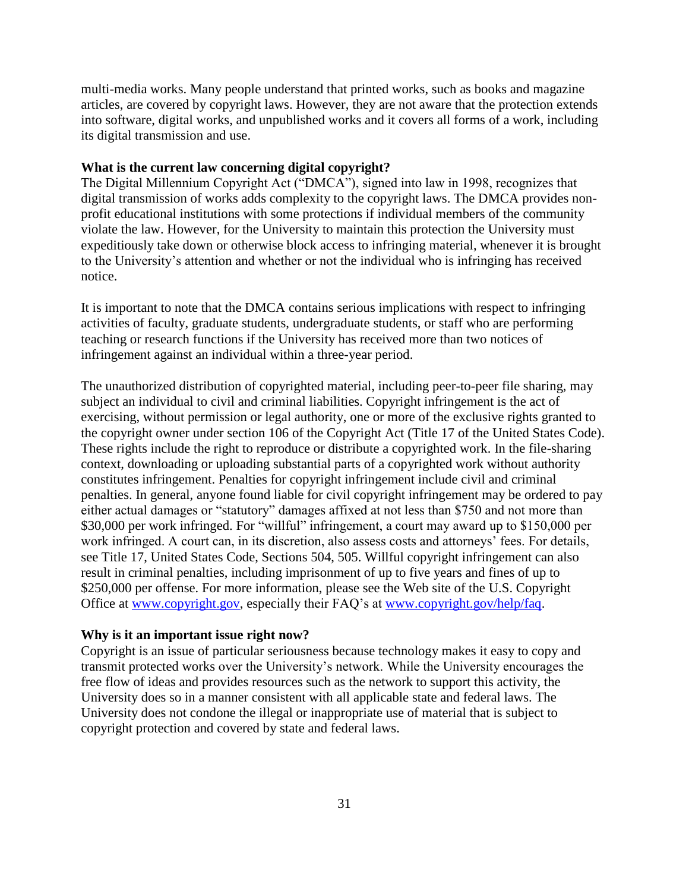multi-media works. Many people understand that printed works, such as books and magazine articles, are covered by copyright laws. However, they are not aware that the protection extends into software, digital works, and unpublished works and it covers all forms of a work, including its digital transmission and use.

**What is the current law concerning digital copyright?**

The Digital Millennium Copyright Act ("DMCA"), signed into law in 1998, recognizes that digital transmission of works adds complexity to the copyright laws. The DMCA provides non-profit educational institutions with some protections if individual members of the community violate the law. However, for the University to maintain this protection the University must expeditiously take down or otherwise block access to infringing material, whenever it is brought to the University's attention and whether or not the individual who is infringing has received notice.

It is important to note that the DMCA contains serious implications with respect to infringing activities of faculty, graduate students, undergraduate students, or staff who are performing teaching or research functions if the University has received more than two notices of infringement against an individual within a three-year period.

The unauthorized distribution of copyrighted material, including peer-to-peer file sharing, may subject an individual to civil and criminal liabilities. Copyright infringement is the act of exercising, without permission or legal authority, one or more of the exclusive rights granted to the copyright owner under section 106 of the Copyright Act (Title 17 of the United States Code). These rights include the right to reproduce or distribute a copyrighted work. In the file-sharing context, downloading or uploading substantial parts of a copyrighted work without authority constitutes infringement. Penalties for copyright infringement include civil and criminal penalties. In general, anyone found liable for civil copyright infringement may be ordered to pay either actual damages or "statutory" damages affixed at not less than $750 and not more than $30,000 per work infringed. For "willful" infringement, a court may award up to $150,000 per work infringed. A court can, in its discretion, also assess costs and attorneys' fees. For details, see Title 17, United States Code, Sections 504, 505. Willful copyright infringement can also result in criminal penalties, including imprisonment of up to five years and fines of up to $250,000 per offense. For more information, please see the Web site of the U.S. Copyright Office at [www.copyright.gov](http://www.copyright.gov), especially their FAQ's at [www.copyright.gov/help/faq](http://www.copyright.gov/help/faq).

**Why is it an important issue right now?**

Copyright is an issue of particular seriousness because technology makes it easy to copy and transmit protected works over the University's network. While the University encourages the free flow of ideas and provides resources such as the network to support this activity, the University does so in a manner consistent with all applicable state and federal laws. The University does not condone the illegal or inappropriate use of material that is subject to copyright protection and covered by state and federal laws.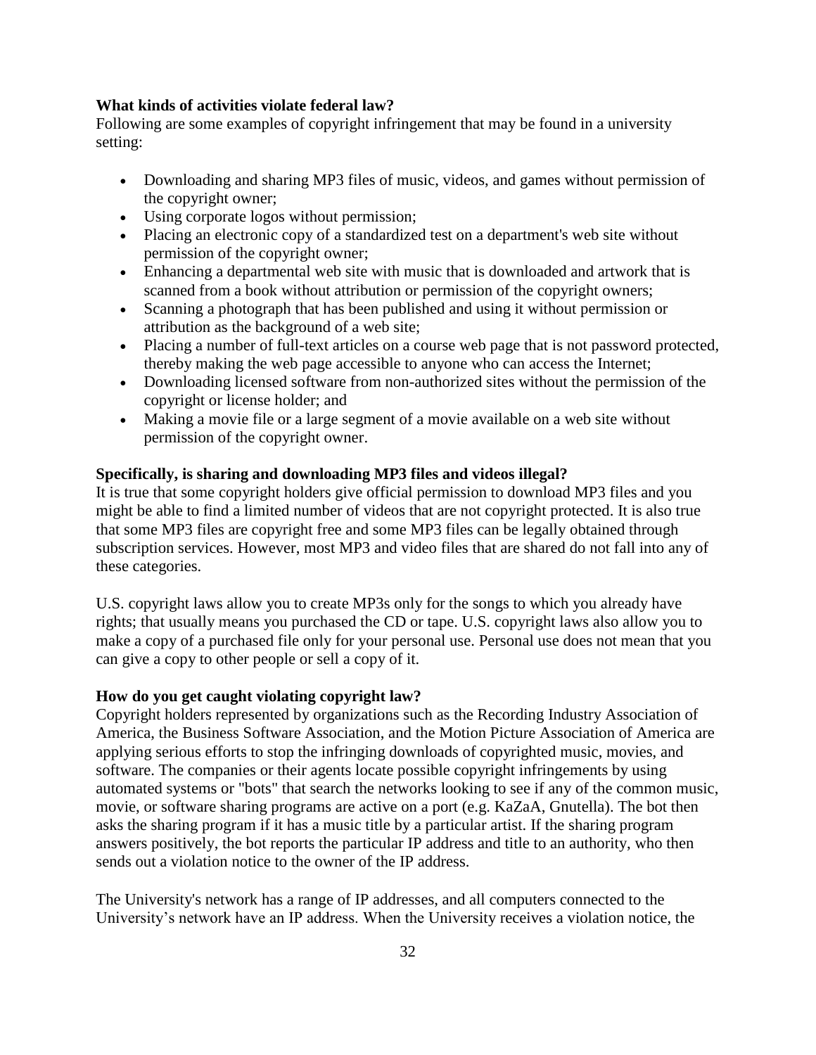**What kinds of activities violate federal law?**

Following are some examples of copyright infringement that may be found in a university setting:

- Downloading and sharing MP3 files of music, videos, and games without permission of the copyright owner;
- Using corporate logos without permission;
- Placing an electronic copy of a standardized test on a department's web site without permission of the copyright owner;
- Enhancing a departmental web site with music that is downloaded and artwork that is scanned from a book without attribution or permission of the copyright owners;
- Scanning a photograph that has been published and using it without permission or attribution as the background of a web site;
- Placing a number of full-text articles on a course web page that is not password protected, thereby making the web page accessible to anyone who can access the Internet;
- Downloading licensed software from non-authorized sites without the permission of the copyright or license holder; and
- Making a movie file or a large segment of a movie available on a web site without permission of the copyright owner.

**Specifically, is sharing and downloading MP3 files and videos illegal?**

It is true that some copyright holders give official permission to download MP3 files and you might be able to find a limited number of videos that are not copyright protected. It is also true that some MP3 files are copyright free and some MP3 files can be legally obtained through subscription services. However, most MP3 and video files that are shared do not fall into any of these categories.

U.S. copyright laws allow you to create MP3s only for the songs to which you already have rights; that usually means you purchased the CD or tape. U.S. copyright laws also allow you to make a copy of a purchased file only for your personal use. Personal use does not mean that you can give a copy to other people or sell a copy of it.

**How do you get caught violating copyright law?**

Copyright holders represented by organizations such as the Recording Industry Association of America, the Business Software Association, and the Motion Picture Association of America are applying serious efforts to stop the infringing downloads of copyrighted music, movies, and software. The companies or their agents locate possible copyright infringements by using automated systems or "bots" that search the networks looking to see if any of the common music, movie, or software sharing programs are active on a port (e.g. KaZaA, Gnutella). The bot then asks the sharing program if it has a music title by a particular artist. If the sharing program answers positively, the bot reports the particular IP address and title to an authority, who then sends out a violation notice to the owner of the IP address.

The University's network has a range of IP addresses, and all computers connected to the University's network have an IP address. When the University receives a violation notice, the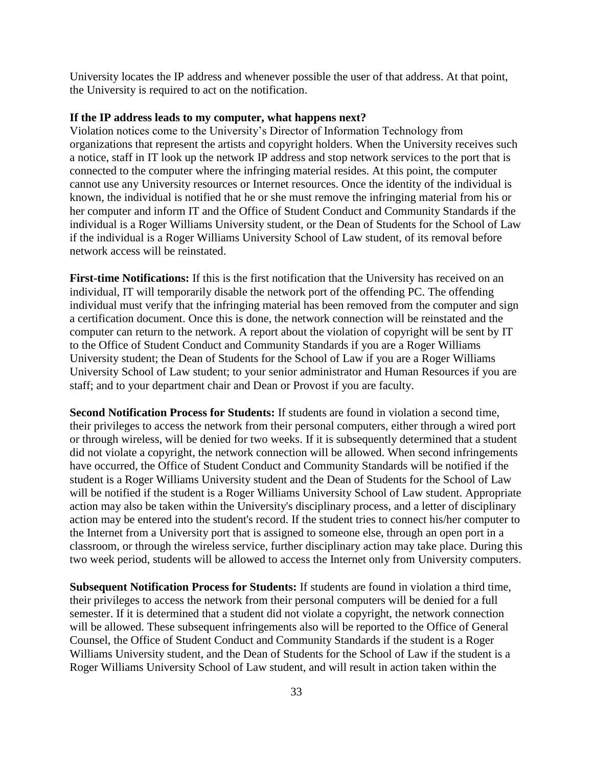University locates the IP address and whenever possible the user of that address. At that point, the University is required to act on the notification.

**If the IP address leads to my computer, what happens next?**

Violation notices come to the University's Director of Information Technology from organizations that represent the artists and copyright holders. When the University receives such a notice, staff in IT look up the network IP address and stop network services to the port that is connected to the computer where the infringing material resides. At this point, the computer cannot use any University resources or Internet resources. Once the identity of the individual is known, the individual is notified that he or she must remove the infringing material from his or her computer and inform IT and the Office of Student Conduct and Community Standards if the individual is a Roger Williams University student, or the Dean of Students for the School of Law if the individual is a Roger Williams University School of Law student, of its removal before network access will be reinstated.

**First-time Notifications:** If this is the first notification that the University has received on an individual, IT will temporarily disable the network port of the offending PC. The offending individual must verify that the infringing material has been removed from the computer and sign a certification document. Once this is done, the network connection will be reinstated and the computer can return to the network. A report about the violation of copyright will be sent by IT to the Office of Student Conduct and Community Standards if you are a Roger Williams University student; the Dean of Students for the School of Law if you are a Roger Williams University School of Law student; to your senior administrator and Human Resources if you are staff; and to your department chair and Dean or Provost if you are faculty.

**Second Notification Process for Students:** If students are found in violation a second time, their privileges to access the network from their personal computers, either through a wired port or through wireless, will be denied for two weeks. If it is subsequently determined that a student did not violate a copyright, the network connection will be allowed. When second infringements have occurred, the Office of Student Conduct and Community Standards will be notified if the student is a Roger Williams University student and the Dean of Students for the School of Law will be notified if the student is a Roger Williams University School of Law student. Appropriate action may also be taken within the University's disciplinary process, and a letter of disciplinary action may be entered into the student's record. If the student tries to connect his/her computer to the Internet from a University port that is assigned to someone else, through an open port in a classroom, or through the wireless service, further disciplinary action may take place. During this two week period, students will be allowed to access the Internet only from University computers.

**Subsequent Notification Process for Students:** If students are found in violation a third time, their privileges to access the network from their personal computers will be denied for a full semester. If it is determined that a student did not violate a copyright, the network connection will be allowed. These subsequent infringements also will be reported to the Office of General Counsel, the Office of Student Conduct and Community Standards if the student is a Roger Williams University student, and the Dean of Students for the School of Law if the student is a Roger Williams University School of Law student, and will result in action taken within the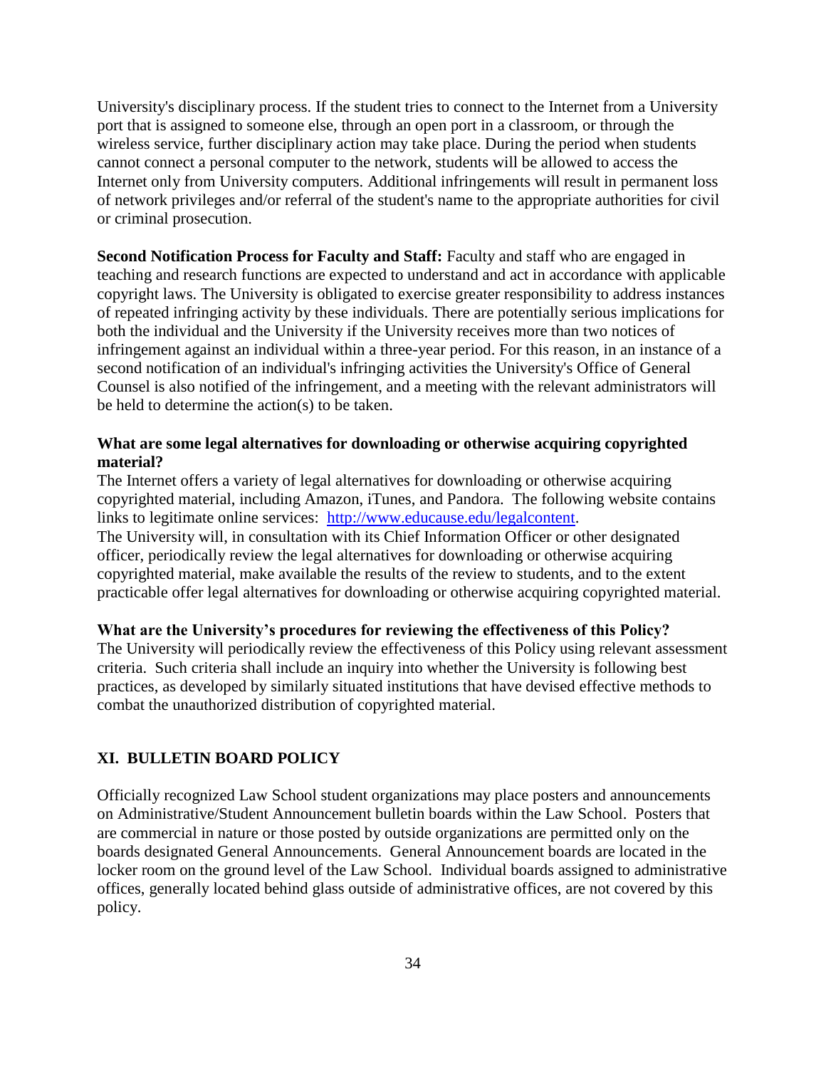University's disciplinary process. If the student tries to connect to the Internet from a University port that is assigned to someone else, through an open port in a classroom, or through the wireless service, further disciplinary action may take place. During the period when students cannot connect a personal computer to the network, students will be allowed to access the Internet only from University computers. Additional infringements will result in permanent loss of network privileges and/or referral of the student's name to the appropriate authorities for civil or criminal prosecution.

**Second Notification Process for Faculty and Staff:** Faculty and staff who are engaged in teaching and research functions are expected to understand and act in accordance with applicable copyright laws. The University is obligated to exercise greater responsibility to address instances of repeated infringing activity by these individuals. There are potentially serious implications for both the individual and the University if the University receives more than two notices of infringement against an individual within a three-year period. For this reason, in an instance of a second notification of an individual's infringing activities the University's Office of General Counsel is also notified of the infringement, and a meeting with the relevant administrators will be held to determine the action(s) to be taken.

**What are some legal alternatives for downloading or otherwise acquiring copyrighted material?**

The Internet offers a variety of legal alternatives for downloading or otherwise acquiring copyrighted material, including Amazon, iTunes, and Pandora. The following website contains links to legitimate online services: [http://www.educause.edu/legalcontent](http://www.educause.edu/legalcontent).

The University will, in consultation with its Chief Information Officer or other designated officer, periodically review the legal alternatives for downloading or otherwise acquiring copyrighted material, make available the results of the review to students, and to the extent practicable offer legal alternatives for downloading or otherwise acquiring copyrighted material.

**What are the University's procedures for reviewing the effectiveness of this Policy?**

The University will periodically review the effectiveness of this Policy using relevant assessment criteria. Such criteria shall include an inquiry into whether the University is following best practices, as developed by similarly situated institutions that have devised effective methods to combat the unauthorized distribution of copyrighted material.

## XI. BULLETIN BOARD POLICY

Officially recognized Law School student organizations may place posters and announcements on Administrative/Student Announcement bulletin boards within the Law School. Posters that are commercial in nature or those posted by outside organizations are permitted only on the boards designated General Announcements. General Announcement boards are located in the locker room on the ground level of the Law School. Individual boards assigned to administrative offices, generally located behind glass outside of administrative offices, are not covered by this policy.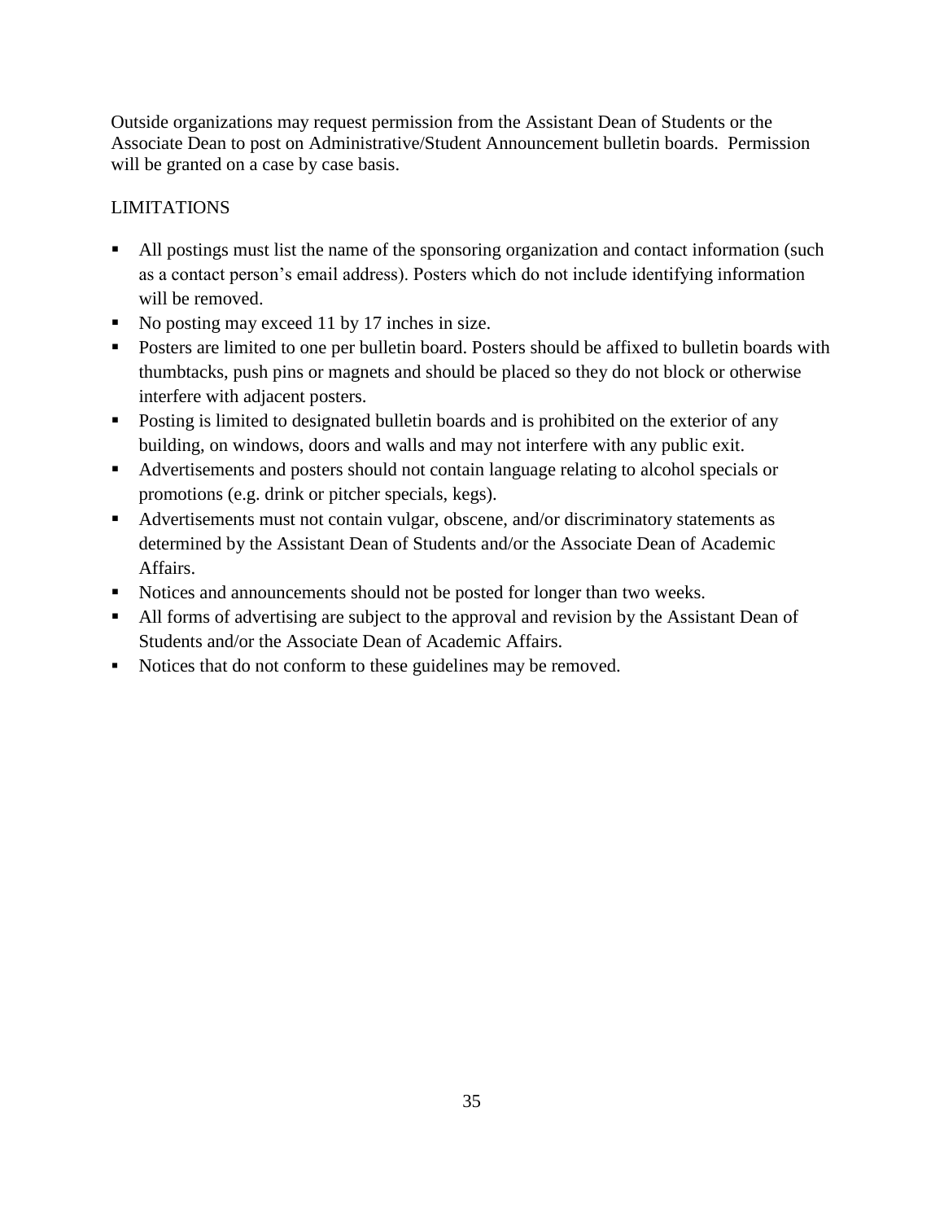Outside organizations may request permission from the Assistant Dean of Students or the Associate Dean to post on Administrative/Student Announcement bulletin boards. Permission will be granted on a case by case basis.

## LIMITATIONS

- All postings must list the name of the sponsoring organization and contact information (such as a contact person's email address). Posters which do not include identifying information will be removed.
- No posting may exceed 11 by 17 inches in size.
- Posters are limited to one per bulletin board. Posters should be affixed to bulletin boards with thumbtacks, push pins or magnets and should be placed so they do not block or otherwise interfere with adjacent posters.
- Posting is limited to designated bulletin boards and is prohibited on the exterior of any building, on windows, doors and walls and may not interfere with any public exit.
- Advertisements and posters should not contain language relating to alcohol specials or promotions (e.g. drink or pitcher specials, kegs).
- Advertisements must not contain vulgar, obscene, and/or discriminatory statements as determined by the Assistant Dean of Students and/or the Associate Dean of Academic Affairs.
- Notices and announcements should not be posted for longer than two weeks.
- All forms of advertising are subject to the approval and revision by the Assistant Dean of Students and/or the Associate Dean of Academic Affairs.
- Notices that do not conform to these guidelines may be removed.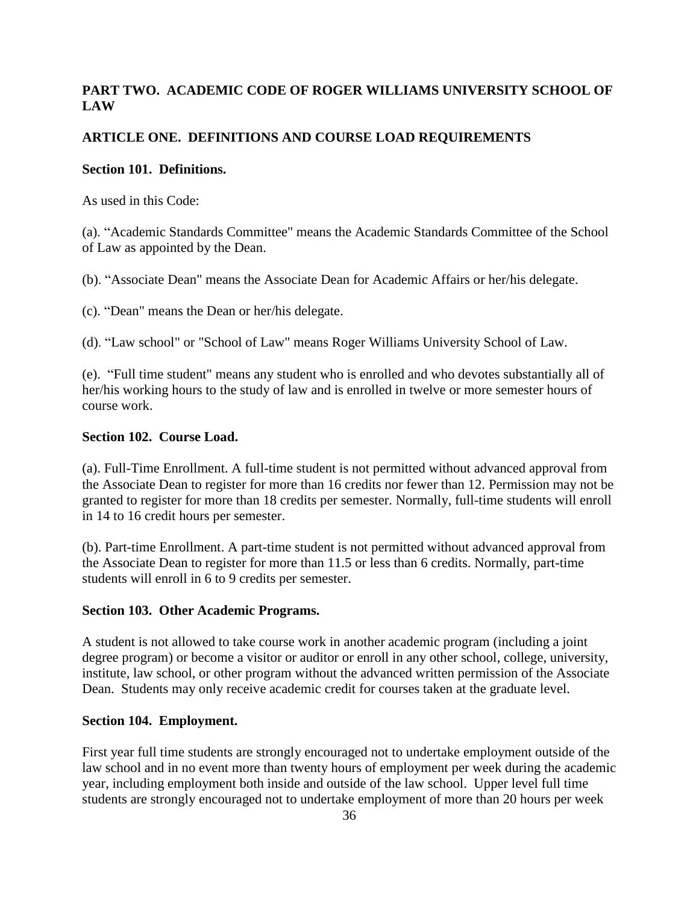## PART TWO. ACADEMIC CODE OF ROGER WILLIAMS UNIVERSITY SCHOOL OF LAW

### ARTICLE ONE. DEFINITIONS AND COURSE LOAD REQUIREMENTS

**Section 101. Definitions.**

As used in this Code:

(a). "Academic Standards Committee" means the Academic Standards Committee of the School of Law as appointed by the Dean.

(b). "Associate Dean" means the Associate Dean for Academic Affairs or her/his delegate.

(c). "Dean" means the Dean or her/his delegate.

(d). "Law school" or "School of Law" means Roger Williams University School of Law.

(e). "Full time student" means any student who is enrolled and who devotes substantially all of her/his working hours to the study of law and is enrolled in twelve or more semester hours of course work.

**Section 102. Course Load.**

(a). Full-Time Enrollment. A full-time student is not permitted without advanced approval from the Associate Dean to register for more than 16 credits nor fewer than 12. Permission may not be granted to register for more than 18 credits per semester. Normally, full-time students will enroll in 14 to 16 credit hours per semester.

(b). Part-time Enrollment. A part-time student is not permitted without advanced approval from the Associate Dean to register for more than 11.5 or less than 6 credits. Normally, part-time students will enroll in 6 to 9 credits per semester.

**Section 103. Other Academic Programs.**

A student is not allowed to take course work in another academic program (including a joint degree program) or become a visitor or auditor or enroll in any other school, college, university, institute, law school, or other program without the advanced written permission of the Associate Dean. Students may only receive academic credit for courses taken at the graduate level.

**Section 104. Employment.**

First year full time students are strongly encouraged not to undertake employment outside of the law school and in no event more than twenty hours of employment per week during the academic year, including employment both inside and outside of the law school. Upper level full time students are strongly encouraged not to undertake employment of more than 20 hours per week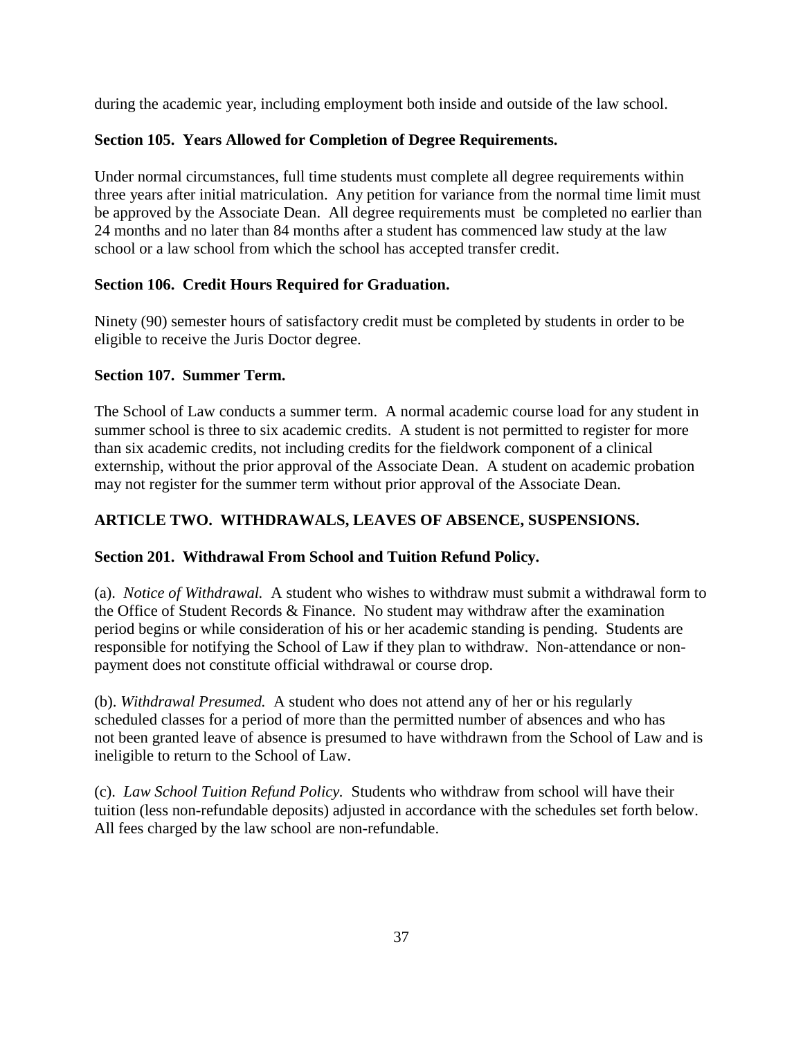during the academic year, including employment both inside and outside of the law school.

**Section 105. Years Allowed for Completion of Degree Requirements.**

Under normal circumstances, full time students must complete all degree requirements within three years after initial matriculation. Any petition for variance from the normal time limit must be approved by the Associate Dean. All degree requirements must be completed no earlier than 24 months and no later than 84 months after a student has commenced law study at the law school or a law school from which the school has accepted transfer credit.

**Section 106. Credit Hours Required for Graduation.**

Ninety (90) semester hours of satisfactory credit must be completed by students in order to be eligible to receive the Juris Doctor degree.

**Section 107. Summer Term.**

The School of Law conducts a summer term. A normal academic course load for any student in summer school is three to six academic credits. A student is not permitted to register for more than six academic credits, not including credits for the fieldwork component of a clinical externship, without the prior approval of the Associate Dean. A student on academic probation may not register for the summer term without prior approval of the Associate Dean.

## ARTICLE TWO. WITHDRAWALS, LEAVES OF ABSENCE, SUSPENSIONS.

**Section 201. Withdrawal From School and Tuition Refund Policy.**

(a). *Notice of Withdrawal.* A student who wishes to withdraw must submit a withdrawal form to the Office of Student Records & Finance. No student may withdraw after the examination period begins or while consideration of his or her academic standing is pending. Students are responsible for notifying the School of Law if they plan to withdraw. Non-attendance or non-payment does not constitute official withdrawal or course drop.

(b). *Withdrawal Presumed.* A student who does not attend any of her or his regularly scheduled classes for a period of more than the permitted number of absences and who has not been granted leave of absence is presumed to have withdrawn from the School of Law and is ineligible to return to the School of Law.

(c). *Law School Tuition Refund Policy.* Students who withdraw from school will have their tuition (less non-refundable deposits) adjusted in accordance with the schedules set forth below. All fees charged by the law school are non-refundable.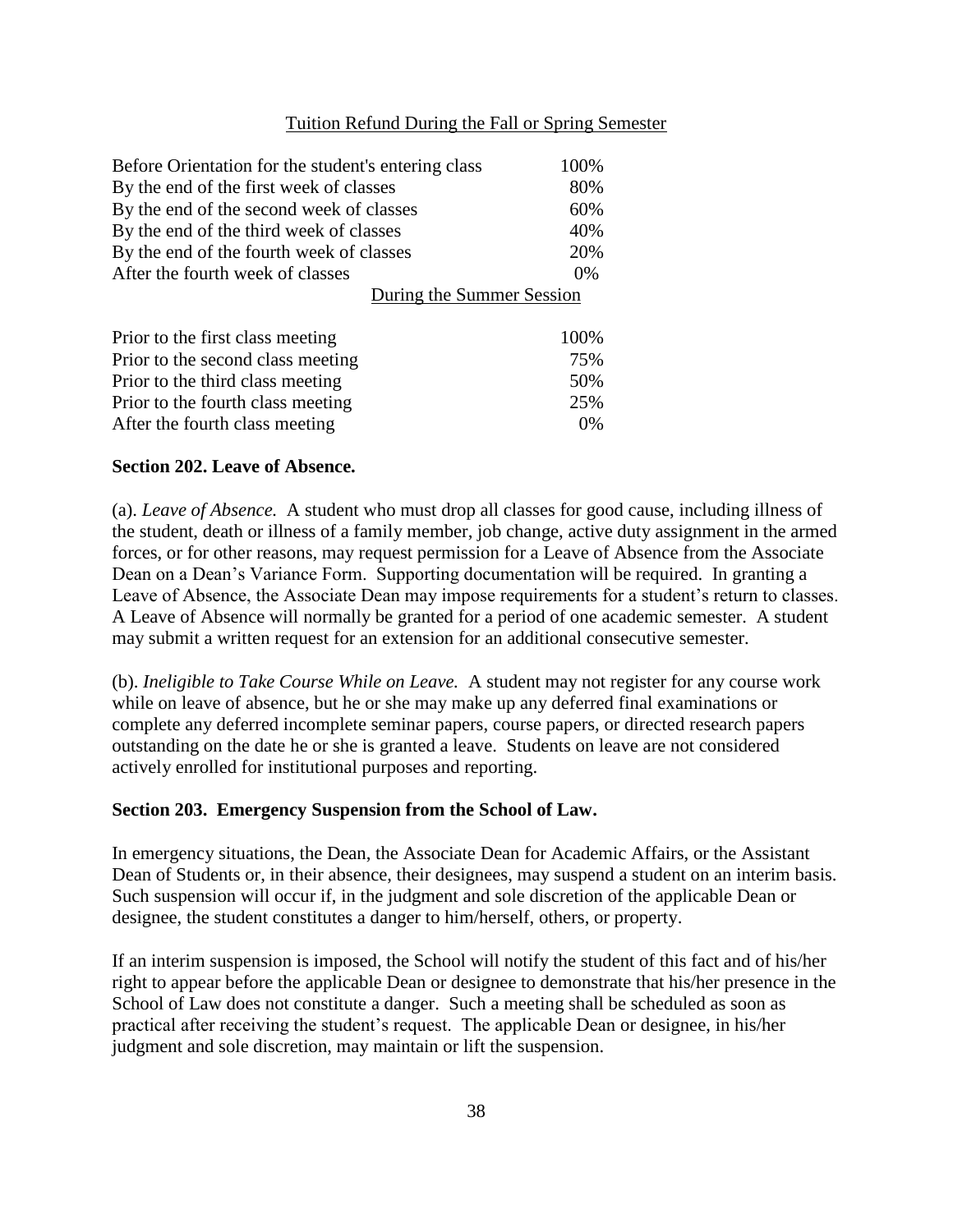Tuition Refund During the Fall or Spring Semester

| | |
|---|---|
| Before Orientation for the student's entering class | 100% |
| By the end of the first week of classes | 80% |
| By the end of the second week of classes | 60% |
| By the end of the third week of classes | 40% |
| By the end of the fourth week of classes | 20% |
| After the fourth week of classes | 0% |

During the Summer Session

| | |
|---|---|
| Prior to the first class meeting | 100% |
| Prior to the second class meeting | 75% |
| Prior to the third class meeting | 50% |
| Prior to the fourth class meeting | 25% |
| After the fourth class meeting | 0% |

**Section 202. Leave of Absence.**

(a). *Leave of Absence.* A student who must drop all classes for good cause, including illness of the student, death or illness of a family member, job change, active duty assignment in the armed forces, or for other reasons, may request permission for a Leave of Absence from the Associate Dean on a Dean's Variance Form. Supporting documentation will be required. In granting a Leave of Absence, the Associate Dean may impose requirements for a student's return to classes. A Leave of Absence will normally be granted for a period of one academic semester. A student may submit a written request for an extension for an additional consecutive semester.

(b). *Ineligible to Take Course While on Leave.* A student may not register for any course work while on leave of absence, but he or she may make up any deferred final examinations or complete any deferred incomplete seminar papers, course papers, or directed research papers outstanding on the date he or she is granted a leave. Students on leave are not considered actively enrolled for institutional purposes and reporting.

**Section 203. Emergency Suspension from the School of Law.**

In emergency situations, the Dean, the Associate Dean for Academic Affairs, or the Assistant Dean of Students or, in their absence, their designees, may suspend a student on an interim basis. Such suspension will occur if, in the judgment and sole discretion of the applicable Dean or designee, the student constitutes a danger to him/herself, others, or property.

If an interim suspension is imposed, the School will notify the student of this fact and of his/her right to appear before the applicable Dean or designee to demonstrate that his/her presence in the School of Law does not constitute a danger. Such a meeting shall be scheduled as soon as practical after receiving the student's request. The applicable Dean or designee, in his/her judgment and sole discretion, may maintain or lift the suspension.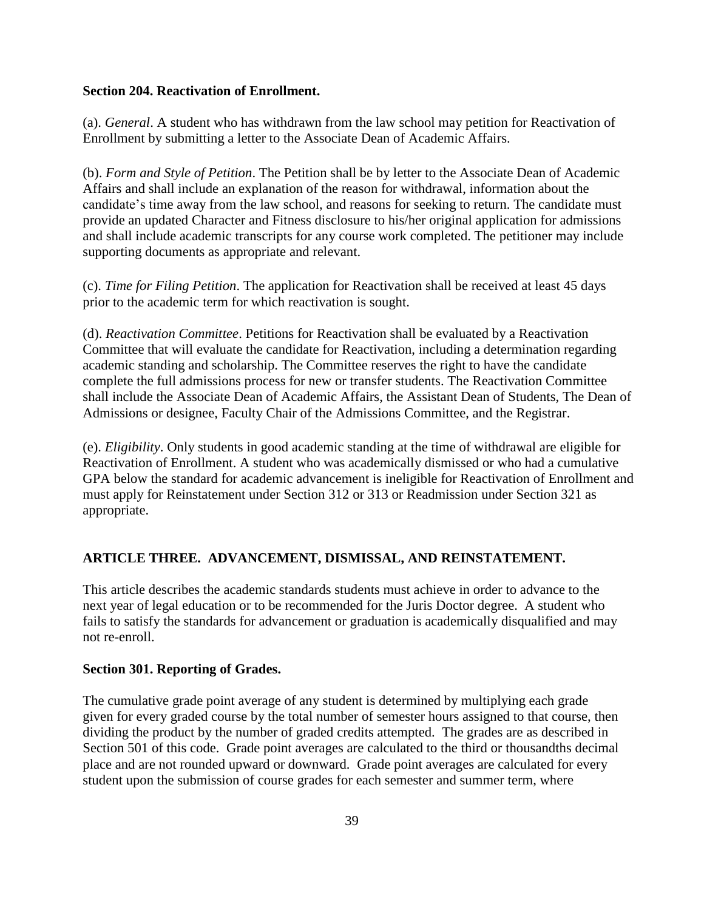**Section 204. Reactivation of Enrollment.**

(a). *General*. A student who has withdrawn from the law school may petition for Reactivation of Enrollment by submitting a letter to the Associate Dean of Academic Affairs.

(b). *Form and Style of Petition*. The Petition shall be by letter to the Associate Dean of Academic Affairs and shall include an explanation of the reason for withdrawal, information about the candidate's time away from the law school, and reasons for seeking to return. The candidate must provide an updated Character and Fitness disclosure to his/her original application for admissions and shall include academic transcripts for any course work completed. The petitioner may include supporting documents as appropriate and relevant.

(c). *Time for Filing Petition*. The application for Reactivation shall be received at least 45 days prior to the academic term for which reactivation is sought.

(d). *Reactivation Committee*. Petitions for Reactivation shall be evaluated by a Reactivation Committee that will evaluate the candidate for Reactivation, including a determination regarding academic standing and scholarship. The Committee reserves the right to have the candidate complete the full admissions process for new or transfer students. The Reactivation Committee shall include the Associate Dean of Academic Affairs, the Assistant Dean of Students, The Dean of Admissions or designee, Faculty Chair of the Admissions Committee, and the Registrar.

(e). *Eligibility*. Only students in good academic standing at the time of withdrawal are eligible for Reactivation of Enrollment. A student who was academically dismissed or who had a cumulative GPA below the standard for academic advancement is ineligible for Reactivation of Enrollment and must apply for Reinstatement under Section 312 or 313 or Readmission under Section 321 as appropriate.

## ARTICLE THREE. ADVANCEMENT, DISMISSAL, AND REINSTATEMENT.

This article describes the academic standards students must achieve in order to advance to the next year of legal education or to be recommended for the Juris Doctor degree. A student who fails to satisfy the standards for advancement or graduation is academically disqualified and may not re-enroll.

**Section 301. Reporting of Grades.**

The cumulative grade point average of any student is determined by multiplying each grade given for every graded course by the total number of semester hours assigned to that course, then dividing the product by the number of graded credits attempted. The grades are as described in Section 501 of this code. Grade point averages are calculated to the third or thousandths decimal place and are not rounded upward or downward. Grade point averages are calculated for every student upon the submission of course grades for each semester and summer term, where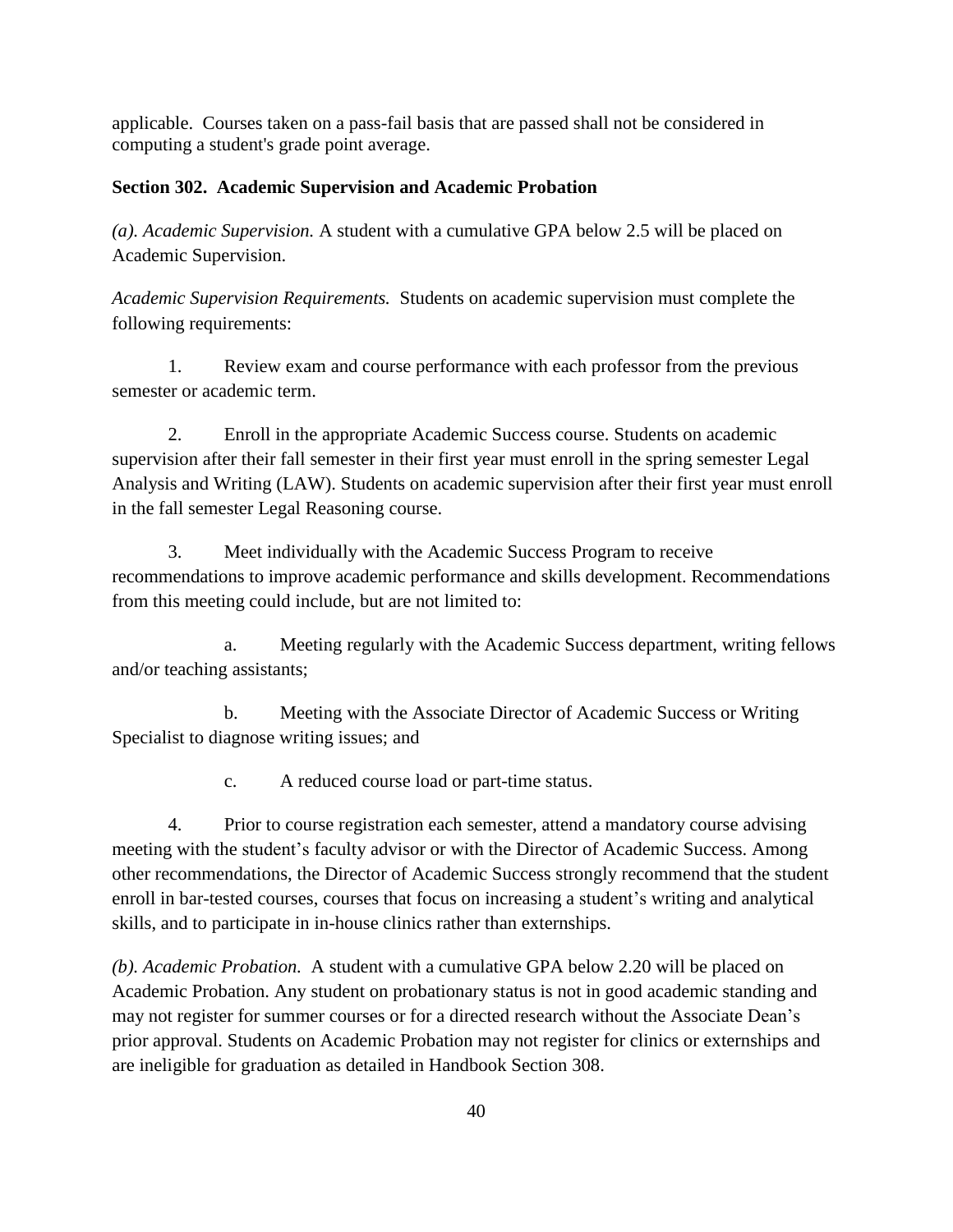applicable. Courses taken on a pass-fail basis that are passed shall not be considered in computing a student's grade point average.

**Section 302. Academic Supervision and Academic Probation**

*(a). Academic Supervision.* A student with a cumulative GPA below 2.5 will be placed on Academic Supervision.

*Academic Supervision Requirements.* Students on academic supervision must complete the following requirements:

1. Review exam and course performance with each professor from the previous semester or academic term.

2. Enroll in the appropriate Academic Success course. Students on academic supervision after their fall semester in their first year must enroll in the spring semester Legal Analysis and Writing (LAW). Students on academic supervision after their first year must enroll in the fall semester Legal Reasoning course.

3. Meet individually with the Academic Success Program to receive recommendations to improve academic performance and skills development. Recommendations from this meeting could include, but are not limited to:

    a. Meeting regularly with the Academic Success department, writing fellows and/or teaching assistants;

    b. Meeting with the Associate Director of Academic Success or Writing Specialist to diagnose writing issues; and

    c. A reduced course load or part-time status.

4. Prior to course registration each semester, attend a mandatory course advising meeting with the student's faculty advisor or with the Director of Academic Success. Among other recommendations, the Director of Academic Success strongly recommend that the student enroll in bar-tested courses, courses that focus on increasing a student's writing and analytical skills, and to participate in in-house clinics rather than externships.

*(b). Academic Probation.* A student with a cumulative GPA below 2.20 will be placed on Academic Probation. Any student on probationary status is not in good academic standing and may not register for summer courses or for a directed research without the Associate Dean's prior approval. Students on Academic Probation may not register for clinics or externships and are ineligible for graduation as detailed in Handbook Section 308.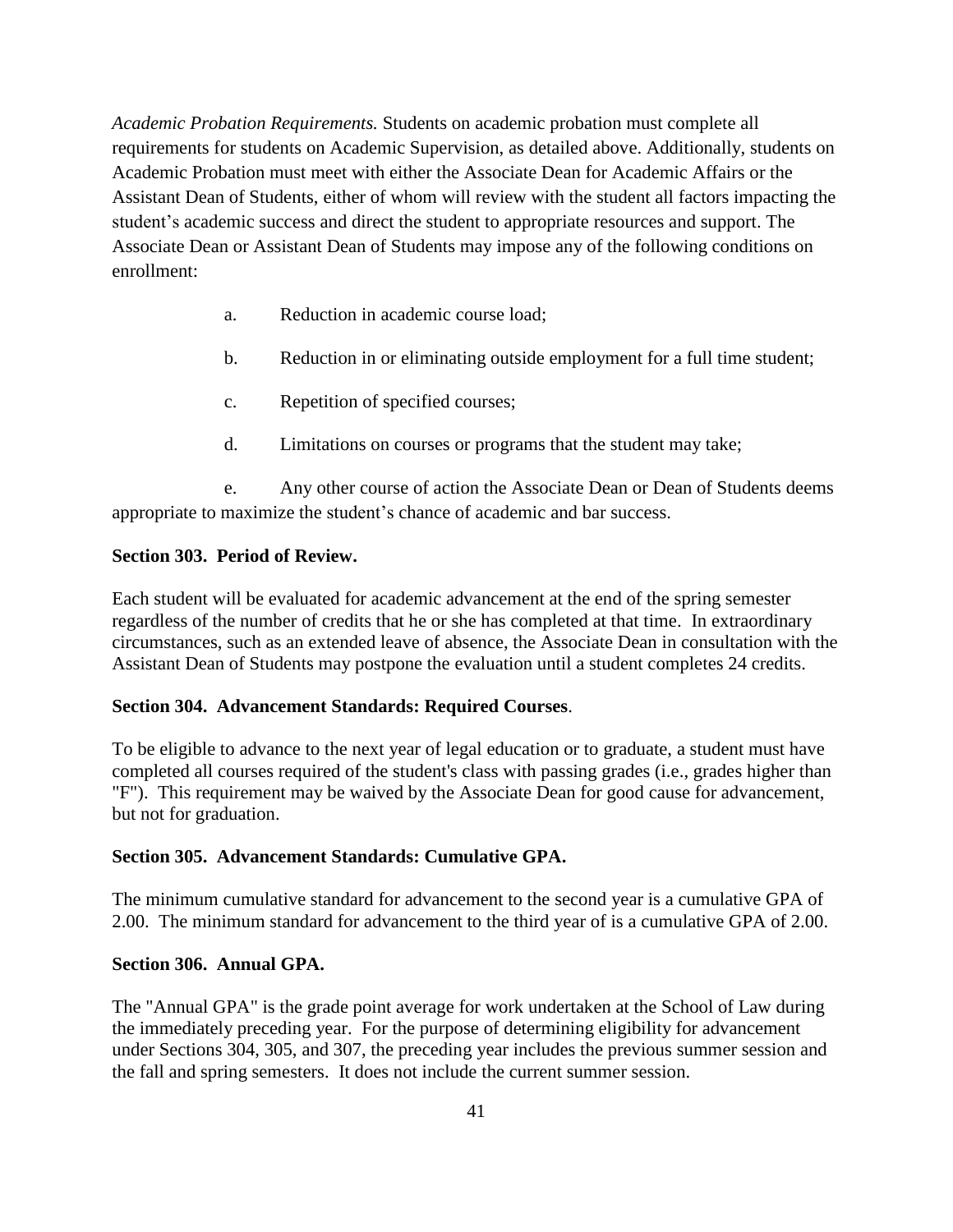*Academic Probation Requirements.* Students on academic probation must complete all requirements for students on Academic Supervision, as detailed above. Additionally, students on Academic Probation must meet with either the Associate Dean for Academic Affairs or the Assistant Dean of Students, either of whom will review with the student all factors impacting the student's academic success and direct the student to appropriate resources and support. The Associate Dean or Assistant Dean of Students may impose any of the following conditions on enrollment:

a. Reduction in academic course load;

b. Reduction in or eliminating outside employment for a full time student;

c. Repetition of specified courses;

d. Limitations on courses or programs that the student may take;

e. Any other course of action the Associate Dean or Dean of Students deems appropriate to maximize the student's chance of academic and bar success.

**Section 303. Period of Review.**

Each student will be evaluated for academic advancement at the end of the spring semester regardless of the number of credits that he or she has completed at that time. In extraordinary circumstances, such as an extended leave of absence, the Associate Dean in consultation with the Assistant Dean of Students may postpone the evaluation until a student completes 24 credits.

**Section 304. Advancement Standards: Required Courses**.

To be eligible to advance to the next year of legal education or to graduate, a student must have completed all courses required of the student's class with passing grades (i.e., grades higher than "F"). This requirement may be waived by the Associate Dean for good cause for advancement, but not for graduation.

**Section 305. Advancement Standards: Cumulative GPA.**

The minimum cumulative standard for advancement to the second year is a cumulative GPA of 2.00. The minimum standard for advancement to the third year of is a cumulative GPA of 2.00.

**Section 306. Annual GPA.**

The "Annual GPA" is the grade point average for work undertaken at the School of Law during the immediately preceding year. For the purpose of determining eligibility for advancement under Sections 304, 305, and 307, the preceding year includes the previous summer session and the fall and spring semesters. It does not include the current summer session.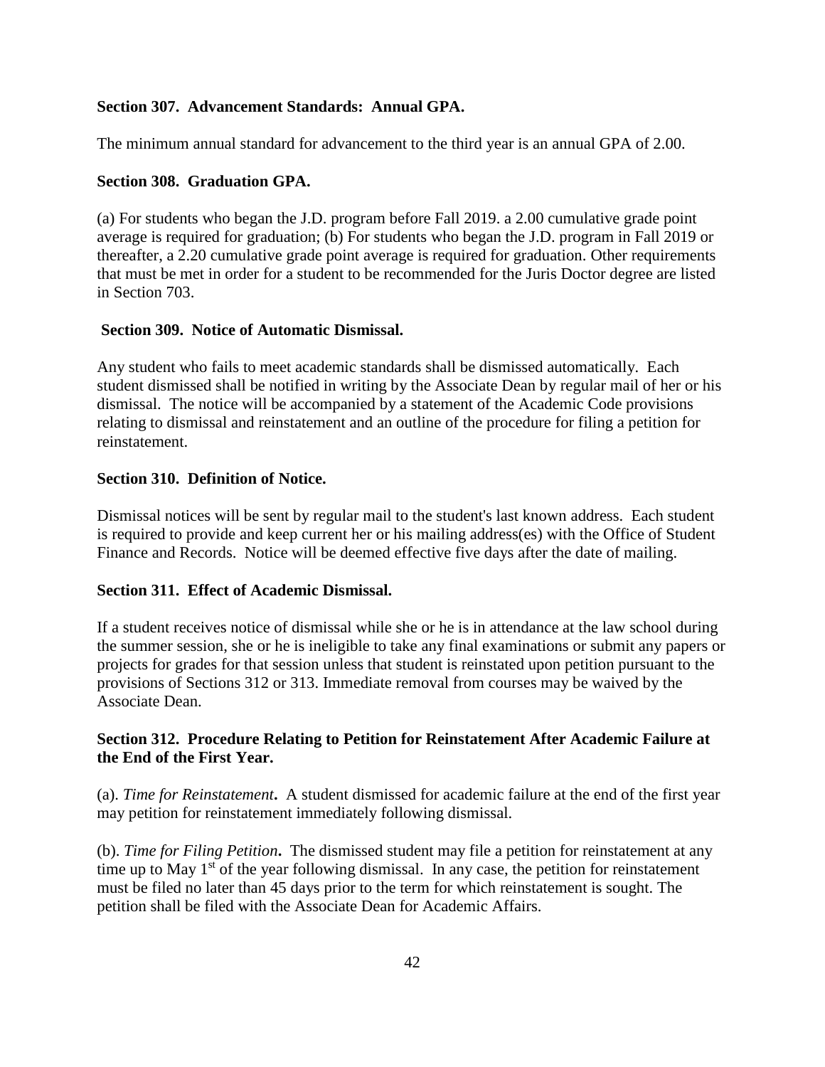**Section 307. Advancement Standards: Annual GPA.**

The minimum annual standard for advancement to the third year is an annual GPA of 2.00.

**Section 308. Graduation GPA.**

(a) For students who began the J.D. program before Fall 2019. a 2.00 cumulative grade point average is required for graduation; (b) For students who began the J.D. program in Fall 2019 or thereafter, a 2.20 cumulative grade point average is required for graduation. Other requirements that must be met in order for a student to be recommended for the Juris Doctor degree are listed in Section 703.

**Section 309. Notice of Automatic Dismissal.**

Any student who fails to meet academic standards shall be dismissed automatically. Each student dismissed shall be notified in writing by the Associate Dean by regular mail of her or his dismissal. The notice will be accompanied by a statement of the Academic Code provisions relating to dismissal and reinstatement and an outline of the procedure for filing a petition for reinstatement.

**Section 310. Definition of Notice.**

Dismissal notices will be sent by regular mail to the student's last known address. Each student is required to provide and keep current her or his mailing address(es) with the Office of Student Finance and Records. Notice will be deemed effective five days after the date of mailing.

**Section 311. Effect of Academic Dismissal.**

If a student receives notice of dismissal while she or he is in attendance at the law school during the summer session, she or he is ineligible to take any final examinations or submit any papers or projects for grades for that session unless that student is reinstated upon petition pursuant to the provisions of Sections 312 or 313. Immediate removal from courses may be waived by the Associate Dean.

**Section 312. Procedure Relating to Petition for Reinstatement After Academic Failure at the End of the First Year.**

(a). *Time for Reinstatement***.** A student dismissed for academic failure at the end of the first year may petition for reinstatement immediately following dismissal.

(b). *Time for Filing Petition***.** The dismissed student may file a petition for reinstatement at any time up to May 1st of the year following dismissal. In any case, the petition for reinstatement must be filed no later than 45 days prior to the term for which reinstatement is sought. The petition shall be filed with the Associate Dean for Academic Affairs.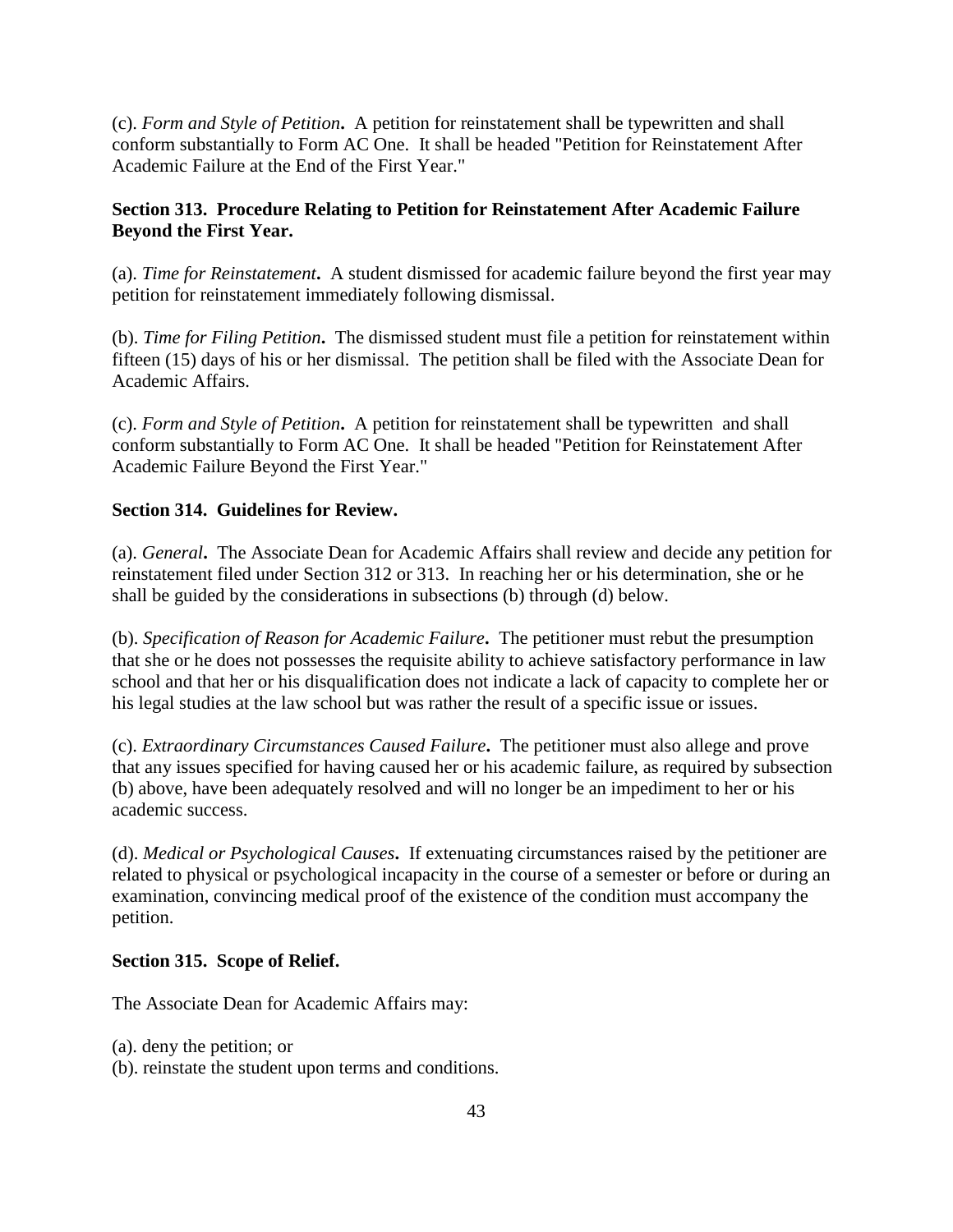(c). *Form and Style of Petition***.** A petition for reinstatement shall be typewritten and shall conform substantially to Form AC One. It shall be headed "Petition for Reinstatement After Academic Failure at the End of the First Year."

**Section 313. Procedure Relating to Petition for Reinstatement After Academic Failure Beyond the First Year.**

(a). *Time for Reinstatement***.** A student dismissed for academic failure beyond the first year may petition for reinstatement immediately following dismissal.

(b). *Time for Filing Petition***.** The dismissed student must file a petition for reinstatement within fifteen (15) days of his or her dismissal. The petition shall be filed with the Associate Dean for Academic Affairs.

(c). *Form and Style of Petition***.** A petition for reinstatement shall be typewritten and shall conform substantially to Form AC One. It shall be headed "Petition for Reinstatement After Academic Failure Beyond the First Year."

**Section 314. Guidelines for Review.**

(a). *General***.** The Associate Dean for Academic Affairs shall review and decide any petition for reinstatement filed under Section 312 or 313. In reaching her or his determination, she or he shall be guided by the considerations in subsections (b) through (d) below.

(b). *Specification of Reason for Academic Failure***.** The petitioner must rebut the presumption that she or he does not possesses the requisite ability to achieve satisfactory performance in law school and that her or his disqualification does not indicate a lack of capacity to complete her or his legal studies at the law school but was rather the result of a specific issue or issues.

(c). *Extraordinary Circumstances Caused Failure***.** The petitioner must also allege and prove that any issues specified for having caused her or his academic failure, as required by subsection (b) above, have been adequately resolved and will no longer be an impediment to her or his academic success.

(d). *Medical or Psychological Causes***.** If extenuating circumstances raised by the petitioner are related to physical or psychological incapacity in the course of a semester or before or during an examination, convincing medical proof of the existence of the condition must accompany the petition.

**Section 315. Scope of Relief.**

The Associate Dean for Academic Affairs may:

(a). deny the petition; or
(b). reinstate the student upon terms and conditions.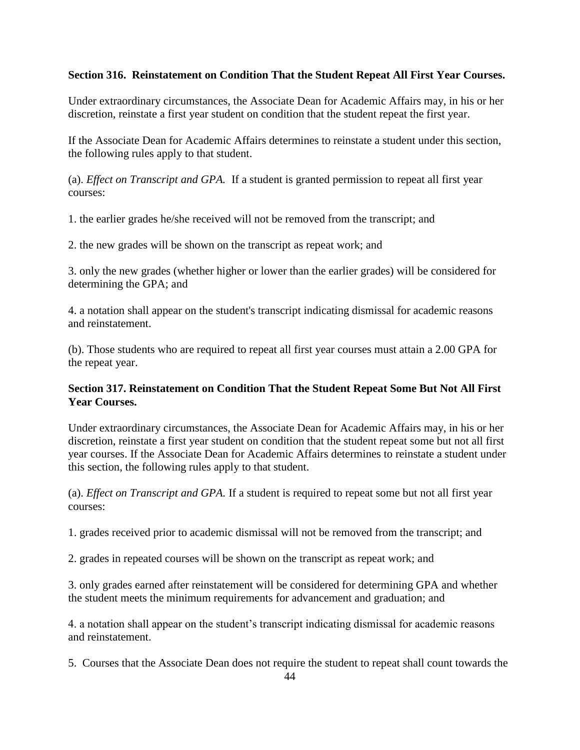**Section 316. Reinstatement on Condition That the Student Repeat All First Year Courses.**

Under extraordinary circumstances, the Associate Dean for Academic Affairs may, in his or her discretion, reinstate a first year student on condition that the student repeat the first year.

If the Associate Dean for Academic Affairs determines to reinstate a student under this section, the following rules apply to that student.

(a). *Effect on Transcript and GPA.* If a student is granted permission to repeat all first year courses:

1. the earlier grades he/she received will not be removed from the transcript; and

2. the new grades will be shown on the transcript as repeat work; and

3. only the new grades (whether higher or lower than the earlier grades) will be considered for determining the GPA; and

4. a notation shall appear on the student's transcript indicating dismissal for academic reasons and reinstatement.

(b). Those students who are required to repeat all first year courses must attain a 2.00 GPA for the repeat year.

**Section 317. Reinstatement on Condition That the Student Repeat Some But Not All First Year Courses.**

Under extraordinary circumstances, the Associate Dean for Academic Affairs may, in his or her discretion, reinstate a first year student on condition that the student repeat some but not all first year courses. If the Associate Dean for Academic Affairs determines to reinstate a student under this section, the following rules apply to that student.

(a). *Effect on Transcript and GPA.* If a student is required to repeat some but not all first year courses:

1. grades received prior to academic dismissal will not be removed from the transcript; and

2. grades in repeated courses will be shown on the transcript as repeat work; and

3. only grades earned after reinstatement will be considered for determining GPA and whether the student meets the minimum requirements for advancement and graduation; and

4. a notation shall appear on the student's transcript indicating dismissal for academic reasons and reinstatement.

5. Courses that the Associate Dean does not require the student to repeat shall count towards the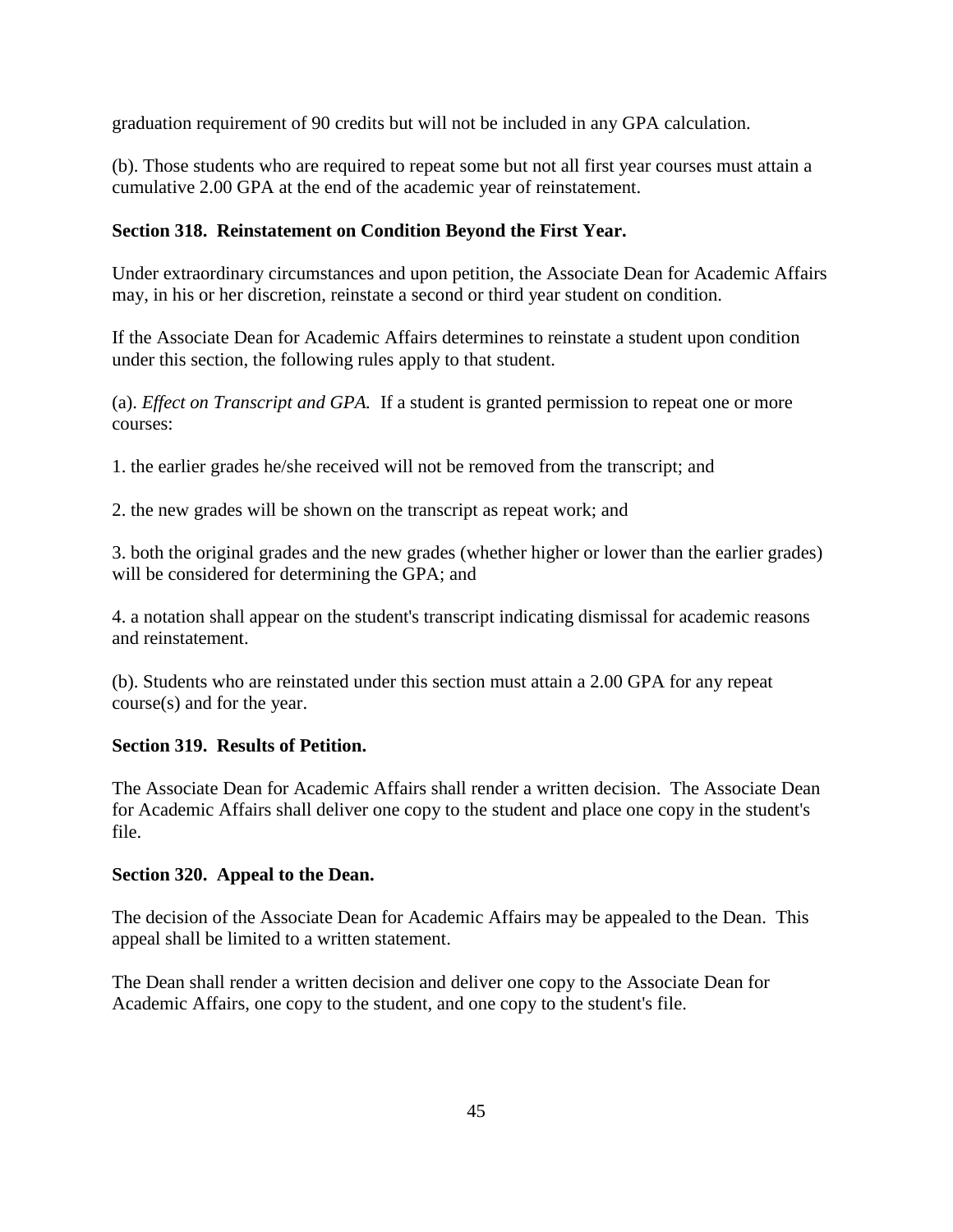graduation requirement of 90 credits but will not be included in any GPA calculation.

(b). Those students who are required to repeat some but not all first year courses must attain a cumulative 2.00 GPA at the end of the academic year of reinstatement.

**Section 318. Reinstatement on Condition Beyond the First Year.**

Under extraordinary circumstances and upon petition, the Associate Dean for Academic Affairs may, in his or her discretion, reinstate a second or third year student on condition.

If the Associate Dean for Academic Affairs determines to reinstate a student upon condition under this section, the following rules apply to that student.

(a). *Effect on Transcript and GPA.* If a student is granted permission to repeat one or more courses:

1. the earlier grades he/she received will not be removed from the transcript; and

2. the new grades will be shown on the transcript as repeat work; and

3. both the original grades and the new grades (whether higher or lower than the earlier grades) will be considered for determining the GPA; and

4. a notation shall appear on the student's transcript indicating dismissal for academic reasons and reinstatement.

(b). Students who are reinstated under this section must attain a 2.00 GPA for any repeat course(s) and for the year.

**Section 319. Results of Petition.**

The Associate Dean for Academic Affairs shall render a written decision. The Associate Dean for Academic Affairs shall deliver one copy to the student and place one copy in the student's file.

**Section 320. Appeal to the Dean.**

The decision of the Associate Dean for Academic Affairs may be appealed to the Dean. This appeal shall be limited to a written statement.

The Dean shall render a written decision and deliver one copy to the Associate Dean for Academic Affairs, one copy to the student, and one copy to the student's file.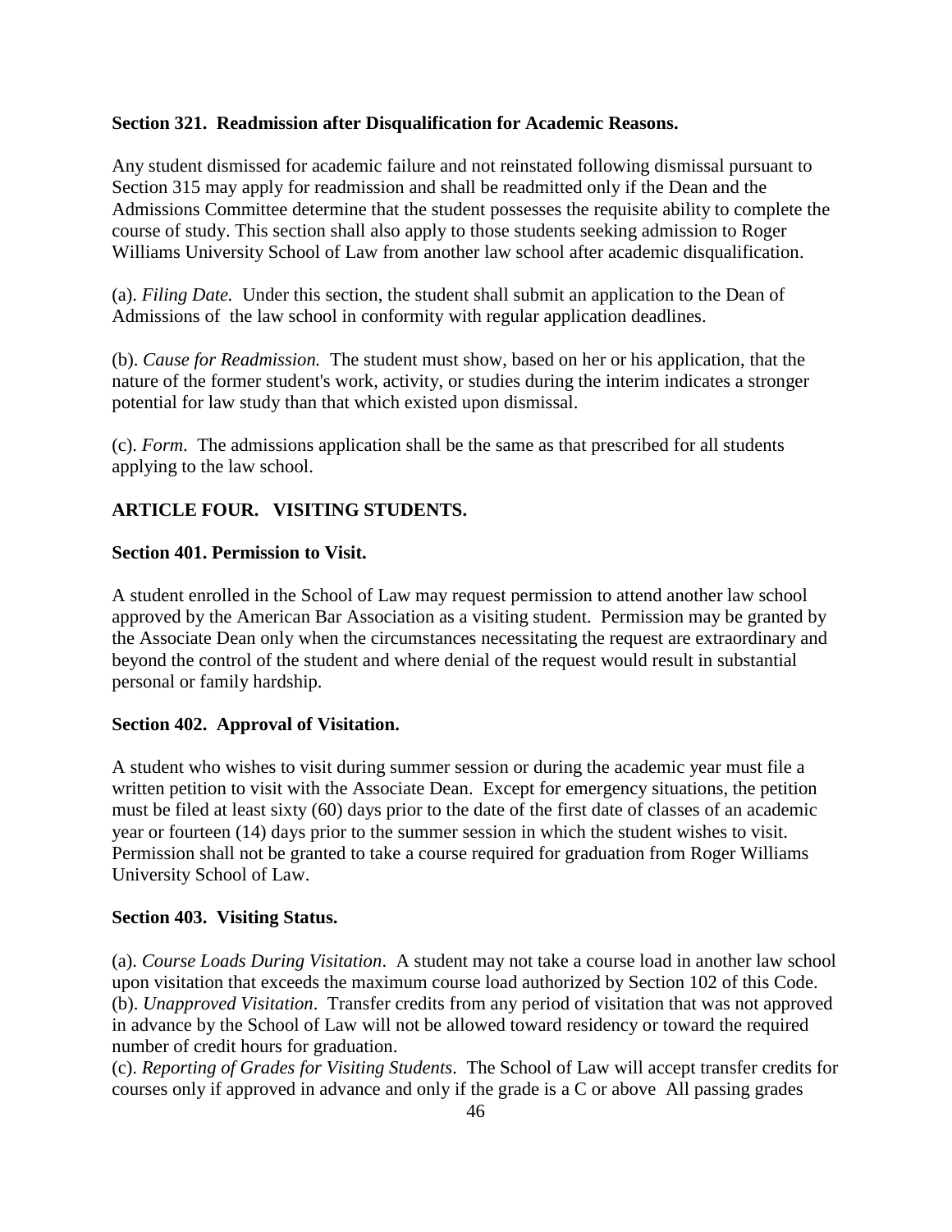**Section 321. Readmission after Disqualification for Academic Reasons.**

Any student dismissed for academic failure and not reinstated following dismissal pursuant to Section 315 may apply for readmission and shall be readmitted only if the Dean and the Admissions Committee determine that the student possesses the requisite ability to complete the course of study. This section shall also apply to those students seeking admission to Roger Williams University School of Law from another law school after academic disqualification.

(a). *Filing Date.* Under this section, the student shall submit an application to the Dean of Admissions of the law school in conformity with regular application deadlines.

(b). *Cause for Readmission.* The student must show, based on her or his application, that the nature of the former student's work, activity, or studies during the interim indicates a stronger potential for law study than that which existed upon dismissal.

(c). *Form.* The admissions application shall be the same as that prescribed for all students applying to the law school.

## ARTICLE FOUR. VISITING STUDENTS.

**Section 401. Permission to Visit.**

A student enrolled in the School of Law may request permission to attend another law school approved by the American Bar Association as a visiting student. Permission may be granted by the Associate Dean only when the circumstances necessitating the request are extraordinary and beyond the control of the student and where denial of the request would result in substantial personal or family hardship.

**Section 402. Approval of Visitation.**

A student who wishes to visit during summer session or during the academic year must file a written petition to visit with the Associate Dean. Except for emergency situations, the petition must be filed at least sixty (60) days prior to the date of the first date of classes of an academic year or fourteen (14) days prior to the summer session in which the student wishes to visit. Permission shall not be granted to take a course required for graduation from Roger Williams University School of Law.

**Section 403. Visiting Status.**

(a). *Course Loads During Visitation*. A student may not take a course load in another law school upon visitation that exceeds the maximum course load authorized by Section 102 of this Code.
(b). *Unapproved Visitation*. Transfer credits from any period of visitation that was not approved in advance by the School of Law will not be allowed toward residency or toward the required number of credit hours for graduation.
(c). *Reporting of Grades for Visiting Students*. The School of Law will accept transfer credits for courses only if approved in advance and only if the grade is a C or above All passing grades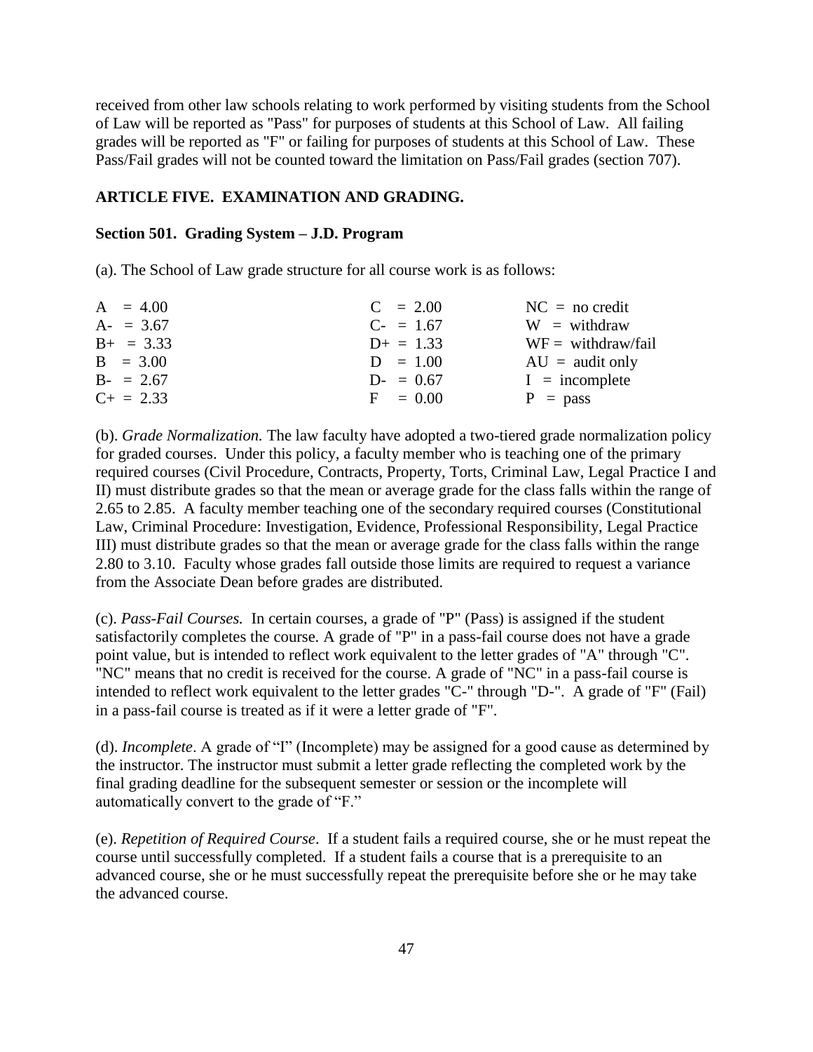received from other law schools relating to work performed by visiting students from the School of Law will be reported as "Pass" for purposes of students at this School of Law. All failing grades will be reported as "F" or failing for purposes of students at this School of Law. These Pass/Fail grades will not be counted toward the limitation on Pass/Fail grades (section 707).

## ARTICLE FIVE. EXAMINATION AND GRADING.

### Section 501. Grading System – J.D. Program

(a). The School of Law grade structure for all course work is as follows:

| | | |
|---|---|---|
| A = 4.00 | C = 2.00 | NC = no credit |
| A- = 3.67 | C- = 1.67 | W = withdraw |
| B+ = 3.33 | D+ = 1.33 | WF = withdraw/fail |
| B = 3.00 | D = 1.00 | AU = audit only |
| B- = 2.67 | D- = 0.67 | I = incomplete |
| C+ = 2.33 | F = 0.00 | P = pass |

(b). *Grade Normalization.* The law faculty have adopted a two-tiered grade normalization policy for graded courses. Under this policy, a faculty member who is teaching one of the primary required courses (Civil Procedure, Contracts, Property, Torts, Criminal Law, Legal Practice I and II) must distribute grades so that the mean or average grade for the class falls within the range of 2.65 to 2.85. A faculty member teaching one of the secondary required courses (Constitutional Law, Criminal Procedure: Investigation, Evidence, Professional Responsibility, Legal Practice III) must distribute grades so that the mean or average grade for the class falls within the range 2.80 to 3.10. Faculty whose grades fall outside those limits are required to request a variance from the Associate Dean before grades are distributed.

(c). *Pass-Fail Courses.* In certain courses, a grade of "P" (Pass) is assigned if the student satisfactorily completes the course. A grade of "P" in a pass-fail course does not have a grade point value, but is intended to reflect work equivalent to the letter grades of "A" through "C". "NC" means that no credit is received for the course. A grade of "NC" in a pass-fail course is intended to reflect work equivalent to the letter grades "C-" through "D-". A grade of "F" (Fail) in a pass-fail course is treated as if it were a letter grade of "F".

(d). *Incomplete*. A grade of "I" (Incomplete) may be assigned for a good cause as determined by the instructor. The instructor must submit a letter grade reflecting the completed work by the final grading deadline for the subsequent semester or session or the incomplete will automatically convert to the grade of "F."

(e). *Repetition of Required Course*. If a student fails a required course, she or he must repeat the course until successfully completed. If a student fails a course that is a prerequisite to an advanced course, she or he must successfully repeat the prerequisite before she or he may take the advanced course.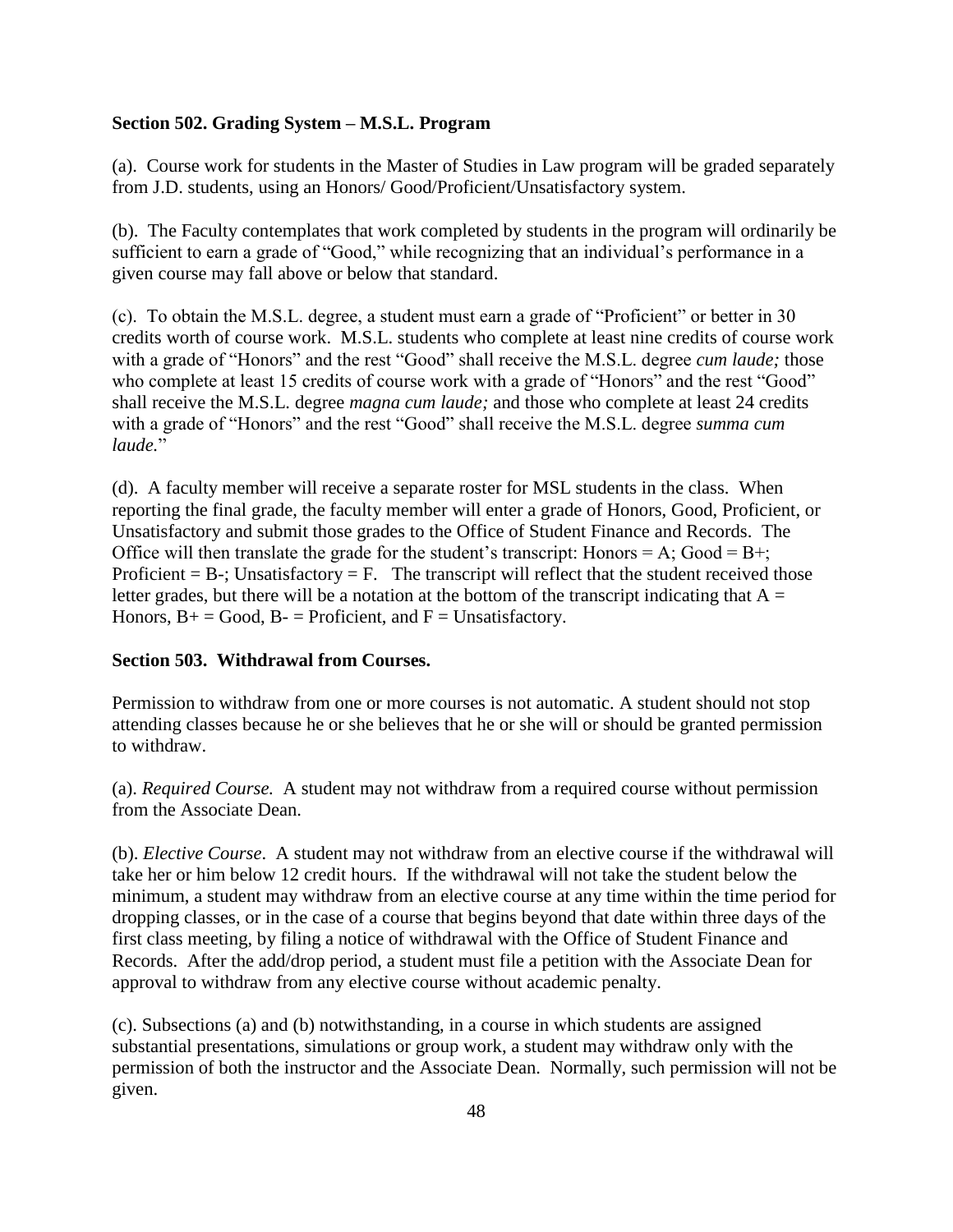**Section 502. Grading System – M.S.L. Program**

(a). Course work for students in the Master of Studies in Law program will be graded separately from J.D. students, using an Honors/ Good/Proficient/Unsatisfactory system.

(b). The Faculty contemplates that work completed by students in the program will ordinarily be sufficient to earn a grade of "Good," while recognizing that an individual's performance in a given course may fall above or below that standard.

(c). To obtain the M.S.L. degree, a student must earn a grade of "Proficient" or better in 30 credits worth of course work. M.S.L. students who complete at least nine credits of course work with a grade of "Honors" and the rest "Good" shall receive the M.S.L. degree *cum laude;* those who complete at least 15 credits of course work with a grade of "Honors" and the rest "Good" shall receive the M.S.L. degree *magna cum laude;* and those who complete at least 24 credits with a grade of "Honors" and the rest "Good" shall receive the M.S.L. degree *summa cum laude.*"

(d). A faculty member will receive a separate roster for MSL students in the class. When reporting the final grade, the faculty member will enter a grade of Honors, Good, Proficient, or Unsatisfactory and submit those grades to the Office of Student Finance and Records. The Office will then translate the grade for the student's transcript: Honors = A; Good = B+; Proficient = B-; Unsatisfactory = F. The transcript will reflect that the student received those letter grades, but there will be a notation at the bottom of the transcript indicating that A = Honors, B+ = Good, B- = Proficient, and F = Unsatisfactory.

**Section 503. Withdrawal from Courses.**

Permission to withdraw from one or more courses is not automatic. A student should not stop attending classes because he or she believes that he or she will or should be granted permission to withdraw.

(a). *Required Course.* A student may not withdraw from a required course without permission from the Associate Dean.

(b). *Elective Course*. A student may not withdraw from an elective course if the withdrawal will take her or him below 12 credit hours. If the withdrawal will not take the student below the minimum, a student may withdraw from an elective course at any time within the time period for dropping classes, or in the case of a course that begins beyond that date within three days of the first class meeting, by filing a notice of withdrawal with the Office of Student Finance and Records. After the add/drop period, a student must file a petition with the Associate Dean for approval to withdraw from any elective course without academic penalty.

(c). Subsections (a) and (b) notwithstanding, in a course in which students are assigned substantial presentations, simulations or group work, a student may withdraw only with the permission of both the instructor and the Associate Dean. Normally, such permission will not be given.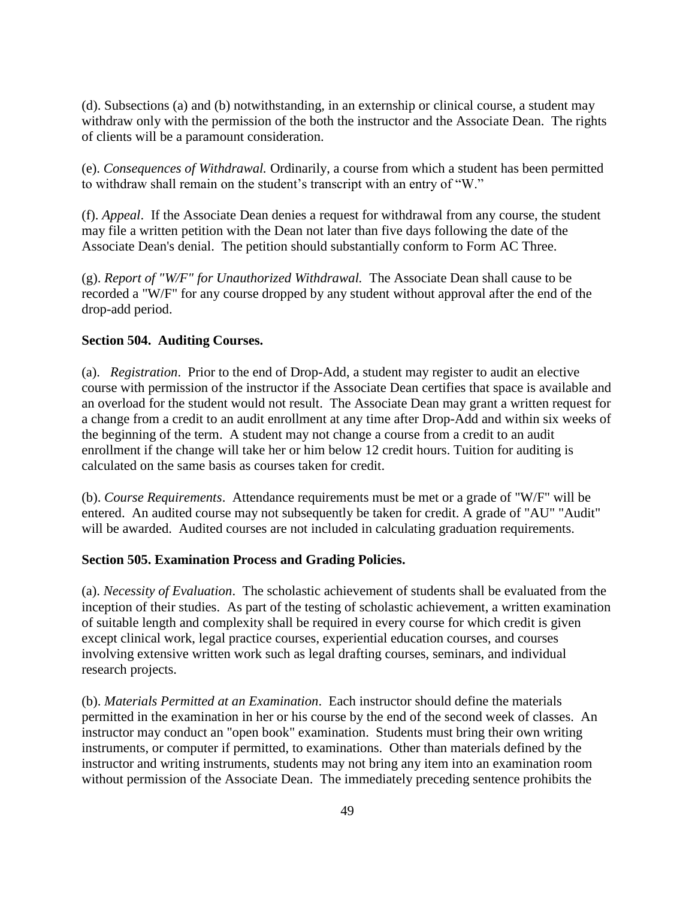(d). Subsections (a) and (b) notwithstanding, in an externship or clinical course, a student may withdraw only with the permission of the both the instructor and the Associate Dean. The rights of clients will be a paramount consideration.

(e). *Consequences of Withdrawal.* Ordinarily, a course from which a student has been permitted to withdraw shall remain on the student's transcript with an entry of "W."

(f). *Appeal*. If the Associate Dean denies a request for withdrawal from any course, the student may file a written petition with the Dean not later than five days following the date of the Associate Dean's denial. The petition should substantially conform to Form AC Three.

(g). *Report of "W/F" for Unauthorized Withdrawal.* The Associate Dean shall cause to be recorded a "W/F" for any course dropped by any student without approval after the end of the drop-add period.

**Section 504. Auditing Courses.**

(a). *Registration*. Prior to the end of Drop-Add, a student may register to audit an elective course with permission of the instructor if the Associate Dean certifies that space is available and an overload for the student would not result. The Associate Dean may grant a written request for a change from a credit to an audit enrollment at any time after Drop-Add and within six weeks of the beginning of the term. A student may not change a course from a credit to an audit enrollment if the change will take her or him below 12 credit hours. Tuition for auditing is calculated on the same basis as courses taken for credit.

(b). *Course Requirements*. Attendance requirements must be met or a grade of "W/F" will be entered. An audited course may not subsequently be taken for credit. A grade of "AU" "Audit" will be awarded. Audited courses are not included in calculating graduation requirements.

**Section 505. Examination Process and Grading Policies.**

(a). *Necessity of Evaluation*. The scholastic achievement of students shall be evaluated from the inception of their studies. As part of the testing of scholastic achievement, a written examination of suitable length and complexity shall be required in every course for which credit is given except clinical work, legal practice courses, experiential education courses, and courses involving extensive written work such as legal drafting courses, seminars, and individual research projects.

(b). *Materials Permitted at an Examination*. Each instructor should define the materials permitted in the examination in her or his course by the end of the second week of classes. An instructor may conduct an "open book" examination. Students must bring their own writing instruments, or computer if permitted, to examinations. Other than materials defined by the instructor and writing instruments, students may not bring any item into an examination room without permission of the Associate Dean. The immediately preceding sentence prohibits the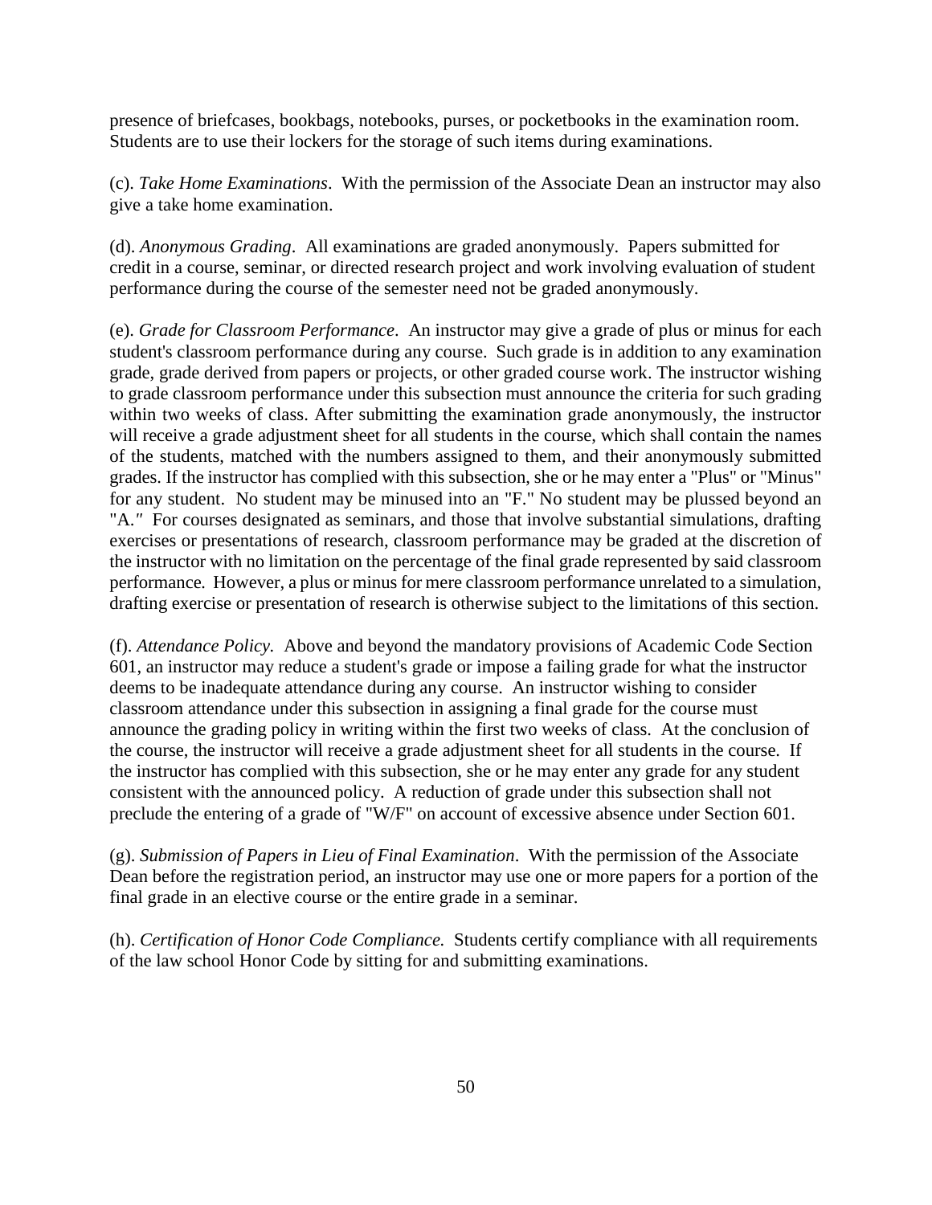presence of briefcases, bookbags, notebooks, purses, or pocketbooks in the examination room. Students are to use their lockers for the storage of such items during examinations.

(c). *Take Home Examinations*. With the permission of the Associate Dean an instructor may also give a take home examination.

(d). *Anonymous Grading*. All examinations are graded anonymously. Papers submitted for credit in a course, seminar, or directed research project and work involving evaluation of student performance during the course of the semester need not be graded anonymously.

(e). *Grade for Classroom Performance*. An instructor may give a grade of plus or minus for each student's classroom performance during any course. Such grade is in addition to any examination grade, grade derived from papers or projects, or other graded course work. The instructor wishing to grade classroom performance under this subsection must announce the criteria for such grading within two weeks of class. After submitting the examination grade anonymously, the instructor will receive a grade adjustment sheet for all students in the course, which shall contain the names of the students, matched with the numbers assigned to them, and their anonymously submitted grades. If the instructor has complied with this subsection, she or he may enter a "Plus" or "Minus" for any student. No student may be minused into an "F." No student may be plussed beyond an "A." For courses designated as seminars, and those that involve substantial simulations, drafting exercises or presentations of research, classroom performance may be graded at the discretion of the instructor with no limitation on the percentage of the final grade represented by said classroom performance. However, a plus or minus for mere classroom performance unrelated to a simulation, drafting exercise or presentation of research is otherwise subject to the limitations of this section.

(f). *Attendance Policy.* Above and beyond the mandatory provisions of Academic Code Section 601, an instructor may reduce a student's grade or impose a failing grade for what the instructor deems to be inadequate attendance during any course. An instructor wishing to consider classroom attendance under this subsection in assigning a final grade for the course must announce the grading policy in writing within the first two weeks of class. At the conclusion of the course, the instructor will receive a grade adjustment sheet for all students in the course. If the instructor has complied with this subsection, she or he may enter any grade for any student consistent with the announced policy. A reduction of grade under this subsection shall not preclude the entering of a grade of "W/F" on account of excessive absence under Section 601.

(g). *Submission of Papers in Lieu of Final Examination*. With the permission of the Associate Dean before the registration period, an instructor may use one or more papers for a portion of the final grade in an elective course or the entire grade in a seminar.

(h). *Certification of Honor Code Compliance.* Students certify compliance with all requirements of the law school Honor Code by sitting for and submitting examinations.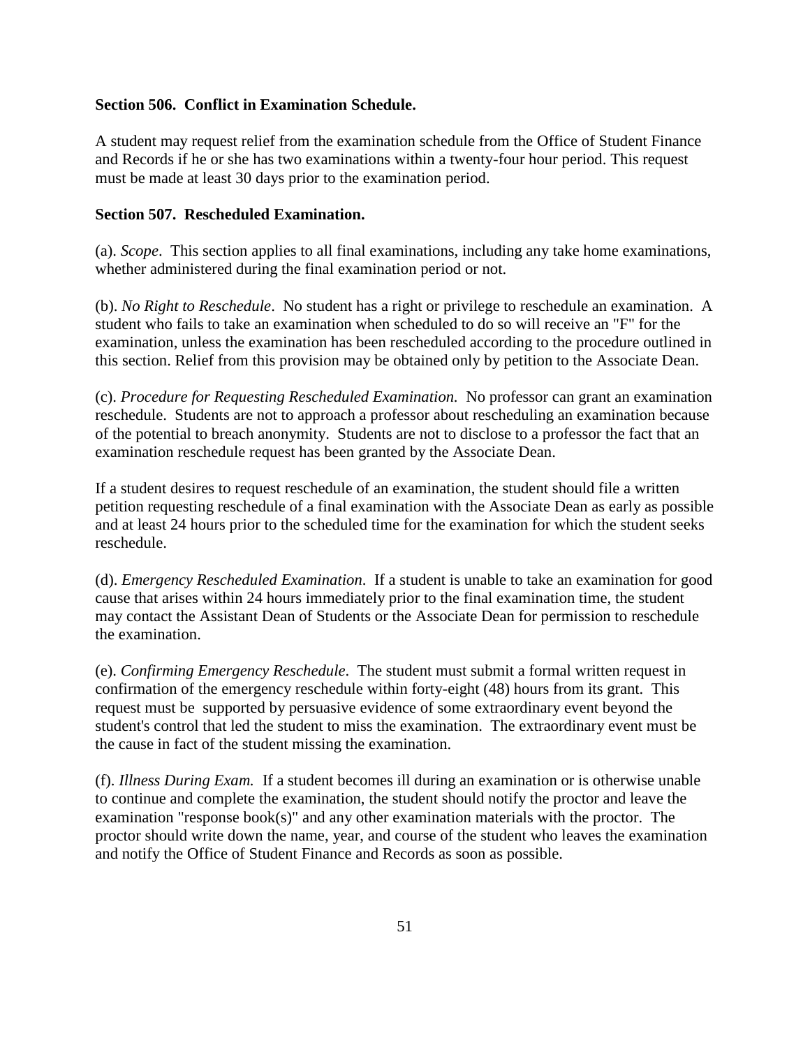**Section 506. Conflict in Examination Schedule.**

A student may request relief from the examination schedule from the Office of Student Finance and Records if he or she has two examinations within a twenty-four hour period. This request must be made at least 30 days prior to the examination period.

**Section 507. Rescheduled Examination.**

(a). *Scope*. This section applies to all final examinations, including any take home examinations, whether administered during the final examination period or not.

(b). *No Right to Reschedule*. No student has a right or privilege to reschedule an examination. A student who fails to take an examination when scheduled to do so will receive an "F" for the examination, unless the examination has been rescheduled according to the procedure outlined in this section. Relief from this provision may be obtained only by petition to the Associate Dean.

(c). *Procedure for Requesting Rescheduled Examination.* No professor can grant an examination reschedule. Students are not to approach a professor about rescheduling an examination because of the potential to breach anonymity. Students are not to disclose to a professor the fact that an examination reschedule request has been granted by the Associate Dean.

If a student desires to request reschedule of an examination, the student should file a written petition requesting reschedule of a final examination with the Associate Dean as early as possible and at least 24 hours prior to the scheduled time for the examination for which the student seeks reschedule.

(d). *Emergency Rescheduled Examination*. If a student is unable to take an examination for good cause that arises within 24 hours immediately prior to the final examination time, the student may contact the Assistant Dean of Students or the Associate Dean for permission to reschedule the examination.

(e). *Confirming Emergency Reschedule*. The student must submit a formal written request in confirmation of the emergency reschedule within forty-eight (48) hours from its grant. This request must be supported by persuasive evidence of some extraordinary event beyond the student's control that led the student to miss the examination. The extraordinary event must be the cause in fact of the student missing the examination.

(f). *Illness During Exam.* If a student becomes ill during an examination or is otherwise unable to continue and complete the examination, the student should notify the proctor and leave the examination "response book(s)" and any other examination materials with the proctor. The proctor should write down the name, year, and course of the student who leaves the examination and notify the Office of Student Finance and Records as soon as possible.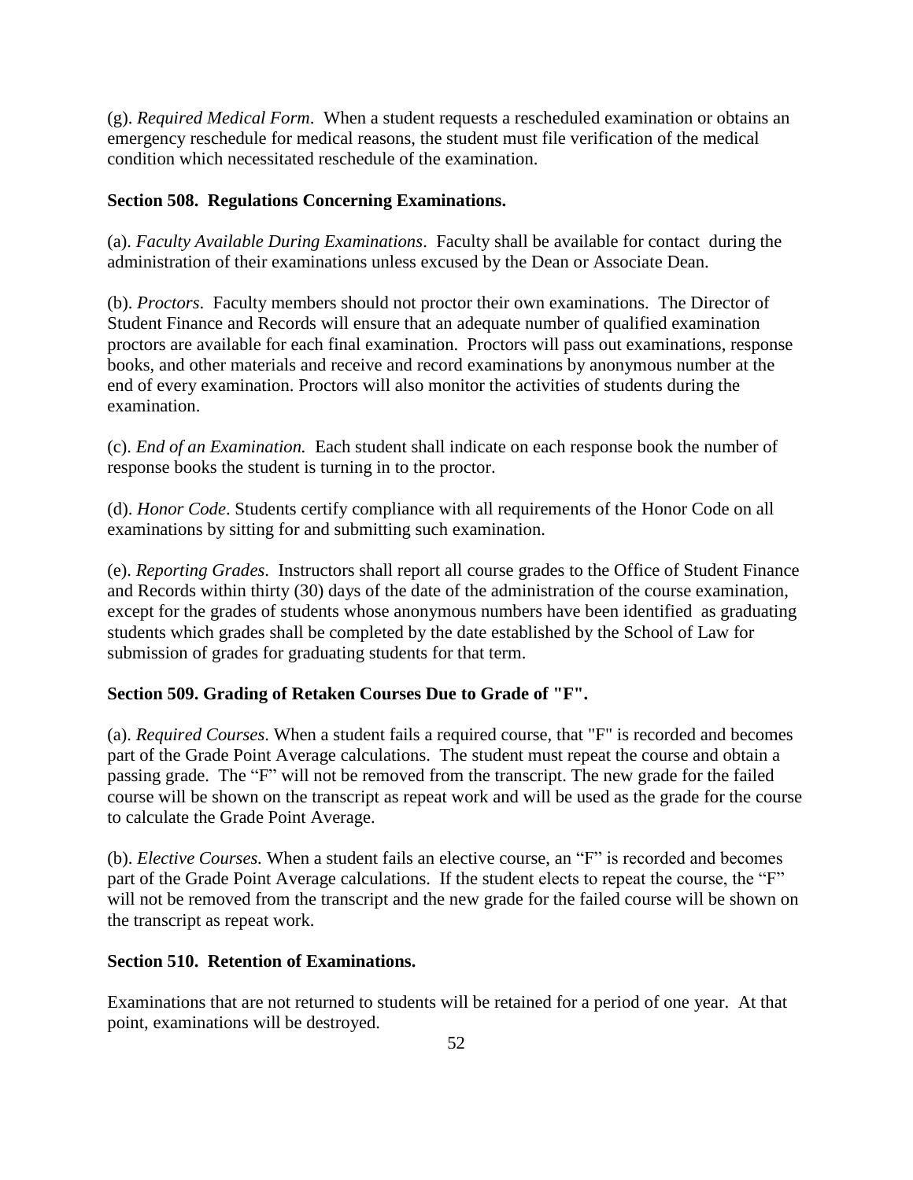(g). *Required Medical Form*. When a student requests a rescheduled examination or obtains an emergency reschedule for medical reasons, the student must file verification of the medical condition which necessitated reschedule of the examination.

**Section 508. Regulations Concerning Examinations.**

(a). *Faculty Available During Examinations*. Faculty shall be available for contact during the administration of their examinations unless excused by the Dean or Associate Dean.

(b). *Proctors*. Faculty members should not proctor their own examinations. The Director of Student Finance and Records will ensure that an adequate number of qualified examination proctors are available for each final examination. Proctors will pass out examinations, response books, and other materials and receive and record examinations by anonymous number at the end of every examination. Proctors will also monitor the activities of students during the examination.

(c). *End of an Examination.* Each student shall indicate on each response book the number of response books the student is turning in to the proctor.

(d). *Honor Code*. Students certify compliance with all requirements of the Honor Code on all examinations by sitting for and submitting such examination.

(e). *Reporting Grades*. Instructors shall report all course grades to the Office of Student Finance and Records within thirty (30) days of the date of the administration of the course examination, except for the grades of students whose anonymous numbers have been identified as graduating students which grades shall be completed by the date established by the School of Law for submission of grades for graduating students for that term.

**Section 509. Grading of Retaken Courses Due to Grade of "F".**

(a). *Required Courses*. When a student fails a required course, that "F" is recorded and becomes part of the Grade Point Average calculations. The student must repeat the course and obtain a passing grade. The "F" will not be removed from the transcript. The new grade for the failed course will be shown on the transcript as repeat work and will be used as the grade for the course to calculate the Grade Point Average.

(b). *Elective Courses.* When a student fails an elective course, an "F" is recorded and becomes part of the Grade Point Average calculations. If the student elects to repeat the course, the "F" will not be removed from the transcript and the new grade for the failed course will be shown on the transcript as repeat work.

**Section 510. Retention of Examinations.**

Examinations that are not returned to students will be retained for a period of one year. At that point, examinations will be destroyed.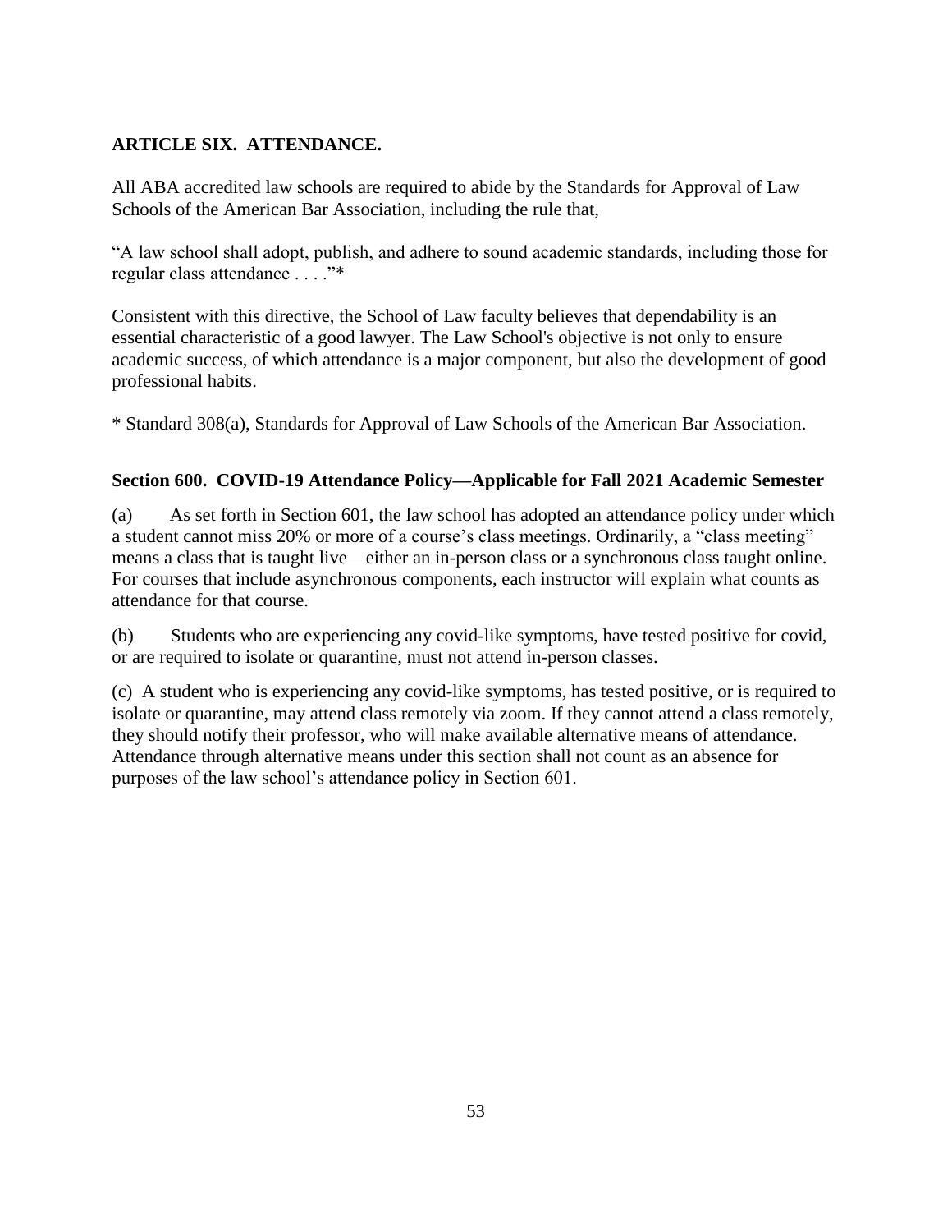## ARTICLE SIX. ATTENDANCE.

All ABA accredited law schools are required to abide by the Standards for Approval of Law Schools of the American Bar Association, including the rule that,

"A law school shall adopt, publish, and adhere to sound academic standards, including those for regular class attendance . . . ."*

Consistent with this directive, the School of Law faculty believes that dependability is an essential characteristic of a good lawyer. The Law School's objective is not only to ensure academic success, of which attendance is a major component, but also the development of good professional habits.

* Standard 308(a), Standards for Approval of Law Schools of the American Bar Association.

### Section 600. COVID-19 Attendance Policy—Applicable for Fall 2021 Academic Semester

(a) As set forth in Section 601, the law school has adopted an attendance policy under which a student cannot miss 20% or more of a course's class meetings. Ordinarily, a "class meeting" means a class that is taught live—either an in-person class or a synchronous class taught online. For courses that include asynchronous components, each instructor will explain what counts as attendance for that course.

(b) Students who are experiencing any covid-like symptoms, have tested positive for covid, or are required to isolate or quarantine, must not attend in-person classes.

(c) A student who is experiencing any covid-like symptoms, has tested positive, or is required to isolate or quarantine, may attend class remotely via zoom. If they cannot attend a class remotely, they should notify their professor, who will make available alternative means of attendance. Attendance through alternative means under this section shall not count as an absence for purposes of the law school's attendance policy in Section 601.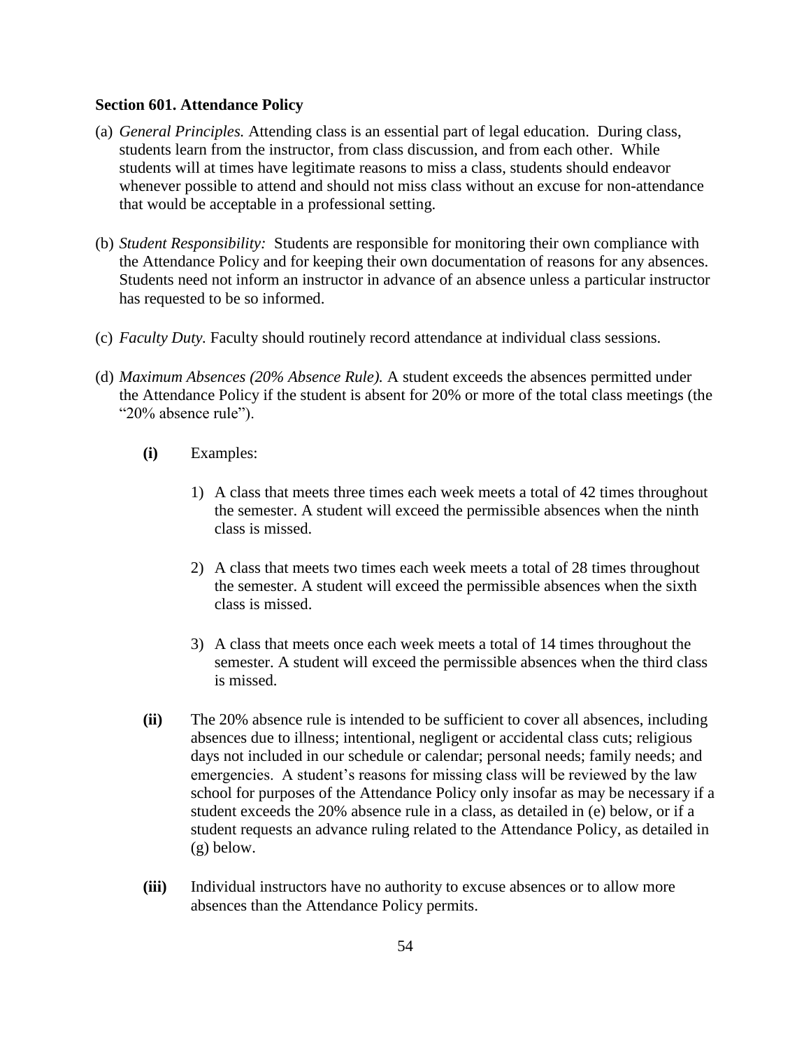**Section 601. Attendance Policy**

(a) *General Principles.* Attending class is an essential part of legal education. During class, students learn from the instructor, from class discussion, and from each other. While students will at times have legitimate reasons to miss a class, students should endeavor whenever possible to attend and should not miss class without an excuse for non-attendance that would be acceptable in a professional setting.

(b) *Student Responsibility:* Students are responsible for monitoring their own compliance with the Attendance Policy and for keeping their own documentation of reasons for any absences. Students need not inform an instructor in advance of an absence unless a particular instructor has requested to be so informed.

(c) *Faculty Duty.* Faculty should routinely record attendance at individual class sessions.

(d) *Maximum Absences (20% Absence Rule).* A student exceeds the absences permitted under the Attendance Policy if the student is absent for 20% or more of the total class meetings (the "20% absence rule").

   **(i)** Examples:

   1) A class that meets three times each week meets a total of 42 times throughout the semester. A student will exceed the permissible absences when the ninth class is missed.

   2) A class that meets two times each week meets a total of 28 times throughout the semester. A student will exceed the permissible absences when the sixth class is missed.

   3) A class that meets once each week meets a total of 14 times throughout the semester. A student will exceed the permissible absences when the third class is missed.

   **(ii)** The 20% absence rule is intended to be sufficient to cover all absences, including absences due to illness; intentional, negligent or accidental class cuts; religious days not included in our schedule or calendar; personal needs; family needs; and emergencies. A student's reasons for missing class will be reviewed by the law school for purposes of the Attendance Policy only insofar as may be necessary if a student exceeds the 20% absence rule in a class, as detailed in (e) below, or if a student requests an advance ruling related to the Attendance Policy, as detailed in (g) below.

   **(iii)** Individual instructors have no authority to excuse absences or to allow more absences than the Attendance Policy permits.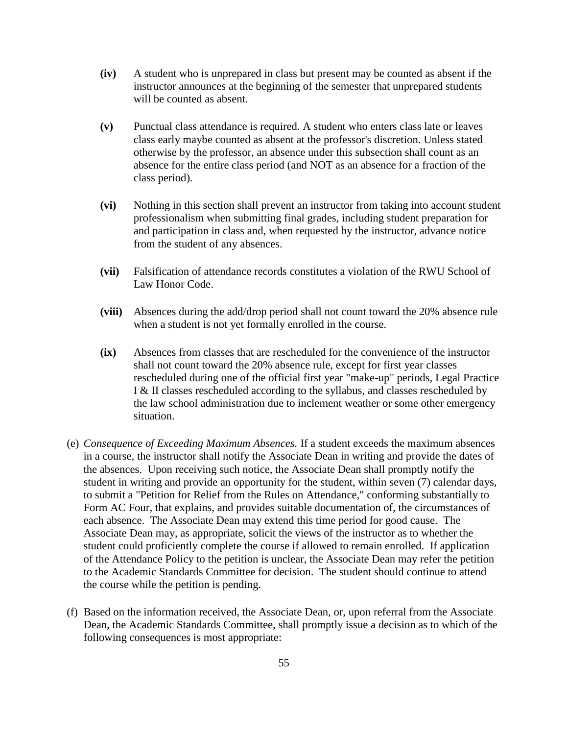**(iv)** A student who is unprepared in class but present may be counted as absent if the instructor announces at the beginning of the semester that unprepared students will be counted as absent.

**(v)** Punctual class attendance is required. A student who enters class late or leaves class early maybe counted as absent at the professor's discretion. Unless stated otherwise by the professor, an absence under this subsection shall count as an absence for the entire class period (and NOT as an absence for a fraction of the class period).

**(vi)** Nothing in this section shall prevent an instructor from taking into account student professionalism when submitting final grades, including student preparation for and participation in class and, when requested by the instructor, advance notice from the student of any absences.

**(vii)** Falsification of attendance records constitutes a violation of the RWU School of Law Honor Code.

**(viii)** Absences during the add/drop period shall not count toward the 20% absence rule when a student is not yet formally enrolled in the course.

**(ix)** Absences from classes that are rescheduled for the convenience of the instructor shall not count toward the 20% absence rule, except for first year classes rescheduled during one of the official first year "make-up" periods, Legal Practice I & II classes rescheduled according to the syllabus, and classes rescheduled by the law school administration due to inclement weather or some other emergency situation.

(e) *Consequence of Exceeding Maximum Absences.* If a student exceeds the maximum absences in a course, the instructor shall notify the Associate Dean in writing and provide the dates of the absences. Upon receiving such notice, the Associate Dean shall promptly notify the student in writing and provide an opportunity for the student, within seven (7) calendar days, to submit a "Petition for Relief from the Rules on Attendance," conforming substantially to Form AC Four, that explains, and provides suitable documentation of, the circumstances of each absence. The Associate Dean may extend this time period for good cause. The Associate Dean may, as appropriate, solicit the views of the instructor as to whether the student could proficiently complete the course if allowed to remain enrolled. If application of the Attendance Policy to the petition is unclear, the Associate Dean may refer the petition to the Academic Standards Committee for decision. The student should continue to attend the course while the petition is pending.

(f) Based on the information received, the Associate Dean, or, upon referral from the Associate Dean, the Academic Standards Committee, shall promptly issue a decision as to which of the following consequences is most appropriate: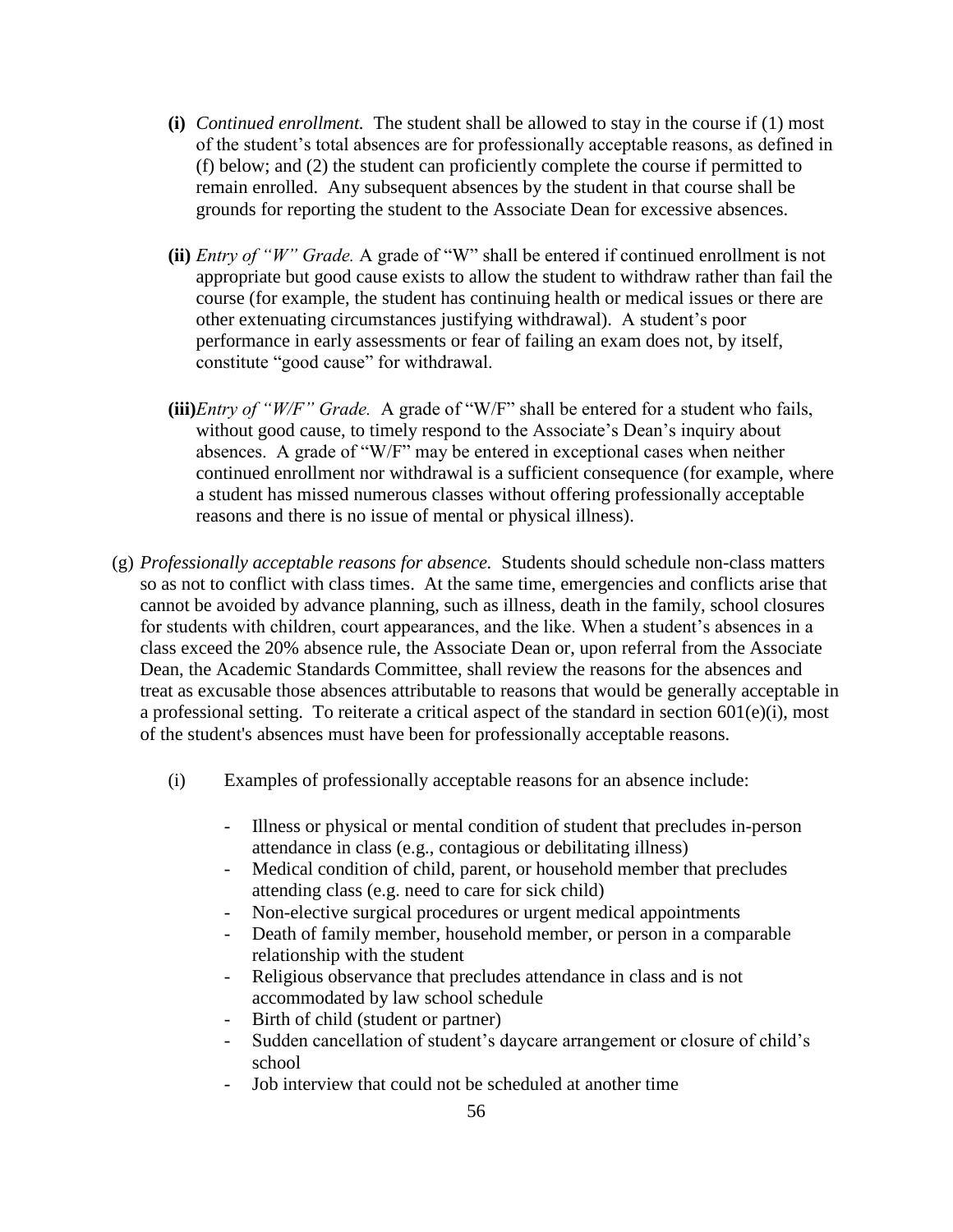- **(i)** *Continued enrollment.* The student shall be allowed to stay in the course if (1) most of the student's total absences are for professionally acceptable reasons, as defined in (f) below; and (2) the student can proficiently complete the course if permitted to remain enrolled. Any subsequent absences by the student in that course shall be grounds for reporting the student to the Associate Dean for excessive absences.

- **(ii)** *Entry of "W" Grade.* A grade of "W" shall be entered if continued enrollment is not appropriate but good cause exists to allow the student to withdraw rather than fail the course (for example, the student has continuing health or medical issues or there are other extenuating circumstances justifying withdrawal). A student's poor performance in early assessments or fear of failing an exam does not, by itself, constitute "good cause" for withdrawal.

- **(iii)** *Entry of "W/F" Grade.* A grade of "W/F" shall be entered for a student who fails, without good cause, to timely respond to the Associate's Dean's inquiry about absences. A grade of "W/F" may be entered in exceptional cases when neither continued enrollment nor withdrawal is a sufficient consequence (for example, where a student has missed numerous classes without offering professionally acceptable reasons and there is no issue of mental or physical illness).

(g) *Professionally acceptable reasons for absence.* Students should schedule non-class matters so as not to conflict with class times. At the same time, emergencies and conflicts arise that cannot be avoided by advance planning, such as illness, death in the family, school closures for students with children, court appearances, and the like. When a student's absences in a class exceed the 20% absence rule, the Associate Dean or, upon referral from the Associate Dean, the Academic Standards Committee, shall review the reasons for the absences and treat as excusable those absences attributable to reasons that would be generally acceptable in a professional setting. To reiterate a critical aspect of the standard in section 601(e)(i), most of the student's absences must have been for professionally acceptable reasons.

(i) Examples of professionally acceptable reasons for an absence include:

- Illness or physical or mental condition of student that precludes in-person attendance in class (e.g., contagious or debilitating illness)
- Medical condition of child, parent, or household member that precludes attending class (e.g. need to care for sick child)
- Non-elective surgical procedures or urgent medical appointments
- Death of family member, household member, or person in a comparable relationship with the student
- Religious observance that precludes attendance in class and is not accommodated by law school schedule
- Birth of child (student or partner)
- Sudden cancellation of student's daycare arrangement or closure of child's school
- Job interview that could not be scheduled at another time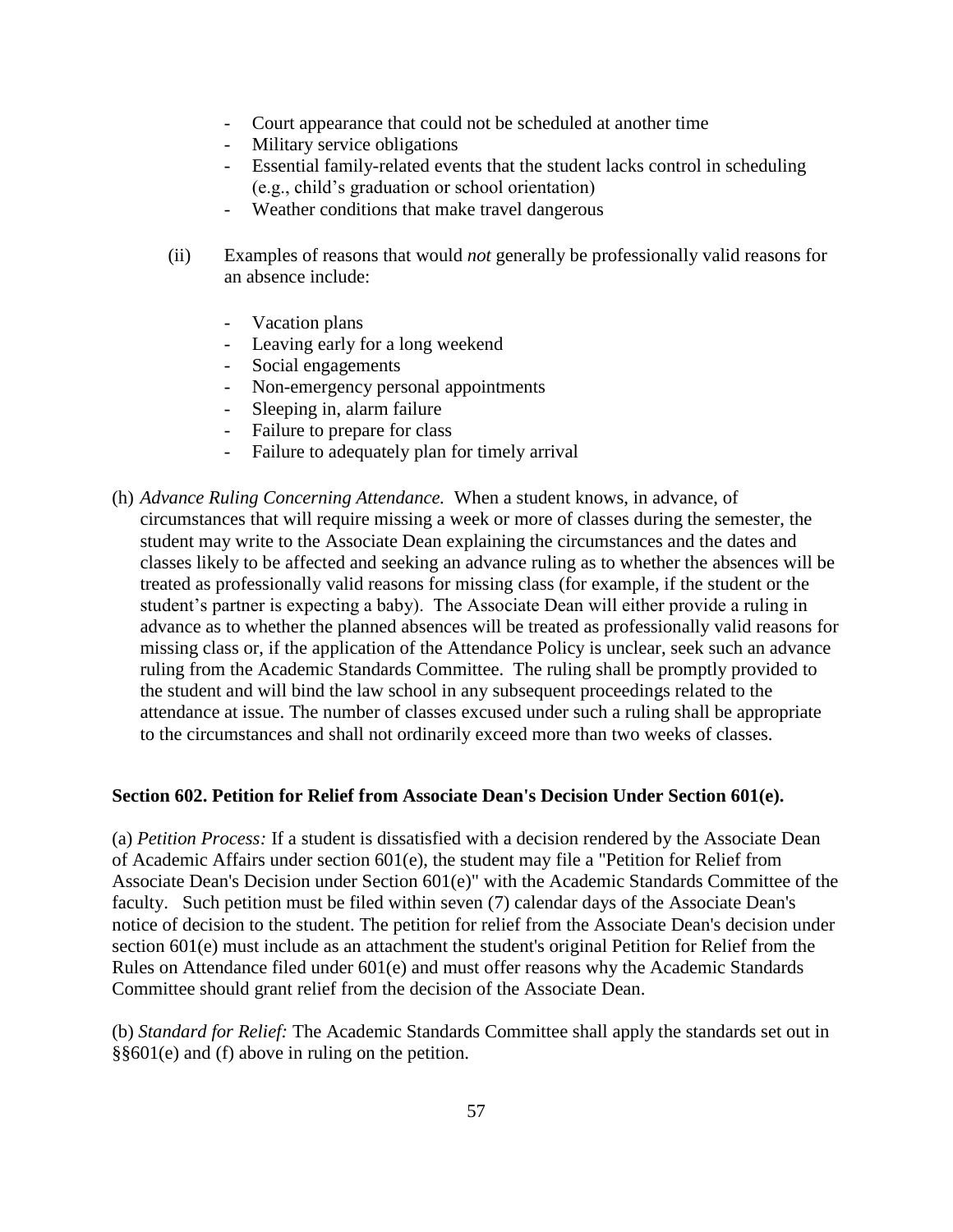- Court appearance that could not be scheduled at another time
- Military service obligations
- Essential family-related events that the student lacks control in scheduling (e.g., child's graduation or school orientation)
- Weather conditions that make travel dangerous

(ii) Examples of reasons that would *not* generally be professionally valid reasons for an absence include:

- Vacation plans
- Leaving early for a long weekend
- Social engagements
- Non-emergency personal appointments
- Sleeping in, alarm failure
- Failure to prepare for class
- Failure to adequately plan for timely arrival

(h) *Advance Ruling Concerning Attendance.* When a student knows, in advance, of circumstances that will require missing a week or more of classes during the semester, the student may write to the Associate Dean explaining the circumstances and the dates and classes likely to be affected and seeking an advance ruling as to whether the absences will be treated as professionally valid reasons for missing class (for example, if the student or the student's partner is expecting a baby). The Associate Dean will either provide a ruling in advance as to whether the planned absences will be treated as professionally valid reasons for missing class or, if the application of the Attendance Policy is unclear, seek such an advance ruling from the Academic Standards Committee. The ruling shall be promptly provided to the student and will bind the law school in any subsequent proceedings related to the attendance at issue. The number of classes excused under such a ruling shall be appropriate to the circumstances and shall not ordinarily exceed more than two weeks of classes.

**Section 602. Petition for Relief from Associate Dean's Decision Under Section 601(e).**

(a) *Petition Process:* If a student is dissatisfied with a decision rendered by the Associate Dean of Academic Affairs under section 601(e), the student may file a "Petition for Relief from Associate Dean's Decision under Section 601(e)" with the Academic Standards Committee of the faculty. Such petition must be filed within seven (7) calendar days of the Associate Dean's notice of decision to the student. The petition for relief from the Associate Dean's decision under section 601(e) must include as an attachment the student's original Petition for Relief from the Rules on Attendance filed under 601(e) and must offer reasons why the Academic Standards Committee should grant relief from the decision of the Associate Dean.

(b) *Standard for Relief:* The Academic Standards Committee shall apply the standards set out in §§601(e) and (f) above in ruling on the petition.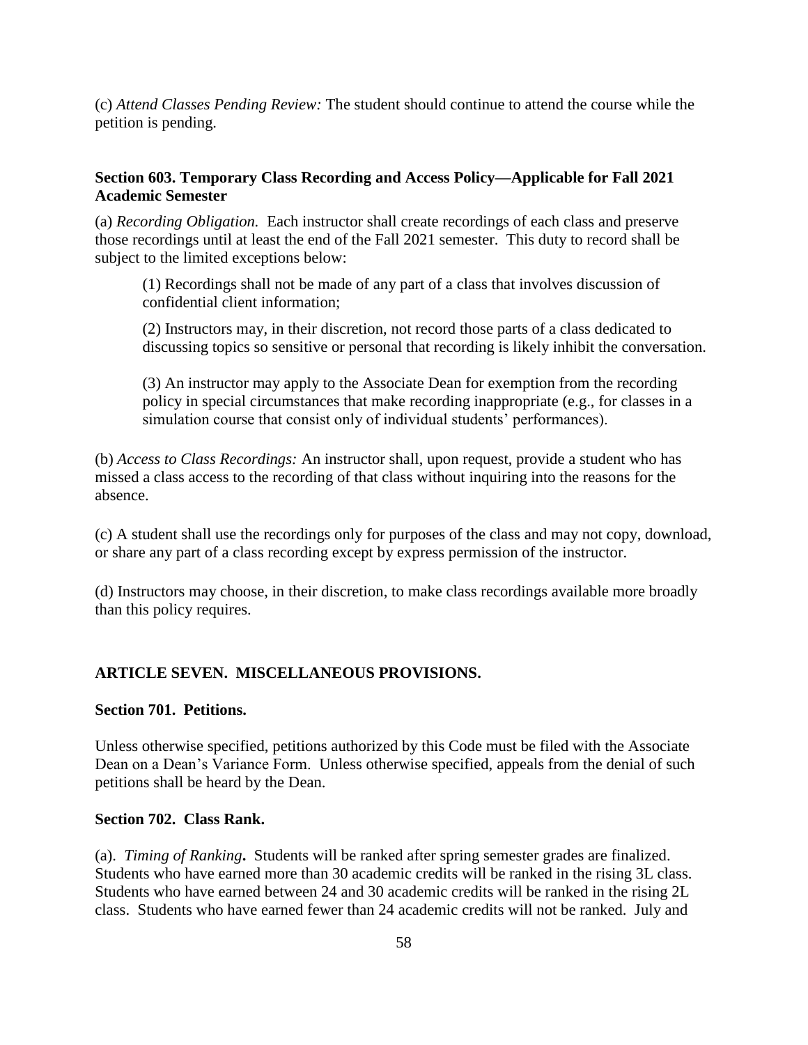(c) *Attend Classes Pending Review:* The student should continue to attend the course while the petition is pending.

### Section 603. Temporary Class Recording and Access Policy—Applicable for Fall 2021 Academic Semester

(a) *Recording Obligation.* Each instructor shall create recordings of each class and preserve those recordings until at least the end of the Fall 2021 semester. This duty to record shall be subject to the limited exceptions below:

> (1) Recordings shall not be made of any part of a class that involves discussion of confidential client information;
>
> (2) Instructors may, in their discretion, not record those parts of a class dedicated to discussing topics so sensitive or personal that recording is likely inhibit the conversation.
>
> (3) An instructor may apply to the Associate Dean for exemption from the recording policy in special circumstances that make recording inappropriate (e.g., for classes in a simulation course that consist only of individual students' performances).

(b) *Access to Class Recordings:* An instructor shall, upon request, provide a student who has missed a class access to the recording of that class without inquiring into the reasons for the absence.

(c) A student shall use the recordings only for purposes of the class and may not copy, download, or share any part of a class recording except by express permission of the instructor.

(d) Instructors may choose, in their discretion, to make class recordings available more broadly than this policy requires.

## ARTICLE SEVEN. MISCELLANEOUS PROVISIONS.

### Section 701. Petitions.

Unless otherwise specified, petitions authorized by this Code must be filed with the Associate Dean on a Dean's Variance Form. Unless otherwise specified, appeals from the denial of such petitions shall be heard by the Dean.

### Section 702. Class Rank.

(a). *Timing of Ranking***.** Students will be ranked after spring semester grades are finalized. Students who have earned more than 30 academic credits will be ranked in the rising 3L class. Students who have earned between 24 and 30 academic credits will be ranked in the rising 2L class. Students who have earned fewer than 24 academic credits will not be ranked. July and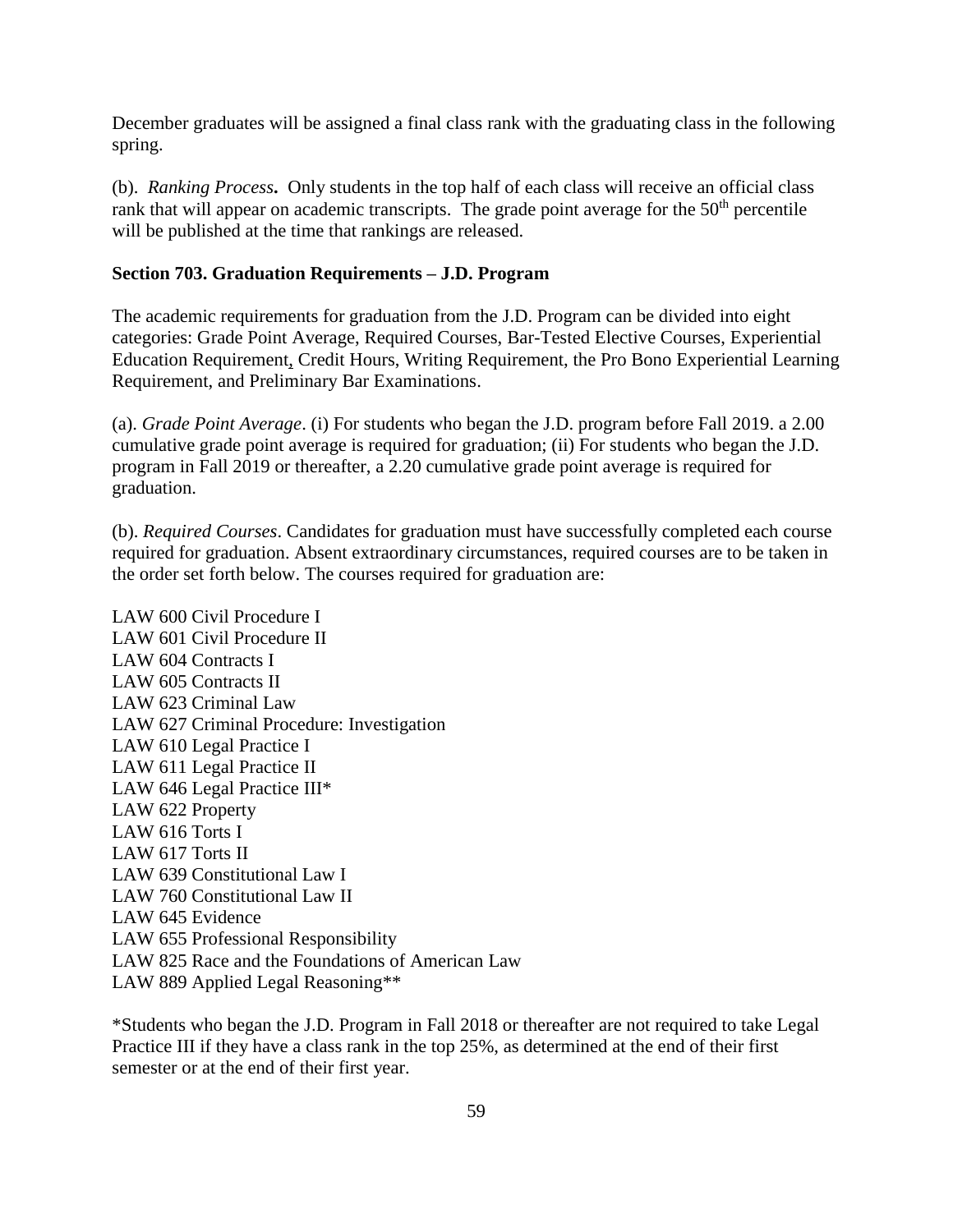December graduates will be assigned a final class rank with the graduating class in the following spring.

(b). *Ranking Process***.** Only students in the top half of each class will receive an official class rank that will appear on academic transcripts. The grade point average for the 50th percentile will be published at the time that rankings are released.

**Section 703. Graduation Requirements – J.D. Program**

The academic requirements for graduation from the J.D. Program can be divided into eight categories: Grade Point Average, Required Courses, Bar-Tested Elective Courses, Experiential Education Requirement, Credit Hours, Writing Requirement, the Pro Bono Experiential Learning Requirement, and Preliminary Bar Examinations.

(a). *Grade Point Average*. (i) For students who began the J.D. program before Fall 2019. a 2.00 cumulative grade point average is required for graduation; (ii) For students who began the J.D. program in Fall 2019 or thereafter, a 2.20 cumulative grade point average is required for graduation.

(b). *Required Courses*. Candidates for graduation must have successfully completed each course required for graduation. Absent extraordinary circumstances, required courses are to be taken in the order set forth below. The courses required for graduation are:

LAW 600 Civil Procedure I
LAW 601 Civil Procedure II
LAW 604 Contracts I
LAW 605 Contracts II
LAW 623 Criminal Law
LAW 627 Criminal Procedure: Investigation
LAW 610 Legal Practice I
LAW 611 Legal Practice II
LAW 646 Legal Practice III*
LAW 622 Property
LAW 616 Torts I
LAW 617 Torts II
LAW 639 Constitutional Law I
LAW 760 Constitutional Law II
LAW 645 Evidence
LAW 655 Professional Responsibility
LAW 825 Race and the Foundations of American Law
LAW 889 Applied Legal Reasoning**

*Students who began the J.D. Program in Fall 2018 or thereafter are not required to take Legal Practice III if they have a class rank in the top 25%, as determined at the end of their first semester or at the end of their first year.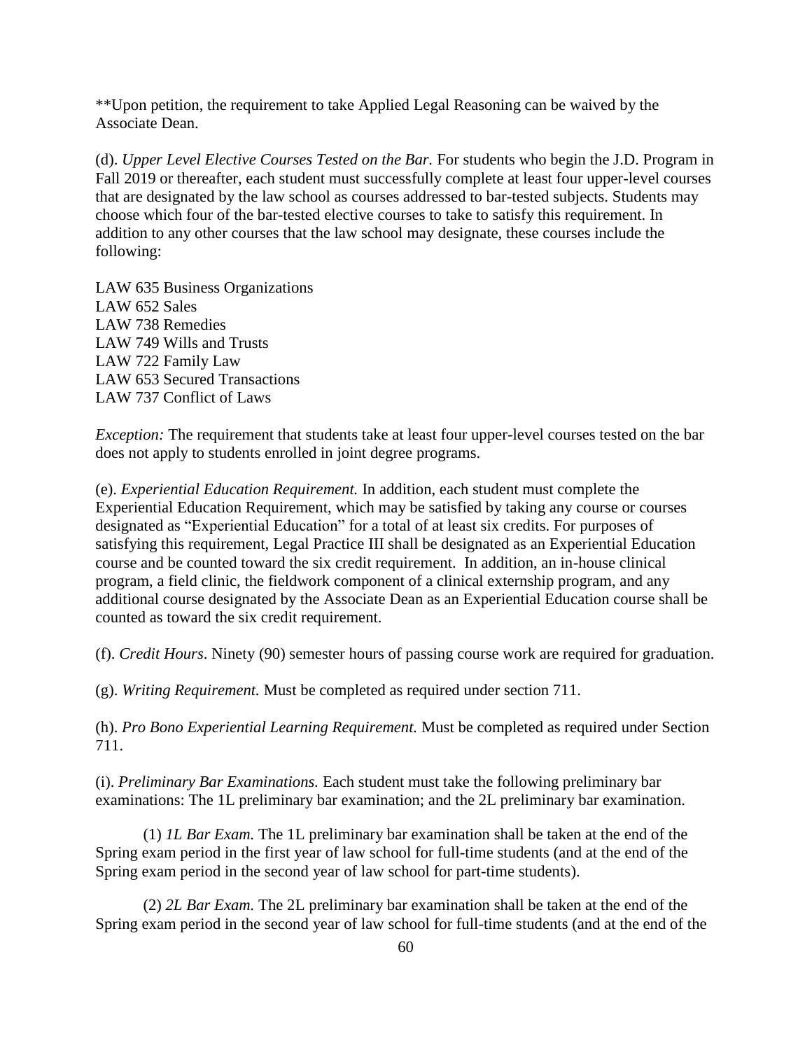**Upon petition, the requirement to take Applied Legal Reasoning can be waived by the Associate Dean.

(d). *Upper Level Elective Courses Tested on the Bar.* For students who begin the J.D. Program in Fall 2019 or thereafter, each student must successfully complete at least four upper-level courses that are designated by the law school as courses addressed to bar-tested subjects. Students may choose which four of the bar-tested elective courses to take to satisfy this requirement. In addition to any other courses that the law school may designate, these courses include the following:

LAW 635 Business Organizations
LAW 652 Sales
LAW 738 Remedies
LAW 749 Wills and Trusts
LAW 722 Family Law
LAW 653 Secured Transactions
LAW 737 Conflict of Laws

*Exception:* The requirement that students take at least four upper-level courses tested on the bar does not apply to students enrolled in joint degree programs.

(e). *Experiential Education Requirement.* In addition, each student must complete the Experiential Education Requirement, which may be satisfied by taking any course or courses designated as "Experiential Education" for a total of at least six credits. For purposes of satisfying this requirement, Legal Practice III shall be designated as an Experiential Education course and be counted toward the six credit requirement. In addition, an in-house clinical program, a field clinic, the fieldwork component of a clinical externship program, and any additional course designated by the Associate Dean as an Experiential Education course shall be counted as toward the six credit requirement.

(f). *Credit Hours*. Ninety (90) semester hours of passing course work are required for graduation.

(g). *Writing Requirement.* Must be completed as required under section 711.

(h). *Pro Bono Experiential Learning Requirement.* Must be completed as required under Section 711.

(i). *Preliminary Bar Examinations.* Each student must take the following preliminary bar examinations: The 1L preliminary bar examination; and the 2L preliminary bar examination.

(1) *1L Bar Exam.* The 1L preliminary bar examination shall be taken at the end of the Spring exam period in the first year of law school for full-time students (and at the end of the Spring exam period in the second year of law school for part-time students).

(2) *2L Bar Exam.* The 2L preliminary bar examination shall be taken at the end of the Spring exam period in the second year of law school for full-time students (and at the end of the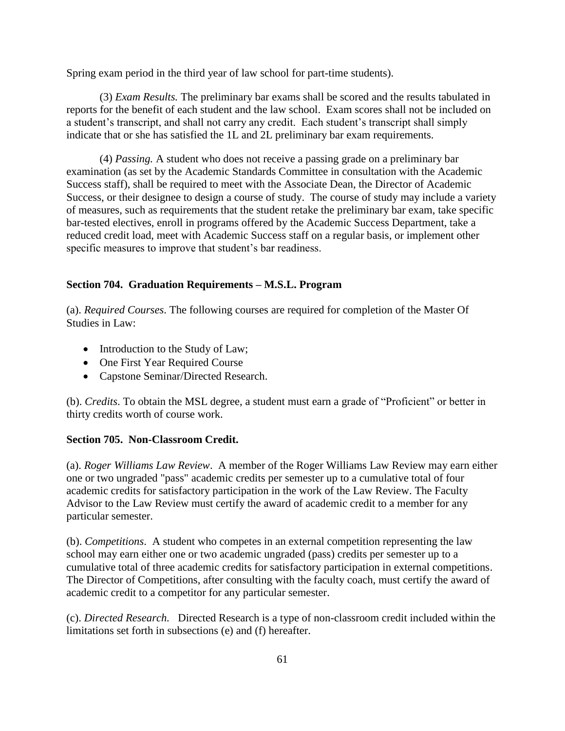Spring exam period in the third year of law school for part-time students).

(3) *Exam Results.* The preliminary bar exams shall be scored and the results tabulated in reports for the benefit of each student and the law school. Exam scores shall not be included on a student's transcript, and shall not carry any credit. Each student's transcript shall simply indicate that or she has satisfied the 1L and 2L preliminary bar exam requirements.

(4) *Passing.* A student who does not receive a passing grade on a preliminary bar examination (as set by the Academic Standards Committee in consultation with the Academic Success staff), shall be required to meet with the Associate Dean, the Director of Academic Success, or their designee to design a course of study. The course of study may include a variety of measures, such as requirements that the student retake the preliminary bar exam, take specific bar-tested electives, enroll in programs offered by the Academic Success Department, take a reduced credit load, meet with Academic Success staff on a regular basis, or implement other specific measures to improve that student's bar readiness.

### Section 704. Graduation Requirements – M.S.L. Program

(a). *Required Courses*. The following courses are required for completion of the Master Of Studies in Law:

- Introduction to the Study of Law;
- One First Year Required Course
- Capstone Seminar/Directed Research.

(b). *Credits*. To obtain the MSL degree, a student must earn a grade of "Proficient" or better in thirty credits worth of course work.

### Section 705. Non-Classroom Credit.

(a). *Roger Williams Law Review*. A member of the Roger Williams Law Review may earn either one or two ungraded "pass" academic credits per semester up to a cumulative total of four academic credits for satisfactory participation in the work of the Law Review. The Faculty Advisor to the Law Review must certify the award of academic credit to a member for any particular semester.

(b). *Competitions*. A student who competes in an external competition representing the law school may earn either one or two academic ungraded (pass) credits per semester up to a cumulative total of three academic credits for satisfactory participation in external competitions. The Director of Competitions, after consulting with the faculty coach, must certify the award of academic credit to a competitor for any particular semester.

(c). *Directed Research.* Directed Research is a type of non-classroom credit included within the limitations set forth in subsections (e) and (f) hereafter.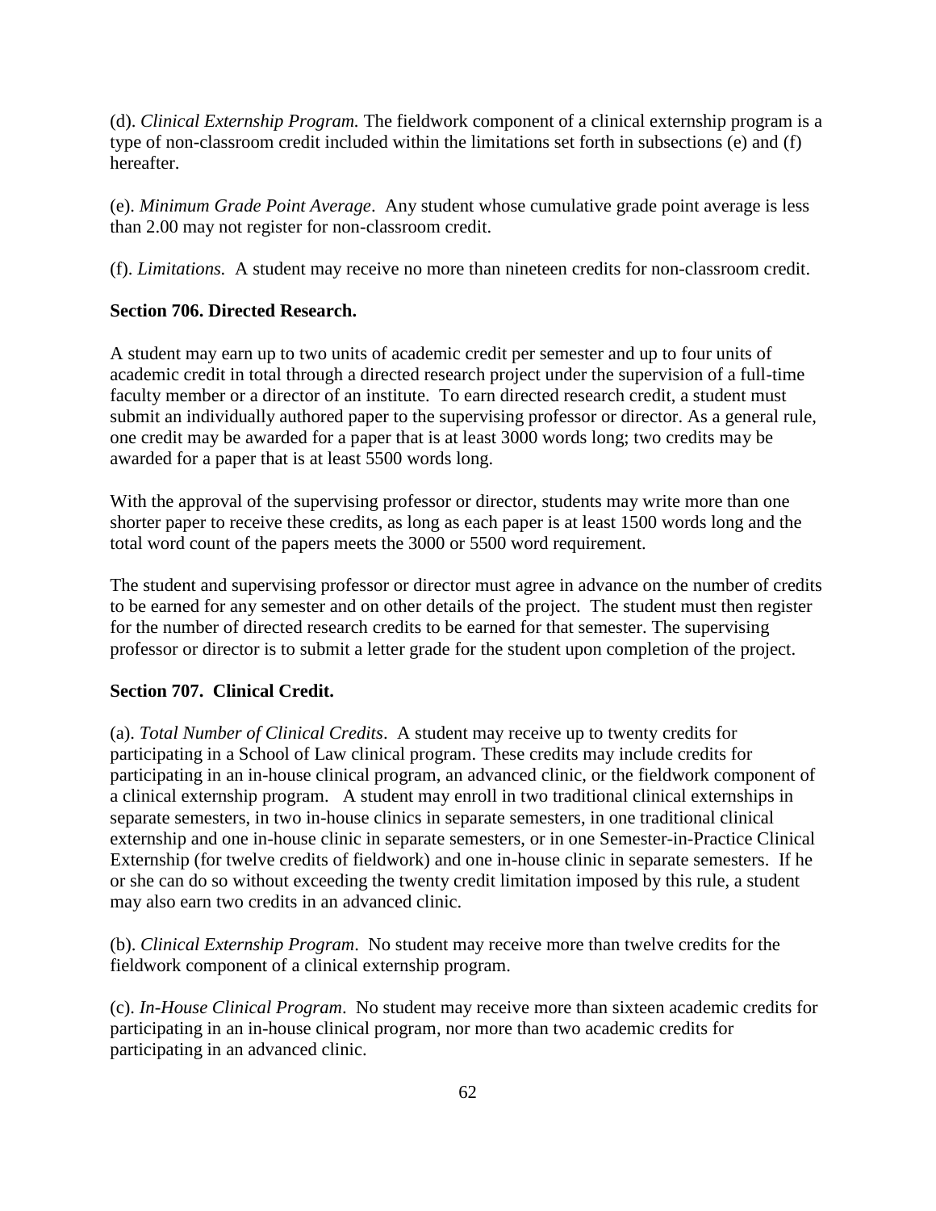(d). *Clinical Externship Program.* The fieldwork component of a clinical externship program is a type of non-classroom credit included within the limitations set forth in subsections (e) and (f) hereafter.

(e). *Minimum Grade Point Average*. Any student whose cumulative grade point average is less than 2.00 may not register for non-classroom credit.

(f). *Limitations.* A student may receive no more than nineteen credits for non-classroom credit.

**Section 706. Directed Research.**

A student may earn up to two units of academic credit per semester and up to four units of academic credit in total through a directed research project under the supervision of a full-time faculty member or a director of an institute. To earn directed research credit, a student must submit an individually authored paper to the supervising professor or director. As a general rule, one credit may be awarded for a paper that is at least 3000 words long; two credits may be awarded for a paper that is at least 5500 words long.

With the approval of the supervising professor or director, students may write more than one shorter paper to receive these credits, as long as each paper is at least 1500 words long and the total word count of the papers meets the 3000 or 5500 word requirement.

The student and supervising professor or director must agree in advance on the number of credits to be earned for any semester and on other details of the project. The student must then register for the number of directed research credits to be earned for that semester. The supervising professor or director is to submit a letter grade for the student upon completion of the project.

**Section 707. Clinical Credit.**

(a). *Total Number of Clinical Credits*. A student may receive up to twenty credits for participating in a School of Law clinical program. These credits may include credits for participating in an in-house clinical program, an advanced clinic, or the fieldwork component of a clinical externship program. A student may enroll in two traditional clinical externships in separate semesters, in two in-house clinics in separate semesters, in one traditional clinical externship and one in-house clinic in separate semesters, or in one Semester-in-Practice Clinical Externship (for twelve credits of fieldwork) and one in-house clinic in separate semesters. If he or she can do so without exceeding the twenty credit limitation imposed by this rule, a student may also earn two credits in an advanced clinic.

(b). *Clinical Externship Program*. No student may receive more than twelve credits for the fieldwork component of a clinical externship program.

(c). *In-House Clinical Program*. No student may receive more than sixteen academic credits for participating in an in-house clinical program, nor more than two academic credits for participating in an advanced clinic.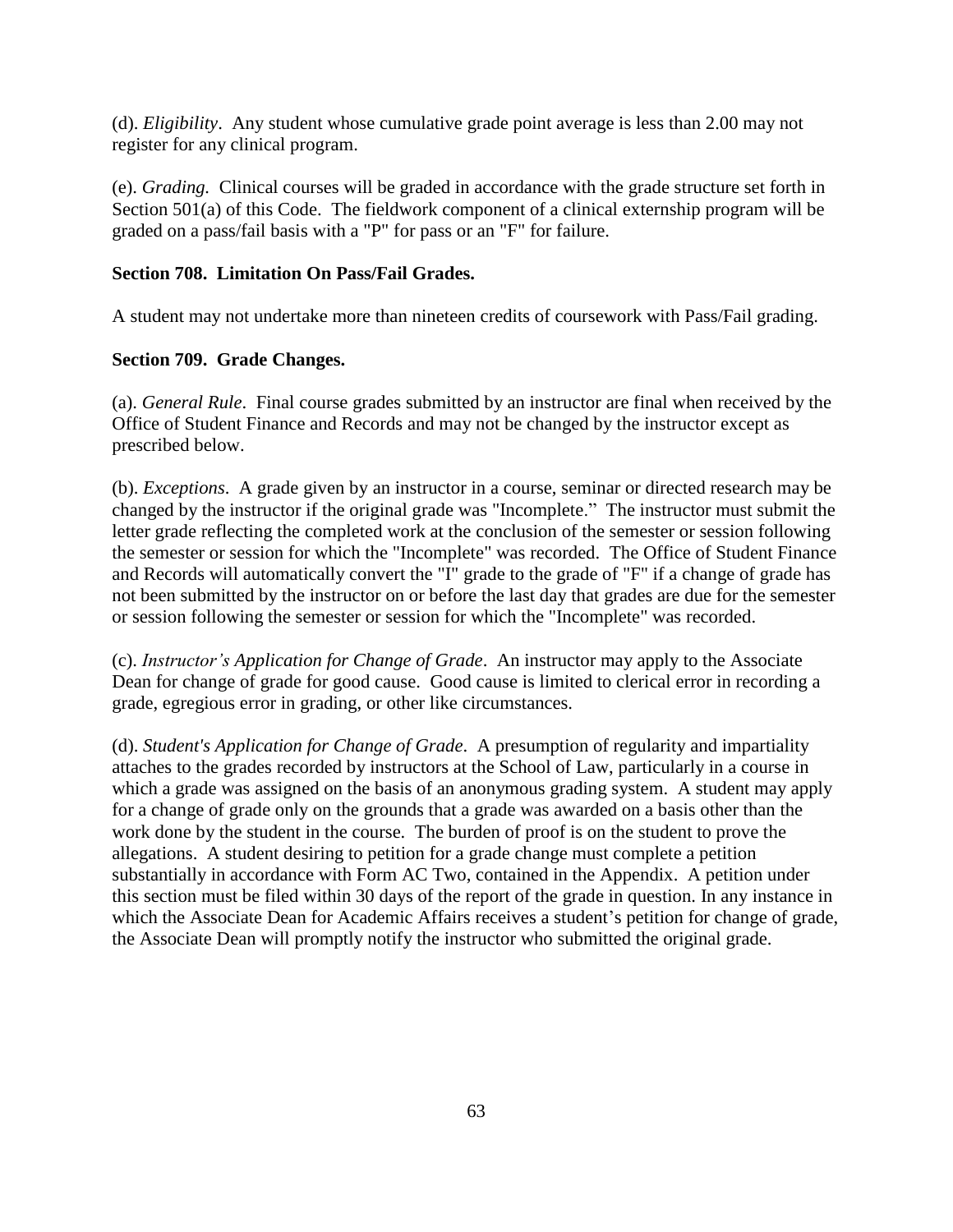(d). *Eligibility*. Any student whose cumulative grade point average is less than 2.00 may not register for any clinical program.

(e). *Grading.* Clinical courses will be graded in accordance with the grade structure set forth in Section 501(a) of this Code. The fieldwork component of a clinical externship program will be graded on a pass/fail basis with a "P" for pass or an "F" for failure.

**Section 708. Limitation On Pass/Fail Grades.**

A student may not undertake more than nineteen credits of coursework with Pass/Fail grading.

**Section 709. Grade Changes.**

(a). *General Rule*. Final course grades submitted by an instructor are final when received by the Office of Student Finance and Records and may not be changed by the instructor except as prescribed below.

(b). *Exceptions*. A grade given by an instructor in a course, seminar or directed research may be changed by the instructor if the original grade was "Incomplete." The instructor must submit the letter grade reflecting the completed work at the conclusion of the semester or session following the semester or session for which the "Incomplete" was recorded. The Office of Student Finance and Records will automatically convert the "I" grade to the grade of "F" if a change of grade has not been submitted by the instructor on or before the last day that grades are due for the semester or session following the semester or session for which the "Incomplete" was recorded.

(c). *Instructor's Application for Change of Grade*. An instructor may apply to the Associate Dean for change of grade for good cause. Good cause is limited to clerical error in recording a grade, egregious error in grading, or other like circumstances.

(d). *Student's Application for Change of Grade*. A presumption of regularity and impartiality attaches to the grades recorded by instructors at the School of Law, particularly in a course in which a grade was assigned on the basis of an anonymous grading system. A student may apply for a change of grade only on the grounds that a grade was awarded on a basis other than the work done by the student in the course. The burden of proof is on the student to prove the allegations. A student desiring to petition for a grade change must complete a petition substantially in accordance with Form AC Two, contained in the Appendix. A petition under this section must be filed within 30 days of the report of the grade in question. In any instance in which the Associate Dean for Academic Affairs receives a student's petition for change of grade, the Associate Dean will promptly notify the instructor who submitted the original grade.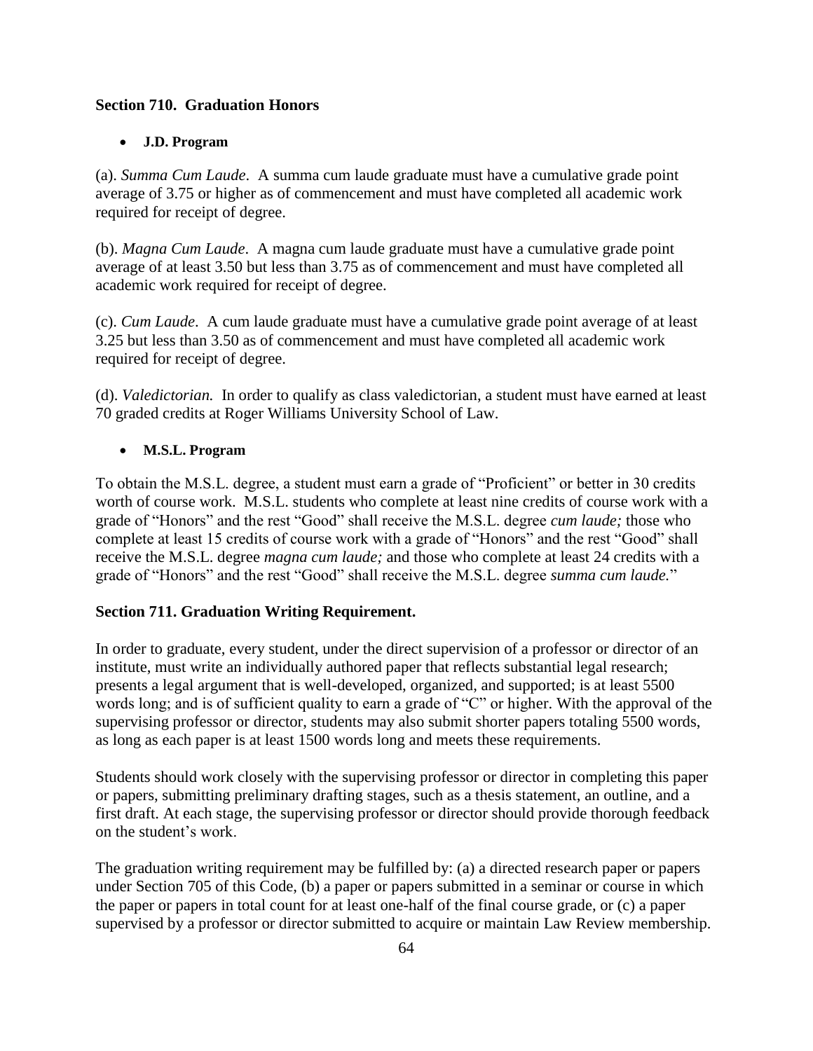## Section 710. Graduation Honors

- **J.D. Program**

(a). *Summa Cum Laude*. A summa cum laude graduate must have a cumulative grade point average of 3.75 or higher as of commencement and must have completed all academic work required for receipt of degree.

(b). *Magna Cum Laude*. A magna cum laude graduate must have a cumulative grade point average of at least 3.50 but less than 3.75 as of commencement and must have completed all academic work required for receipt of degree.

(c). *Cum Laude*. A cum laude graduate must have a cumulative grade point average of at least 3.25 but less than 3.50 as of commencement and must have completed all academic work required for receipt of degree.

(d). *Valedictorian.* In order to qualify as class valedictorian, a student must have earned at least 70 graded credits at Roger Williams University School of Law.

- **M.S.L. Program**

To obtain the M.S.L. degree, a student must earn a grade of "Proficient" or better in 30 credits worth of course work. M.S.L. students who complete at least nine credits of course work with a grade of "Honors" and the rest "Good" shall receive the M.S.L. degree *cum laude;* those who complete at least 15 credits of course work with a grade of "Honors" and the rest "Good" shall receive the M.S.L. degree *magna cum laude;* and those who complete at least 24 credits with a grade of "Honors" and the rest "Good" shall receive the M.S.L. degree *summa cum laude.*"

## Section 711. Graduation Writing Requirement.

In order to graduate, every student, under the direct supervision of a professor or director of an institute, must write an individually authored paper that reflects substantial legal research; presents a legal argument that is well-developed, organized, and supported; is at least 5500 words long; and is of sufficient quality to earn a grade of "C" or higher. With the approval of the supervising professor or director, students may also submit shorter papers totaling 5500 words, as long as each paper is at least 1500 words long and meets these requirements.

Students should work closely with the supervising professor or director in completing this paper or papers, submitting preliminary drafting stages, such as a thesis statement, an outline, and a first draft. At each stage, the supervising professor or director should provide thorough feedback on the student's work.

The graduation writing requirement may be fulfilled by: (a) a directed research paper or papers under Section 705 of this Code, (b) a paper or papers submitted in a seminar or course in which the paper or papers in total count for at least one-half of the final course grade, or (c) a paper supervised by a professor or director submitted to acquire or maintain Law Review membership.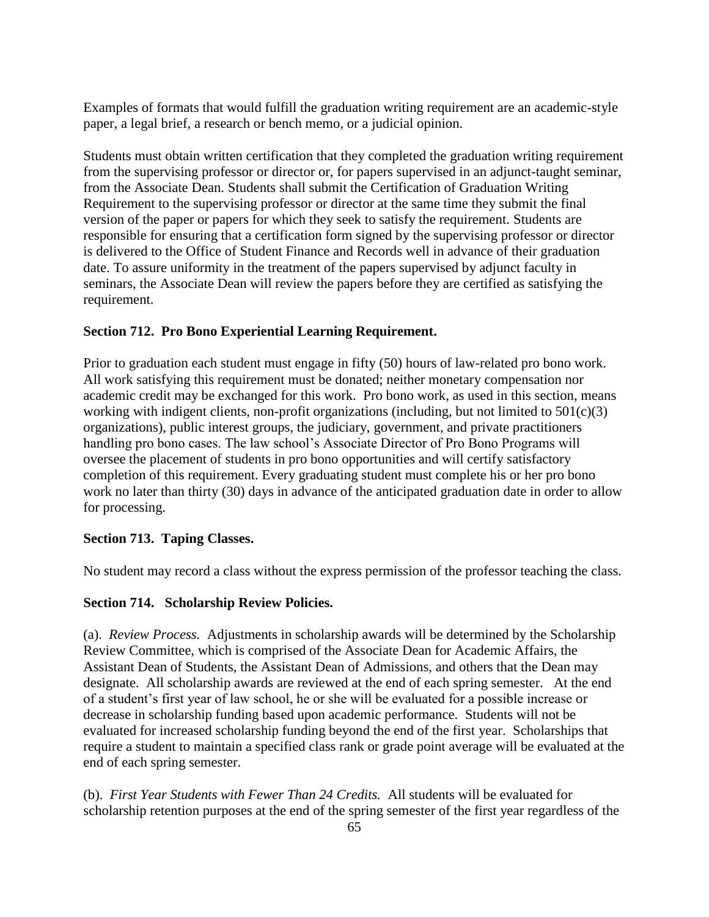Examples of formats that would fulfill the graduation writing requirement are an academic-style paper, a legal brief, a research or bench memo, or a judicial opinion.

Students must obtain written certification that they completed the graduation writing requirement from the supervising professor or director or, for papers supervised in an adjunct-taught seminar, from the Associate Dean. Students shall submit the Certification of Graduation Writing Requirement to the supervising professor or director at the same time they submit the final version of the paper or papers for which they seek to satisfy the requirement. Students are responsible for ensuring that a certification form signed by the supervising professor or director is delivered to the Office of Student Finance and Records well in advance of their graduation date. To assure uniformity in the treatment of the papers supervised by adjunct faculty in seminars, the Associate Dean will review the papers before they are certified as satisfying the requirement.

**Section 712. Pro Bono Experiential Learning Requirement.**

Prior to graduation each student must engage in fifty (50) hours of law-related pro bono work. All work satisfying this requirement must be donated; neither monetary compensation nor academic credit may be exchanged for this work. Pro bono work, as used in this section, means working with indigent clients, non-profit organizations (including, but not limited to 501(c)(3) organizations), public interest groups, the judiciary, government, and private practitioners handling pro bono cases. The law school's Associate Director of Pro Bono Programs will oversee the placement of students in pro bono opportunities and will certify satisfactory completion of this requirement. Every graduating student must complete his or her pro bono work no later than thirty (30) days in advance of the anticipated graduation date in order to allow for processing.

**Section 713. Taping Classes.**

No student may record a class without the express permission of the professor teaching the class.

**Section 714. Scholarship Review Policies.**

(a). *Review Process.* Adjustments in scholarship awards will be determined by the Scholarship Review Committee, which is comprised of the Associate Dean for Academic Affairs, the Assistant Dean of Students, the Assistant Dean of Admissions, and others that the Dean may designate. All scholarship awards are reviewed at the end of each spring semester. At the end of a student's first year of law school, he or she will be evaluated for a possible increase or decrease in scholarship funding based upon academic performance. Students will not be evaluated for increased scholarship funding beyond the end of the first year. Scholarships that require a student to maintain a specified class rank or grade point average will be evaluated at the end of each spring semester.

(b). *First Year Students with Fewer Than 24 Credits.* All students will be evaluated for scholarship retention purposes at the end of the spring semester of the first year regardless of the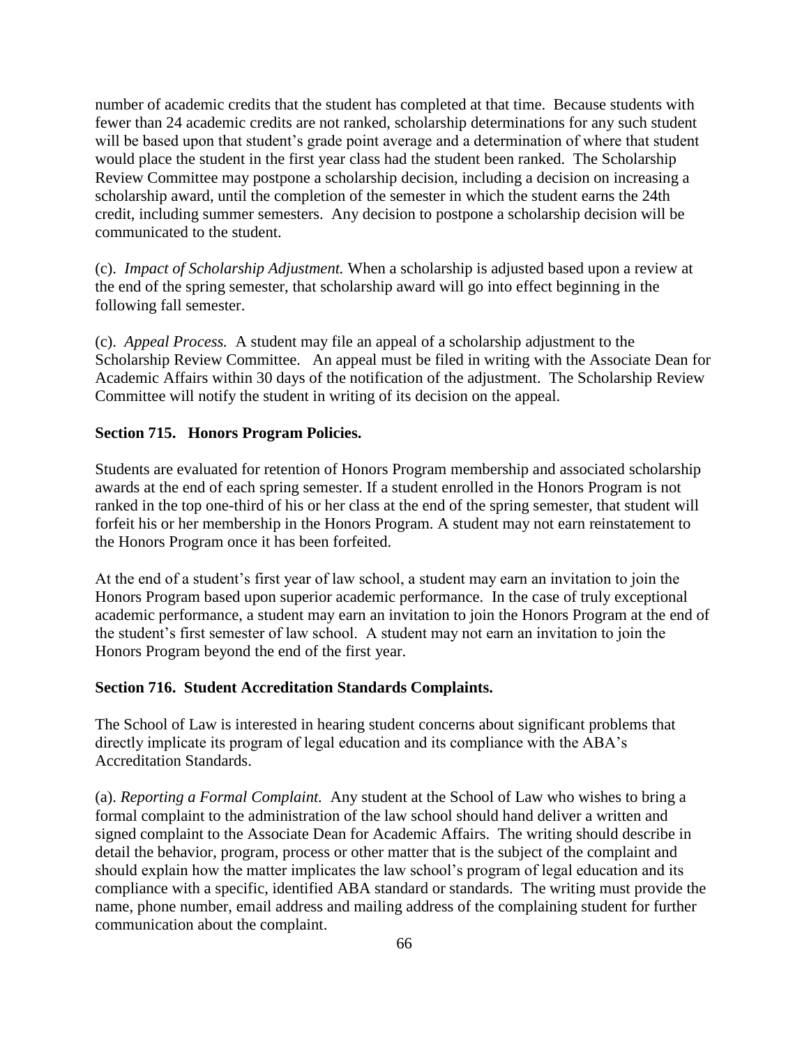number of academic credits that the student has completed at that time. Because students with fewer than 24 academic credits are not ranked, scholarship determinations for any such student will be based upon that student's grade point average and a determination of where that student would place the student in the first year class had the student been ranked. The Scholarship Review Committee may postpone a scholarship decision, including a decision on increasing a scholarship award, until the completion of the semester in which the student earns the 24th credit, including summer semesters. Any decision to postpone a scholarship decision will be communicated to the student.

(c). *Impact of Scholarship Adjustment.* When a scholarship is adjusted based upon a review at the end of the spring semester, that scholarship award will go into effect beginning in the following fall semester.

(c). *Appeal Process.* A student may file an appeal of a scholarship adjustment to the Scholarship Review Committee. An appeal must be filed in writing with the Associate Dean for Academic Affairs within 30 days of the notification of the adjustment. The Scholarship Review Committee will notify the student in writing of its decision on the appeal.

**Section 715. Honors Program Policies.**

Students are evaluated for retention of Honors Program membership and associated scholarship awards at the end of each spring semester. If a student enrolled in the Honors Program is not ranked in the top one-third of his or her class at the end of the spring semester, that student will forfeit his or her membership in the Honors Program. A student may not earn reinstatement to the Honors Program once it has been forfeited.

At the end of a student's first year of law school, a student may earn an invitation to join the Honors Program based upon superior academic performance. In the case of truly exceptional academic performance, a student may earn an invitation to join the Honors Program at the end of the student's first semester of law school. A student may not earn an invitation to join the Honors Program beyond the end of the first year.

**Section 716. Student Accreditation Standards Complaints.**

The School of Law is interested in hearing student concerns about significant problems that directly implicate its program of legal education and its compliance with the ABA's Accreditation Standards.

(a). *Reporting a Formal Complaint.* Any student at the School of Law who wishes to bring a formal complaint to the administration of the law school should hand deliver a written and signed complaint to the Associate Dean for Academic Affairs. The writing should describe in detail the behavior, program, process or other matter that is the subject of the complaint and should explain how the matter implicates the law school's program of legal education and its compliance with a specific, identified ABA standard or standards. The writing must provide the name, phone number, email address and mailing address of the complaining student for further communication about the complaint.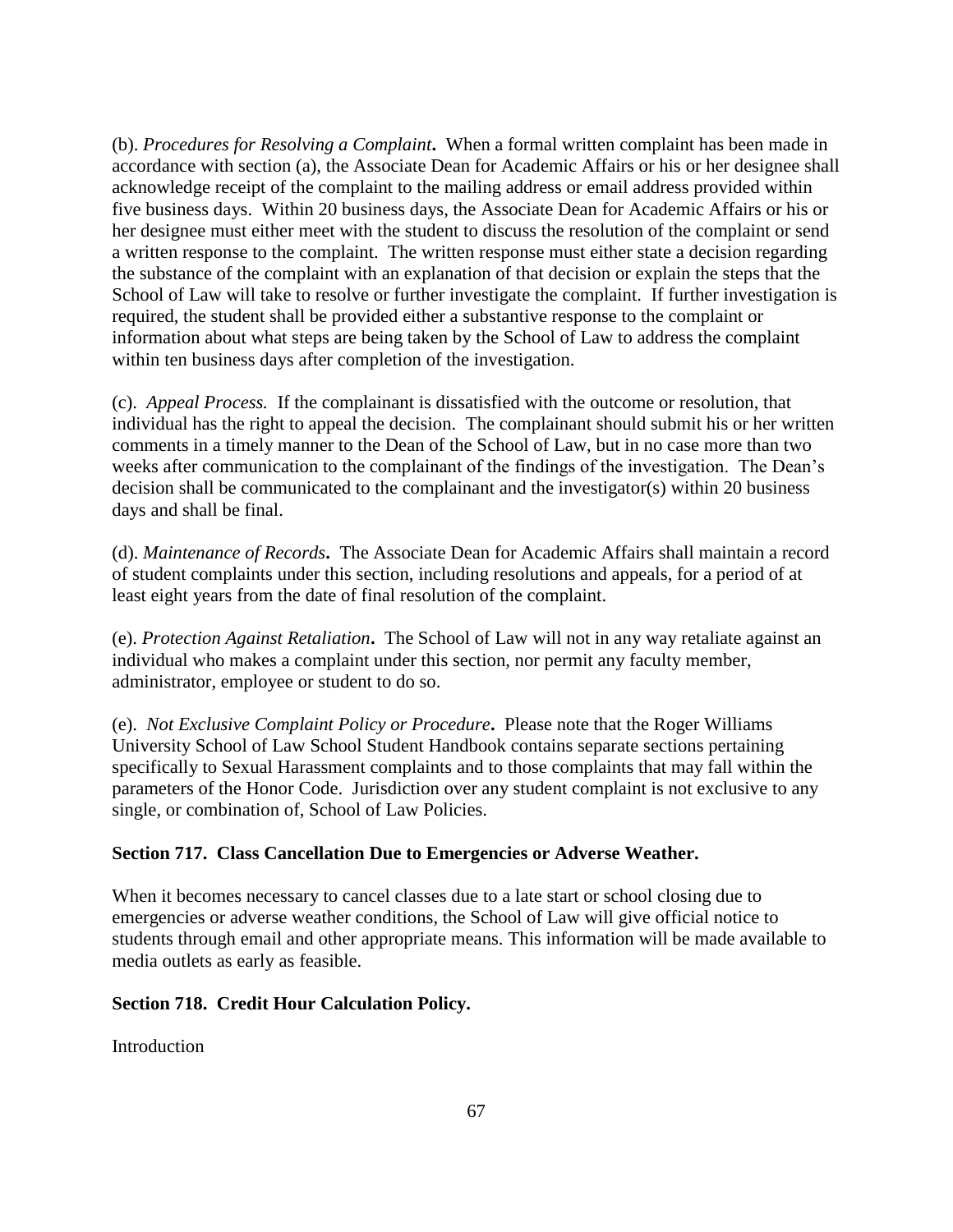(b). *Procedures for Resolving a Complaint***.** When a formal written complaint has been made in accordance with section (a), the Associate Dean for Academic Affairs or his or her designee shall acknowledge receipt of the complaint to the mailing address or email address provided within five business days. Within 20 business days, the Associate Dean for Academic Affairs or his or her designee must either meet with the student to discuss the resolution of the complaint or send a written response to the complaint. The written response must either state a decision regarding the substance of the complaint with an explanation of that decision or explain the steps that the School of Law will take to resolve or further investigate the complaint. If further investigation is required, the student shall be provided either a substantive response to the complaint or information about what steps are being taken by the School of Law to address the complaint within ten business days after completion of the investigation.

(c). *Appeal Process.* If the complainant is dissatisfied with the outcome or resolution, that individual has the right to appeal the decision. The complainant should submit his or her written comments in a timely manner to the Dean of the School of Law, but in no case more than two weeks after communication to the complainant of the findings of the investigation. The Dean's decision shall be communicated to the complainant and the investigator(s) within 20 business days and shall be final.

(d). *Maintenance of Records***.** The Associate Dean for Academic Affairs shall maintain a record of student complaints under this section, including resolutions and appeals, for a period of at least eight years from the date of final resolution of the complaint.

(e). *Protection Against Retaliation***.** The School of Law will not in any way retaliate against an individual who makes a complaint under this section, nor permit any faculty member, administrator, employee or student to do so.

(e). *Not Exclusive Complaint Policy or Procedure***.** Please note that the Roger Williams University School of Law School Student Handbook contains separate sections pertaining specifically to Sexual Harassment complaints and to those complaints that may fall within the parameters of the Honor Code. Jurisdiction over any student complaint is not exclusive to any single, or combination of, School of Law Policies.

**Section 717. Class Cancellation Due to Emergencies or Adverse Weather.**

When it becomes necessary to cancel classes due to a late start or school closing due to emergencies or adverse weather conditions, the School of Law will give official notice to students through email and other appropriate means. This information will be made available to media outlets as early as feasible.

**Section 718. Credit Hour Calculation Policy.**

Introduction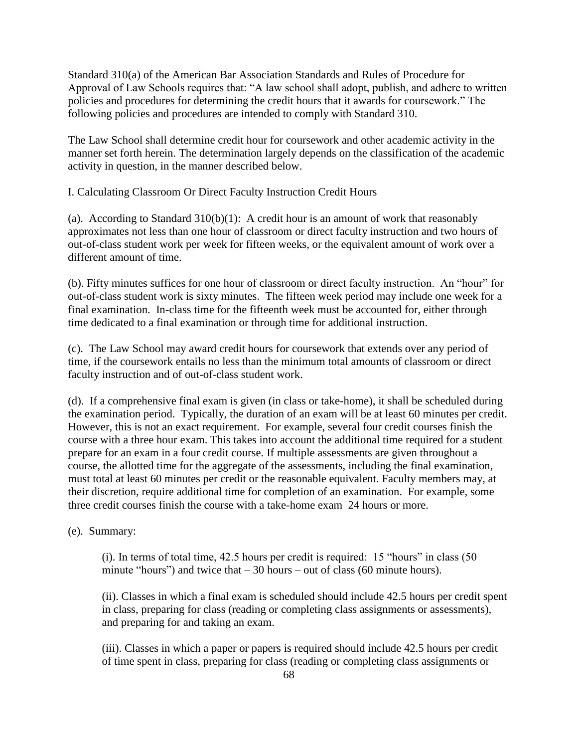Standard 310(a) of the American Bar Association Standards and Rules of Procedure for Approval of Law Schools requires that: "A law school shall adopt, publish, and adhere to written policies and procedures for determining the credit hours that it awards for coursework." The following policies and procedures are intended to comply with Standard 310.

The Law School shall determine credit hour for coursework and other academic activity in the manner set forth herein. The determination largely depends on the classification of the academic activity in question, in the manner described below.

I. Calculating Classroom Or Direct Faculty Instruction Credit Hours

(a). According to Standard 310(b)(1): A credit hour is an amount of work that reasonably approximates not less than one hour of classroom or direct faculty instruction and two hours of out-of-class student work per week for fifteen weeks, or the equivalent amount of work over a different amount of time.

(b). Fifty minutes suffices for one hour of classroom or direct faculty instruction. An "hour" for out-of-class student work is sixty minutes. The fifteen week period may include one week for a final examination. In-class time for the fifteenth week must be accounted for, either through time dedicated to a final examination or through time for additional instruction.

(c). The Law School may award credit hours for coursework that extends over any period of time, if the coursework entails no less than the minimum total amounts of classroom or direct faculty instruction and of out-of-class student work.

(d). If a comprehensive final exam is given (in class or take-home), it shall be scheduled during the examination period. Typically, the duration of an exam will be at least 60 minutes per credit. However, this is not an exact requirement. For example, several four credit courses finish the course with a three hour exam. This takes into account the additional time required for a student prepare for an exam in a four credit course. If multiple assessments are given throughout a course, the allotted time for the aggregate of the assessments, including the final examination, must total at least 60 minutes per credit or the reasonable equivalent. Faculty members may, at their discretion, require additional time for completion of an examination. For example, some three credit courses finish the course with a take-home exam 24 hours or more.

(e). Summary:

(i). In terms of total time, 42.5 hours per credit is required: 15 "hours" in class (50 minute "hours") and twice that – 30 hours – out of class (60 minute hours).

(ii). Classes in which a final exam is scheduled should include 42.5 hours per credit spent in class, preparing for class (reading or completing class assignments or assessments), and preparing for and taking an exam.

(iii). Classes in which a paper or papers is required should include 42.5 hours per credit of time spent in class, preparing for class (reading or completing class assignments or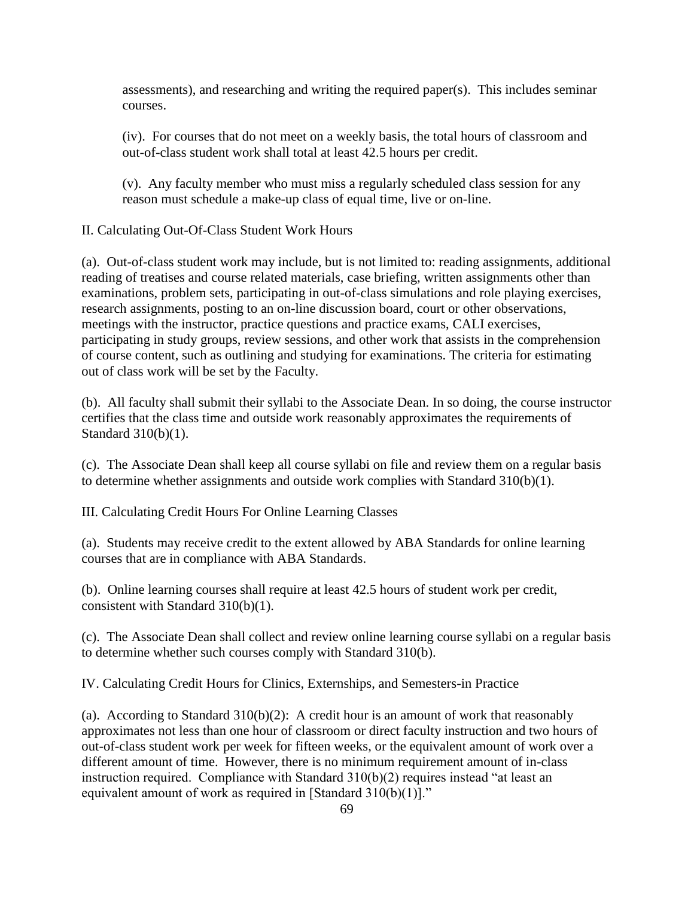assessments), and researching and writing the required paper(s). This includes seminar courses.

(iv). For courses that do not meet on a weekly basis, the total hours of classroom and out-of-class student work shall total at least 42.5 hours per credit.

(v). Any faculty member who must miss a regularly scheduled class session for any reason must schedule a make-up class of equal time, live or on-line.

II. Calculating Out-Of-Class Student Work Hours

(a). Out-of-class student work may include, but is not limited to: reading assignments, additional reading of treatises and course related materials, case briefing, written assignments other than examinations, problem sets, participating in out-of-class simulations and role playing exercises, research assignments, posting to an on-line discussion board, court or other observations, meetings with the instructor, practice questions and practice exams, CALI exercises, participating in study groups, review sessions, and other work that assists in the comprehension of course content, such as outlining and studying for examinations. The criteria for estimating out of class work will be set by the Faculty.

(b). All faculty shall submit their syllabi to the Associate Dean. In so doing, the course instructor certifies that the class time and outside work reasonably approximates the requirements of Standard 310(b)(1).

(c). The Associate Dean shall keep all course syllabi on file and review them on a regular basis to determine whether assignments and outside work complies with Standard 310(b)(1).

III. Calculating Credit Hours For Online Learning Classes

(a). Students may receive credit to the extent allowed by ABA Standards for online learning courses that are in compliance with ABA Standards.

(b). Online learning courses shall require at least 42.5 hours of student work per credit, consistent with Standard 310(b)(1).

(c). The Associate Dean shall collect and review online learning course syllabi on a regular basis to determine whether such courses comply with Standard 310(b).

IV. Calculating Credit Hours for Clinics, Externships, and Semesters-in Practice

(a). According to Standard 310(b)(2): A credit hour is an amount of work that reasonably approximates not less than one hour of classroom or direct faculty instruction and two hours of out-of-class student work per week for fifteen weeks, or the equivalent amount of work over a different amount of time. However, there is no minimum requirement amount of in-class instruction required. Compliance with Standard 310(b)(2) requires instead "at least an equivalent amount of work as required in [Standard 310(b)(1)]."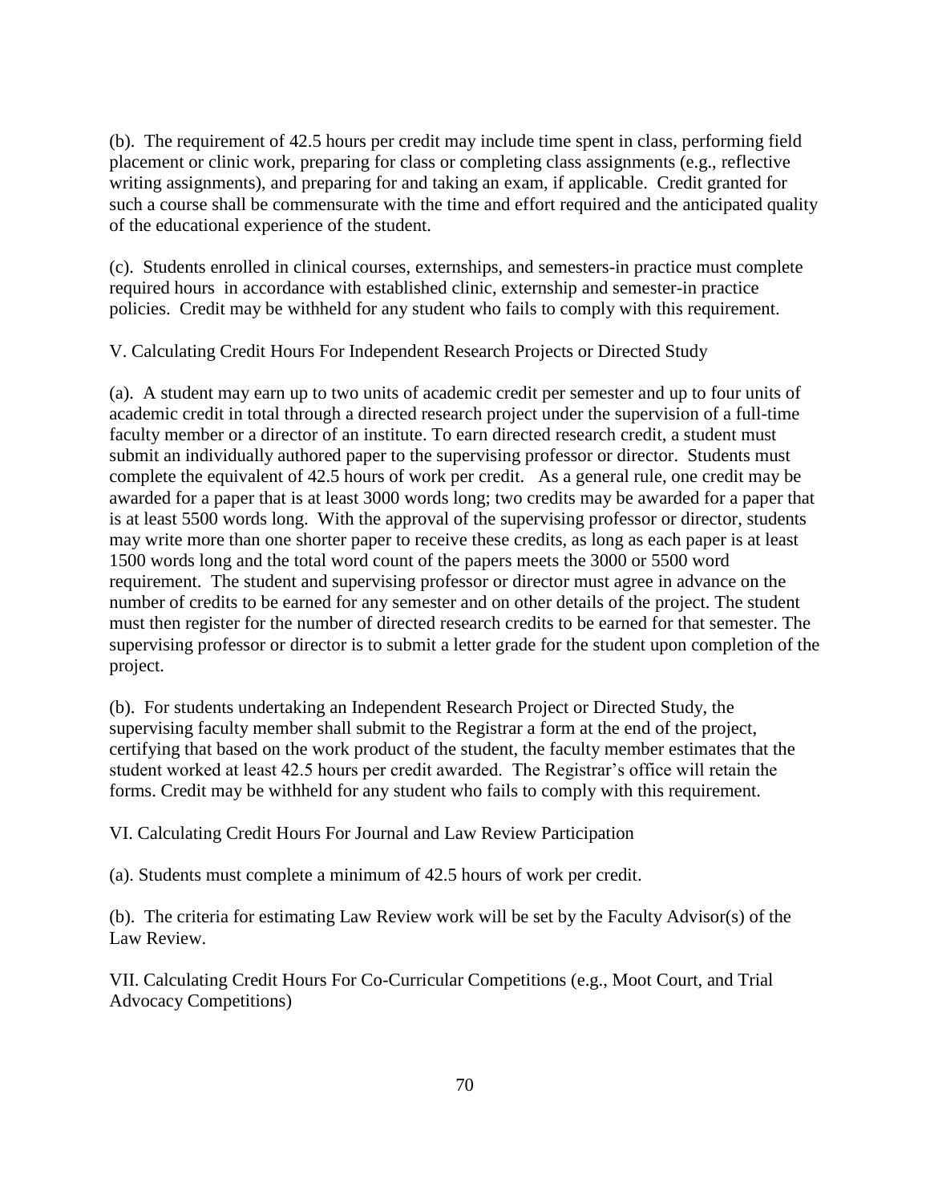(b). The requirement of 42.5 hours per credit may include time spent in class, performing field placement or clinic work, preparing for class or completing class assignments (e.g., reflective writing assignments), and preparing for and taking an exam, if applicable. Credit granted for such a course shall be commensurate with the time and effort required and the anticipated quality of the educational experience of the student.

(c). Students enrolled in clinical courses, externships, and semesters-in practice must complete required hours in accordance with established clinic, externship and semester-in practice policies. Credit may be withheld for any student who fails to comply with this requirement.

V. Calculating Credit Hours For Independent Research Projects or Directed Study

(a). A student may earn up to two units of academic credit per semester and up to four units of academic credit in total through a directed research project under the supervision of a full-time faculty member or a director of an institute. To earn directed research credit, a student must submit an individually authored paper to the supervising professor or director. Students must complete the equivalent of 42.5 hours of work per credit. As a general rule, one credit may be awarded for a paper that is at least 3000 words long; two credits may be awarded for a paper that is at least 5500 words long. With the approval of the supervising professor or director, students may write more than one shorter paper to receive these credits, as long as each paper is at least 1500 words long and the total word count of the papers meets the 3000 or 5500 word requirement. The student and supervising professor or director must agree in advance on the number of credits to be earned for any semester and on other details of the project. The student must then register for the number of directed research credits to be earned for that semester. The supervising professor or director is to submit a letter grade for the student upon completion of the project.

(b). For students undertaking an Independent Research Project or Directed Study, the supervising faculty member shall submit to the Registrar a form at the end of the project, certifying that based on the work product of the student, the faculty member estimates that the student worked at least 42.5 hours per credit awarded. The Registrar's office will retain the forms. Credit may be withheld for any student who fails to comply with this requirement.

VI. Calculating Credit Hours For Journal and Law Review Participation

(a). Students must complete a minimum of 42.5 hours of work per credit.

(b). The criteria for estimating Law Review work will be set by the Faculty Advisor(s) of the Law Review.

VII. Calculating Credit Hours For Co-Curricular Competitions (e.g., Moot Court, and Trial Advocacy Competitions)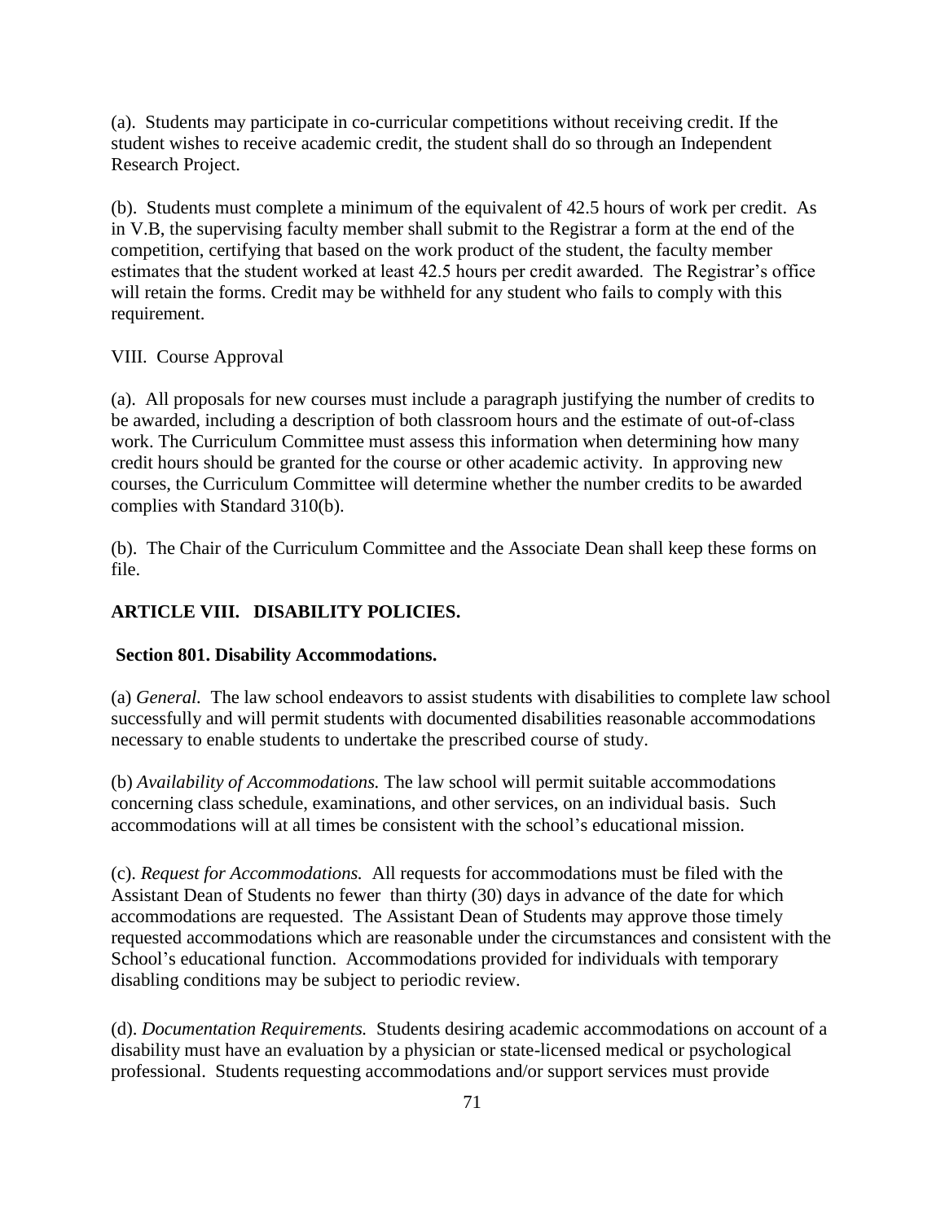(a). Students may participate in co-curricular competitions without receiving credit. If the student wishes to receive academic credit, the student shall do so through an Independent Research Project.

(b). Students must complete a minimum of the equivalent of 42.5 hours of work per credit. As in V.B, the supervising faculty member shall submit to the Registrar a form at the end of the competition, certifying that based on the work product of the student, the faculty member estimates that the student worked at least 42.5 hours per credit awarded. The Registrar's office will retain the forms. Credit may be withheld for any student who fails to comply with this requirement.

VIII. Course Approval

(a). All proposals for new courses must include a paragraph justifying the number of credits to be awarded, including a description of both classroom hours and the estimate of out-of-class work. The Curriculum Committee must assess this information when determining how many credit hours should be granted for the course or other academic activity. In approving new courses, the Curriculum Committee will determine whether the number credits to be awarded complies with Standard 310(b).

(b). The Chair of the Curriculum Committee and the Associate Dean shall keep these forms on file.

## ARTICLE VIII. DISABILITY POLICIES.

### Section 801. Disability Accommodations.

(a) *General.* The law school endeavors to assist students with disabilities to complete law school successfully and will permit students with documented disabilities reasonable accommodations necessary to enable students to undertake the prescribed course of study.

(b) *Availability of Accommodations.* The law school will permit suitable accommodations concerning class schedule, examinations, and other services, on an individual basis. Such accommodations will at all times be consistent with the school's educational mission.

(c). *Request for Accommodations.* All requests for accommodations must be filed with the Assistant Dean of Students no fewer than thirty (30) days in advance of the date for which accommodations are requested. The Assistant Dean of Students may approve those timely requested accommodations which are reasonable under the circumstances and consistent with the School's educational function. Accommodations provided for individuals with temporary disabling conditions may be subject to periodic review.

(d). *Documentation Requirements.* Students desiring academic accommodations on account of a disability must have an evaluation by a physician or state-licensed medical or psychological professional. Students requesting accommodations and/or support services must provide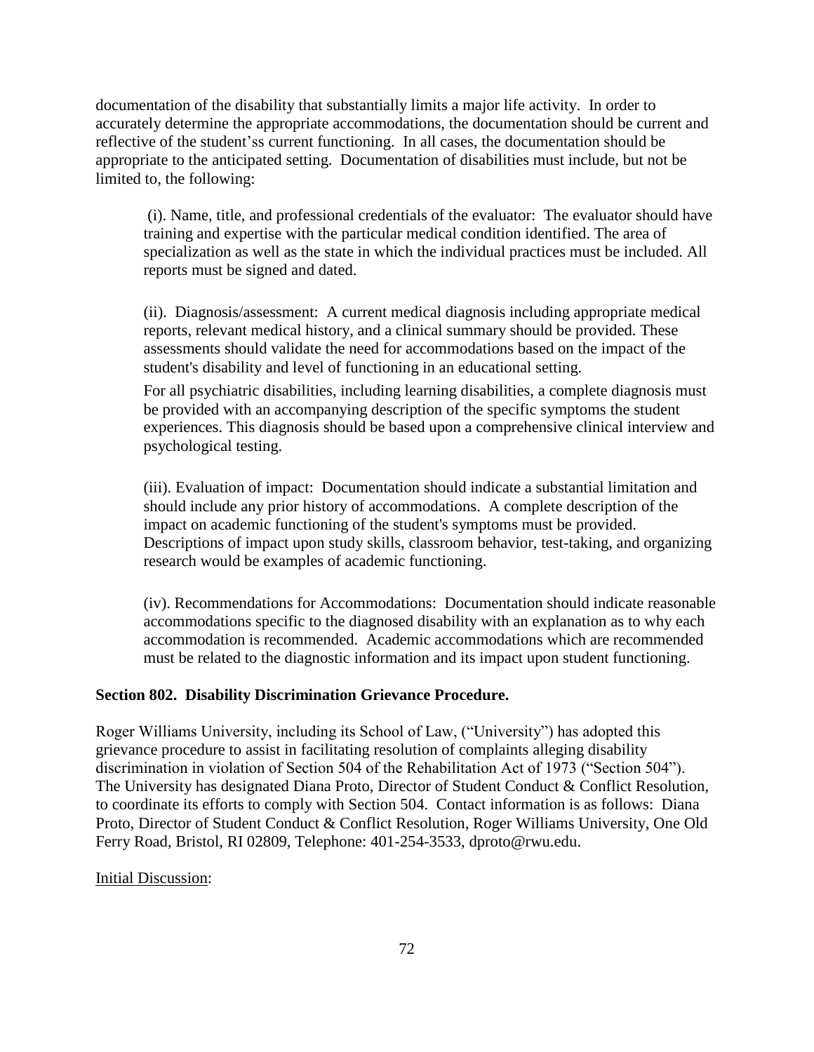documentation of the disability that substantially limits a major life activity. In order to accurately determine the appropriate accommodations, the documentation should be current and reflective of the student'ss current functioning. In all cases, the documentation should be appropriate to the anticipated setting. Documentation of disabilities must include, but not be limited to, the following:

(i). Name, title, and professional credentials of the evaluator: The evaluator should have training and expertise with the particular medical condition identified. The area of specialization as well as the state in which the individual practices must be included. All reports must be signed and dated.

(ii). Diagnosis/assessment: A current medical diagnosis including appropriate medical reports, relevant medical history, and a clinical summary should be provided. These assessments should validate the need for accommodations based on the impact of the student's disability and level of functioning in an educational setting.

For all psychiatric disabilities, including learning disabilities, a complete diagnosis must be provided with an accompanying description of the specific symptoms the student experiences. This diagnosis should be based upon a comprehensive clinical interview and psychological testing.

(iii). Evaluation of impact: Documentation should indicate a substantial limitation and should include any prior history of accommodations. A complete description of the impact on academic functioning of the student's symptoms must be provided. Descriptions of impact upon study skills, classroom behavior, test-taking, and organizing research would be examples of academic functioning.

(iv). Recommendations for Accommodations: Documentation should indicate reasonable accommodations specific to the diagnosed disability with an explanation as to why each accommodation is recommended. Academic accommodations which are recommended must be related to the diagnostic information and its impact upon student functioning.

**Section 802. Disability Discrimination Grievance Procedure.**

Roger Williams University, including its School of Law, ("University") has adopted this grievance procedure to assist in facilitating resolution of complaints alleging disability discrimination in violation of Section 504 of the Rehabilitation Act of 1973 ("Section 504"). The University has designated Diana Proto, Director of Student Conduct & Conflict Resolution, to coordinate its efforts to comply with Section 504. Contact information is as follows: Diana Proto, Director of Student Conduct & Conflict Resolution, Roger Williams University, One Old Ferry Road, Bristol, RI 02809, Telephone: 401-254-3533, dproto@rwu.edu.

<u>Initial Discussion</u>: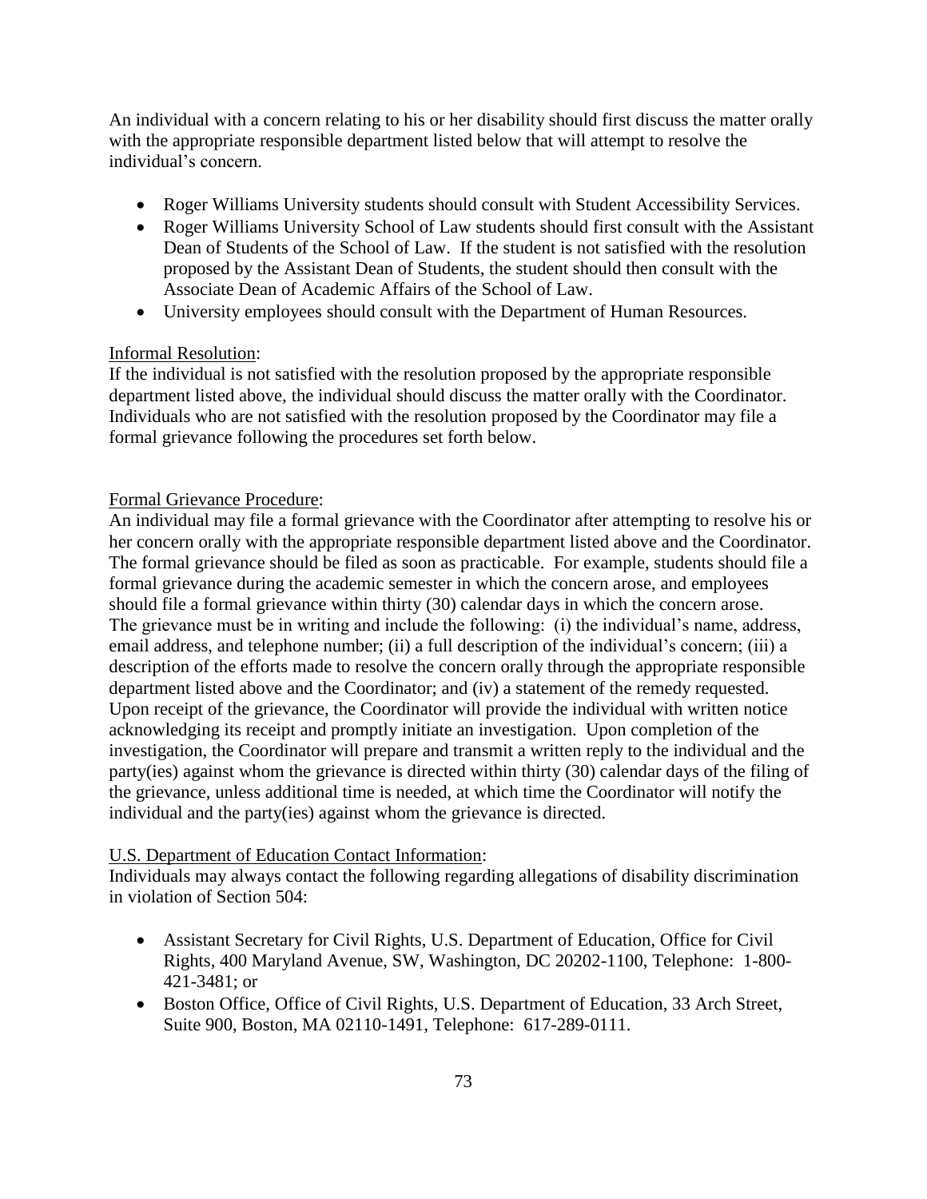An individual with a concern relating to his or her disability should first discuss the matter orally with the appropriate responsible department listed below that will attempt to resolve the individual's concern.

- Roger Williams University students should consult with Student Accessibility Services.
- Roger Williams University School of Law students should first consult with the Assistant Dean of Students of the School of Law. If the student is not satisfied with the resolution proposed by the Assistant Dean of Students, the student should then consult with the Associate Dean of Academic Affairs of the School of Law.
- University employees should consult with the Department of Human Resources.

<u>Informal Resolution</u>:
If the individual is not satisfied with the resolution proposed by the appropriate responsible department listed above, the individual should discuss the matter orally with the Coordinator. Individuals who are not satisfied with the resolution proposed by the Coordinator may file a formal grievance following the procedures set forth below.

<u>Formal Grievance Procedure</u>:
An individual may file a formal grievance with the Coordinator after attempting to resolve his or her concern orally with the appropriate responsible department listed above and the Coordinator. The formal grievance should be filed as soon as practicable. For example, students should file a formal grievance during the academic semester in which the concern arose, and employees should file a formal grievance within thirty (30) calendar days in which the concern arose. The grievance must be in writing and include the following: (i) the individual's name, address, email address, and telephone number; (ii) a full description of the individual's concern; (iii) a description of the efforts made to resolve the concern orally through the appropriate responsible department listed above and the Coordinator; and (iv) a statement of the remedy requested. Upon receipt of the grievance, the Coordinator will provide the individual with written notice acknowledging its receipt and promptly initiate an investigation. Upon completion of the investigation, the Coordinator will prepare and transmit a written reply to the individual and the party(ies) against whom the grievance is directed within thirty (30) calendar days of the filing of the grievance, unless additional time is needed, at which time the Coordinator will notify the individual and the party(ies) against whom the grievance is directed.

<u>U.S. Department of Education Contact Information</u>:
Individuals may always contact the following regarding allegations of disability discrimination in violation of Section 504:

- Assistant Secretary for Civil Rights, U.S. Department of Education, Office for Civil Rights, 400 Maryland Avenue, SW, Washington, DC 20202-1100, Telephone: 1-800-421-3481; or
- Boston Office, Office of Civil Rights, U.S. Department of Education, 33 Arch Street, Suite 900, Boston, MA 02110-1491, Telephone: 617-289-0111.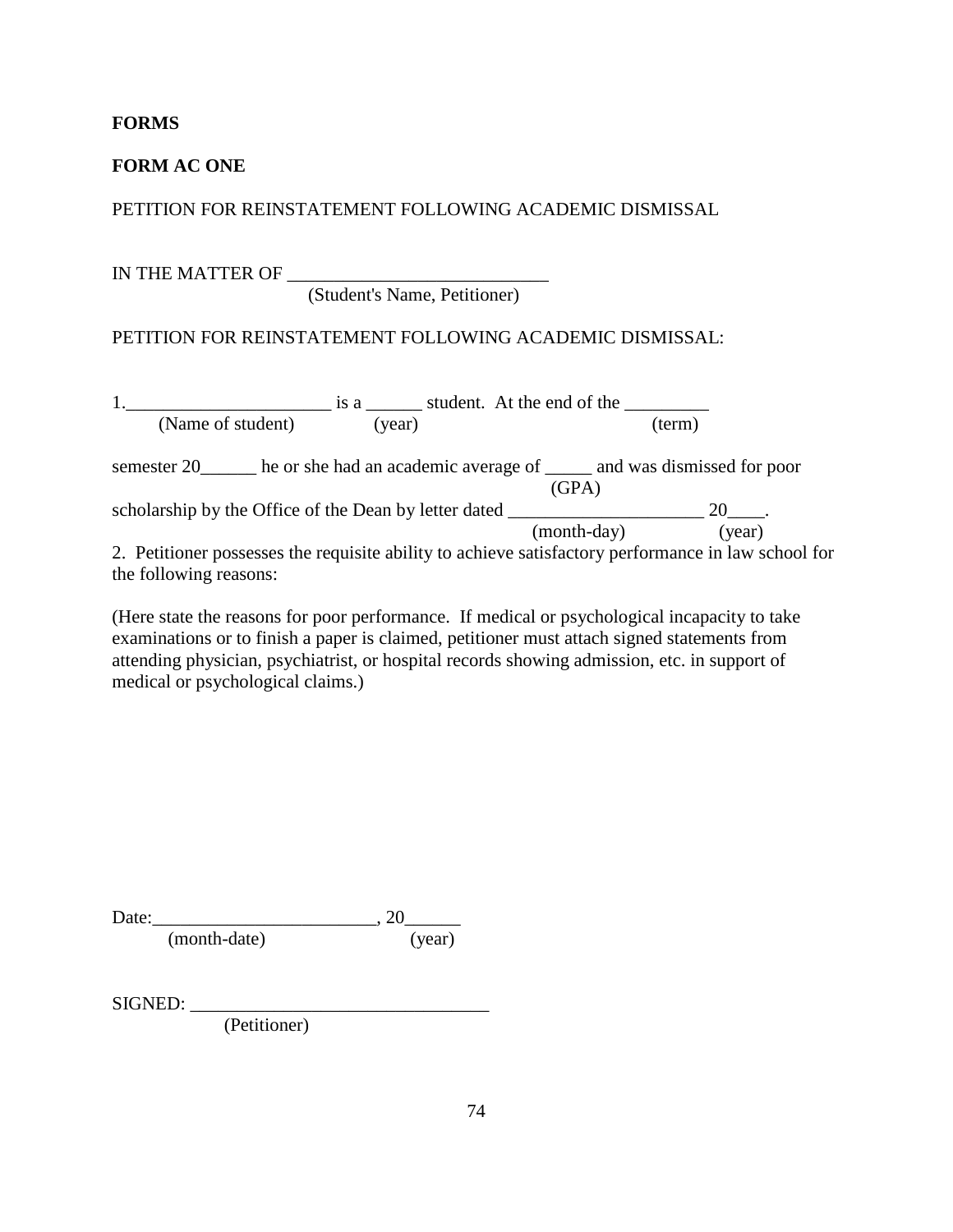**FORMS**

**FORM AC ONE**

PETITION FOR REINSTATEMENT FOLLOWING ACADEMIC DISMISSAL

IN THE MATTER OF ____________________________
(Student's Name, Petitioner)

PETITION FOR REINSTATEMENT FOLLOWING ACADEMIC DISMISSAL:

1.______________________ is a ______ student. At the end of the _________
(Name of student) (year) (term)

semester 20______ he or she had an academic average of _____ and was dismissed for poor
(GPA)
scholarship by the Office of the Dean by letter dated _____________________ 20____.
(month-day) (year)

2. Petitioner possesses the requisite ability to achieve satisfactory performance in law school for the following reasons:

(Here state the reasons for poor performance. If medical or psychological incapacity to take examinations or to finish a paper is claimed, petitioner must attach signed statements from attending physician, psychiatrist, or hospital records showing admission, etc. in support of medical or psychological claims.)

Date:________________________, 20______
(month-date) (year)

SIGNED: ________________________________
(Petitioner)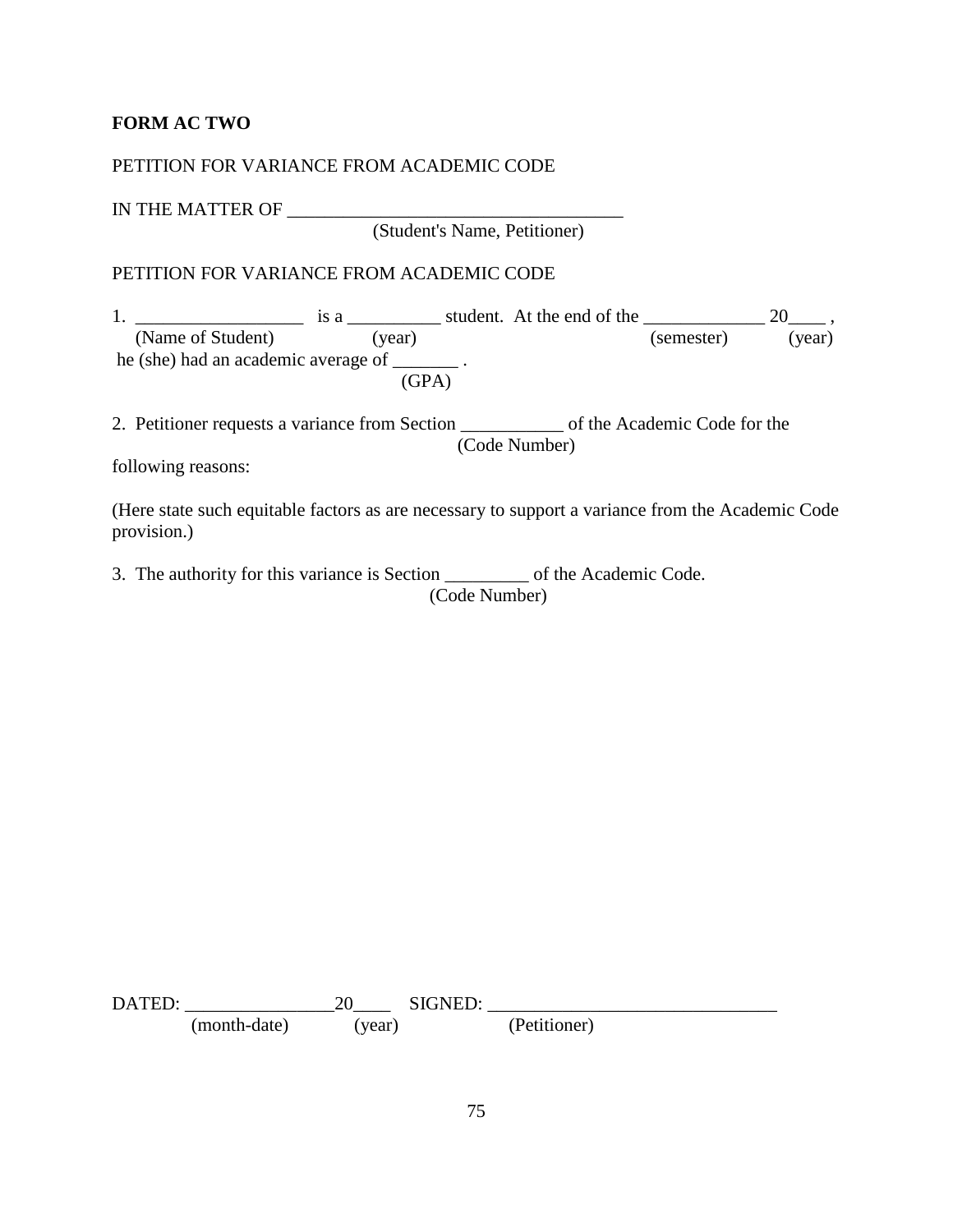**FORM AC TWO**

PETITION FOR VARIANCE FROM ACADEMIC CODE

IN THE MATTER OF ____________________________________
(Student's Name, Petitioner)

PETITION FOR VARIANCE FROM ACADEMIC CODE

1. __________________ is a __________ student. At the end of the _____________ 20____ ,
(Name of Student) (year) (semester) (year)
he (she) had an academic average of _______ .
(GPA)

2. Petitioner requests a variance from Section ___________ of the Academic Code for the
(Code Number)
following reasons:

(Here state such equitable factors as are necessary to support a variance from the Academic Code provision.)

3. The authority for this variance is Section _________ of the Academic Code.
(Code Number)

DATED: ________________20____ SIGNED: _______________________________
(month-date) (year) (Petitioner)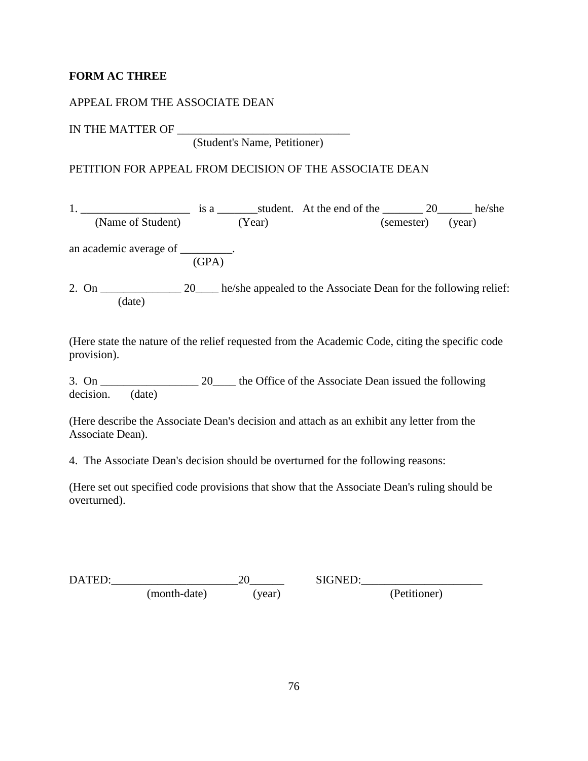**FORM AC THREE**

APPEAL FROM THE ASSOCIATE DEAN

IN THE MATTER OF ______________________________
(Student's Name, Petitioner)

PETITION FOR APPEAL FROM DECISION OF THE ASSOCIATE DEAN

1. ___________________ is a _______student. At the end of the _______ 20______ he/she
(Name of Student) (Year) (semester) (year)

an academic average of _________.
(GPA)

2. On ______________ 20____ he/she appealed to the Associate Dean for the following relief:
(date)

(Here state the nature of the relief requested from the Academic Code, citing the specific code provision).

3. On _________________ 20____ the Office of the Associate Dean issued the following decision. (date)

(Here describe the Associate Dean's decision and attach as an exhibit any letter from the Associate Dean).

4. The Associate Dean's decision should be overturned for the following reasons:

(Here set out specified code provisions that show that the Associate Dean's ruling should be overturned).

DATED:______________________20______ SIGNED:_____________________
(month-date) (year) (Petitioner)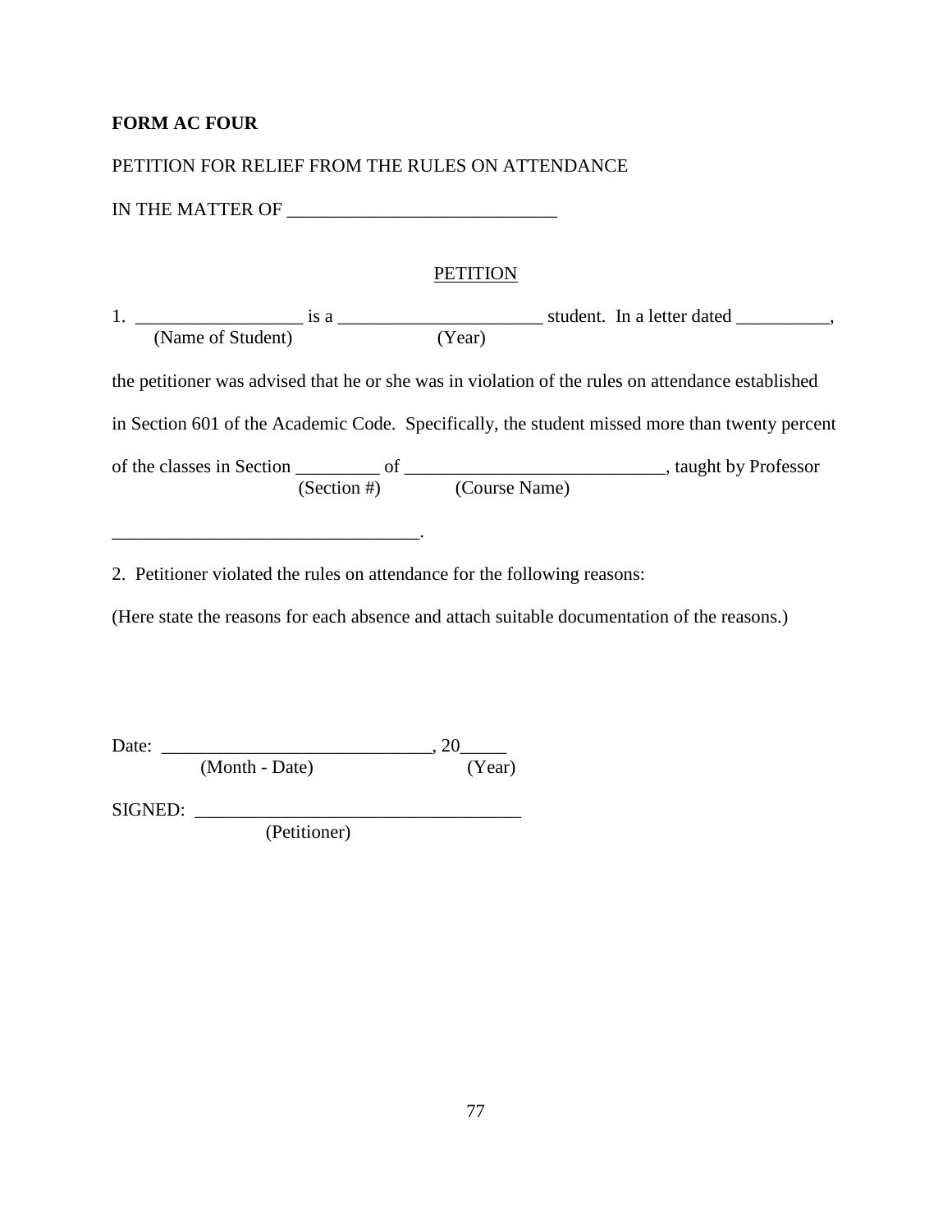**FORM AC FOUR**

PETITION FOR RELIEF FROM THE RULES ON ATTENDANCE

IN THE MATTER OF ____________________________

PETITION

1. _________________ is a _____________________ student. In a letter dated __________,
(Name of Student) (Year)

the petitioner was advised that he or she was in violation of the rules on attendance established in Section 601 of the Academic Code. Specifically, the student missed more than twenty percent of the classes in Section _________ of ___________________________, taught by Professor
(Section #) (Course Name)

________________________________.

2. Petitioner violated the rules on attendance for the following reasons:

(Here state the reasons for each absence and attach suitable documentation of the reasons.)

Date: _____________________________, 20_____
(Month - Date) (Year)

SIGNED: __________________________________
(Petitioner)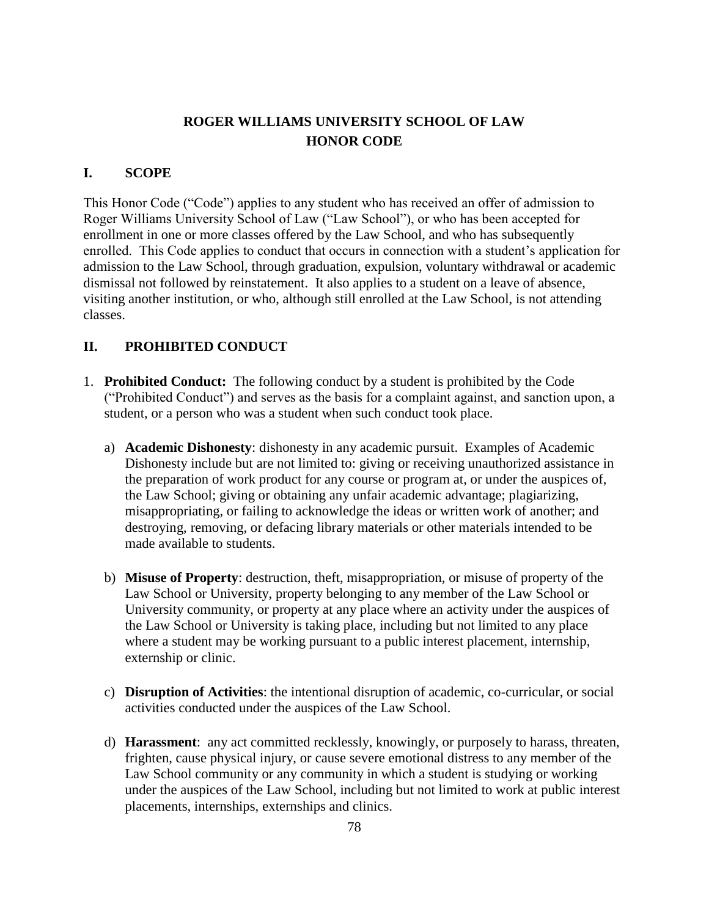# ROGER WILLIAMS UNIVERSITY SCHOOL OF LAW HONOR CODE

## I. SCOPE

This Honor Code ("Code") applies to any student who has received an offer of admission to Roger Williams University School of Law ("Law School"), or who has been accepted for enrollment in one or more classes offered by the Law School, and who has subsequently enrolled. This Code applies to conduct that occurs in connection with a student's application for admission to the Law School, through graduation, expulsion, voluntary withdrawal or academic dismissal not followed by reinstatement. It also applies to a student on a leave of absence, visiting another institution, or who, although still enrolled at the Law School, is not attending classes.

## II. PROHIBITED CONDUCT

1. **Prohibited Conduct:** The following conduct by a student is prohibited by the Code ("Prohibited Conduct") and serves as the basis for a complaint against, and sanction upon, a student, or a person who was a student when such conduct took place.

   a) **Academic Dishonesty**: dishonesty in any academic pursuit. Examples of Academic Dishonesty include but are not limited to: giving or receiving unauthorized assistance in the preparation of work product for any course or program at, or under the auspices of, the Law School; giving or obtaining any unfair academic advantage; plagiarizing, misappropriating, or failing to acknowledge the ideas or written work of another; and destroying, removing, or defacing library materials or other materials intended to be made available to students.

   b) **Misuse of Property**: destruction, theft, misappropriation, or misuse of property of the Law School or University, property belonging to any member of the Law School or University community, or property at any place where an activity under the auspices of the Law School or University is taking place, including but not limited to any place where a student may be working pursuant to a public interest placement, internship, externship or clinic.

   c) **Disruption of Activities**: the intentional disruption of academic, co-curricular, or social activities conducted under the auspices of the Law School.

   d) **Harassment**: any act committed recklessly, knowingly, or purposely to harass, threaten, frighten, cause physical injury, or cause severe emotional distress to any member of the Law School community or any community in which a student is studying or working under the auspices of the Law School, including but not limited to work at public interest placements, internships, externships and clinics.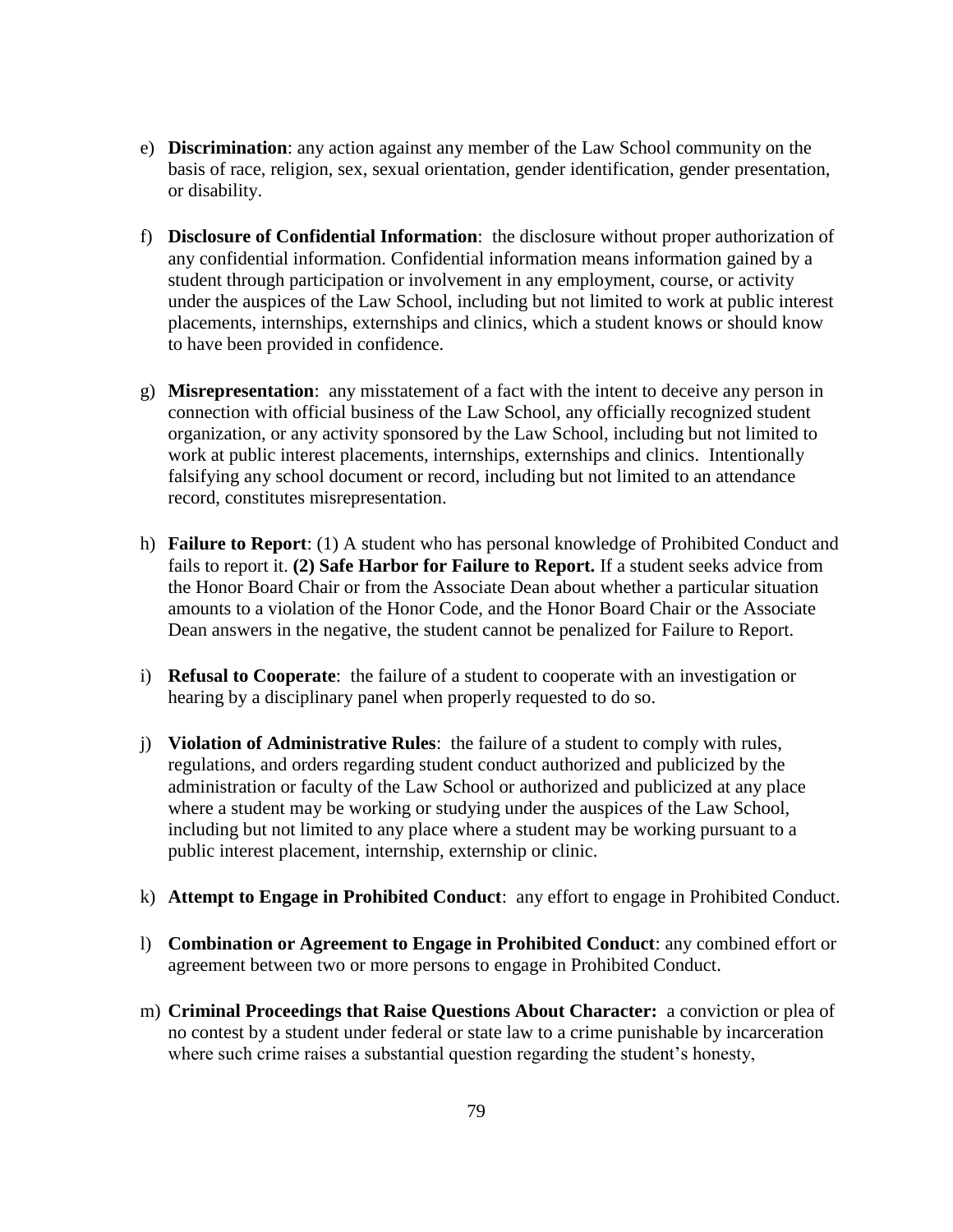e) **Discrimination**: any action against any member of the Law School community on the basis of race, religion, sex, sexual orientation, gender identification, gender presentation, or disability.

f) **Disclosure of Confidential Information**: the disclosure without proper authorization of any confidential information. Confidential information means information gained by a student through participation or involvement in any employment, course, or activity under the auspices of the Law School, including but not limited to work at public interest placements, internships, externships and clinics, which a student knows or should know to have been provided in confidence.

g) **Misrepresentation**: any misstatement of a fact with the intent to deceive any person in connection with official business of the Law School, any officially recognized student organization, or any activity sponsored by the Law School, including but not limited to work at public interest placements, internships, externships and clinics. Intentionally falsifying any school document or record, including but not limited to an attendance record, constitutes misrepresentation.

h) **Failure to Report**: (1) A student who has personal knowledge of Prohibited Conduct and fails to report it. **(2) Safe Harbor for Failure to Report.** If a student seeks advice from the Honor Board Chair or from the Associate Dean about whether a particular situation amounts to a violation of the Honor Code, and the Honor Board Chair or the Associate Dean answers in the negative, the student cannot be penalized for Failure to Report.

i) **Refusal to Cooperate**: the failure of a student to cooperate with an investigation or hearing by a disciplinary panel when properly requested to do so.

j) **Violation of Administrative Rules**: the failure of a student to comply with rules, regulations, and orders regarding student conduct authorized and publicized by the administration or faculty of the Law School or authorized and publicized at any place where a student may be working or studying under the auspices of the Law School, including but not limited to any place where a student may be working pursuant to a public interest placement, internship, externship or clinic.

k) **Attempt to Engage in Prohibited Conduct**: any effort to engage in Prohibited Conduct.

l) **Combination or Agreement to Engage in Prohibited Conduct**: any combined effort or agreement between two or more persons to engage in Prohibited Conduct.

m) **Criminal Proceedings that Raise Questions About Character:** a conviction or plea of no contest by a student under federal or state law to a crime punishable by incarceration where such crime raises a substantial question regarding the student's honesty,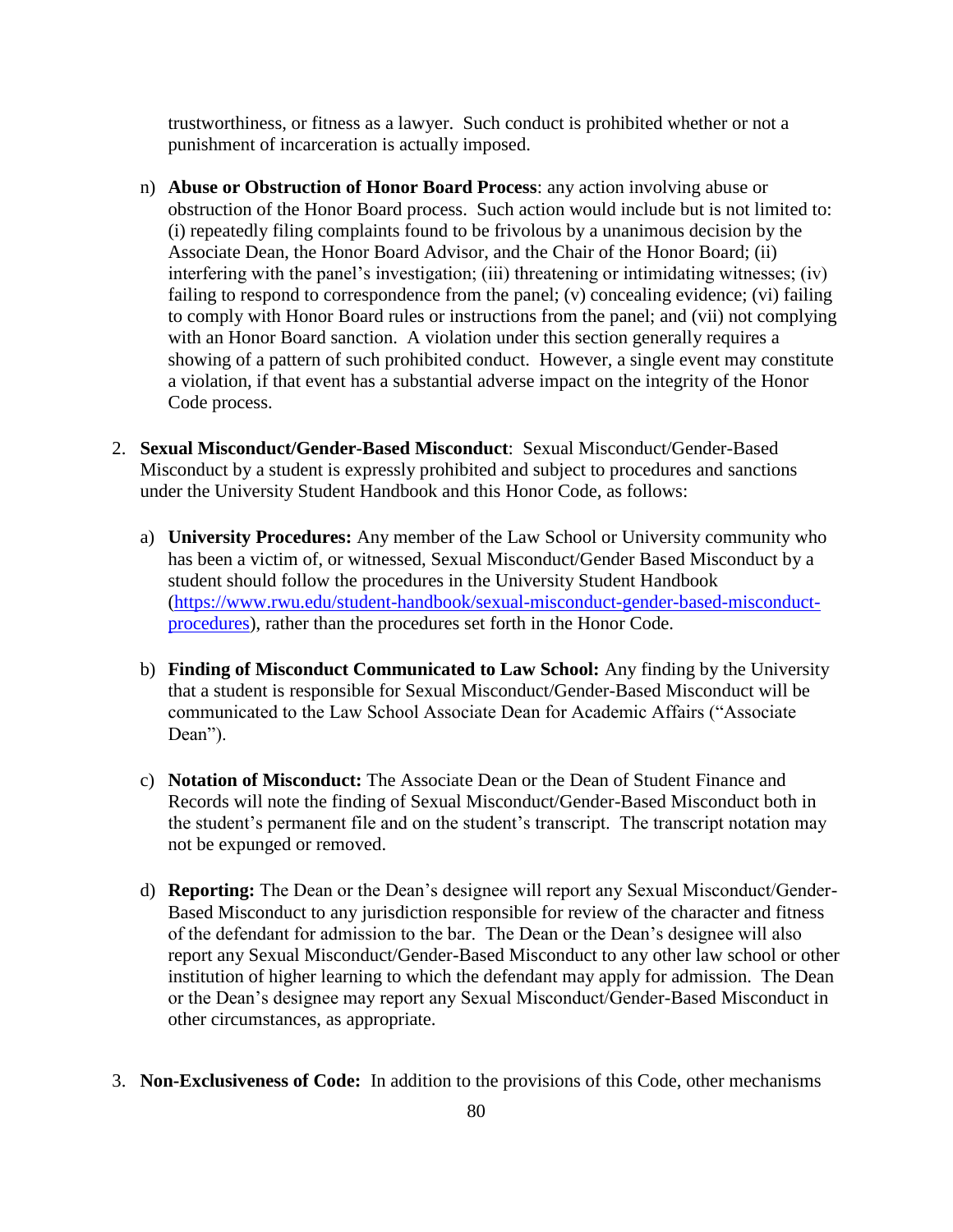trustworthiness, or fitness as a lawyer. Such conduct is prohibited whether or not a punishment of incarceration is actually imposed.

n) **Abuse or Obstruction of Honor Board Process**: any action involving abuse or obstruction of the Honor Board process. Such action would include but is not limited to: (i) repeatedly filing complaints found to be frivolous by a unanimous decision by the Associate Dean, the Honor Board Advisor, and the Chair of the Honor Board; (ii) interfering with the panel's investigation; (iii) threatening or intimidating witnesses; (iv) failing to respond to correspondence from the panel; (v) concealing evidence; (vi) failing to comply with Honor Board rules or instructions from the panel; and (vii) not complying with an Honor Board sanction. A violation under this section generally requires a showing of a pattern of such prohibited conduct. However, a single event may constitute a violation, if that event has a substantial adverse impact on the integrity of the Honor Code process.

2. **Sexual Misconduct/Gender-Based Misconduct**: Sexual Misconduct/Gender-Based Misconduct by a student is expressly prohibited and subject to procedures and sanctions under the University Student Handbook and this Honor Code, as follows:

   a) **University Procedures:** Any member of the Law School or University community who has been a victim of, or witnessed, Sexual Misconduct/Gender Based Misconduct by a student should follow the procedures in the University Student Handbook ([https://www.rwu.edu/student-handbook/sexual-misconduct-gender-based-misconduct-procedures](https://www.rwu.edu/student-handbook/sexual-misconduct-gender-based-misconduct-procedures)), rather than the procedures set forth in the Honor Code.

   b) **Finding of Misconduct Communicated to Law School:** Any finding by the University that a student is responsible for Sexual Misconduct/Gender-Based Misconduct will be communicated to the Law School Associate Dean for Academic Affairs ("Associate Dean").

   c) **Notation of Misconduct:** The Associate Dean or the Dean of Student Finance and Records will note the finding of Sexual Misconduct/Gender-Based Misconduct both in the student's permanent file and on the student's transcript. The transcript notation may not be expunged or removed.

   d) **Reporting:** The Dean or the Dean's designee will report any Sexual Misconduct/Gender-Based Misconduct to any jurisdiction responsible for review of the character and fitness of the defendant for admission to the bar. The Dean or the Dean's designee will also report any Sexual Misconduct/Gender-Based Misconduct to any other law school or other institution of higher learning to which the defendant may apply for admission. The Dean or the Dean's designee may report any Sexual Misconduct/Gender-Based Misconduct in other circumstances, as appropriate.

3. **Non-Exclusiveness of Code:** In addition to the provisions of this Code, other mechanisms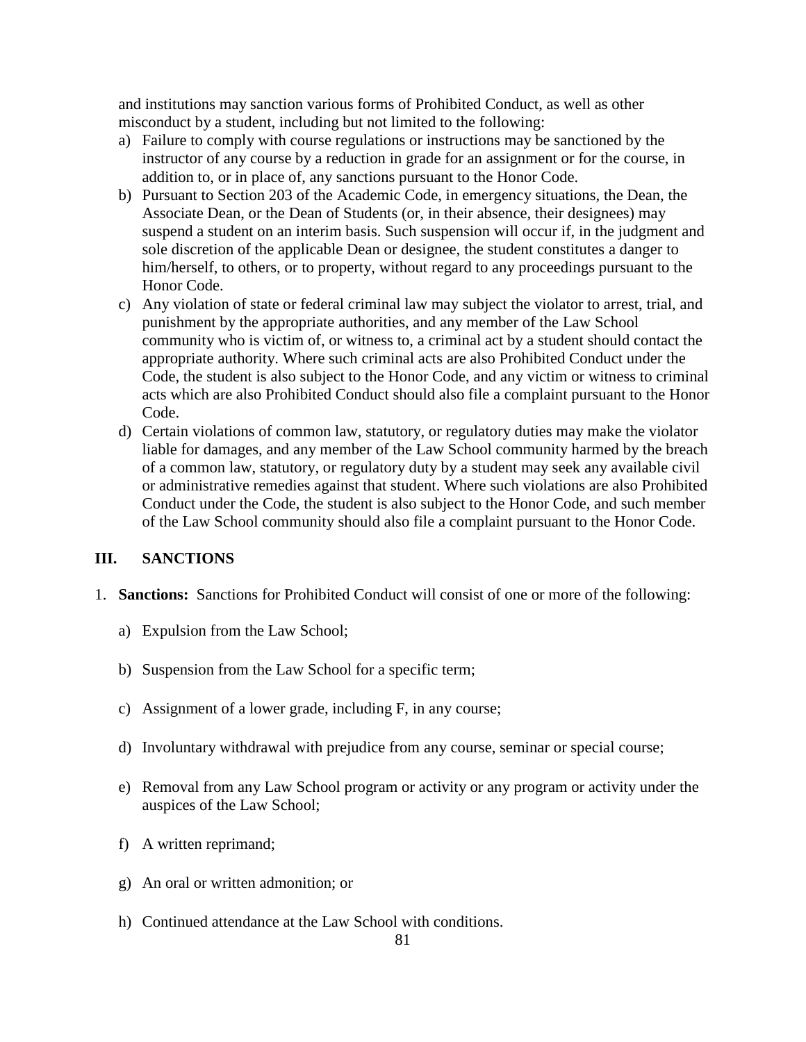and institutions may sanction various forms of Prohibited Conduct, as well as other misconduct by a student, including but not limited to the following:

a) Failure to comply with course regulations or instructions may be sanctioned by the instructor of any course by a reduction in grade for an assignment or for the course, in addition to, or in place of, any sanctions pursuant to the Honor Code.
b) Pursuant to Section 203 of the Academic Code, in emergency situations, the Dean, the Associate Dean, or the Dean of Students (or, in their absence, their designees) may suspend a student on an interim basis. Such suspension will occur if, in the judgment and sole discretion of the applicable Dean or designee, the student constitutes a danger to him/herself, to others, or to property, without regard to any proceedings pursuant to the Honor Code.
c) Any violation of state or federal criminal law may subject the violator to arrest, trial, and punishment by the appropriate authorities, and any member of the Law School community who is victim of, or witness to, a criminal act by a student should contact the appropriate authority. Where such criminal acts are also Prohibited Conduct under the Code, the student is also subject to the Honor Code, and any victim or witness to criminal acts which are also Prohibited Conduct should also file a complaint pursuant to the Honor Code.
d) Certain violations of common law, statutory, or regulatory duties may make the violator liable for damages, and any member of the Law School community harmed by the breach of a common law, statutory, or regulatory duty by a student may seek any available civil or administrative remedies against that student. Where such violations are also Prohibited Conduct under the Code, the student is also subject to the Honor Code, and such member of the Law School community should also file a complaint pursuant to the Honor Code.

## III. SANCTIONS

1. **Sanctions:** Sanctions for Prohibited Conduct will consist of one or more of the following:

   a) Expulsion from the Law School;

   b) Suspension from the Law School for a specific term;

   c) Assignment of a lower grade, including F, in any course;

   d) Involuntary withdrawal with prejudice from any course, seminar or special course;

   e) Removal from any Law School program or activity or any program or activity under the auspices of the Law School;

   f) A written reprimand;

   g) An oral or written admonition; or

   h) Continued attendance at the Law School with conditions.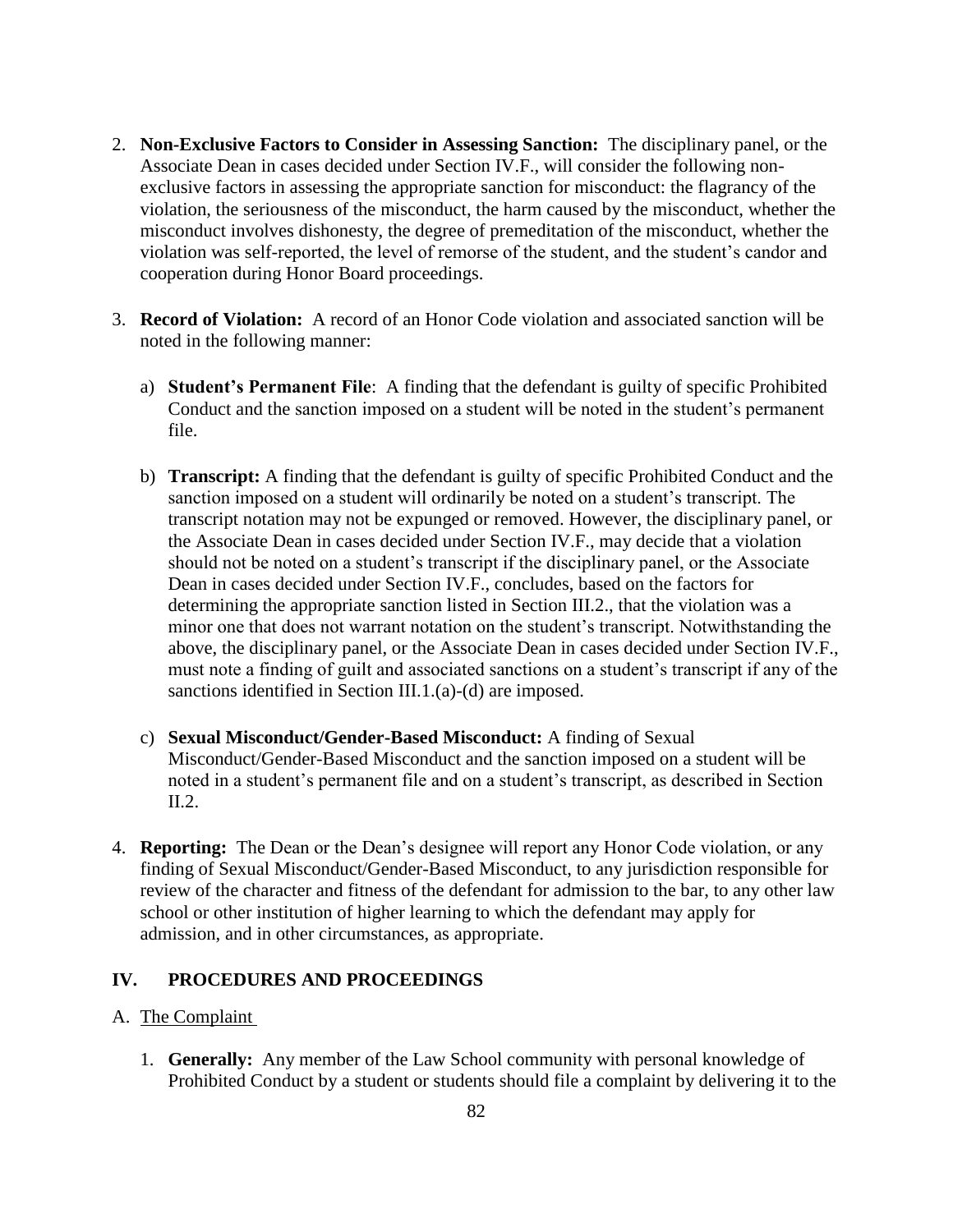2. **Non-Exclusive Factors to Consider in Assessing Sanction:** The disciplinary panel, or the Associate Dean in cases decided under Section IV.F., will consider the following non-exclusive factors in assessing the appropriate sanction for misconduct: the flagrancy of the violation, the seriousness of the misconduct, the harm caused by the misconduct, whether the misconduct involves dishonesty, the degree of premeditation of the misconduct, whether the violation was self-reported, the level of remorse of the student, and the student's candor and cooperation during Honor Board proceedings.

3. **Record of Violation:** A record of an Honor Code violation and associated sanction will be noted in the following manner:

   a) **Student's Permanent File**: A finding that the defendant is guilty of specific Prohibited Conduct and the sanction imposed on a student will be noted in the student's permanent file.

   b) **Transcript:** A finding that the defendant is guilty of specific Prohibited Conduct and the sanction imposed on a student will ordinarily be noted on a student's transcript. The transcript notation may not be expunged or removed. However, the disciplinary panel, or the Associate Dean in cases decided under Section IV.F., may decide that a violation should not be noted on a student's transcript if the disciplinary panel, or the Associate Dean in cases decided under Section IV.F., concludes, based on the factors for determining the appropriate sanction listed in Section III.2., that the violation was a minor one that does not warrant notation on the student's transcript. Notwithstanding the above, the disciplinary panel, or the Associate Dean in cases decided under Section IV.F., must note a finding of guilt and associated sanctions on a student's transcript if any of the sanctions identified in Section III.1.(a)-(d) are imposed.

   c) **Sexual Misconduct/Gender-Based Misconduct:** A finding of Sexual Misconduct/Gender-Based Misconduct and the sanction imposed on a student will be noted in a student's permanent file and on a student's transcript, as described in Section II.2.

4. **Reporting:** The Dean or the Dean's designee will report any Honor Code violation, or any finding of Sexual Misconduct/Gender-Based Misconduct, to any jurisdiction responsible for review of the character and fitness of the defendant for admission to the bar, to any other law school or other institution of higher learning to which the defendant may apply for admission, and in other circumstances, as appropriate.

## IV. PROCEDURES AND PROCEEDINGS

### A. The Complaint

1. **Generally:** Any member of the Law School community with personal knowledge of Prohibited Conduct by a student or students should file a complaint by delivering it to the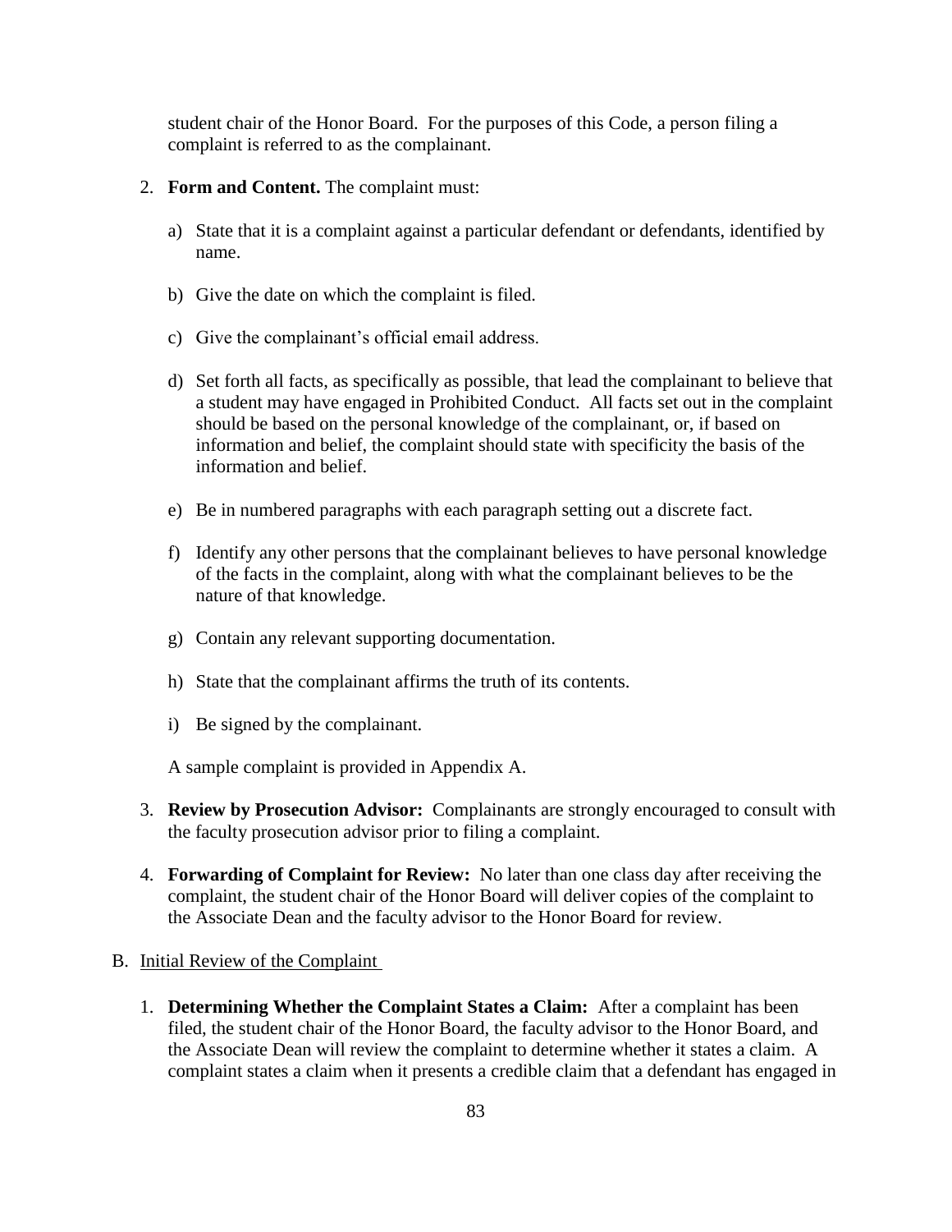student chair of the Honor Board. For the purposes of this Code, a person filing a complaint is referred to as the complainant.

2. **Form and Content.** The complaint must:

   a) State that it is a complaint against a particular defendant or defendants, identified by name.

   b) Give the date on which the complaint is filed.

   c) Give the complainant's official email address.

   d) Set forth all facts, as specifically as possible, that lead the complainant to believe that a student may have engaged in Prohibited Conduct. All facts set out in the complaint should be based on the personal knowledge of the complainant, or, if based on information and belief, the complaint should state with specificity the basis of the information and belief.

   e) Be in numbered paragraphs with each paragraph setting out a discrete fact.

   f) Identify any other persons that the complainant believes to have personal knowledge of the facts in the complaint, along with what the complainant believes to be the nature of that knowledge.

   g) Contain any relevant supporting documentation.

   h) State that the complainant affirms the truth of its contents.

   i) Be signed by the complainant.

   A sample complaint is provided in Appendix A.

3. **Review by Prosecution Advisor:** Complainants are strongly encouraged to consult with the faculty prosecution advisor prior to filing a complaint.

4. **Forwarding of Complaint for Review:** No later than one class day after receiving the complaint, the student chair of the Honor Board will deliver copies of the complaint to the Associate Dean and the faculty advisor to the Honor Board for review.

B. <u>Initial Review of the Complaint</u>

1. **Determining Whether the Complaint States a Claim:** After a complaint has been filed, the student chair of the Honor Board, the faculty advisor to the Honor Board, and the Associate Dean will review the complaint to determine whether it states a claim. A complaint states a claim when it presents a credible claim that a defendant has engaged in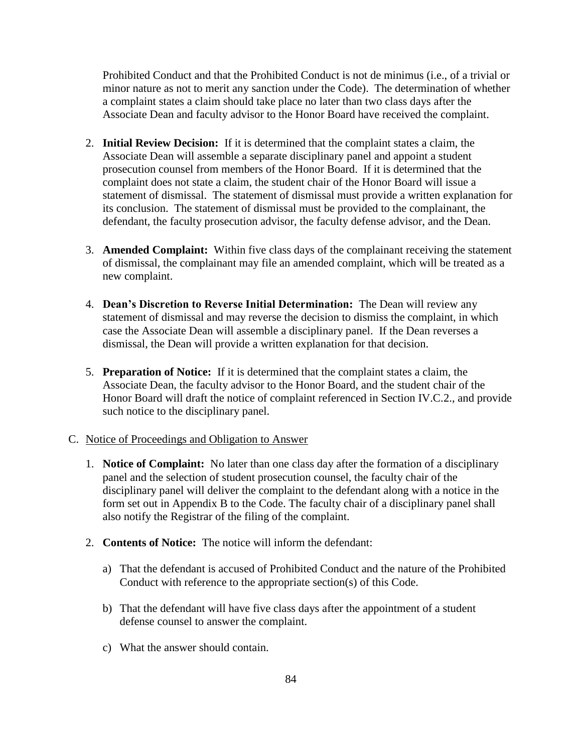Prohibited Conduct and that the Prohibited Conduct is not de minimus (i.e., of a trivial or minor nature as not to merit any sanction under the Code). The determination of whether a complaint states a claim should take place no later than two class days after the Associate Dean and faculty advisor to the Honor Board have received the complaint.

2. **Initial Review Decision:** If it is determined that the complaint states a claim, the Associate Dean will assemble a separate disciplinary panel and appoint a student prosecution counsel from members of the Honor Board. If it is determined that the complaint does not state a claim, the student chair of the Honor Board will issue a statement of dismissal. The statement of dismissal must provide a written explanation for its conclusion. The statement of dismissal must be provided to the complainant, the defendant, the faculty prosecution advisor, the faculty defense advisor, and the Dean.

3. **Amended Complaint:** Within five class days of the complainant receiving the statement of dismissal, the complainant may file an amended complaint, which will be treated as a new complaint.

4. **Dean's Discretion to Reverse Initial Determination:** The Dean will review any statement of dismissal and may reverse the decision to dismiss the complaint, in which case the Associate Dean will assemble a disciplinary panel. If the Dean reverses a dismissal, the Dean will provide a written explanation for that decision.

5. **Preparation of Notice:** If it is determined that the complaint states a claim, the Associate Dean, the faculty advisor to the Honor Board, and the student chair of the Honor Board will draft the notice of complaint referenced in Section IV.C.2., and provide such notice to the disciplinary panel.

C. <u>Notice of Proceedings and Obligation to Answer</u>

1. **Notice of Complaint:** No later than one class day after the formation of a disciplinary panel and the selection of student prosecution counsel, the faculty chair of the disciplinary panel will deliver the complaint to the defendant along with a notice in the form set out in Appendix B to the Code. The faculty chair of a disciplinary panel shall also notify the Registrar of the filing of the complaint.

2. **Contents of Notice:** The notice will inform the defendant:

   a) That the defendant is accused of Prohibited Conduct and the nature of the Prohibited Conduct with reference to the appropriate section(s) of this Code.

   b) That the defendant will have five class days after the appointment of a student defense counsel to answer the complaint.

   c) What the answer should contain.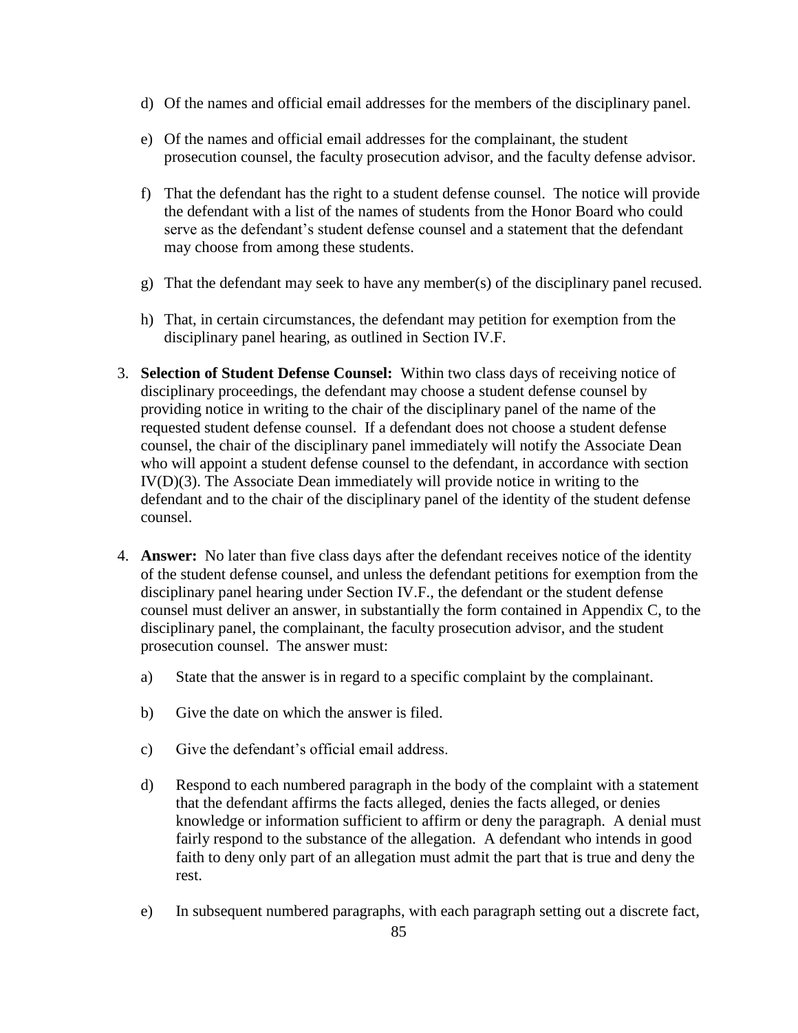d) Of the names and official email addresses for the members of the disciplinary panel.

e) Of the names and official email addresses for the complainant, the student prosecution counsel, the faculty prosecution advisor, and the faculty defense advisor.

f) That the defendant has the right to a student defense counsel. The notice will provide the defendant with a list of the names of students from the Honor Board who could serve as the defendant's student defense counsel and a statement that the defendant may choose from among these students.

g) That the defendant may seek to have any member(s) of the disciplinary panel recused.

h) That, in certain circumstances, the defendant may petition for exemption from the disciplinary panel hearing, as outlined in Section IV.F.

3. **Selection of Student Defense Counsel:** Within two class days of receiving notice of disciplinary proceedings, the defendant may choose a student defense counsel by providing notice in writing to the chair of the disciplinary panel of the name of the requested student defense counsel. If a defendant does not choose a student defense counsel, the chair of the disciplinary panel immediately will notify the Associate Dean who will appoint a student defense counsel to the defendant, in accordance with section IV(D)(3). The Associate Dean immediately will provide notice in writing to the defendant and to the chair of the disciplinary panel of the identity of the student defense counsel.

4. **Answer:** No later than five class days after the defendant receives notice of the identity of the student defense counsel, and unless the defendant petitions for exemption from the disciplinary panel hearing under Section IV.F., the defendant or the student defense counsel must deliver an answer, in substantially the form contained in Appendix C, to the disciplinary panel, the complainant, the faculty prosecution advisor, and the student prosecution counsel. The answer must:

    a) State that the answer is in regard to a specific complaint by the complainant.

    b) Give the date on which the answer is filed.

    c) Give the defendant's official email address.

    d) Respond to each numbered paragraph in the body of the complaint with a statement that the defendant affirms the facts alleged, denies the facts alleged, or denies knowledge or information sufficient to affirm or deny the paragraph. A denial must fairly respond to the substance of the allegation. A defendant who intends in good faith to deny only part of an allegation must admit the part that is true and deny the rest.

    e) In subsequent numbered paragraphs, with each paragraph setting out a discrete fact,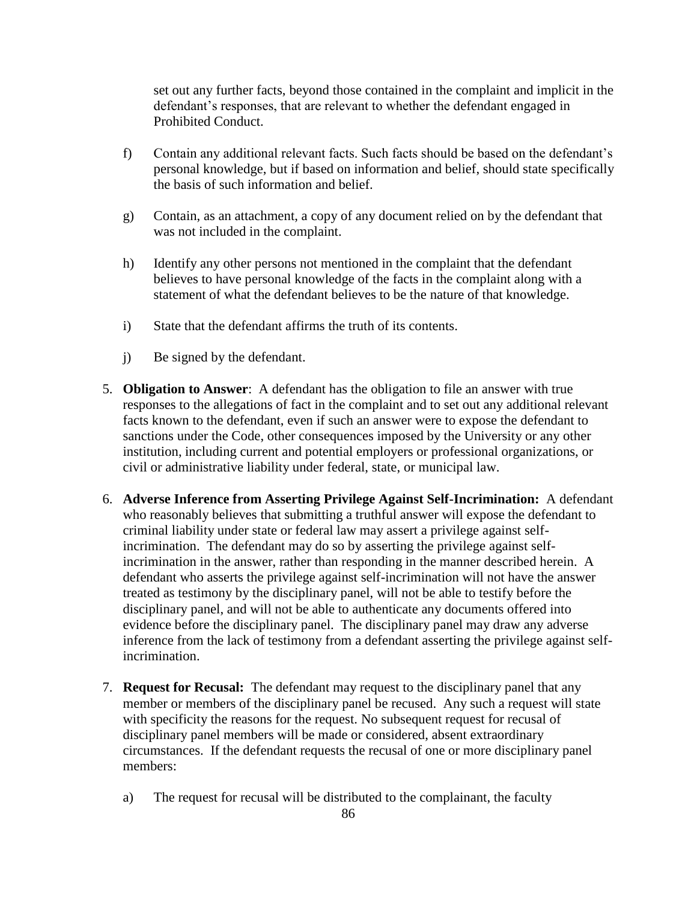set out any further facts, beyond those contained in the complaint and implicit in the defendant's responses, that are relevant to whether the defendant engaged in Prohibited Conduct.

f) Contain any additional relevant facts. Such facts should be based on the defendant's personal knowledge, but if based on information and belief, should state specifically the basis of such information and belief.

g) Contain, as an attachment, a copy of any document relied on by the defendant that was not included in the complaint.

h) Identify any other persons not mentioned in the complaint that the defendant believes to have personal knowledge of the facts in the complaint along with a statement of what the defendant believes to be the nature of that knowledge.

i) State that the defendant affirms the truth of its contents.

j) Be signed by the defendant.

5. **Obligation to Answer**: A defendant has the obligation to file an answer with true responses to the allegations of fact in the complaint and to set out any additional relevant facts known to the defendant, even if such an answer were to expose the defendant to sanctions under the Code, other consequences imposed by the University or any other institution, including current and potential employers or professional organizations, or civil or administrative liability under federal, state, or municipal law.

6. **Adverse Inference from Asserting Privilege Against Self-Incrimination:** A defendant who reasonably believes that submitting a truthful answer will expose the defendant to criminal liability under state or federal law may assert a privilege against self-incrimination. The defendant may do so by asserting the privilege against self-incrimination in the answer, rather than responding in the manner described herein. A defendant who asserts the privilege against self-incrimination will not have the answer treated as testimony by the disciplinary panel, will not be able to testify before the disciplinary panel, and will not be able to authenticate any documents offered into evidence before the disciplinary panel. The disciplinary panel may draw any adverse inference from the lack of testimony from a defendant asserting the privilege against self-incrimination.

7. **Request for Recusal:** The defendant may request to the disciplinary panel that any member or members of the disciplinary panel be recused. Any such a request will state with specificity the reasons for the request. No subsequent request for recusal of disciplinary panel members will be made or considered, absent extraordinary circumstances. If the defendant requests the recusal of one or more disciplinary panel members:

   a) The request for recusal will be distributed to the complainant, the faculty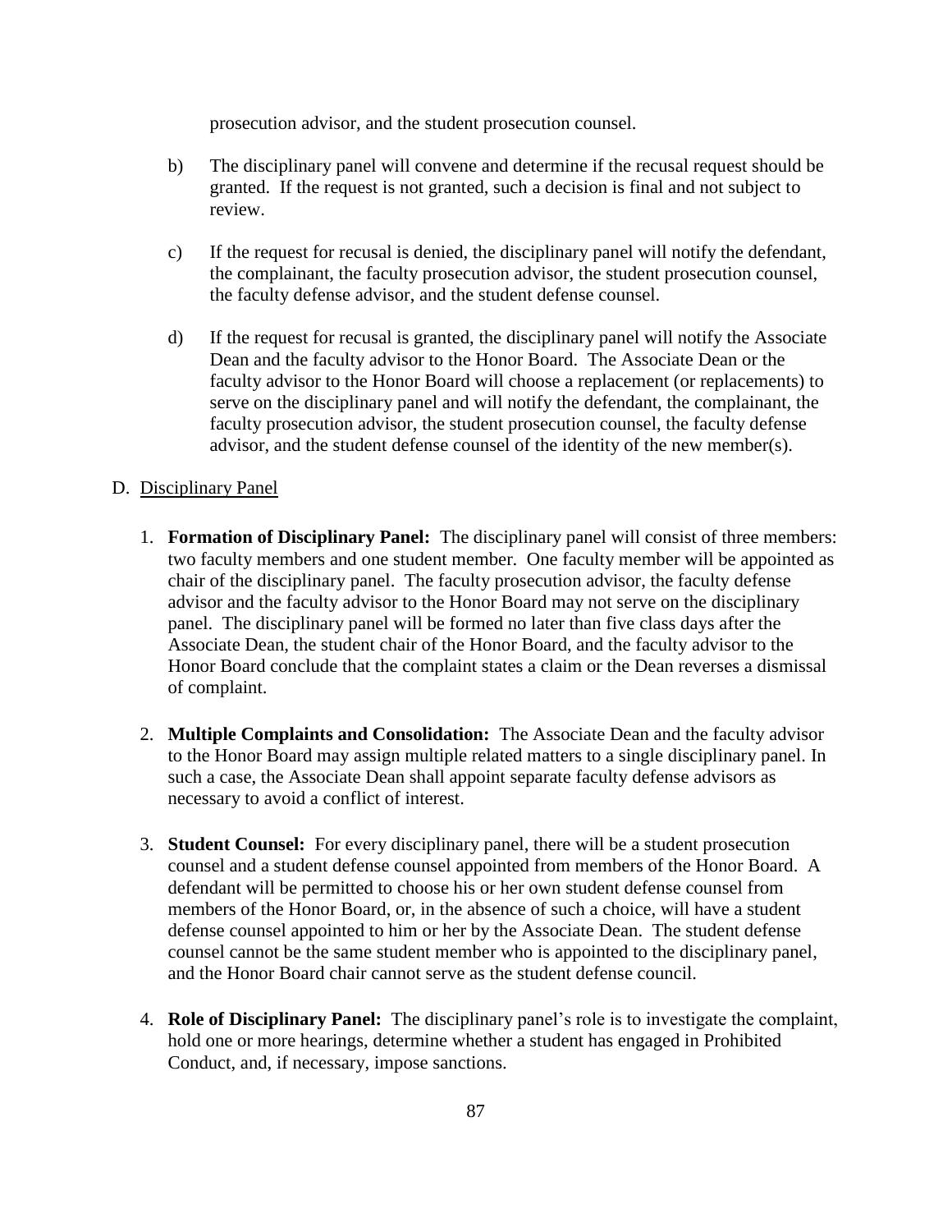prosecution advisor, and the student prosecution counsel.

b) The disciplinary panel will convene and determine if the recusal request should be granted. If the request is not granted, such a decision is final and not subject to review.

c) If the request for recusal is denied, the disciplinary panel will notify the defendant, the complainant, the faculty prosecution advisor, the student prosecution counsel, the faculty defense advisor, and the student defense counsel.

d) If the request for recusal is granted, the disciplinary panel will notify the Associate Dean and the faculty advisor to the Honor Board. The Associate Dean or the faculty advisor to the Honor Board will choose a replacement (or replacements) to serve on the disciplinary panel and will notify the defendant, the complainant, the faculty prosecution advisor, the student prosecution counsel, the faculty defense advisor, and the student defense counsel of the identity of the new member(s).

D. Disciplinary Panel

1. **Formation of Disciplinary Panel:** The disciplinary panel will consist of three members: two faculty members and one student member. One faculty member will be appointed as chair of the disciplinary panel. The faculty prosecution advisor, the faculty defense advisor and the faculty advisor to the Honor Board may not serve on the disciplinary panel. The disciplinary panel will be formed no later than five class days after the Associate Dean, the student chair of the Honor Board, and the faculty advisor to the Honor Board conclude that the complaint states a claim or the Dean reverses a dismissal of complaint.

2. **Multiple Complaints and Consolidation:** The Associate Dean and the faculty advisor to the Honor Board may assign multiple related matters to a single disciplinary panel. In such a case, the Associate Dean shall appoint separate faculty defense advisors as necessary to avoid a conflict of interest.

3. **Student Counsel:** For every disciplinary panel, there will be a student prosecution counsel and a student defense counsel appointed from members of the Honor Board. A defendant will be permitted to choose his or her own student defense counsel from members of the Honor Board, or, in the absence of such a choice, will have a student defense counsel appointed to him or her by the Associate Dean. The student defense counsel cannot be the same student member who is appointed to the disciplinary panel, and the Honor Board chair cannot serve as the student defense council.

4. **Role of Disciplinary Panel:** The disciplinary panel's role is to investigate the complaint, hold one or more hearings, determine whether a student has engaged in Prohibited Conduct, and, if necessary, impose sanctions.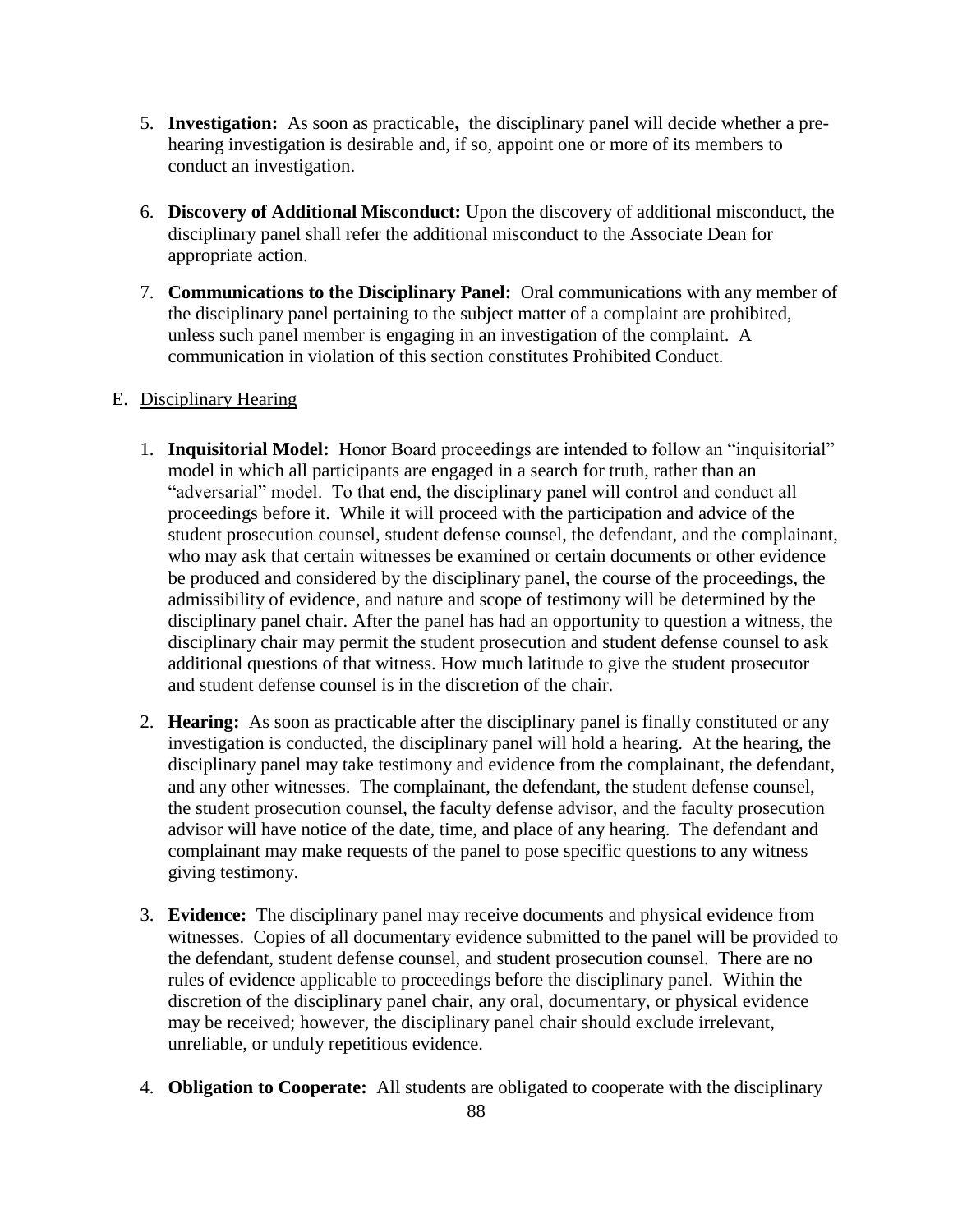5. **Investigation:** As soon as practicable**,** the disciplinary panel will decide whether a pre-hearing investigation is desirable and, if so, appoint one or more of its members to conduct an investigation.

6. **Discovery of Additional Misconduct:** Upon the discovery of additional misconduct, the disciplinary panel shall refer the additional misconduct to the Associate Dean for appropriate action.

7. **Communications to the Disciplinary Panel:** Oral communications with any member of the disciplinary panel pertaining to the subject matter of a complaint are prohibited, unless such panel member is engaging in an investigation of the complaint. A communication in violation of this section constitutes Prohibited Conduct.

E. <u>Disciplinary Hearing</u>

1. **Inquisitorial Model:** Honor Board proceedings are intended to follow an "inquisitorial" model in which all participants are engaged in a search for truth, rather than an "adversarial" model. To that end, the disciplinary panel will control and conduct all proceedings before it. While it will proceed with the participation and advice of the student prosecution counsel, student defense counsel, the defendant, and the complainant, who may ask that certain witnesses be examined or certain documents or other evidence be produced and considered by the disciplinary panel, the course of the proceedings, the admissibility of evidence, and nature and scope of testimony will be determined by the disciplinary panel chair. After the panel has had an opportunity to question a witness, the disciplinary chair may permit the student prosecution and student defense counsel to ask additional questions of that witness. How much latitude to give the student prosecutor and student defense counsel is in the discretion of the chair.

2. **Hearing:** As soon as practicable after the disciplinary panel is finally constituted or any investigation is conducted, the disciplinary panel will hold a hearing. At the hearing, the disciplinary panel may take testimony and evidence from the complainant, the defendant, and any other witnesses. The complainant, the defendant, the student defense counsel, the student prosecution counsel, the faculty defense advisor, and the faculty prosecution advisor will have notice of the date, time, and place of any hearing. The defendant and complainant may make requests of the panel to pose specific questions to any witness giving testimony.

3. **Evidence:** The disciplinary panel may receive documents and physical evidence from witnesses. Copies of all documentary evidence submitted to the panel will be provided to the defendant, student defense counsel, and student prosecution counsel. There are no rules of evidence applicable to proceedings before the disciplinary panel. Within the discretion of the disciplinary panel chair, any oral, documentary, or physical evidence may be received; however, the disciplinary panel chair should exclude irrelevant, unreliable, or unduly repetitious evidence.

4. **Obligation to Cooperate:** All students are obligated to cooperate with the disciplinary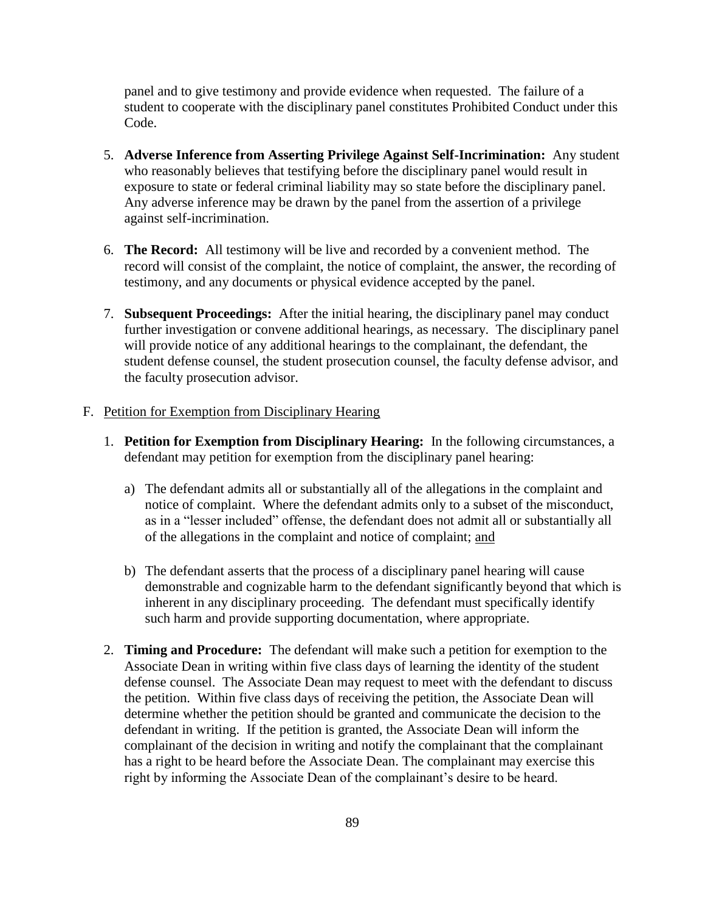panel and to give testimony and provide evidence when requested. The failure of a student to cooperate with the disciplinary panel constitutes Prohibited Conduct under this Code.

5. **Adverse Inference from Asserting Privilege Against Self-Incrimination:** Any student who reasonably believes that testifying before the disciplinary panel would result in exposure to state or federal criminal liability may so state before the disciplinary panel. Any adverse inference may be drawn by the panel from the assertion of a privilege against self-incrimination.

6. **The Record:** All testimony will be live and recorded by a convenient method. The record will consist of the complaint, the notice of complaint, the answer, the recording of testimony, and any documents or physical evidence accepted by the panel.

7. **Subsequent Proceedings:** After the initial hearing, the disciplinary panel may conduct further investigation or convene additional hearings, as necessary. The disciplinary panel will provide notice of any additional hearings to the complainant, the defendant, the student defense counsel, the student prosecution counsel, the faculty defense advisor, and the faculty prosecution advisor.

F. <u>Petition for Exemption from Disciplinary Hearing</u>

1. **Petition for Exemption from Disciplinary Hearing:** In the following circumstances, a defendant may petition for exemption from the disciplinary panel hearing:

   a) The defendant admits all or substantially all of the allegations in the complaint and notice of complaint. Where the defendant admits only to a subset of the misconduct, as in a "lesser included" offense, the defendant does not admit all or substantially all of the allegations in the complaint and notice of complaint; <u>and</u>

   b) The defendant asserts that the process of a disciplinary panel hearing will cause demonstrable and cognizable harm to the defendant significantly beyond that which is inherent in any disciplinary proceeding. The defendant must specifically identify such harm and provide supporting documentation, where appropriate.

2. **Timing and Procedure:** The defendant will make such a petition for exemption to the Associate Dean in writing within five class days of learning the identity of the student defense counsel. The Associate Dean may request to meet with the defendant to discuss the petition. Within five class days of receiving the petition, the Associate Dean will determine whether the petition should be granted and communicate the decision to the defendant in writing. If the petition is granted, the Associate Dean will inform the complainant of the decision in writing and notify the complainant that the complainant has a right to be heard before the Associate Dean. The complainant may exercise this right by informing the Associate Dean of the complainant's desire to be heard.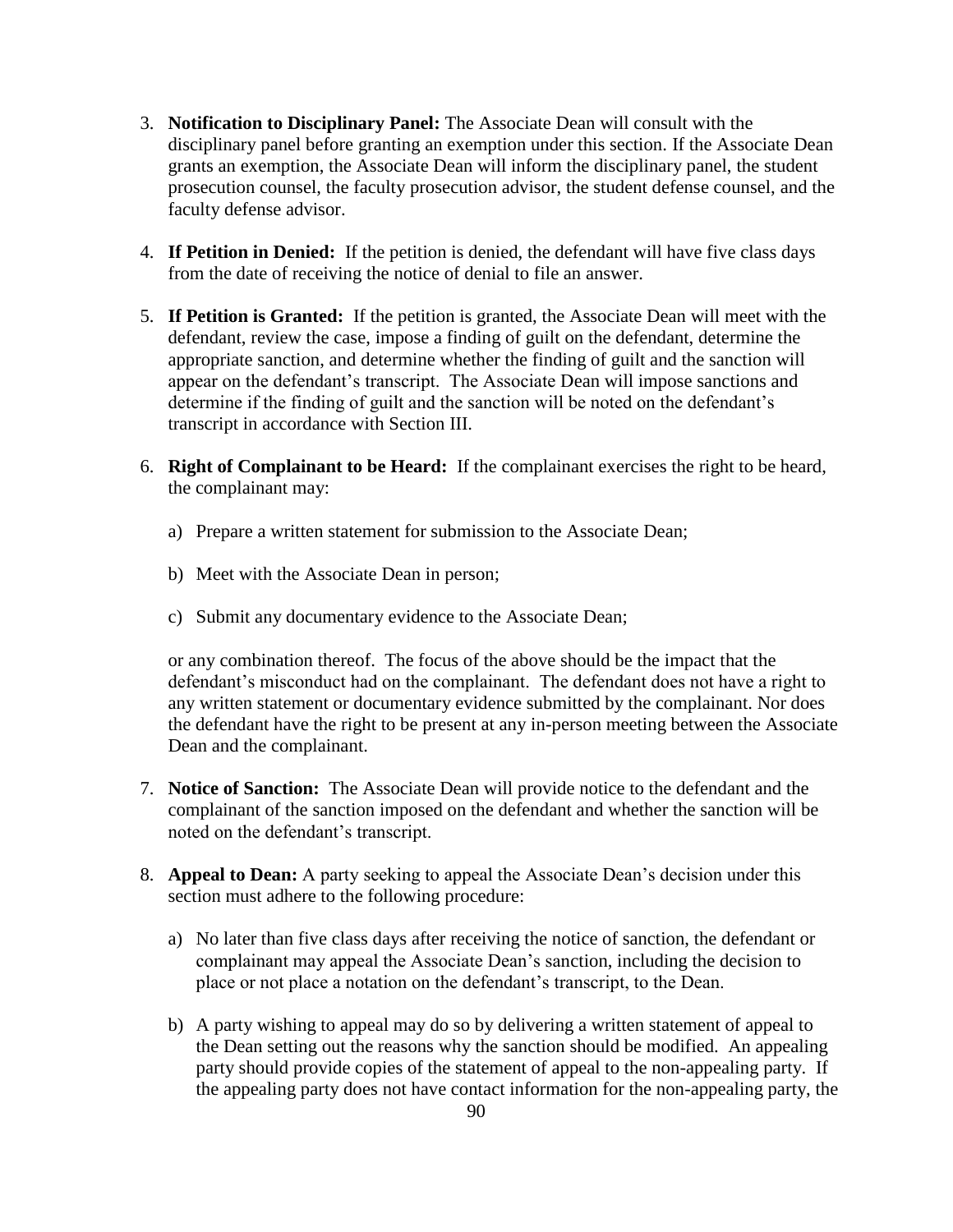3. **Notification to Disciplinary Panel:** The Associate Dean will consult with the disciplinary panel before granting an exemption under this section. If the Associate Dean grants an exemption, the Associate Dean will inform the disciplinary panel, the student prosecution counsel, the faculty prosecution advisor, the student defense counsel, and the faculty defense advisor.

4. **If Petition in Denied:** If the petition is denied, the defendant will have five class days from the date of receiving the notice of denial to file an answer.

5. **If Petition is Granted:** If the petition is granted, the Associate Dean will meet with the defendant, review the case, impose a finding of guilt on the defendant, determine the appropriate sanction, and determine whether the finding of guilt and the sanction will appear on the defendant's transcript. The Associate Dean will impose sanctions and determine if the finding of guilt and the sanction will be noted on the defendant's transcript in accordance with Section III.

6. **Right of Complainant to be Heard:** If the complainant exercises the right to be heard, the complainant may:

   a) Prepare a written statement for submission to the Associate Dean;

   b) Meet with the Associate Dean in person;

   c) Submit any documentary evidence to the Associate Dean;

   or any combination thereof. The focus of the above should be the impact that the defendant's misconduct had on the complainant. The defendant does not have a right to any written statement or documentary evidence submitted by the complainant. Nor does the defendant have the right to be present at any in-person meeting between the Associate Dean and the complainant.

7. **Notice of Sanction:** The Associate Dean will provide notice to the defendant and the complainant of the sanction imposed on the defendant and whether the sanction will be noted on the defendant's transcript.

8. **Appeal to Dean:** A party seeking to appeal the Associate Dean's decision under this section must adhere to the following procedure:

   a) No later than five class days after receiving the notice of sanction, the defendant or complainant may appeal the Associate Dean's sanction, including the decision to place or not place a notation on the defendant's transcript, to the Dean.

   b) A party wishing to appeal may do so by delivering a written statement of appeal to the Dean setting out the reasons why the sanction should be modified. An appealing party should provide copies of the statement of appeal to the non-appealing party. If the appealing party does not have contact information for the non-appealing party, the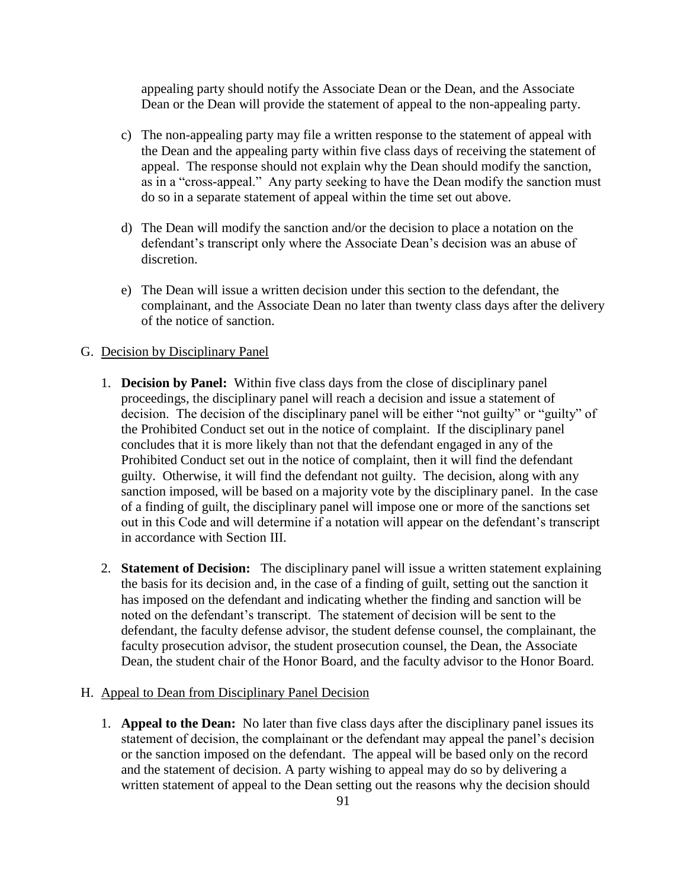appealing party should notify the Associate Dean or the Dean, and the Associate Dean or the Dean will provide the statement of appeal to the non-appealing party.

c) The non-appealing party may file a written response to the statement of appeal with the Dean and the appealing party within five class days of receiving the statement of appeal. The response should not explain why the Dean should modify the sanction, as in a "cross-appeal." Any party seeking to have the Dean modify the sanction must do so in a separate statement of appeal within the time set out above.

d) The Dean will modify the sanction and/or the decision to place a notation on the defendant's transcript only where the Associate Dean's decision was an abuse of discretion.

e) The Dean will issue a written decision under this section to the defendant, the complainant, and the Associate Dean no later than twenty class days after the delivery of the notice of sanction.

G. <u>Decision by Disciplinary Panel</u>

1. **Decision by Panel:** Within five class days from the close of disciplinary panel proceedings, the disciplinary panel will reach a decision and issue a statement of decision. The decision of the disciplinary panel will be either "not guilty" or "guilty" of the Prohibited Conduct set out in the notice of complaint. If the disciplinary panel concludes that it is more likely than not that the defendant engaged in any of the Prohibited Conduct set out in the notice of complaint, then it will find the defendant guilty. Otherwise, it will find the defendant not guilty. The decision, along with any sanction imposed, will be based on a majority vote by the disciplinary panel. In the case of a finding of guilt, the disciplinary panel will impose one or more of the sanctions set out in this Code and will determine if a notation will appear on the defendant's transcript in accordance with Section III.

2. **Statement of Decision:** The disciplinary panel will issue a written statement explaining the basis for its decision and, in the case of a finding of guilt, setting out the sanction it has imposed on the defendant and indicating whether the finding and sanction will be noted on the defendant's transcript. The statement of decision will be sent to the defendant, the faculty defense advisor, the student defense counsel, the complainant, the faculty prosecution advisor, the student prosecution counsel, the Dean, the Associate Dean, the student chair of the Honor Board, and the faculty advisor to the Honor Board.

H. <u>Appeal to Dean from Disciplinary Panel Decision</u>

1. **Appeal to the Dean:** No later than five class days after the disciplinary panel issues its statement of decision, the complainant or the defendant may appeal the panel's decision or the sanction imposed on the defendant. The appeal will be based only on the record and the statement of decision. A party wishing to appeal may do so by delivering a written statement of appeal to the Dean setting out the reasons why the decision should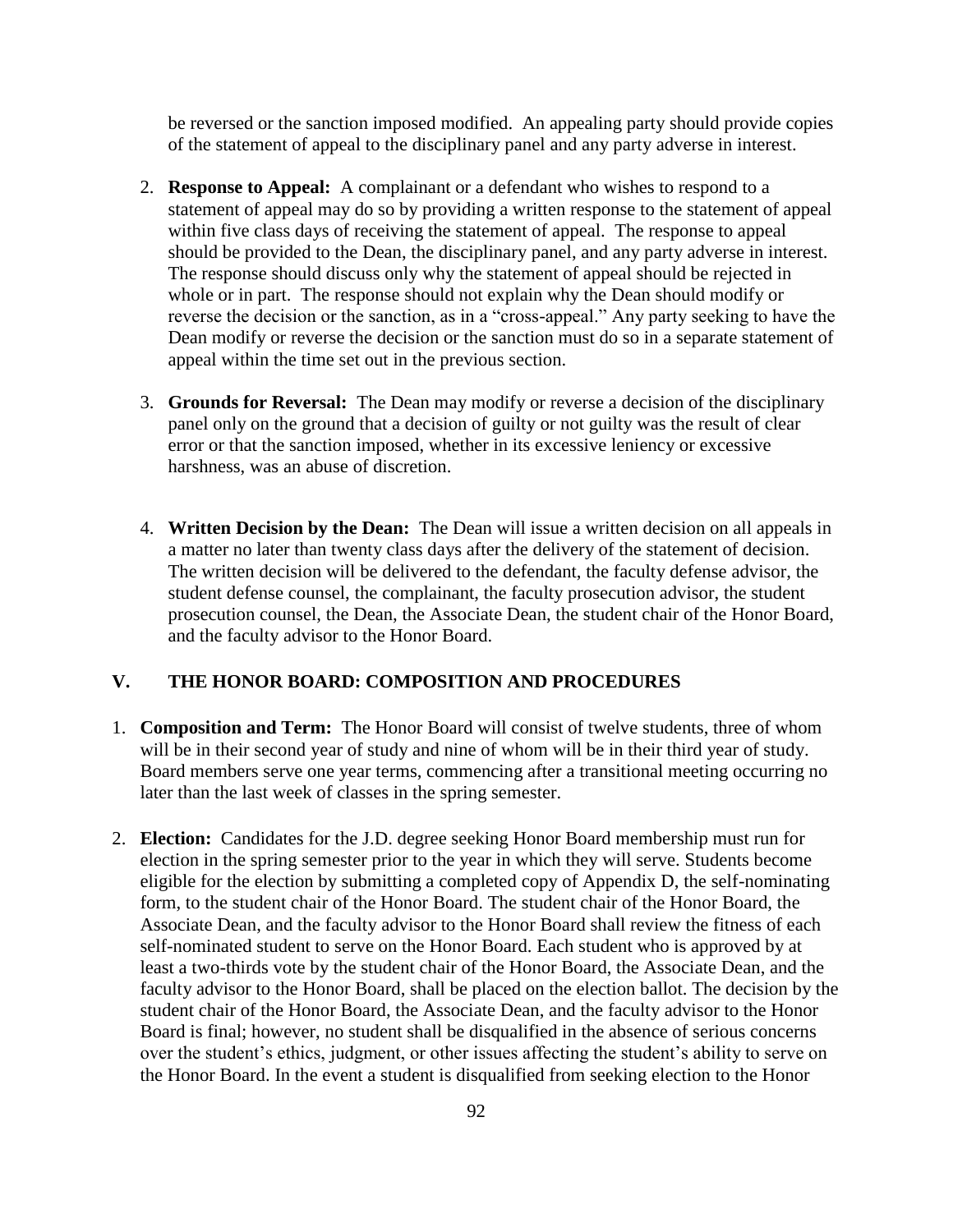be reversed or the sanction imposed modified. An appealing party should provide copies of the statement of appeal to the disciplinary panel and any party adverse in interest.

2. **Response to Appeal:** A complainant or a defendant who wishes to respond to a statement of appeal may do so by providing a written response to the statement of appeal within five class days of receiving the statement of appeal. The response to appeal should be provided to the Dean, the disciplinary panel, and any party adverse in interest. The response should discuss only why the statement of appeal should be rejected in whole or in part. The response should not explain why the Dean should modify or reverse the decision or the sanction, as in a "cross-appeal." Any party seeking to have the Dean modify or reverse the decision or the sanction must do so in a separate statement of appeal within the time set out in the previous section.

3. **Grounds for Reversal:** The Dean may modify or reverse a decision of the disciplinary panel only on the ground that a decision of guilty or not guilty was the result of clear error or that the sanction imposed, whether in its excessive leniency or excessive harshness, was an abuse of discretion.

4. **Written Decision by the Dean:** The Dean will issue a written decision on all appeals in a matter no later than twenty class days after the delivery of the statement of decision. The written decision will be delivered to the defendant, the faculty defense advisor, the student defense counsel, the complainant, the faculty prosecution advisor, the student prosecution counsel, the Dean, the Associate Dean, the student chair of the Honor Board, and the faculty advisor to the Honor Board.

## V. THE HONOR BOARD: COMPOSITION AND PROCEDURES

1. **Composition and Term:** The Honor Board will consist of twelve students, three of whom will be in their second year of study and nine of whom will be in their third year of study. Board members serve one year terms, commencing after a transitional meeting occurring no later than the last week of classes in the spring semester.

2. **Election:** Candidates for the J.D. degree seeking Honor Board membership must run for election in the spring semester prior to the year in which they will serve. Students become eligible for the election by submitting a completed copy of Appendix D, the self-nominating form, to the student chair of the Honor Board. The student chair of the Honor Board, the Associate Dean, and the faculty advisor to the Honor Board shall review the fitness of each self-nominated student to serve on the Honor Board. Each student who is approved by at least a two-thirds vote by the student chair of the Honor Board, the Associate Dean, and the faculty advisor to the Honor Board, shall be placed on the election ballot. The decision by the student chair of the Honor Board, the Associate Dean, and the faculty advisor to the Honor Board is final; however, no student shall be disqualified in the absence of serious concerns over the student's ethics, judgment, or other issues affecting the student's ability to serve on the Honor Board. In the event a student is disqualified from seeking election to the Honor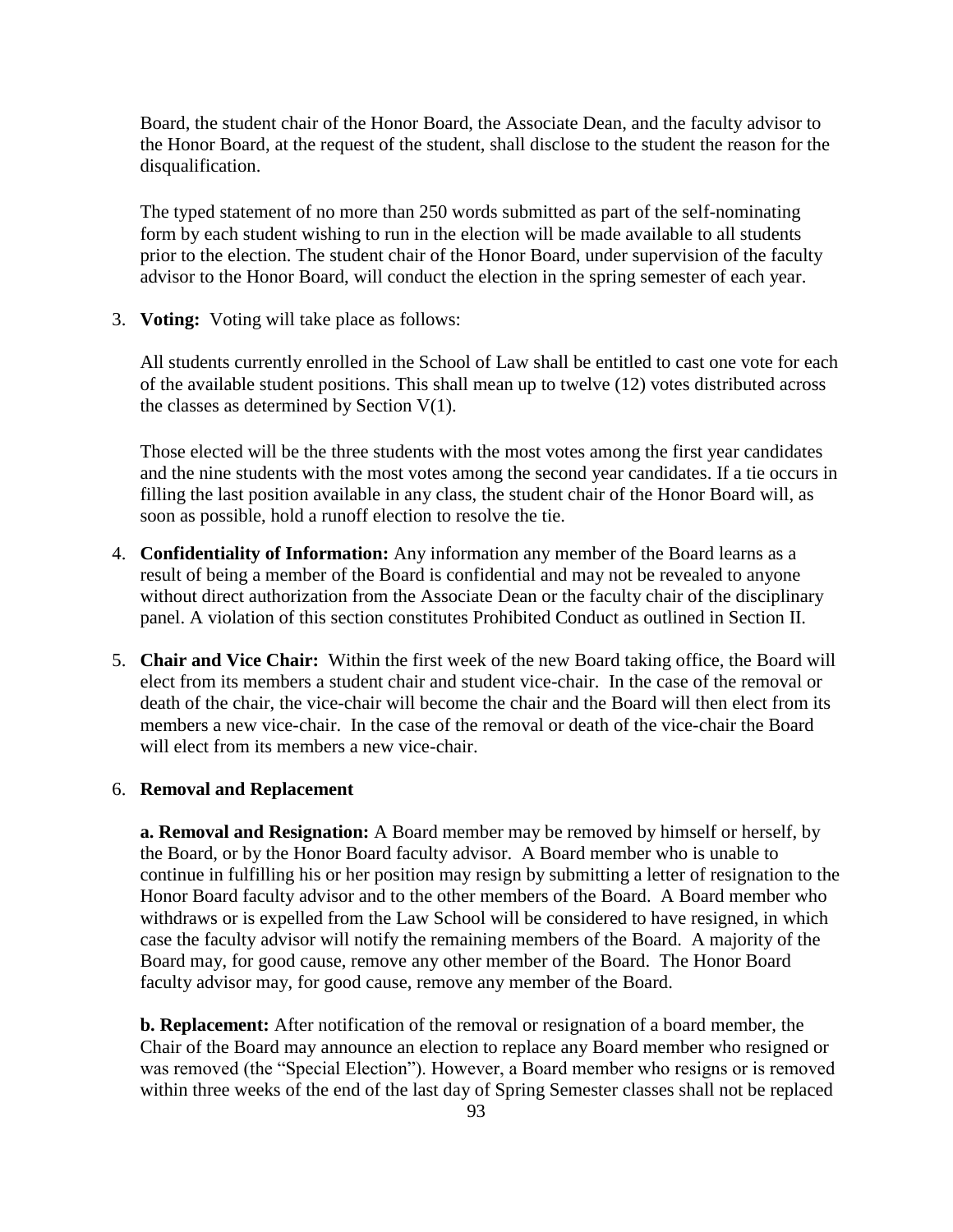Board, the student chair of the Honor Board, the Associate Dean, and the faculty advisor to the Honor Board, at the request of the student, shall disclose to the student the reason for the disqualification.

The typed statement of no more than 250 words submitted as part of the self-nominating form by each student wishing to run in the election will be made available to all students prior to the election. The student chair of the Honor Board, under supervision of the faculty advisor to the Honor Board, will conduct the election in the spring semester of each year.

3. **Voting:** Voting will take place as follows:

   All students currently enrolled in the School of Law shall be entitled to cast one vote for each of the available student positions. This shall mean up to twelve (12) votes distributed across the classes as determined by Section V(1).

   Those elected will be the three students with the most votes among the first year candidates and the nine students with the most votes among the second year candidates. If a tie occurs in filling the last position available in any class, the student chair of the Honor Board will, as soon as possible, hold a runoff election to resolve the tie.

4. **Confidentiality of Information:** Any information any member of the Board learns as a result of being a member of the Board is confidential and may not be revealed to anyone without direct authorization from the Associate Dean or the faculty chair of the disciplinary panel. A violation of this section constitutes Prohibited Conduct as outlined in Section II.

5. **Chair and Vice Chair:** Within the first week of the new Board taking office, the Board will elect from its members a student chair and student vice-chair. In the case of the removal or death of the chair, the vice-chair will become the chair and the Board will then elect from its members a new vice-chair. In the case of the removal or death of the vice-chair the Board will elect from its members a new vice-chair.

6. **Removal and Replacement**

   **a. Removal and Resignation:** A Board member may be removed by himself or herself, by the Board, or by the Honor Board faculty advisor. A Board member who is unable to continue in fulfilling his or her position may resign by submitting a letter of resignation to the Honor Board faculty advisor and to the other members of the Board. A Board member who withdraws or is expelled from the Law School will be considered to have resigned, in which case the faculty advisor will notify the remaining members of the Board. A majority of the Board may, for good cause, remove any other member of the Board. The Honor Board faculty advisor may, for good cause, remove any member of the Board.

   **b. Replacement:** After notification of the removal or resignation of a board member, the Chair of the Board may announce an election to replace any Board member who resigned or was removed (the "Special Election"). However, a Board member who resigns or is removed within three weeks of the end of the last day of Spring Semester classes shall not be replaced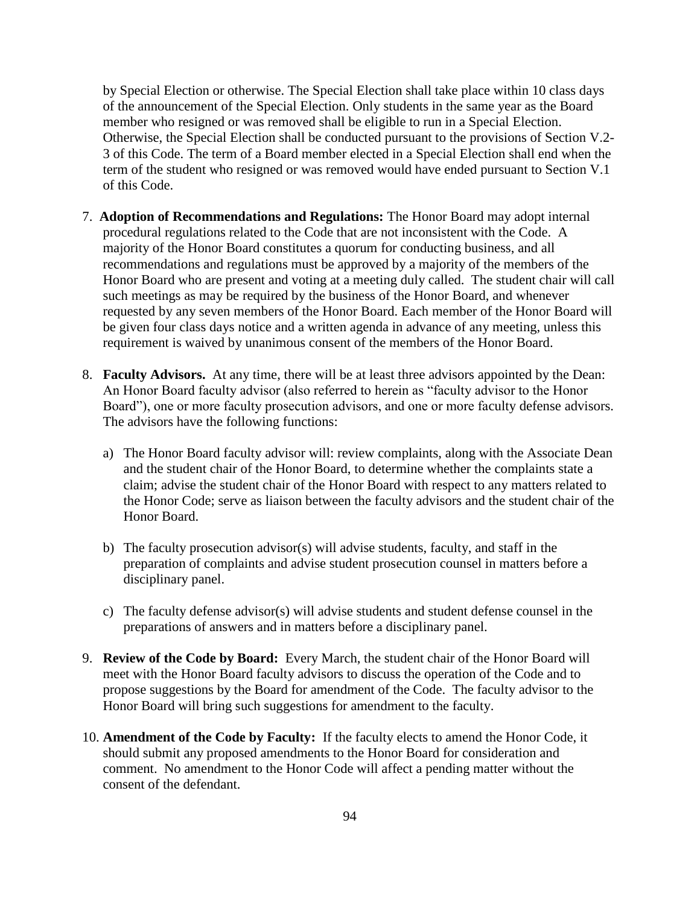by Special Election or otherwise. The Special Election shall take place within 10 class days of the announcement of the Special Election. Only students in the same year as the Board member who resigned or was removed shall be eligible to run in a Special Election. Otherwise, the Special Election shall be conducted pursuant to the provisions of Section V.2-3 of this Code. The term of a Board member elected in a Special Election shall end when the term of the student who resigned or was removed would have ended pursuant to Section V.1 of this Code.

7. **Adoption of Recommendations and Regulations:** The Honor Board may adopt internal procedural regulations related to the Code that are not inconsistent with the Code. A majority of the Honor Board constitutes a quorum for conducting business, and all recommendations and regulations must be approved by a majority of the members of the Honor Board who are present and voting at a meeting duly called. The student chair will call such meetings as may be required by the business of the Honor Board, and whenever requested by any seven members of the Honor Board. Each member of the Honor Board will be given four class days notice and a written agenda in advance of any meeting, unless this requirement is waived by unanimous consent of the members of the Honor Board.

8. **Faculty Advisors.** At any time, there will be at least three advisors appointed by the Dean: An Honor Board faculty advisor (also referred to herein as "faculty advisor to the Honor Board"), one or more faculty prosecution advisors, and one or more faculty defense advisors. The advisors have the following functions:

   a) The Honor Board faculty advisor will: review complaints, along with the Associate Dean and the student chair of the Honor Board, to determine whether the complaints state a claim; advise the student chair of the Honor Board with respect to any matters related to the Honor Code; serve as liaison between the faculty advisors and the student chair of the Honor Board.

   b) The faculty prosecution advisor(s) will advise students, faculty, and staff in the preparation of complaints and advise student prosecution counsel in matters before a disciplinary panel.

   c) The faculty defense advisor(s) will advise students and student defense counsel in the preparations of answers and in matters before a disciplinary panel.

9. **Review of the Code by Board:** Every March, the student chair of the Honor Board will meet with the Honor Board faculty advisors to discuss the operation of the Code and to propose suggestions by the Board for amendment of the Code. The faculty advisor to the Honor Board will bring such suggestions for amendment to the faculty.

10. **Amendment of the Code by Faculty:** If the faculty elects to amend the Honor Code, it should submit any proposed amendments to the Honor Board for consideration and comment. No amendment to the Honor Code will affect a pending matter without the consent of the defendant.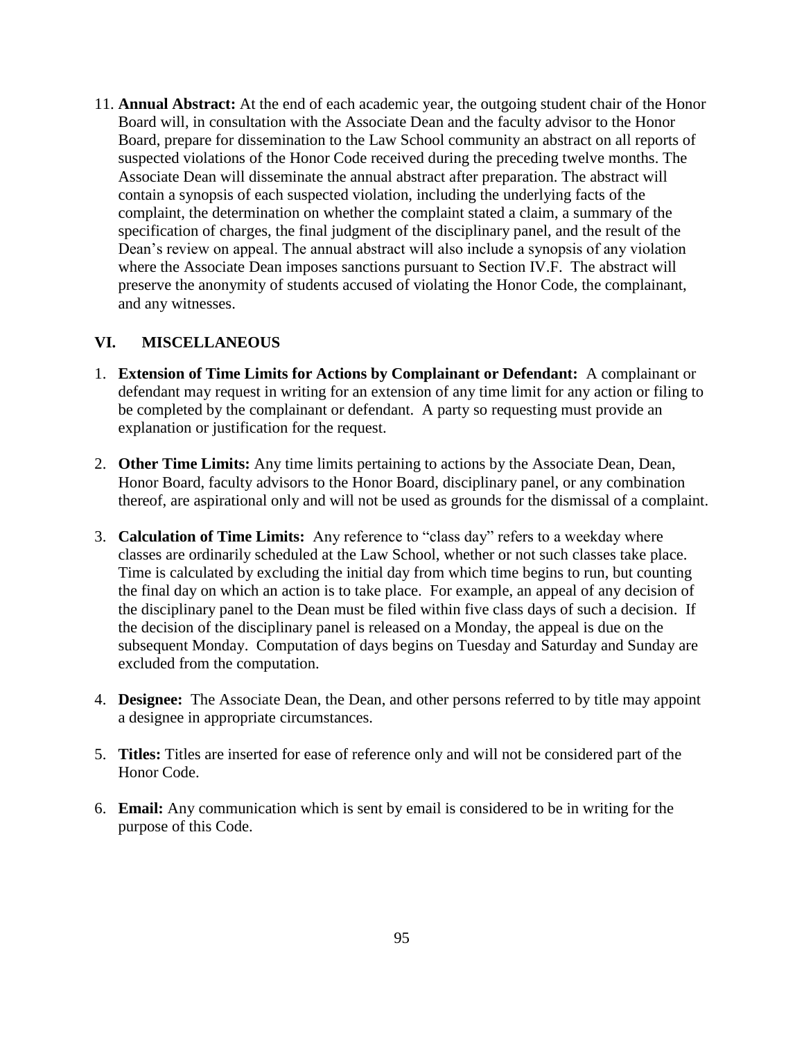11. **Annual Abstract:** At the end of each academic year, the outgoing student chair of the Honor Board will, in consultation with the Associate Dean and the faculty advisor to the Honor Board, prepare for dissemination to the Law School community an abstract on all reports of suspected violations of the Honor Code received during the preceding twelve months. The Associate Dean will disseminate the annual abstract after preparation. The abstract will contain a synopsis of each suspected violation, including the underlying facts of the complaint, the determination on whether the complaint stated a claim, a summary of the specification of charges, the final judgment of the disciplinary panel, and the result of the Dean's review on appeal. The annual abstract will also include a synopsis of any violation where the Associate Dean imposes sanctions pursuant to Section IV.F. The abstract will preserve the anonymity of students accused of violating the Honor Code, the complainant, and any witnesses.

## VI. MISCELLANEOUS

1. **Extension of Time Limits for Actions by Complainant or Defendant:** A complainant or defendant may request in writing for an extension of any time limit for any action or filing to be completed by the complainant or defendant. A party so requesting must provide an explanation or justification for the request.

2. **Other Time Limits:** Any time limits pertaining to actions by the Associate Dean, Dean, Honor Board, faculty advisors to the Honor Board, disciplinary panel, or any combination thereof, are aspirational only and will not be used as grounds for the dismissal of a complaint.

3. **Calculation of Time Limits:** Any reference to "class day" refers to a weekday where classes are ordinarily scheduled at the Law School, whether or not such classes take place. Time is calculated by excluding the initial day from which time begins to run, but counting the final day on which an action is to take place. For example, an appeal of any decision of the disciplinary panel to the Dean must be filed within five class days of such a decision. If the decision of the disciplinary panel is released on a Monday, the appeal is due on the subsequent Monday. Computation of days begins on Tuesday and Saturday and Sunday are excluded from the computation.

4. **Designee:** The Associate Dean, the Dean, and other persons referred to by title may appoint a designee in appropriate circumstances.

5. **Titles:** Titles are inserted for ease of reference only and will not be considered part of the Honor Code.

6. **Email:** Any communication which is sent by email is considered to be in writing for the purpose of this Code.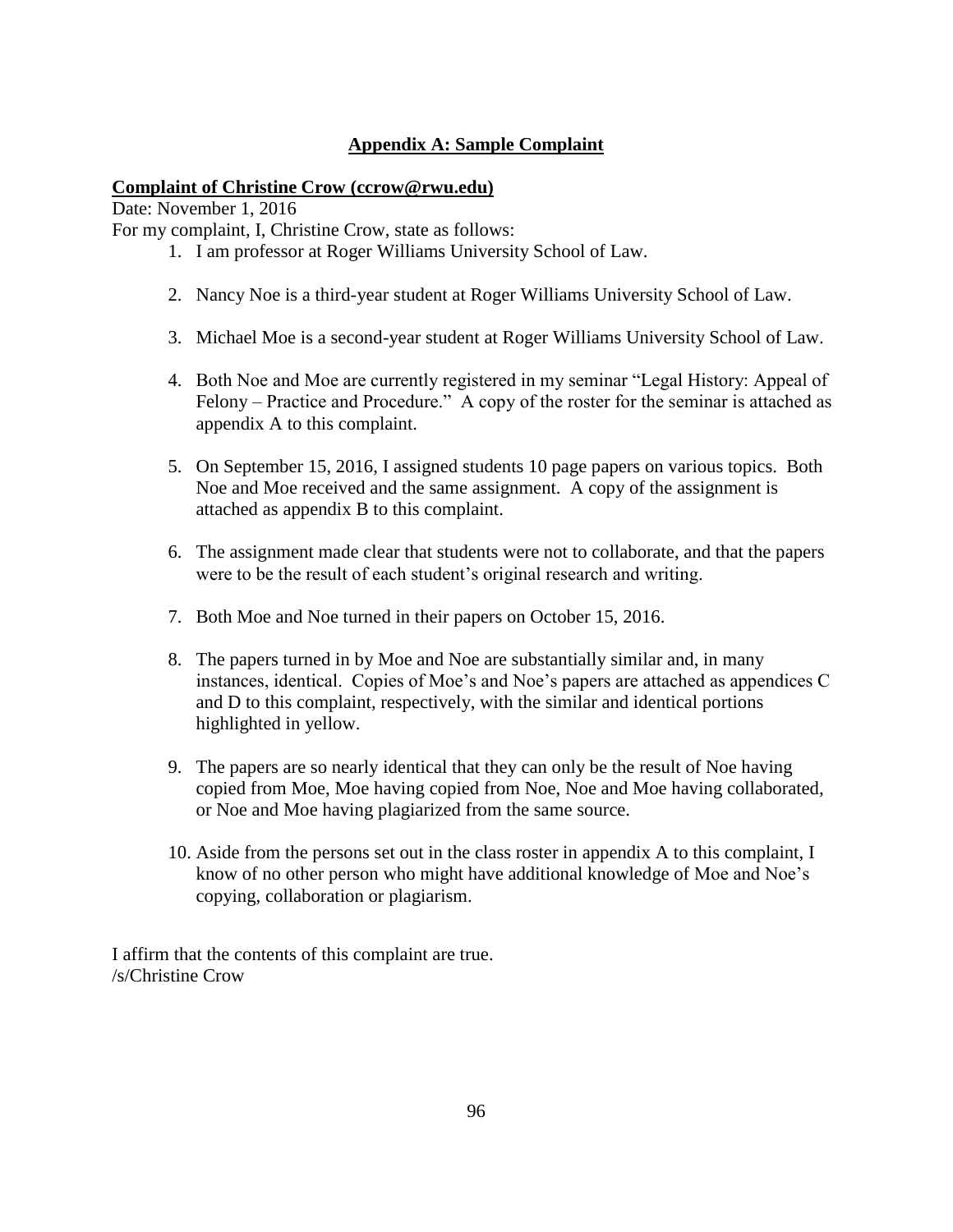## Appendix A: Sample Complaint

**Complaint of Christine Crow (ccrow@rwu.edu)**

Date: November 1, 2016

For my complaint, I, Christine Crow, state as follows:

1. I am professor at Roger Williams University School of Law.

2. Nancy Noe is a third-year student at Roger Williams University School of Law.

3. Michael Moe is a second-year student at Roger Williams University School of Law.

4. Both Noe and Moe are currently registered in my seminar "Legal History: Appeal of Felony – Practice and Procedure." A copy of the roster for the seminar is attached as appendix A to this complaint.

5. On September 15, 2016, I assigned students 10 page papers on various topics. Both Noe and Moe received and the same assignment. A copy of the assignment is attached as appendix B to this complaint.

6. The assignment made clear that students were not to collaborate, and that the papers were to be the result of each student's original research and writing.

7. Both Moe and Noe turned in their papers on October 15, 2016.

8. The papers turned in by Moe and Noe are substantially similar and, in many instances, identical. Copies of Moe's and Noe's papers are attached as appendices C and D to this complaint, respectively, with the similar and identical portions highlighted in yellow.

9. The papers are so nearly identical that they can only be the result of Noe having copied from Moe, Moe having copied from Noe, Noe and Moe having collaborated, or Noe and Moe having plagiarized from the same source.

10. Aside from the persons set out in the class roster in appendix A to this complaint, I know of no other person who might have additional knowledge of Moe and Noe's copying, collaboration or plagiarism.

I affirm that the contents of this complaint are true.
/s/Christine Crow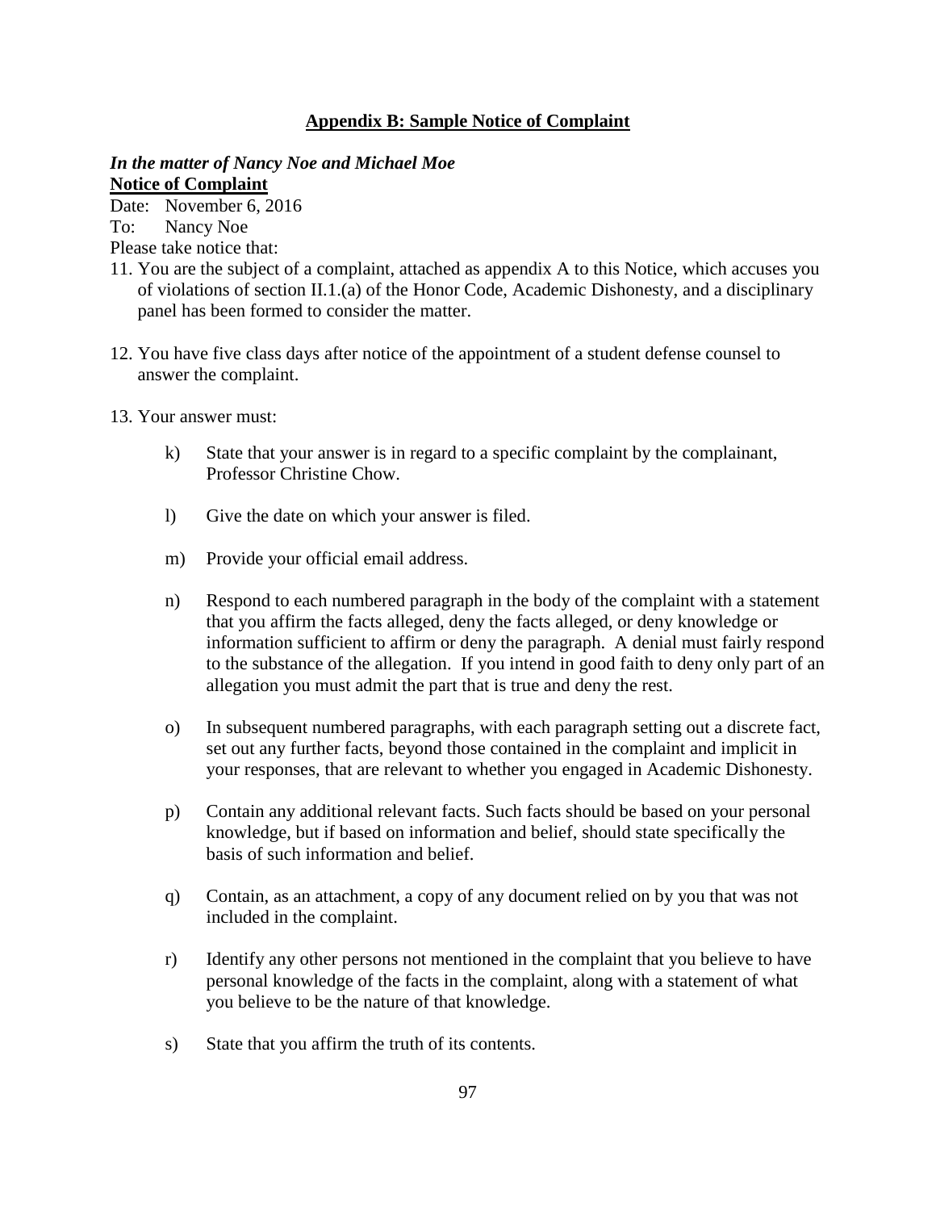## Appendix B: Sample Notice of Complaint

***In the matter of Nancy Noe and Michael Moe***
**Notice of Complaint**

Date: November 6, 2016
To: Nancy Noe
Please take notice that:

11. You are the subject of a complaint, attached as appendix A to this Notice, which accuses you of violations of section II.1.(a) of the Honor Code, Academic Dishonesty, and a disciplinary panel has been formed to consider the matter.

12. You have five class days after notice of the appointment of a student defense counsel to answer the complaint.

13. Your answer must:

    k) State that your answer is in regard to a specific complaint by the complainant, Professor Christine Chow.

    l) Give the date on which your answer is filed.

    m) Provide your official email address.

    n) Respond to each numbered paragraph in the body of the complaint with a statement that you affirm the facts alleged, deny the facts alleged, or deny knowledge or information sufficient to affirm or deny the paragraph. A denial must fairly respond to the substance of the allegation. If you intend in good faith to deny only part of an allegation you must admit the part that is true and deny the rest.

    o) In subsequent numbered paragraphs, with each paragraph setting out a discrete fact, set out any further facts, beyond those contained in the complaint and implicit in your responses, that are relevant to whether you engaged in Academic Dishonesty.

    p) Contain any additional relevant facts. Such facts should be based on your personal knowledge, but if based on information and belief, should state specifically the basis of such information and belief.

    q) Contain, as an attachment, a copy of any document relied on by you that was not included in the complaint.

    r) Identify any other persons not mentioned in the complaint that you believe to have personal knowledge of the facts in the complaint, along with a statement of what you believe to be the nature of that knowledge.

    s) State that you affirm the truth of its contents.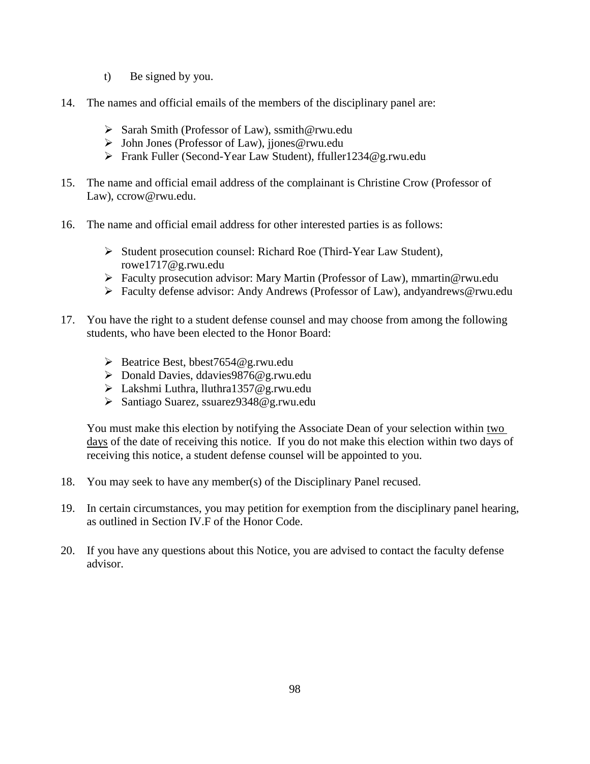t) Be signed by you.

14. The names and official emails of the members of the disciplinary panel are:

    - Sarah Smith (Professor of Law), ssmith@rwu.edu
    - John Jones (Professor of Law), jjones@rwu.edu
    - Frank Fuller (Second-Year Law Student), ffuller1234@g.rwu.edu

15. The name and official email address of the complainant is Christine Crow (Professor of Law), ccrow@rwu.edu.

16. The name and official email address for other interested parties is as follows:

    - Student prosecution counsel: Richard Roe (Third-Year Law Student), rowe1717@g.rwu.edu
    - Faculty prosecution advisor: Mary Martin (Professor of Law), mmartin@rwu.edu
    - Faculty defense advisor: Andy Andrews (Professor of Law), andyandrews@rwu.edu

17. You have the right to a student defense counsel and may choose from among the following students, who have been elected to the Honor Board:

    - Beatrice Best, bbest7654@g.rwu.edu
    - Donald Davies, ddavies9876@g.rwu.edu
    - Lakshmi Luthra, lluthra1357@g.rwu.edu
    - Santiago Suarez, ssuarez9348@g.rwu.edu

    You must make this election by notifying the Associate Dean of your selection within <u>two days</u> of the date of receiving this notice. If you do not make this election within two days of receiving this notice, a student defense counsel will be appointed to you.

18. You may seek to have any member(s) of the Disciplinary Panel recused.

19. In certain circumstances, you may petition for exemption from the disciplinary panel hearing, as outlined in Section IV.F of the Honor Code.

20. If you have any questions about this Notice, you are advised to contact the faculty defense advisor.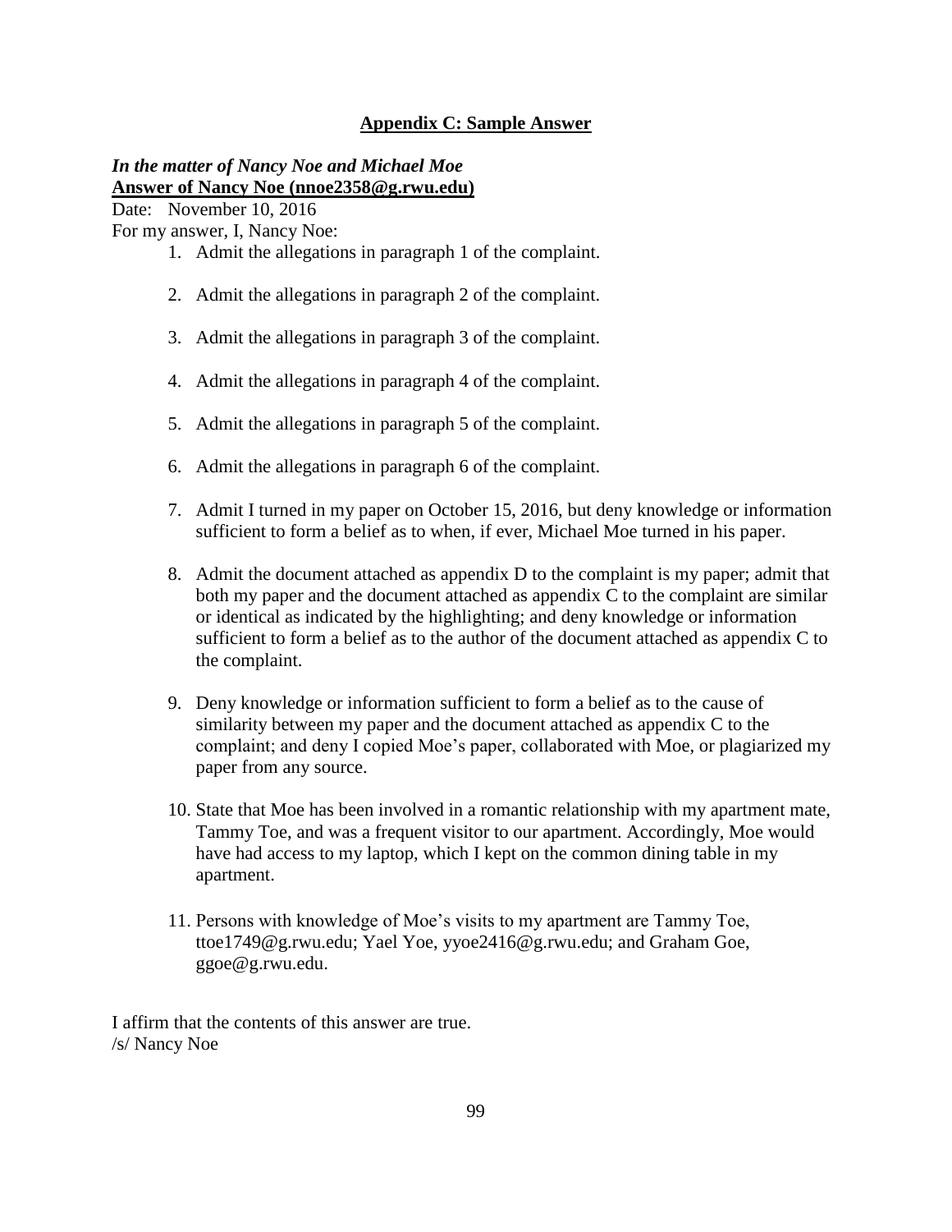## Appendix C: Sample Answer

***In the matter of Nancy Noe and Michael Moe***
**Answer of Nancy Noe (nnoe2358@g.rwu.edu)**

Date: November 10, 2016

For my answer, I, Nancy Noe:

1. Admit the allegations in paragraph 1 of the complaint.
2. Admit the allegations in paragraph 2 of the complaint.
3. Admit the allegations in paragraph 3 of the complaint.
4. Admit the allegations in paragraph 4 of the complaint.
5. Admit the allegations in paragraph 5 of the complaint.
6. Admit the allegations in paragraph 6 of the complaint.
7. Admit I turned in my paper on October 15, 2016, but deny knowledge or information sufficient to form a belief as to when, if ever, Michael Moe turned in his paper.
8. Admit the document attached as appendix D to the complaint is my paper; admit that both my paper and the document attached as appendix C to the complaint are similar or identical as indicated by the highlighting; and deny knowledge or information sufficient to form a belief as to the author of the document attached as appendix C to the complaint.
9. Deny knowledge or information sufficient to form a belief as to the cause of similarity between my paper and the document attached as appendix C to the complaint; and deny I copied Moe's paper, collaborated with Moe, or plagiarized my paper from any source.
10. State that Moe has been involved in a romantic relationship with my apartment mate, Tammy Toe, and was a frequent visitor to our apartment. Accordingly, Moe would have had access to my laptop, which I kept on the common dining table in my apartment.
11. Persons with knowledge of Moe's visits to my apartment are Tammy Toe, ttoe1749@g.rwu.edu; Yael Yoe, yyoe2416@g.rwu.edu; and Graham Goe, ggoe@g.rwu.edu.

I affirm that the contents of this answer are true.
/s/ Nancy Noe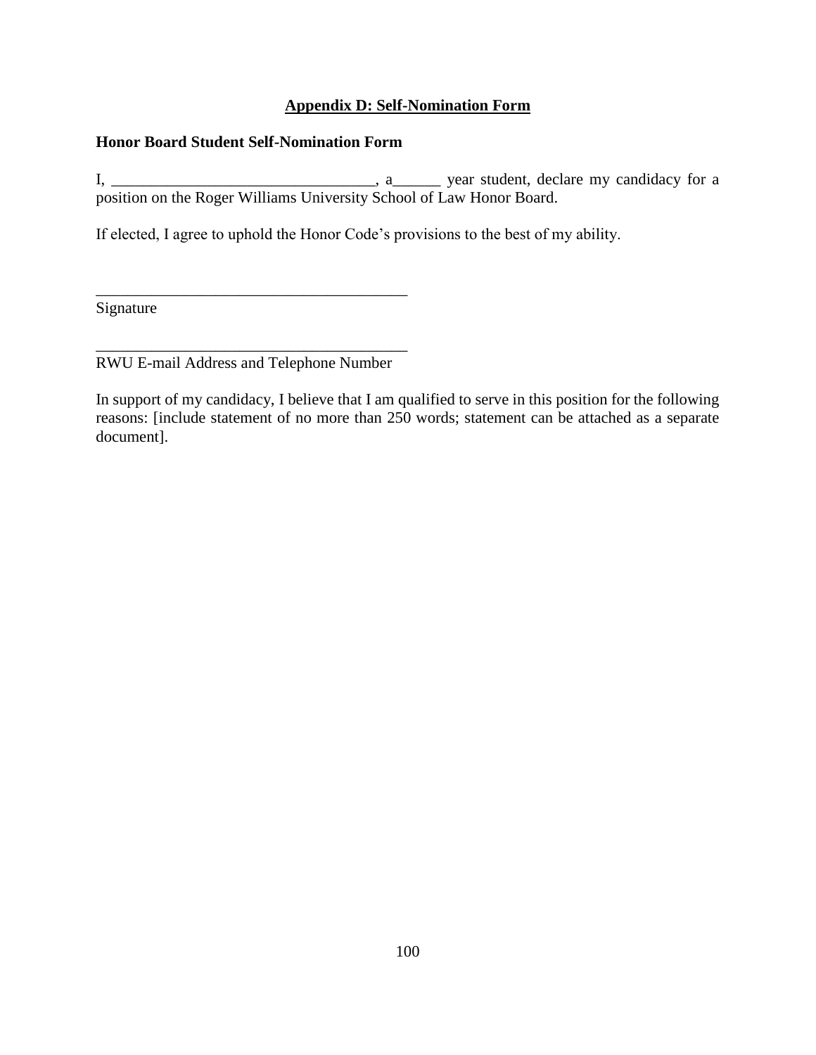## Appendix D: Self-Nomination Form

**Honor Board Student Self-Nomination Form**

I, _________________________________, a______ year student, declare my candidacy for a position on the Roger Williams University School of Law Honor Board.

If elected, I agree to uphold the Honor Code's provisions to the best of my ability.

________________________________________
Signature

________________________________________
RWU E-mail Address and Telephone Number

In support of my candidacy, I believe that I am qualified to serve in this position for the following reasons: [include statement of no more than 250 words; statement can be attached as a separate document].